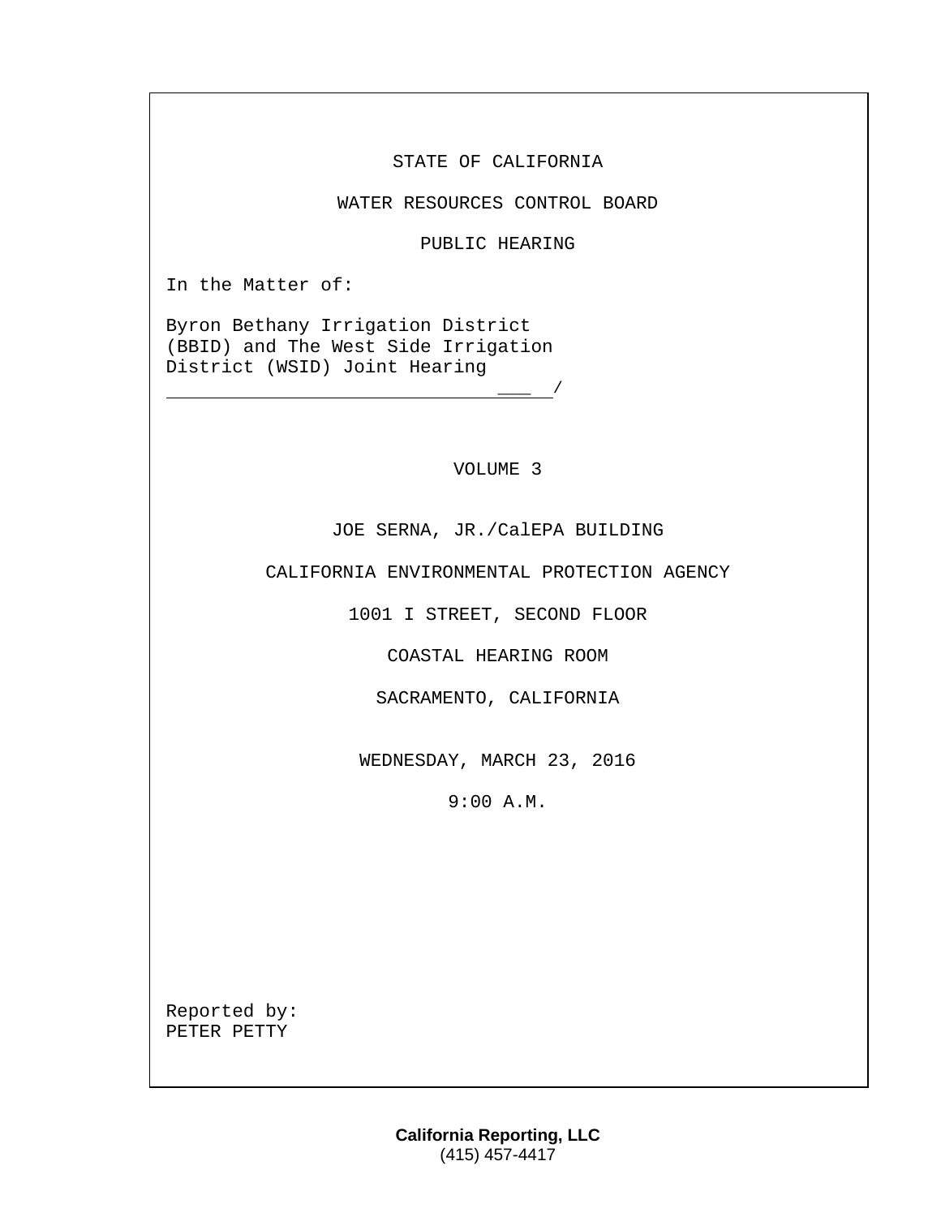STATE OF CALIFORNIA

WATER RESOURCES CONTROL BOARD

PUBLIC HEARING

In the Matter of:

Byron Bethany Irrigation District
(BBID) and The West Side Irrigation
District (WSID) Joint Hearing
\_\_\_\_\_\_\_\_\_\_\_\_\_\_\_\_\_\_\_\_\_\_\_\_\_\_\_\_\_\_\_\_\_\_\_/

VOLUME 3

JOE SERNA, JR./CalEPA BUILDING

CALIFORNIA ENVIRONMENTAL PROTECTION AGENCY

1001 I STREET, SECOND FLOOR

COASTAL HEARING ROOM

SACRAMENTO, CALIFORNIA

WEDNESDAY, MARCH 23, 2016

9:00 A.M.

Reported by:
PETER PETTY

**California Reporting, LLC**
(415) 457-4417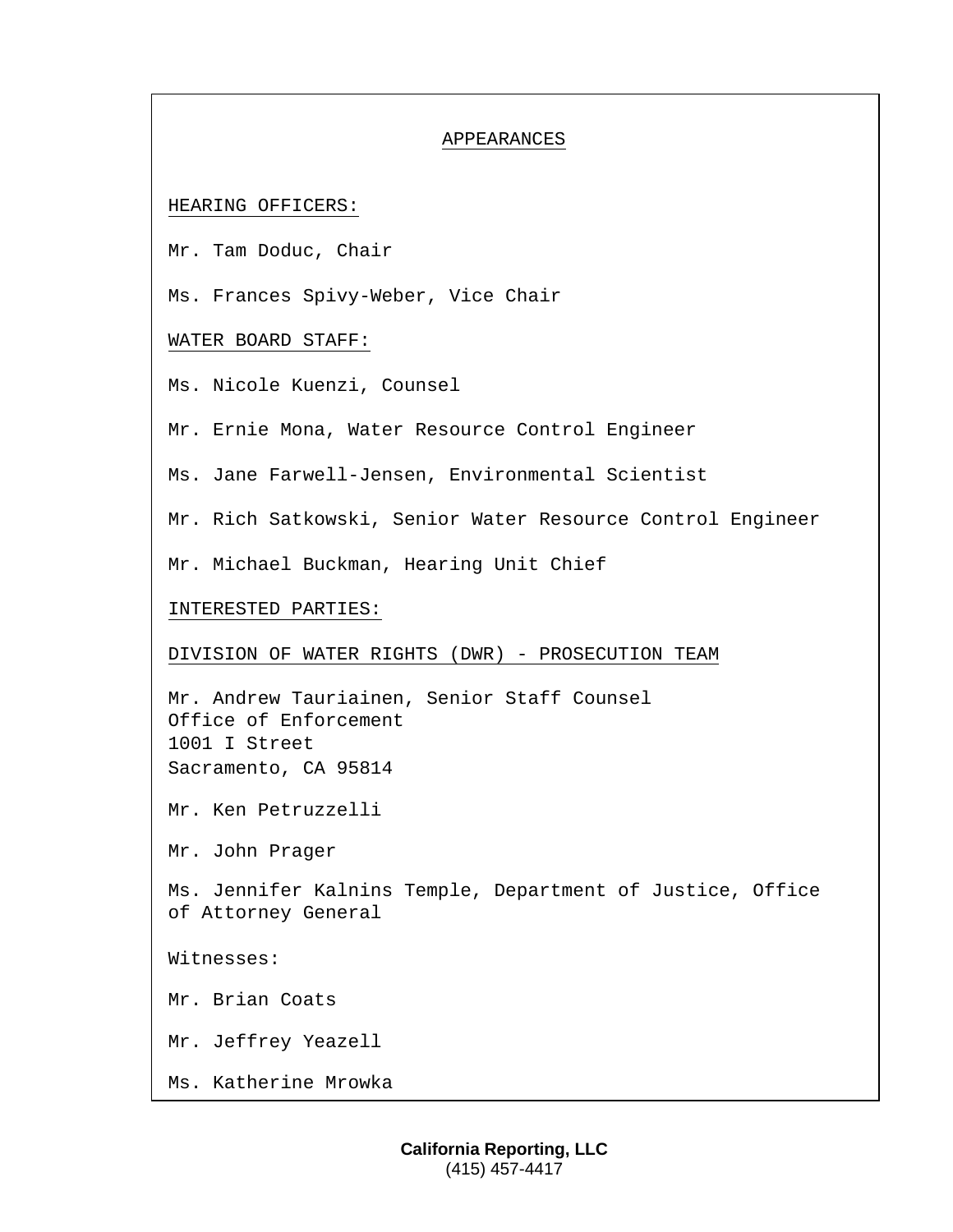# APPEARANCES

## HEARING OFFICERS:

Mr. Tam Doduc, Chair

Ms. Frances Spivy-Weber, Vice Chair

## WATER BOARD STAFF:

Ms. Nicole Kuenzi, Counsel

Mr. Ernie Mona, Water Resource Control Engineer

Ms. Jane Farwell-Jensen, Environmental Scientist

Mr. Rich Satkowski, Senior Water Resource Control Engineer

Mr. Michael Buckman, Hearing Unit Chief

## INTERESTED PARTIES:

### DIVISION OF WATER RIGHTS (DWR) - PROSECUTION TEAM

Mr. Andrew Tauriainen, Senior Staff Counsel
Office of Enforcement
1001 I Street
Sacramento, CA 95814

Mr. Ken Petruzzelli

Mr. John Prager

Ms. Jennifer Kalnins Temple, Department of Justice, Office of Attorney General

Witnesses:

Mr. Brian Coats

Mr. Jeffrey Yeazell

Ms. Katherine Mrowka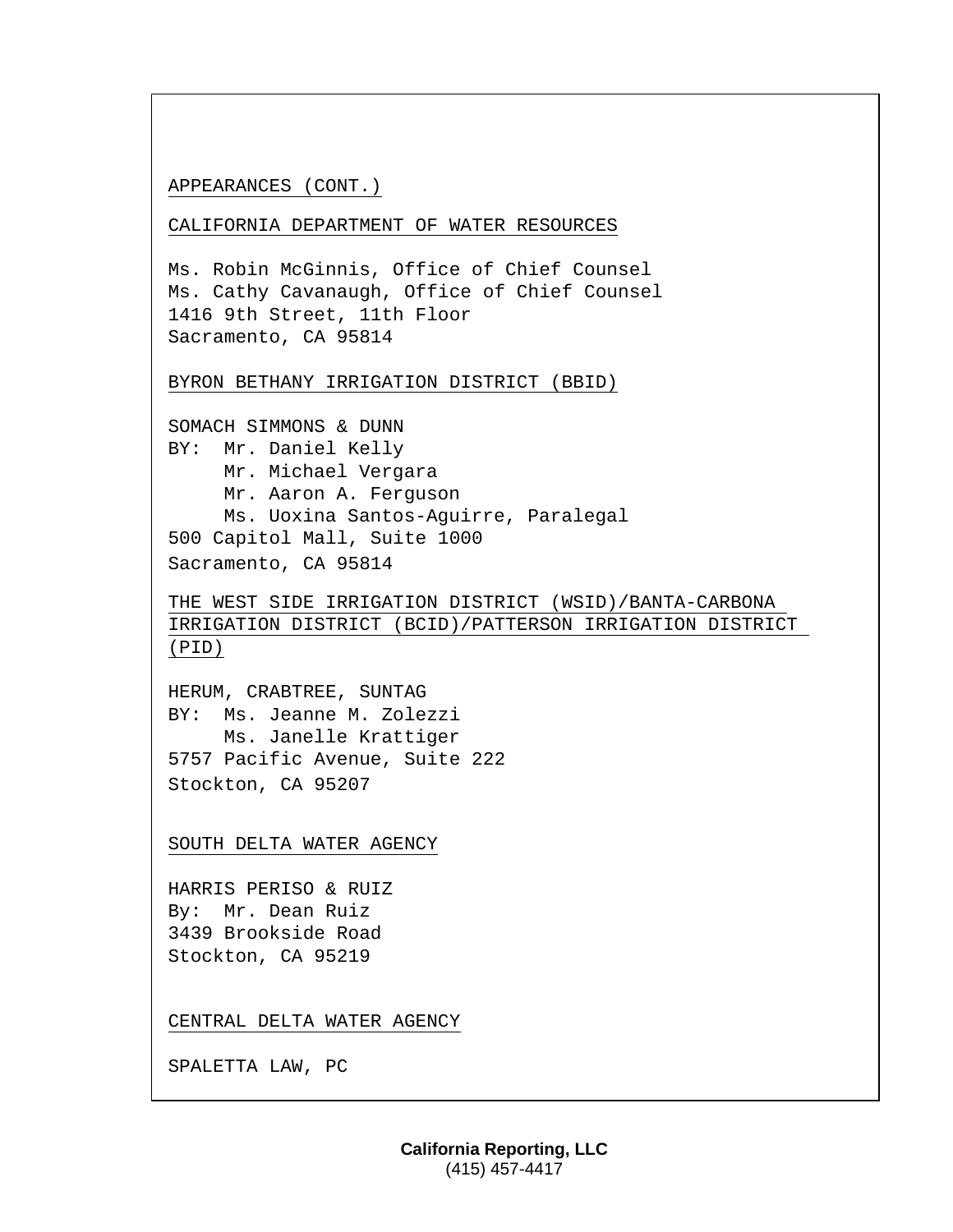APPEARANCES (CONT.)

CALIFORNIA DEPARTMENT OF WATER RESOURCES

Ms. Robin McGinnis, Office of Chief Counsel
Ms. Cathy Cavanaugh, Office of Chief Counsel
1416 9th Street, 11th Floor
Sacramento, CA 95814

BYRON BETHANY IRRIGATION DISTRICT (BBID)

SOMACH SIMMONS & DUNN
BY: Mr. Daniel Kelly
Mr. Michael Vergara
Mr. Aaron A. Ferguson
Ms. Uoxina Santos-Aguirre, Paralegal
500 Capitol Mall, Suite 1000
Sacramento, CA 95814

THE WEST SIDE IRRIGATION DISTRICT (WSID)/BANTA-CARBONA IRRIGATION DISTRICT (BCID)/PATTERSON IRRIGATION DISTRICT (PID)

HERUM, CRABTREE, SUNTAG
BY: Ms. Jeanne M. Zolezzi
Ms. Janelle Krattiger
5757 Pacific Avenue, Suite 222
Stockton, CA 95207

SOUTH DELTA WATER AGENCY

HARRIS PERISO & RUIZ
By: Mr. Dean Ruiz
3439 Brookside Road
Stockton, CA 95219

CENTRAL DELTA WATER AGENCY

SPALETTA LAW, PC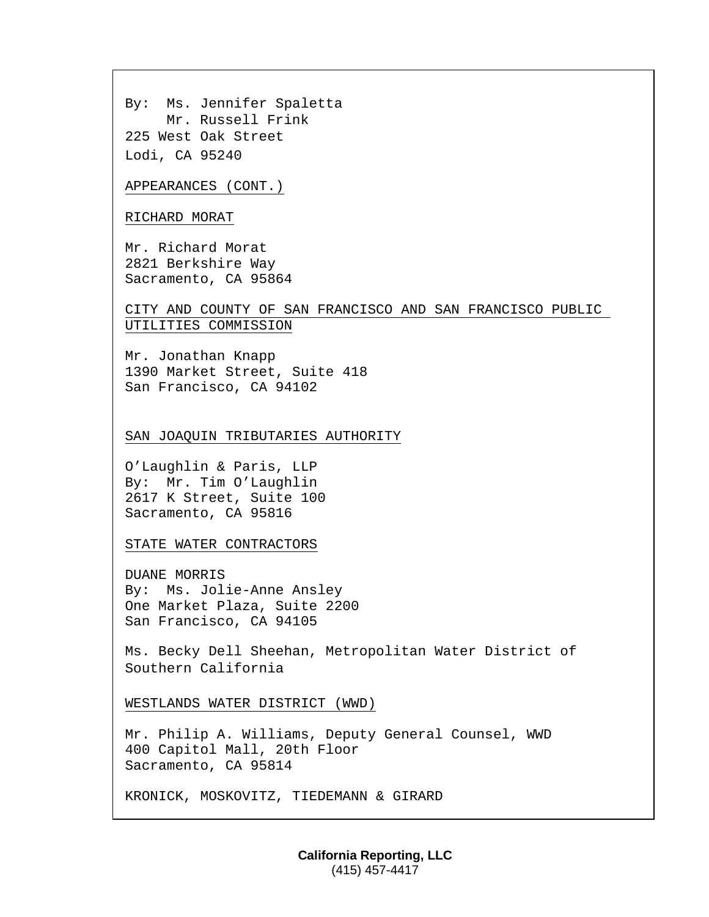By: Ms. Jennifer Spaletta
Mr. Russell Frink
225 West Oak Street
Lodi, CA 95240

APPEARANCES (CONT.)

RICHARD MORAT

Mr. Richard Morat
2821 Berkshire Way
Sacramento, CA 95864

CITY AND COUNTY OF SAN FRANCISCO AND SAN FRANCISCO PUBLIC UTILITIES COMMISSION

Mr. Jonathan Knapp
1390 Market Street, Suite 418
San Francisco, CA 94102

SAN JOAQUIN TRIBUTARIES AUTHORITY

O'Laughlin & Paris, LLP
By: Mr. Tim O'Laughlin
2617 K Street, Suite 100
Sacramento, CA 95816

STATE WATER CONTRACTORS

DUANE MORRIS
By: Ms. Jolie-Anne Ansley
One Market Plaza, Suite 2200
San Francisco, CA 94105

Ms. Becky Dell Sheehan, Metropolitan Water District of Southern California

WESTLANDS WATER DISTRICT (WWD)

Mr. Philip A. Williams, Deputy General Counsel, WWD
400 Capitol Mall, 20th Floor
Sacramento, CA 95814

KRONICK, MOSKOVITZ, TIEDEMANN & GIRARD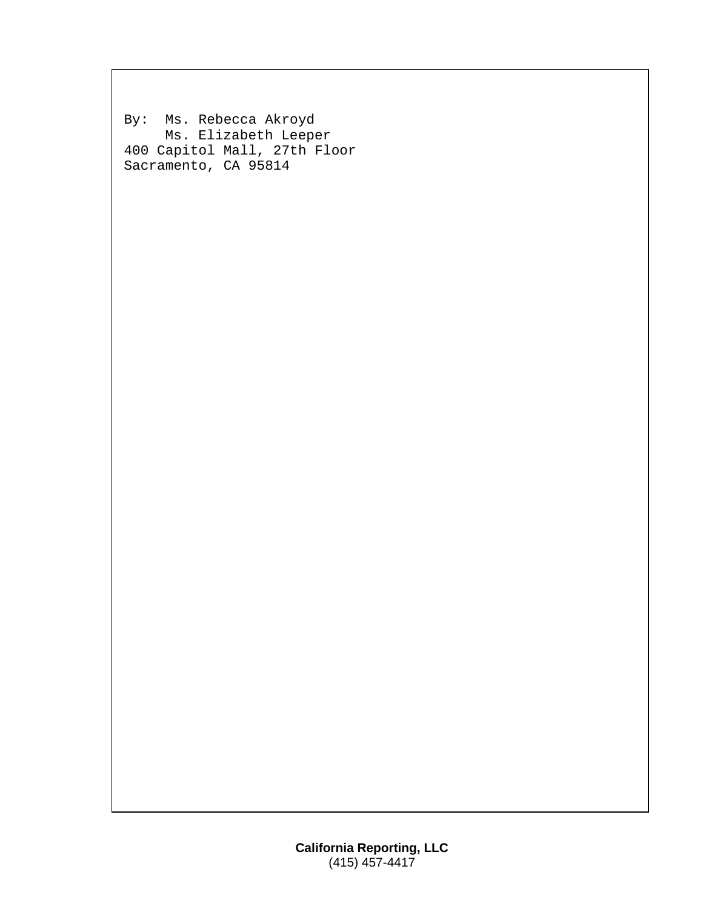By:  Ms. Rebecca Akroyd
     Ms. Elizabeth Leeper
400 Capitol Mall, 27th Floor
Sacramento, CA 95814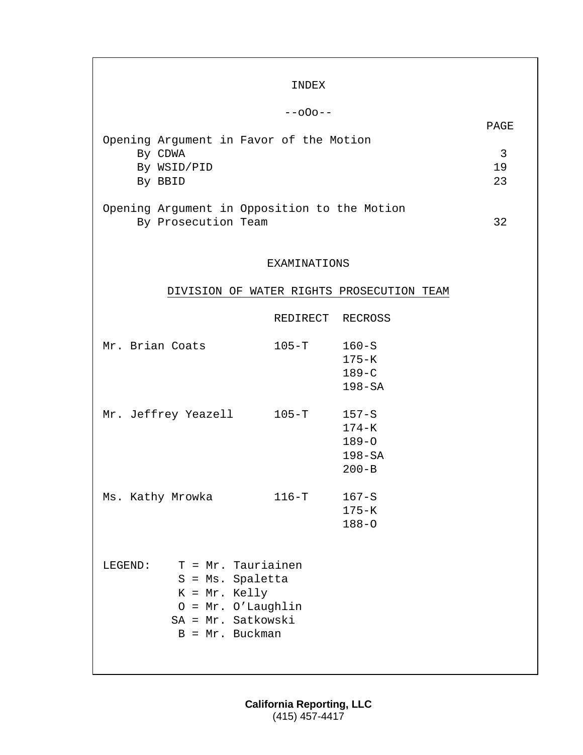# INDEX

--oOo--

| | PAGE |
|---|---|
| Opening Argument in Favor of the Motion | |
| By CDWA | 3 |
| By WSID/PID | 19 |
| By BBID | 23 |
| Opening Argument in Opposition to the Motion | |
| By Prosecution Team | 32 |

## EXAMINATIONS

### DIVISION OF WATER RIGHTS PROSECUTION TEAM

| | REDIRECT | RECROSS |
|---|---|---|
| Mr. Brian Coats | 105-T | 160-S |
| | | 175-K |
| | | 189-C |
| | | 198-SA |
| Mr. Jeffrey Yeazell | 105-T | 157-S |
| | | 174-K |
| | | 189-O |
| | | 198-SA |
| | | 200-B |
| Ms. Kathy Mrowka | 116-T | 167-S |
| | | 175-K |
| | | 188-O |

LEGEND:
- T = Mr. Tauriainen
- S = Ms. Spaletta
- K = Mr. Kelly
- O = Mr. O'Laughlin
- SA = Mr. Satkowski
- B = Mr. Buckman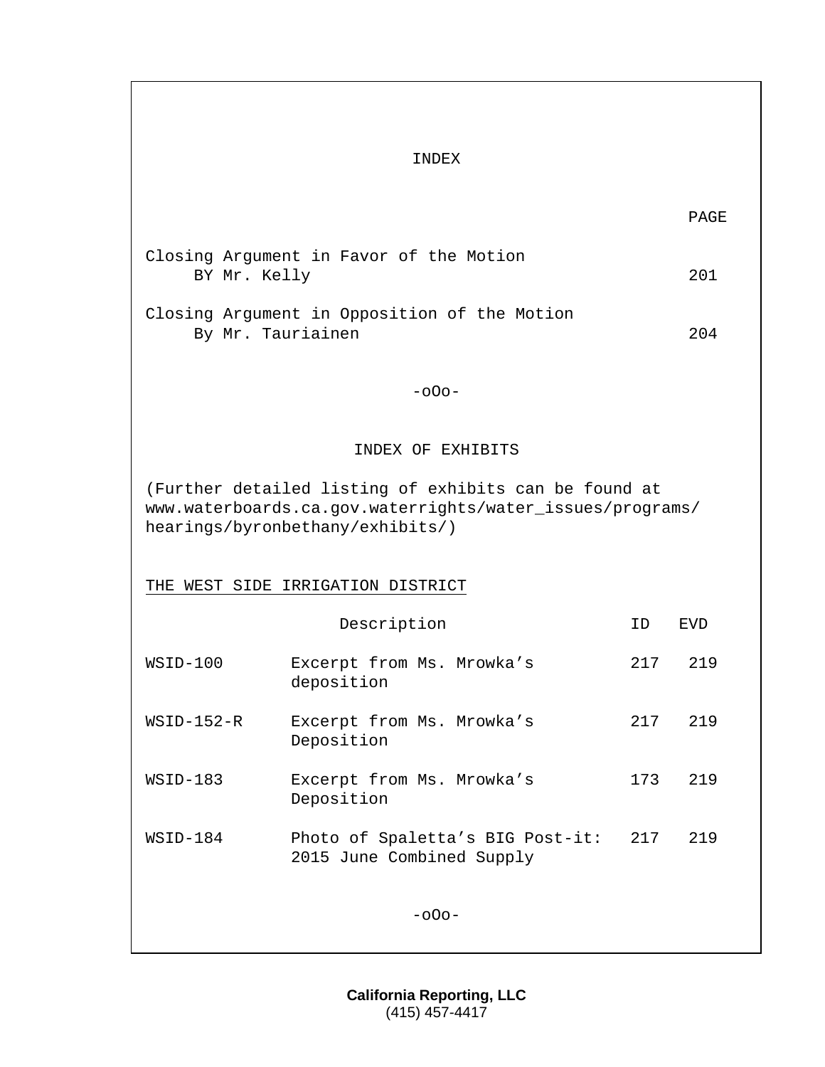# INDEX

| | PAGE |
|---|---|
| Closing Argument in Favor of the Motion<br>BY Mr. Kelly | 201 |
| Closing Argument in Opposition of the Motion<br>By Mr. Tauriainen | 204 |

-oOo-

## INDEX OF EXHIBITS

(Further detailed listing of exhibits can be found at www.waterboards.ca.gov.waterrights/water_issues/programs/hearings/byronbethany/exhibits/)

THE WEST SIDE IRRIGATION DISTRICT

| | Description | ID | EVD |
|---|---|---|---|
| WSID-100 | Excerpt from Ms. Mrowka's deposition | 217 | 219 |
| WSID-152-R | Excerpt from Ms. Mrowka's Deposition | 217 | 219 |
| WSID-183 | Excerpt from Ms. Mrowka's Deposition | 173 | 219 |
| WSID-184 | Photo of Spaletta's BIG Post-it: 2015 June Combined Supply | 217 | 219 |

-oOo-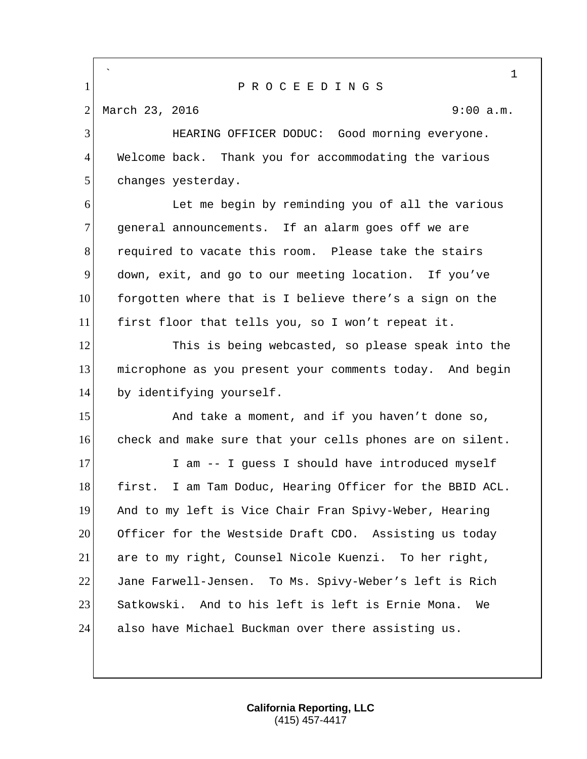P R O C E E D I N G S

March 23, 2016 9:00 a.m.

HEARING OFFICER DODUC: Good morning everyone. Welcome back. Thank you for accommodating the various changes yesterday.

Let me begin by reminding you of all the various general announcements. If an alarm goes off we are required to vacate this room. Please take the stairs down, exit, and go to our meeting location. If you've forgotten where that is I believe there's a sign on the first floor that tells you, so I won't repeat it.

This is being webcasted, so please speak into the microphone as you present your comments today. And begin by identifying yourself.

And take a moment, and if you haven't done so, check and make sure that your cells phones are on silent.

I am -- I guess I should have introduced myself first. I am Tam Doduc, Hearing Officer for the BBID ACL. And to my left is Vice Chair Fran Spivy-Weber, Hearing Officer for the Westside Draft CDO. Assisting us today are to my right, Counsel Nicole Kuenzi. To her right, Jane Farwell-Jensen. To Ms. Spivy-Weber's left is Rich Satkowski. And to his left is left is Ernie Mona. We also have Michael Buckman over there assisting us.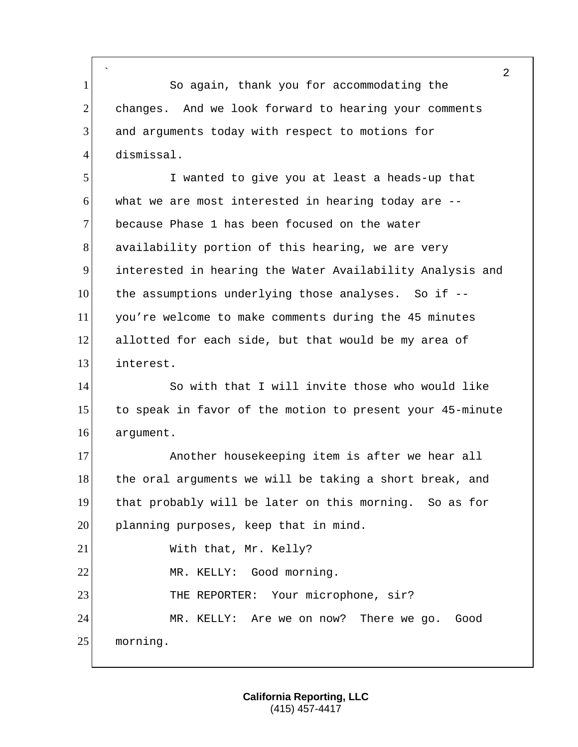So again, thank you for accommodating the changes. And we look forward to hearing your comments and arguments today with respect to motions for dismissal.

I wanted to give you at least a heads-up that what we are most interested in hearing today are -- because Phase 1 has been focused on the water availability portion of this hearing, we are very interested in hearing the Water Availability Analysis and the assumptions underlying those analyses. So if -- you're welcome to make comments during the 45 minutes allotted for each side, but that would be my area of interest.

So with that I will invite those who would like to speak in favor of the motion to present your 45-minute argument.

Another housekeeping item is after we hear all the oral arguments we will be taking a short break, and that probably will be later on this morning. So as for planning purposes, keep that in mind.

With that, Mr. Kelly?

MR. KELLY: Good morning.

THE REPORTER: Your microphone, sir?

MR. KELLY: Are we on now? There we go. Good morning.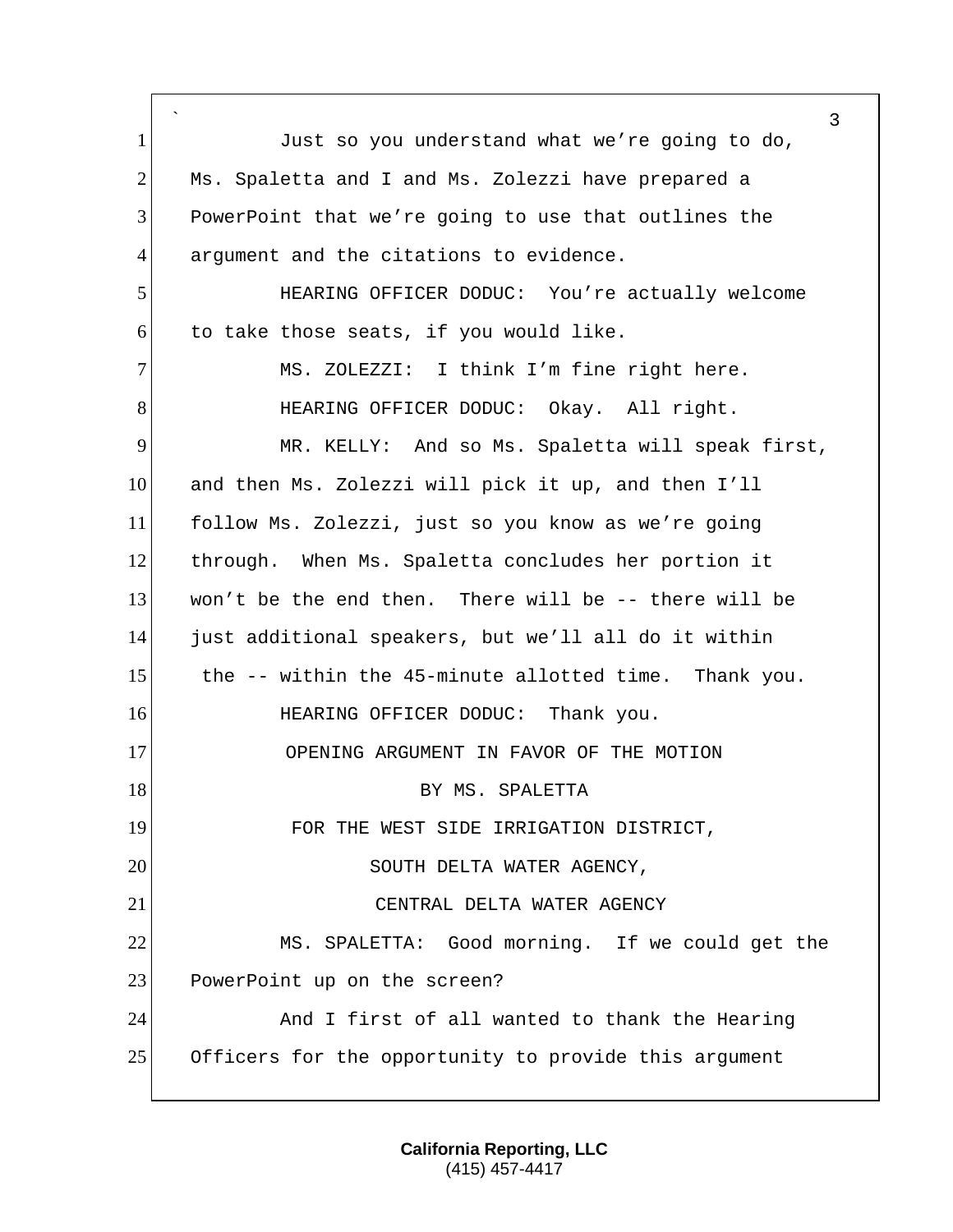Just so you understand what we're going to do, Ms. Spaletta and I and Ms. Zolezzi have prepared a PowerPoint that we're going to use that outlines the argument and the citations to evidence.

HEARING OFFICER DODUC: You're actually welcome to take those seats, if you would like.

MS. ZOLEZZI: I think I'm fine right here.

HEARING OFFICER DODUC: Okay. All right.

MR. KELLY: And so Ms. Spaletta will speak first, and then Ms. Zolezzi will pick it up, and then I'll follow Ms. Zolezzi, just so you know as we're going through. When Ms. Spaletta concludes her portion it won't be the end then. There will be -- there will be just additional speakers, but we'll all do it within the -- within the 45-minute allotted time. Thank you.

HEARING OFFICER DODUC: Thank you.

OPENING ARGUMENT IN FAVOR OF THE MOTION
BY MS. SPALETTA
FOR THE WEST SIDE IRRIGATION DISTRICT,
SOUTH DELTA WATER AGENCY,
CENTRAL DELTA WATER AGENCY

MS. SPALETTA: Good morning. If we could get the PowerPoint up on the screen?

And I first of all wanted to thank the Hearing Officers for the opportunity to provide this argument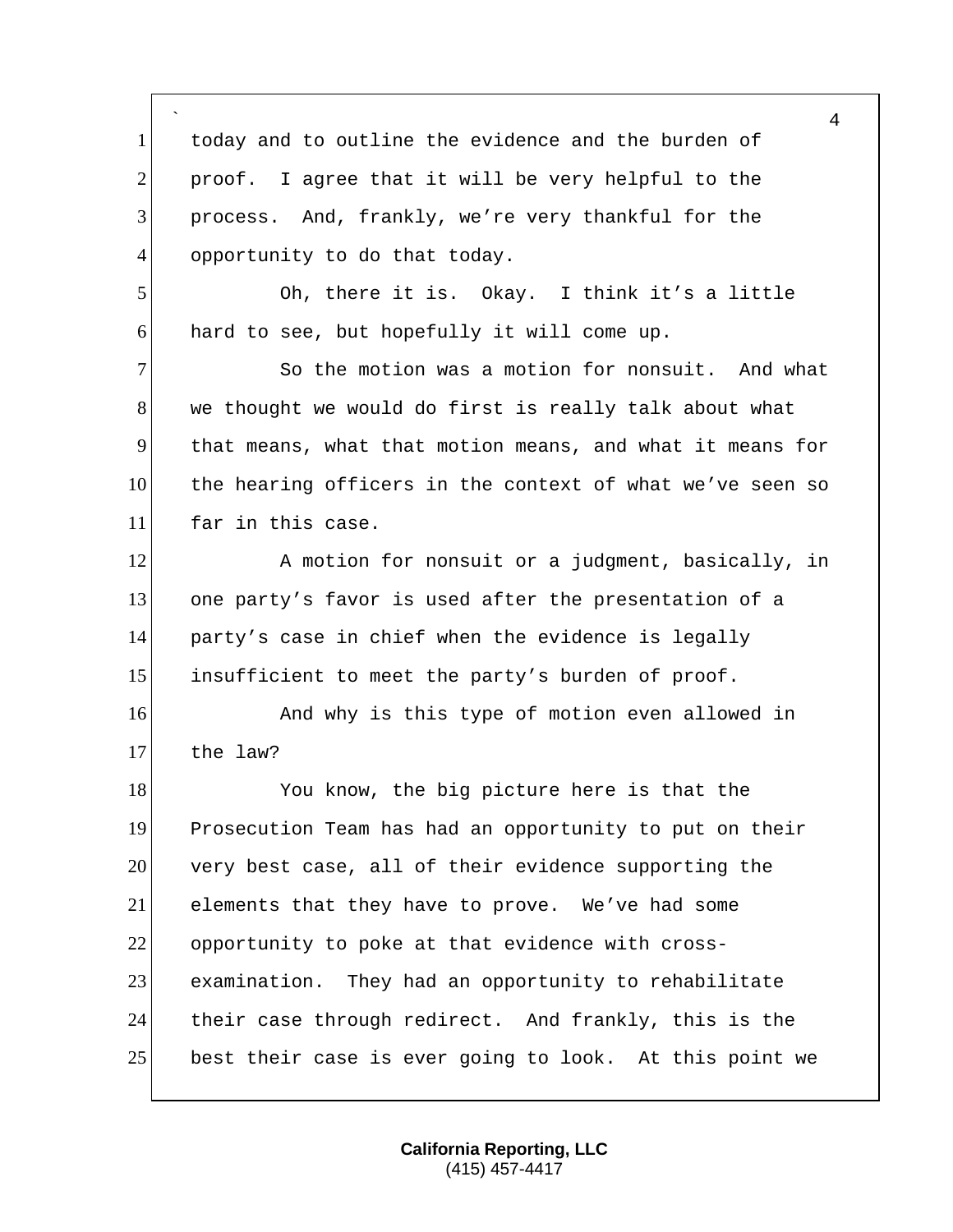today and to outline the evidence and the burden of proof. I agree that it will be very helpful to the process. And, frankly, we're very thankful for the opportunity to do that today.

Oh, there it is. Okay. I think it's a little hard to see, but hopefully it will come up.

So the motion was a motion for nonsuit. And what we thought we would do first is really talk about what that means, what that motion means, and what it means for the hearing officers in the context of what we've seen so far in this case.

A motion for nonsuit or a judgment, basically, in one party's favor is used after the presentation of a party's case in chief when the evidence is legally insufficient to meet the party's burden of proof.

And why is this type of motion even allowed in the law?

You know, the big picture here is that the Prosecution Team has had an opportunity to put on their very best case, all of their evidence supporting the elements that they have to prove. We've had some opportunity to poke at that evidence with cross-examination. They had an opportunity to rehabilitate their case through redirect. And frankly, this is the best their case is ever going to look. At this point we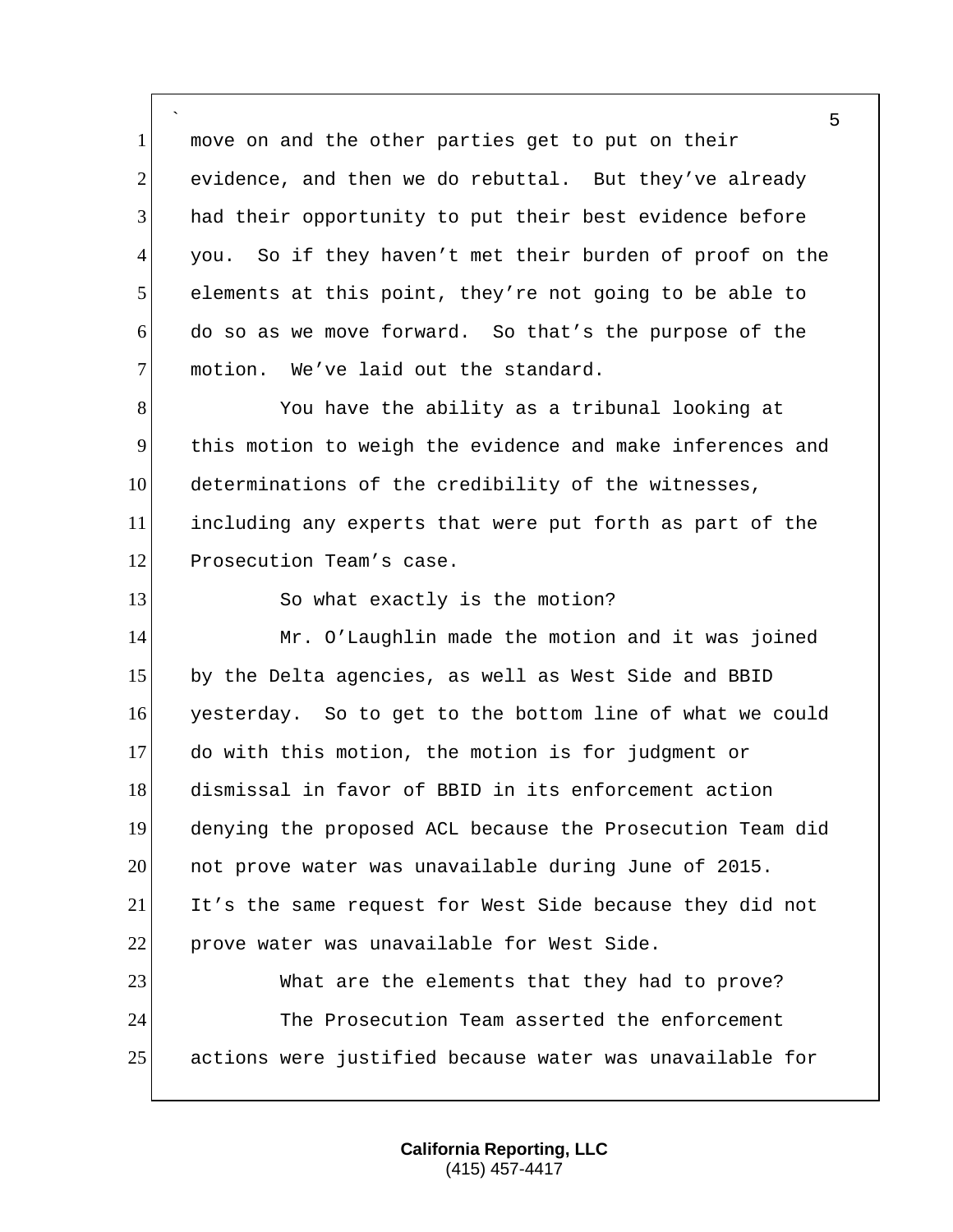move on and the other parties get to put on their evidence, and then we do rebuttal. But they've already had their opportunity to put their best evidence before you. So if they haven't met their burden of proof on the elements at this point, they're not going to be able to do so as we move forward. So that's the purpose of the motion. We've laid out the standard.

You have the ability as a tribunal looking at this motion to weigh the evidence and make inferences and determinations of the credibility of the witnesses, including any experts that were put forth as part of the Prosecution Team's case.

So what exactly is the motion?

Mr. O'Laughlin made the motion and it was joined by the Delta agencies, as well as West Side and BBID yesterday. So to get to the bottom line of what we could do with this motion, the motion is for judgment or dismissal in favor of BBID in its enforcement action denying the proposed ACL because the Prosecution Team did not prove water was unavailable during June of 2015. It's the same request for West Side because they did not prove water was unavailable for West Side.

What are the elements that they had to prove?

The Prosecution Team asserted the enforcement actions were justified because water was unavailable for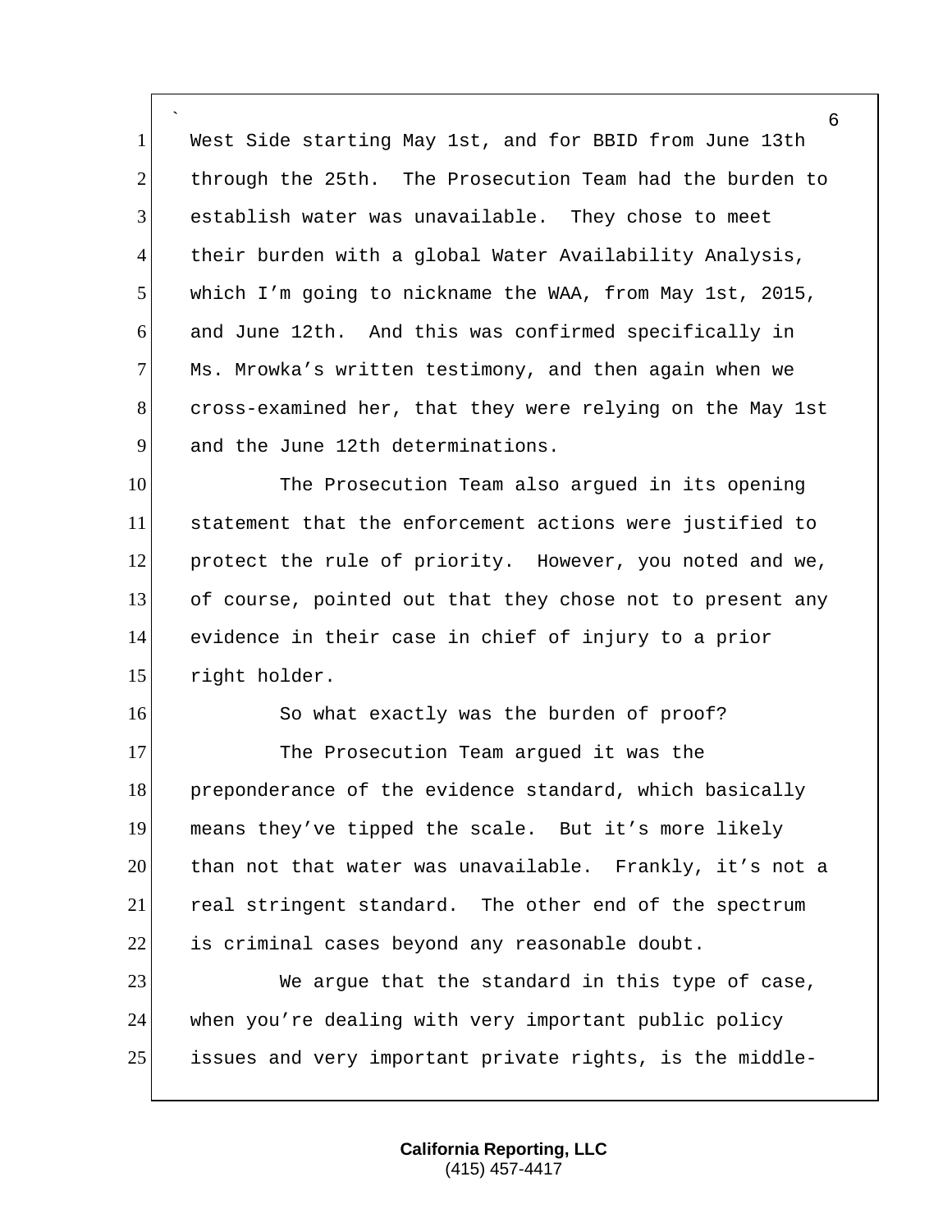West Side starting May 1st, and for BBID from June 13th through the 25th. The Prosecution Team had the burden to establish water was unavailable. They chose to meet their burden with a global Water Availability Analysis, which I'm going to nickname the WAA, from May 1st, 2015, and June 12th. And this was confirmed specifically in Ms. Mrowka's written testimony, and then again when we cross-examined her, that they were relying on the May 1st and the June 12th determinations.

The Prosecution Team also argued in its opening statement that the enforcement actions were justified to protect the rule of priority. However, you noted and we, of course, pointed out that they chose not to present any evidence in their case in chief of injury to a prior right holder.

So what exactly was the burden of proof?

The Prosecution Team argued it was the preponderance of the evidence standard, which basically means they've tipped the scale. But it's more likely than not that water was unavailable. Frankly, it's not a real stringent standard. The other end of the spectrum is criminal cases beyond any reasonable doubt.

We argue that the standard in this type of case, when you're dealing with very important public policy issues and very important private rights, is the middle-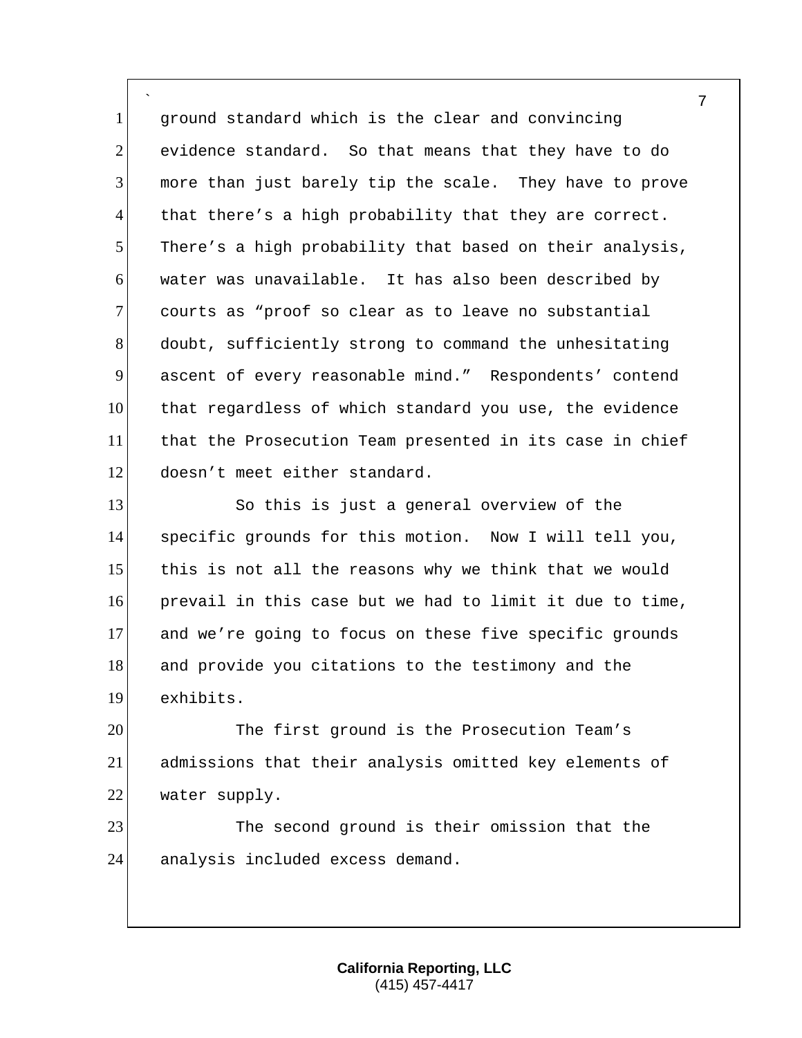ground standard which is the clear and convincing evidence standard. So that means that they have to do more than just barely tip the scale. They have to prove that there's a high probability that they are correct. There's a high probability that based on their analysis, water was unavailable. It has also been described by courts as "proof so clear as to leave no substantial doubt, sufficiently strong to command the unhesitating ascent of every reasonable mind." Respondents' contend that regardless of which standard you use, the evidence that the Prosecution Team presented in its case in chief doesn't meet either standard.

So this is just a general overview of the specific grounds for this motion. Now I will tell you, this is not all the reasons why we think that we would prevail in this case but we had to limit it due to time, and we're going to focus on these five specific grounds and provide you citations to the testimony and the exhibits.

The first ground is the Prosecution Team's admissions that their analysis omitted key elements of water supply.

The second ground is their omission that the analysis included excess demand.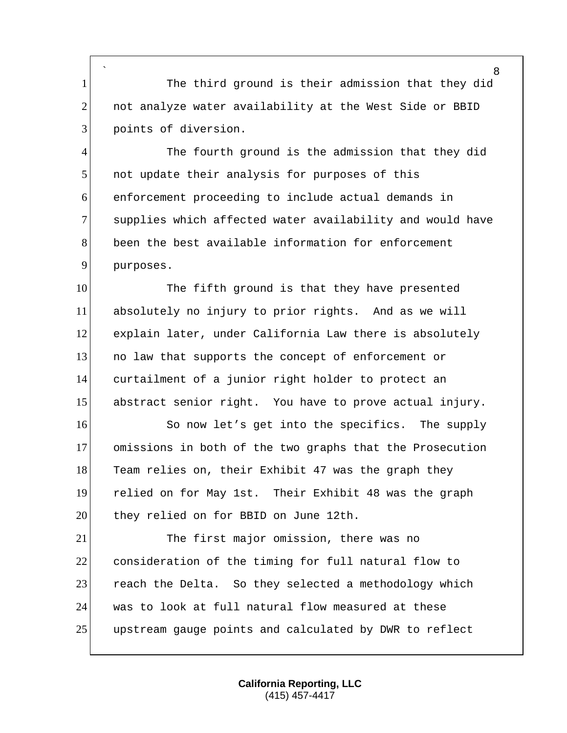The third ground is their admission that they did not analyze water availability at the West Side or BBID points of diversion.

The fourth ground is the admission that they did not update their analysis for purposes of this enforcement proceeding to include actual demands in supplies which affected water availability and would have been the best available information for enforcement purposes.

The fifth ground is that they have presented absolutely no injury to prior rights. And as we will explain later, under California Law there is absolutely no law that supports the concept of enforcement or curtailment of a junior right holder to protect an abstract senior right. You have to prove actual injury.

So now let's get into the specifics. The supply omissions in both of the two graphs that the Prosecution Team relies on, their Exhibit 47 was the graph they relied on for May 1st. Their Exhibit 48 was the graph they relied on for BBID on June 12th.

The first major omission, there was no consideration of the timing for full natural flow to reach the Delta. So they selected a methodology which was to look at full natural flow measured at these upstream gauge points and calculated by DWR to reflect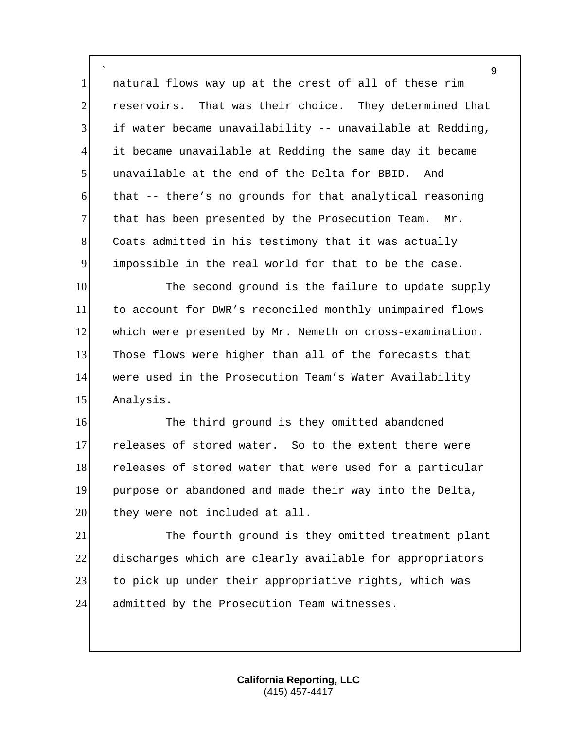natural flows way up at the crest of all of these rim reservoirs. That was their choice. They determined that if water became unavailability -- unavailable at Redding, it became unavailable at Redding the same day it became unavailable at the end of the Delta for BBID. And that -- there's no grounds for that analytical reasoning that has been presented by the Prosecution Team. Mr. Coats admitted in his testimony that it was actually impossible in the real world for that to be the case.

The second ground is the failure to update supply to account for DWR's reconciled monthly unimpaired flows which were presented by Mr. Nemeth on cross-examination. Those flows were higher than all of the forecasts that were used in the Prosecution Team's Water Availability Analysis.

The third ground is they omitted abandoned releases of stored water. So to the extent there were releases of stored water that were used for a particular purpose or abandoned and made their way into the Delta, they were not included at all.

The fourth ground is they omitted treatment plant discharges which are clearly available for appropriators to pick up under their appropriative rights, which was admitted by the Prosecution Team witnesses.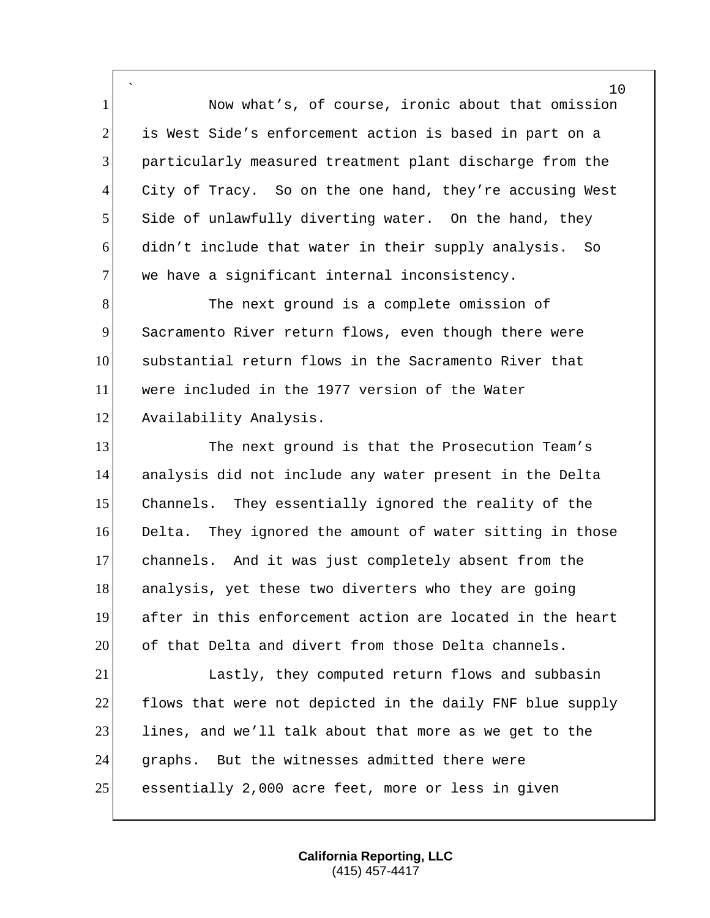Now what's, of course, ironic about that omission is West Side's enforcement action is based in part on a particularly measured treatment plant discharge from the City of Tracy. So on the one hand, they're accusing West Side of unlawfully diverting water. On the hand, they didn't include that water in their supply analysis. So we have a significant internal inconsistency.

The next ground is a complete omission of Sacramento River return flows, even though there were substantial return flows in the Sacramento River that were included in the 1977 version of the Water Availability Analysis.

The next ground is that the Prosecution Team's analysis did not include any water present in the Delta Channels. They essentially ignored the reality of the Delta. They ignored the amount of water sitting in those channels. And it was just completely absent from the analysis, yet these two diverters who they are going after in this enforcement action are located in the heart of that Delta and divert from those Delta channels.

Lastly, they computed return flows and subbasin flows that were not depicted in the daily FNF blue supply lines, and we'll talk about that more as we get to the graphs. But the witnesses admitted there were essentially 2,000 acre feet, more or less in given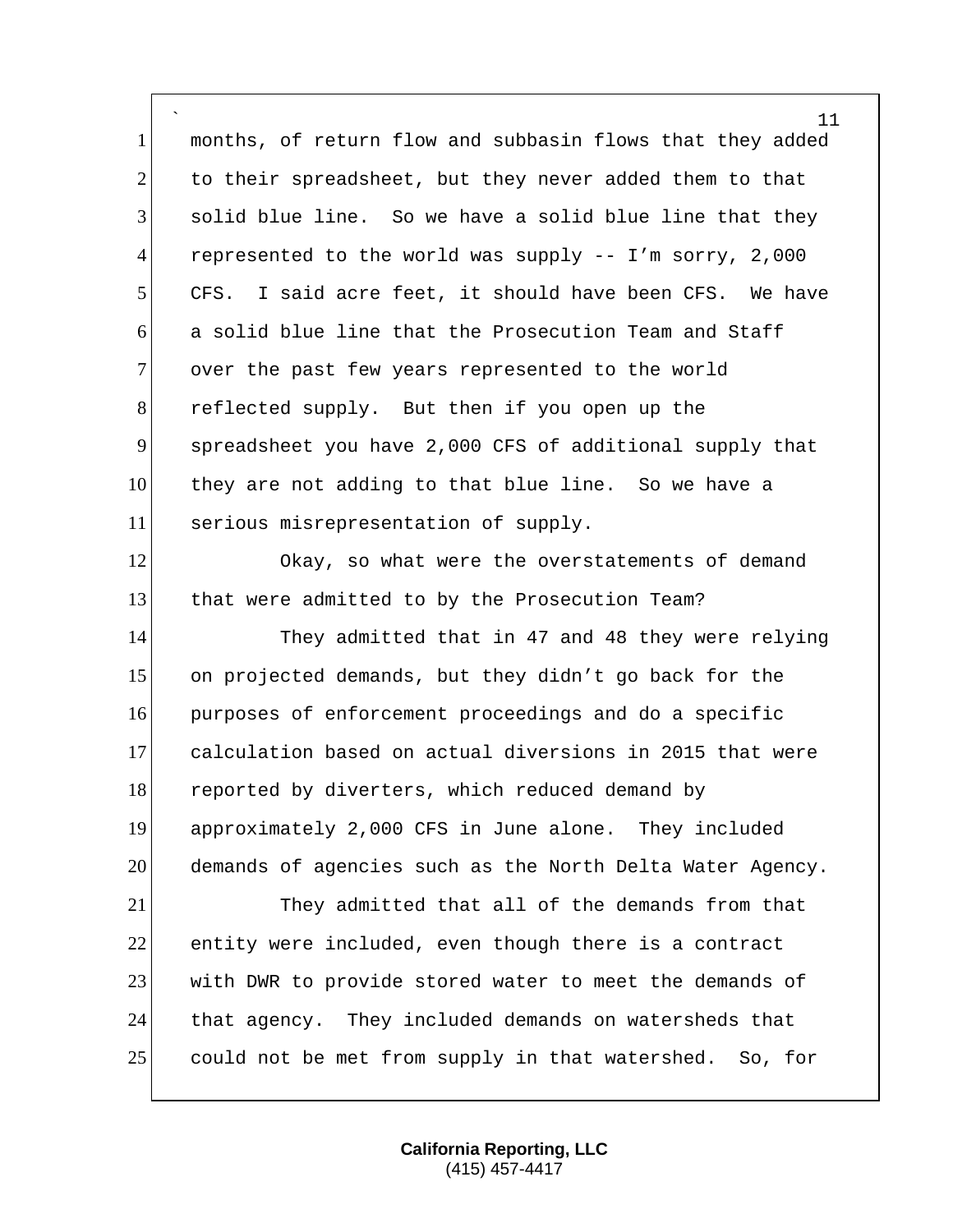months, of return flow and subbasin flows that they added to their spreadsheet, but they never added them to that solid blue line. So we have a solid blue line that they represented to the world was supply -- I'm sorry, 2,000 CFS. I said acre feet, it should have been CFS. We have a solid blue line that the Prosecution Team and Staff over the past few years represented to the world reflected supply. But then if you open up the spreadsheet you have 2,000 CFS of additional supply that they are not adding to that blue line. So we have a serious misrepresentation of supply.

Okay, so what were the overstatements of demand that were admitted to by the Prosecution Team?

They admitted that in 47 and 48 they were relying on projected demands, but they didn't go back for the purposes of enforcement proceedings and do a specific calculation based on actual diversions in 2015 that were reported by diverters, which reduced demand by approximately 2,000 CFS in June alone. They included demands of agencies such as the North Delta Water Agency.

They admitted that all of the demands from that entity were included, even though there is a contract with DWR to provide stored water to meet the demands of that agency. They included demands on watersheds that could not be met from supply in that watershed. So, for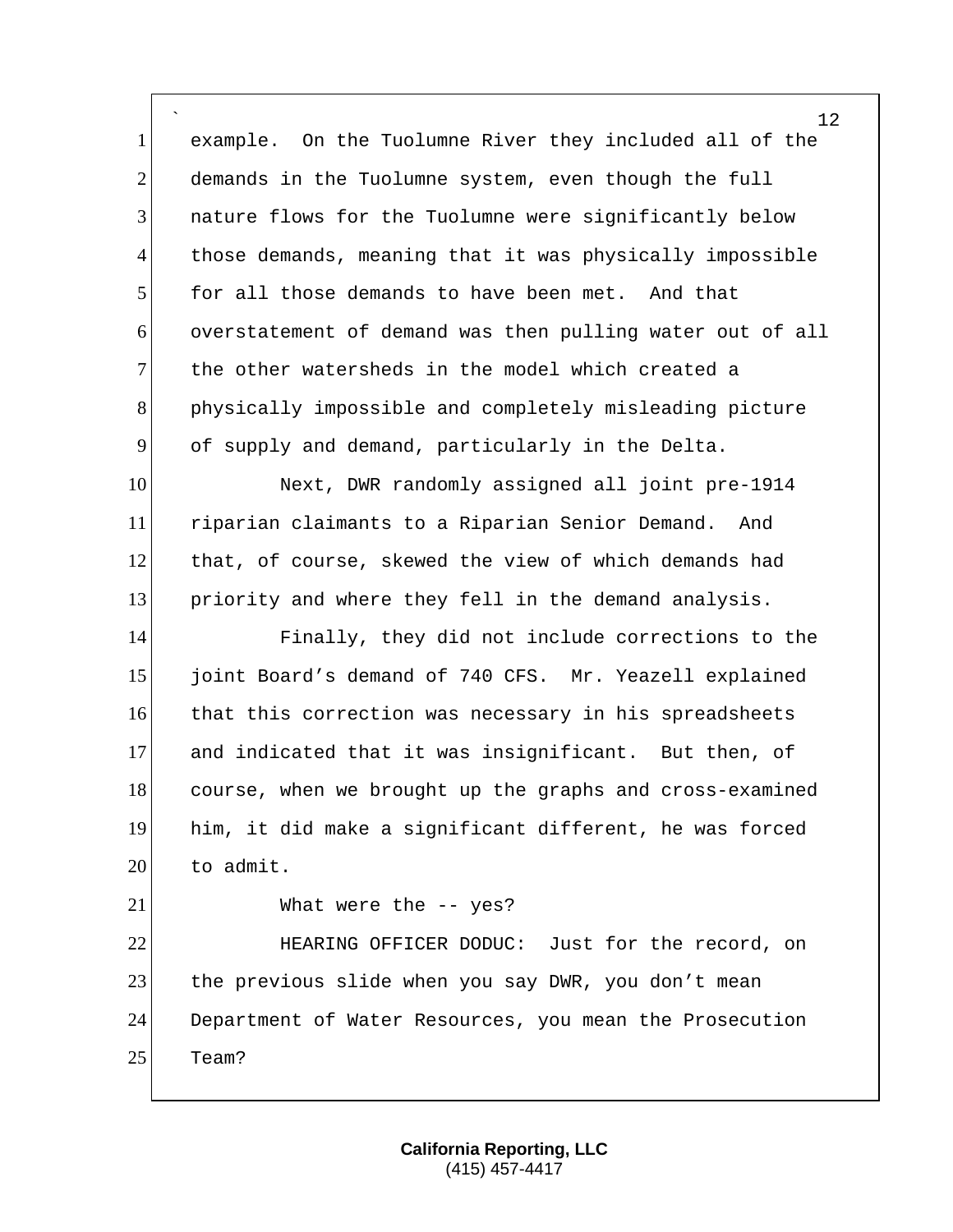example. On the Tuolumne River they included all of the demands in the Tuolumne system, even though the full nature flows for the Tuolumne were significantly below those demands, meaning that it was physically impossible for all those demands to have been met. And that overstatement of demand was then pulling water out of all the other watersheds in the model which created a physically impossible and completely misleading picture of supply and demand, particularly in the Delta.

Next, DWR randomly assigned all joint pre-1914 riparian claimants to a Riparian Senior Demand. And that, of course, skewed the view of which demands had priority and where they fell in the demand analysis.

Finally, they did not include corrections to the joint Board's demand of 740 CFS. Mr. Yeazell explained that this correction was necessary in his spreadsheets and indicated that it was insignificant. But then, of course, when we brought up the graphs and cross-examined him, it did make a significant different, he was forced to admit.

What were the -- yes?

HEARING OFFICER DODUC: Just for the record, on the previous slide when you say DWR, you don't mean Department of Water Resources, you mean the Prosecution Team?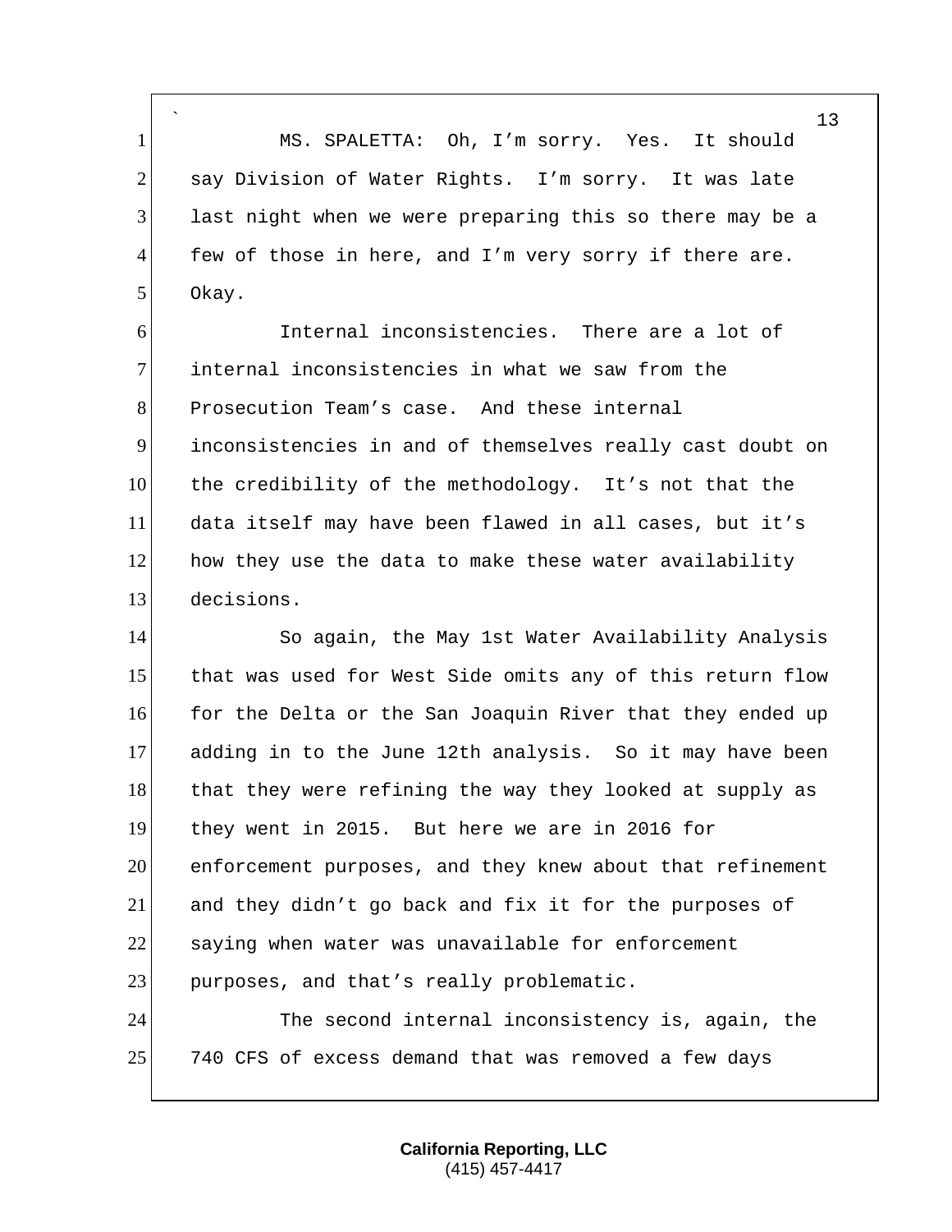MS. SPALETTA: Oh, I'm sorry. Yes. It should say Division of Water Rights. I'm sorry. It was late last night when we were preparing this so there may be a few of those in here, and I'm very sorry if there are. Okay.

Internal inconsistencies. There are a lot of internal inconsistencies in what we saw from the Prosecution Team's case. And these internal inconsistencies in and of themselves really cast doubt on the credibility of the methodology. It's not that the data itself may have been flawed in all cases, but it's how they use the data to make these water availability decisions.

So again, the May 1st Water Availability Analysis that was used for West Side omits any of this return flow for the Delta or the San Joaquin River that they ended up adding in to the June 12th analysis. So it may have been that they were refining the way they looked at supply as they went in 2015. But here we are in 2016 for enforcement purposes, and they knew about that refinement and they didn't go back and fix it for the purposes of saying when water was unavailable for enforcement purposes, and that's really problematic.

The second internal inconsistency is, again, the 740 CFS of excess demand that was removed a few days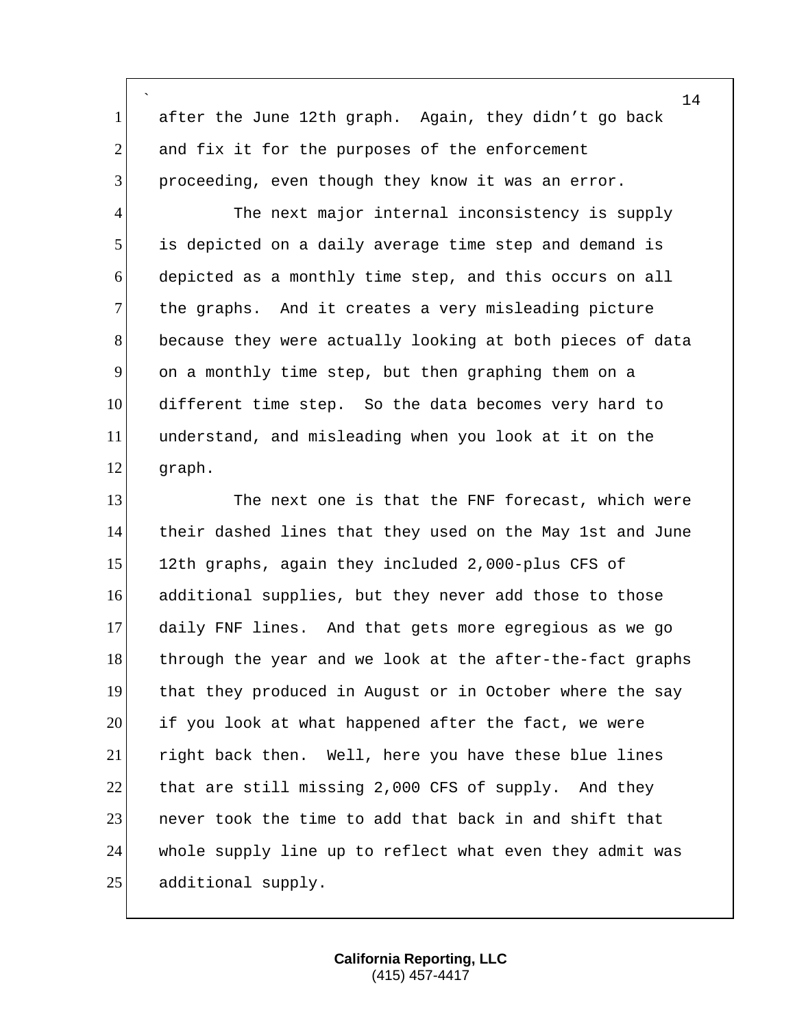after the June 12th graph. Again, they didn't go back and fix it for the purposes of the enforcement proceeding, even though they know it was an error.

The next major internal inconsistency is supply is depicted on a daily average time step and demand is depicted as a monthly time step, and this occurs on all the graphs. And it creates a very misleading picture because they were actually looking at both pieces of data on a monthly time step, but then graphing them on a different time step. So the data becomes very hard to understand, and misleading when you look at it on the graph.

The next one is that the FNF forecast, which were their dashed lines that they used on the May 1st and June 12th graphs, again they included 2,000-plus CFS of additional supplies, but they never add those to those daily FNF lines. And that gets more egregious as we go through the year and we look at the after-the-fact graphs that they produced in August or in October where the say if you look at what happened after the fact, we were right back then. Well, here you have these blue lines that are still missing 2,000 CFS of supply. And they never took the time to add that back in and shift that whole supply line up to reflect what even they admit was additional supply.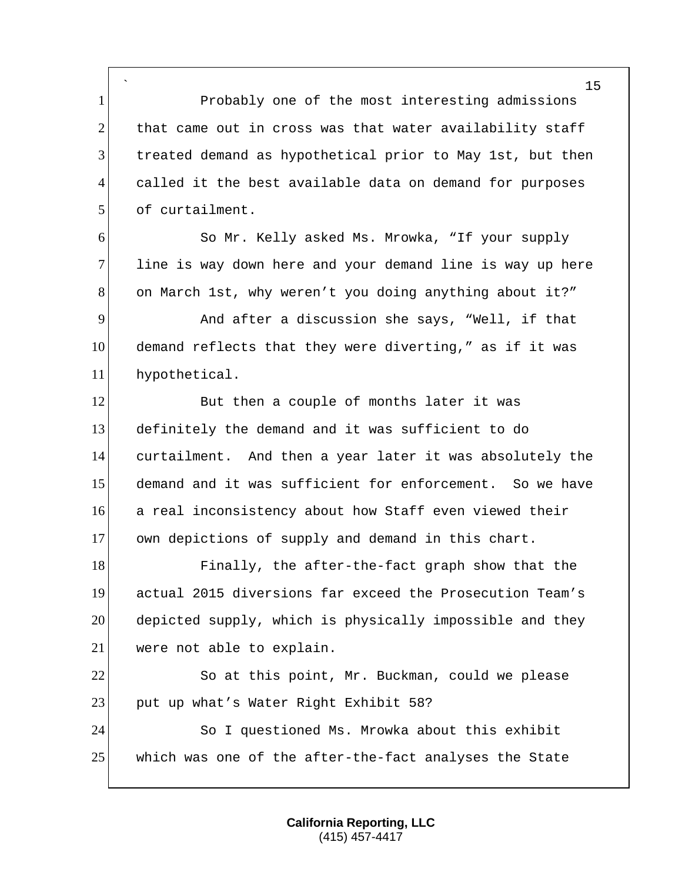Probably one of the most interesting admissions that came out in cross was that water availability staff treated demand as hypothetical prior to May 1st, but then called it the best available data on demand for purposes of curtailment.

So Mr. Kelly asked Ms. Mrowka, “If your supply line is way down here and your demand line is way up here on March 1st, why weren’t you doing anything about it?”

And after a discussion she says, “Well, if that demand reflects that they were diverting,” as if it was hypothetical.

But then a couple of months later it was definitely the demand and it was sufficient to do curtailment. And then a year later it was absolutely the demand and it was sufficient for enforcement. So we have a real inconsistency about how Staff even viewed their own depictions of supply and demand in this chart.

Finally, the after-the-fact graph show that the actual 2015 diversions far exceed the Prosecution Team’s depicted supply, which is physically impossible and they were not able to explain.

So at this point, Mr. Buckman, could we please put up what’s Water Right Exhibit 58?

So I questioned Ms. Mrowka about this exhibit which was one of the after-the-fact analyses the State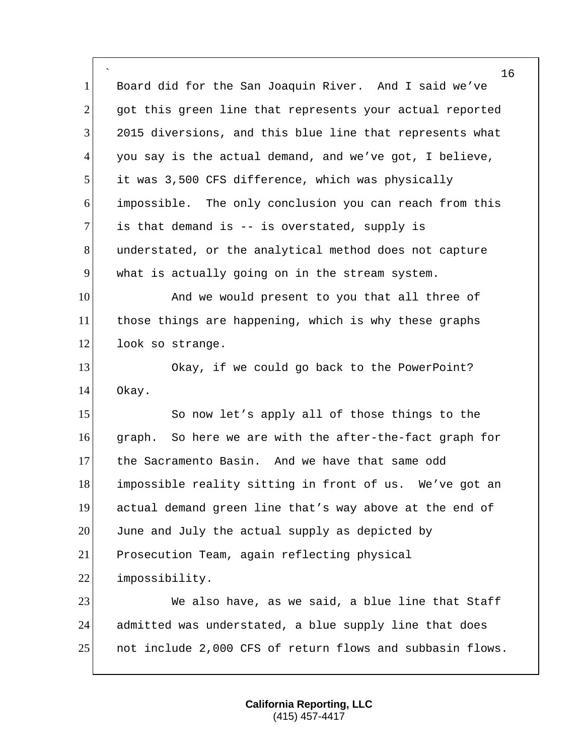Board did for the San Joaquin River. And I said we've got this green line that represents your actual reported 2015 diversions, and this blue line that represents what you say is the actual demand, and we've got, I believe, it was 3,500 CFS difference, which was physically impossible. The only conclusion you can reach from this is that demand is -- is overstated, supply is understated, or the analytical method does not capture what is actually going on in the stream system.

And we would present to you that all three of those things are happening, which is why these graphs look so strange.

Okay, if we could go back to the PowerPoint? Okay.

So now let's apply all of those things to the graph. So here we are with the after-the-fact graph for the Sacramento Basin. And we have that same odd impossible reality sitting in front of us. We've got an actual demand green line that's way above at the end of June and July the actual supply as depicted by Prosecution Team, again reflecting physical impossibility.

We also have, as we said, a blue line that Staff admitted was understated, a blue supply line that does not include 2,000 CFS of return flows and subbasin flows.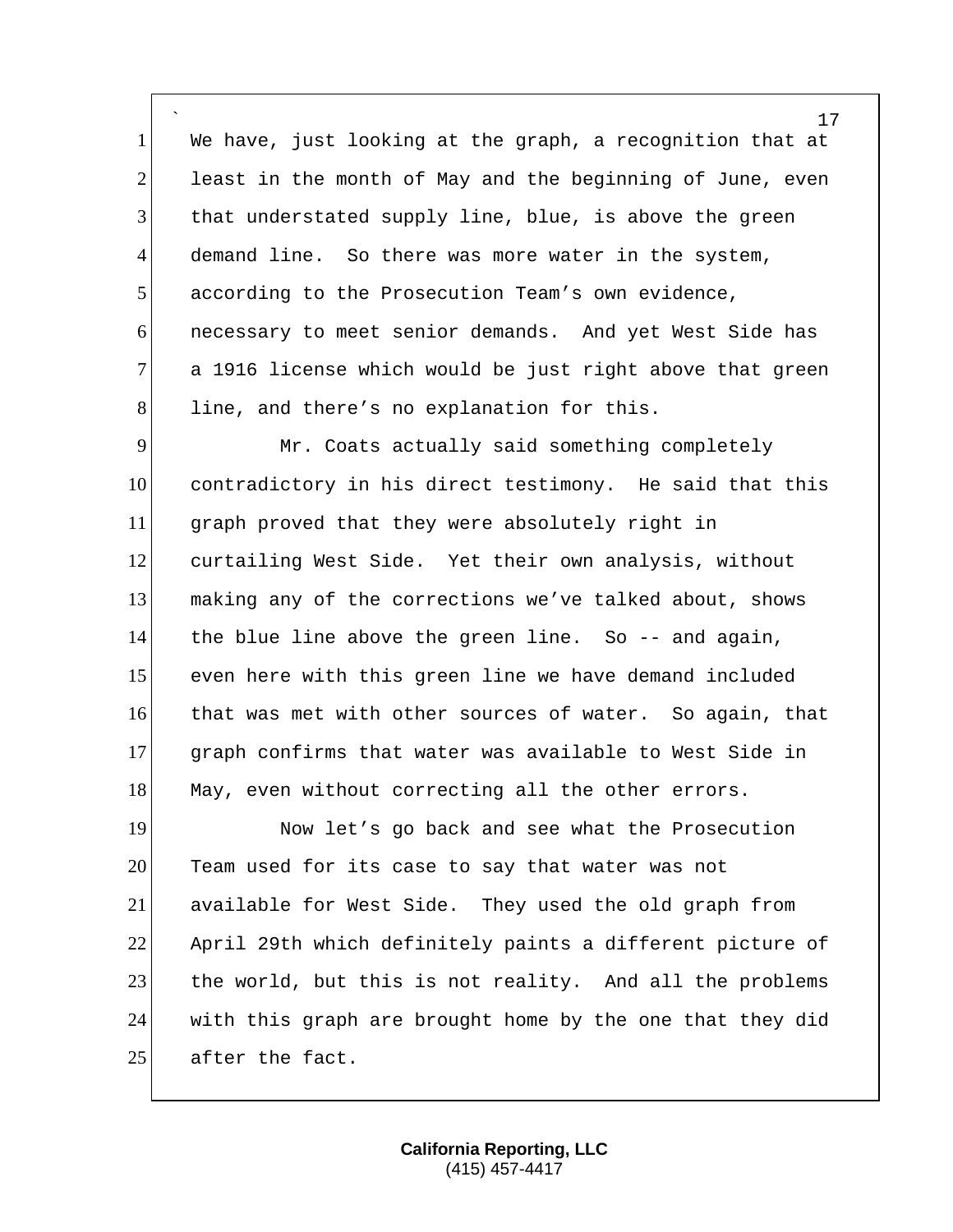We have, just looking at the graph, a recognition that at least in the month of May and the beginning of June, even that understated supply line, blue, is above the green demand line. So there was more water in the system, according to the Prosecution Team's own evidence, necessary to meet senior demands. And yet West Side has a 1916 license which would be just right above that green line, and there's no explanation for this.

Mr. Coats actually said something completely contradictory in his direct testimony. He said that this graph proved that they were absolutely right in curtailing West Side. Yet their own analysis, without making any of the corrections we've talked about, shows the blue line above the green line. So -- and again, even here with this green line we have demand included that was met with other sources of water. So again, that graph confirms that water was available to West Side in May, even without correcting all the other errors.

Now let's go back and see what the Prosecution Team used for its case to say that water was not available for West Side. They used the old graph from April 29th which definitely paints a different picture of the world, but this is not reality. And all the problems with this graph are brought home by the one that they did after the fact.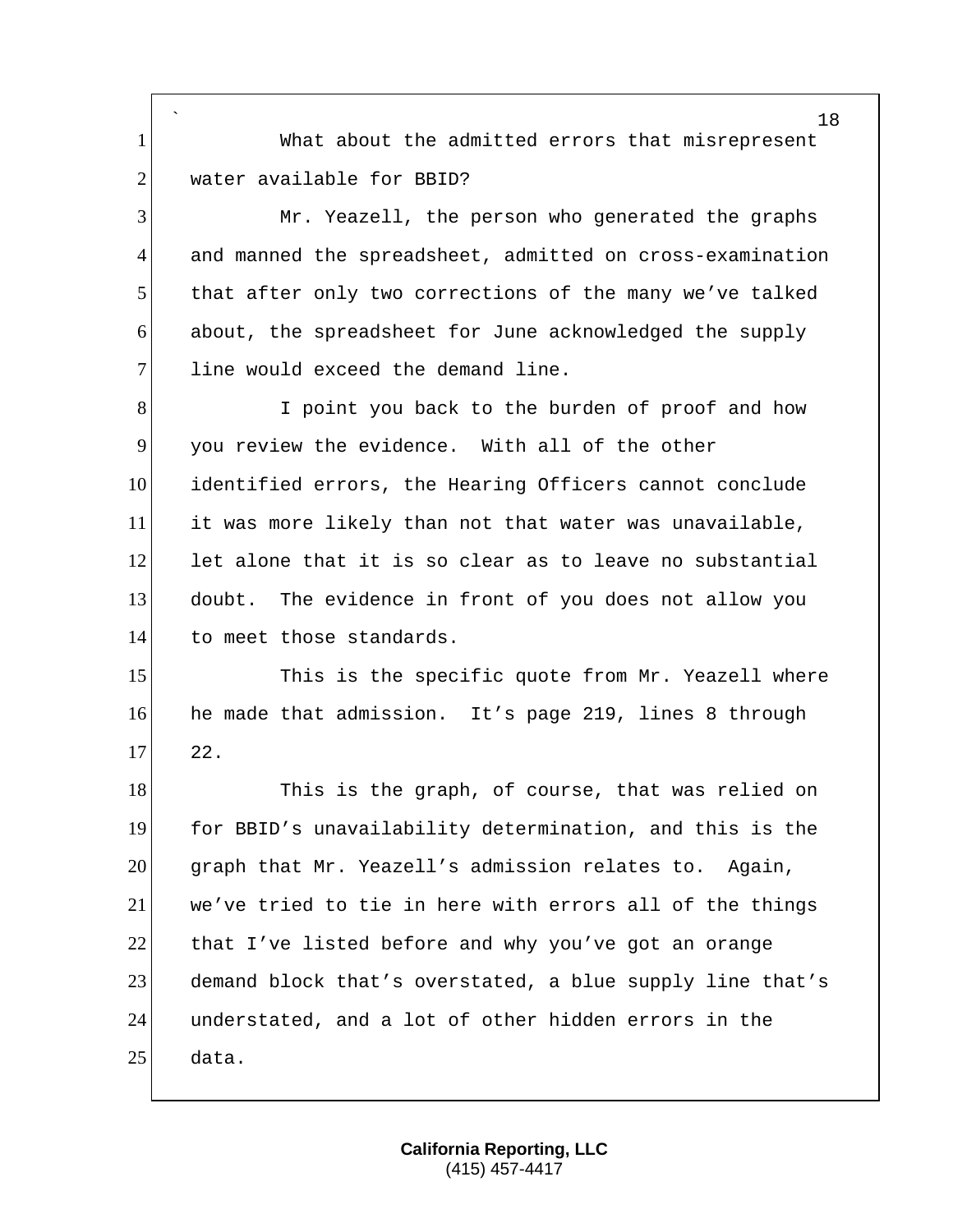What about the admitted errors that misrepresent water available for BBID?

Mr. Yeazell, the person who generated the graphs and manned the spreadsheet, admitted on cross-examination that after only two corrections of the many we've talked about, the spreadsheet for June acknowledged the supply line would exceed the demand line.

I point you back to the burden of proof and how you review the evidence. With all of the other identified errors, the Hearing Officers cannot conclude it was more likely than not that water was unavailable, let alone that it is so clear as to leave no substantial doubt. The evidence in front of you does not allow you to meet those standards.

This is the specific quote from Mr. Yeazell where he made that admission. It's page 219, lines 8 through 22.

This is the graph, of course, that was relied on for BBID's unavailability determination, and this is the graph that Mr. Yeazell's admission relates to. Again, we've tried to tie in here with errors all of the things that I've listed before and why you've got an orange demand block that's overstated, a blue supply line that's understated, and a lot of other hidden errors in the data.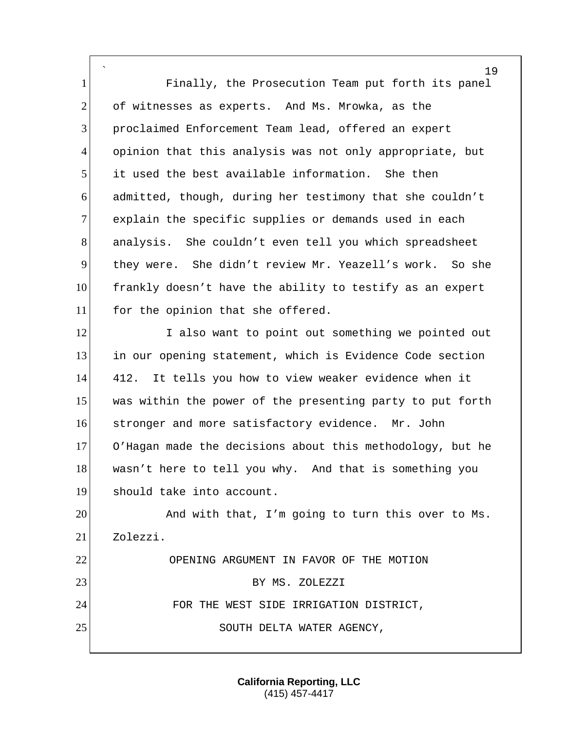Finally, the Prosecution Team put forth its panel of witnesses as experts. And Ms. Mrowka, as the proclaimed Enforcement Team lead, offered an expert opinion that this analysis was not only appropriate, but it used the best available information. She then admitted, though, during her testimony that she couldn't explain the specific supplies or demands used in each analysis. She couldn't even tell you which spreadsheet they were. She didn't review Mr. Yeazell's work. So she frankly doesn't have the ability to testify as an expert for the opinion that she offered.

I also want to point out something we pointed out in our opening statement, which is Evidence Code section 412. It tells you how to view weaker evidence when it was within the power of the presenting party to put forth stronger and more satisfactory evidence. Mr. John O'Hagan made the decisions about this methodology, but he wasn't here to tell you why. And that is something you should take into account.

And with that, I'm going to turn this over to Ms. Zolezzi.

OPENING ARGUMENT IN FAVOR OF THE MOTION
BY MS. ZOLEZZI
FOR THE WEST SIDE IRRIGATION DISTRICT,
SOUTH DELTA WATER AGENCY,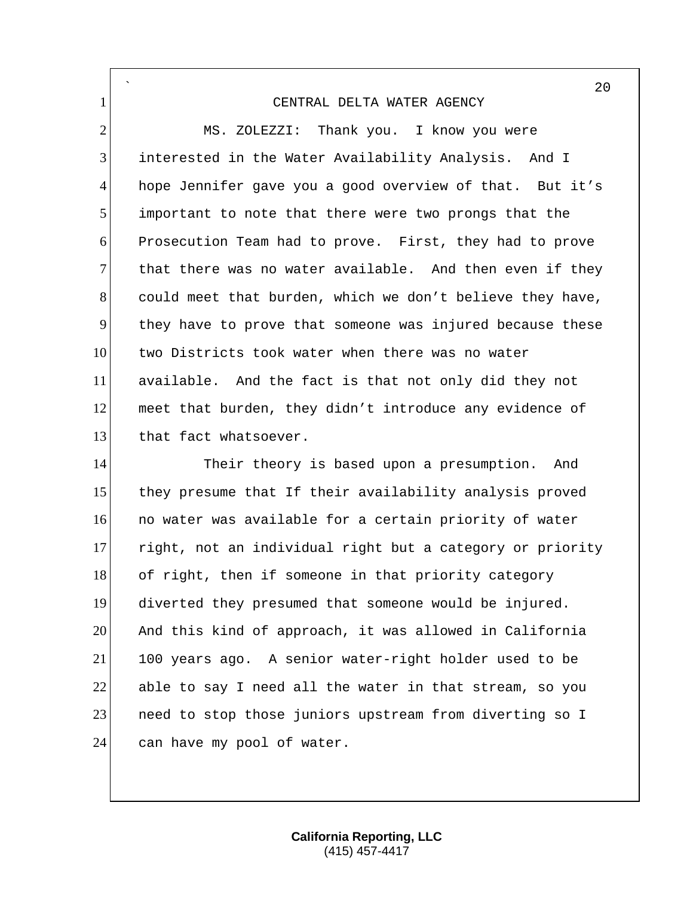CENTRAL DELTA WATER AGENCY

MS. ZOLEZZI: Thank you. I know you were interested in the Water Availability Analysis. And I hope Jennifer gave you a good overview of that. But it's important to note that there were two prongs that the Prosecution Team had to prove. First, they had to prove that there was no water available. And then even if they could meet that burden, which we don't believe they have, they have to prove that someone was injured because these two Districts took water when there was no water available. And the fact is that not only did they not meet that burden, they didn't introduce any evidence of that fact whatsoever.

Their theory is based upon a presumption. And they presume that If their availability analysis proved no water was available for a certain priority of water right, not an individual right but a category or priority of right, then if someone in that priority category diverted they presumed that someone would be injured. And this kind of approach, it was allowed in California 100 years ago. A senior water-right holder used to be able to say I need all the water in that stream, so you need to stop those juniors upstream from diverting so I can have my pool of water.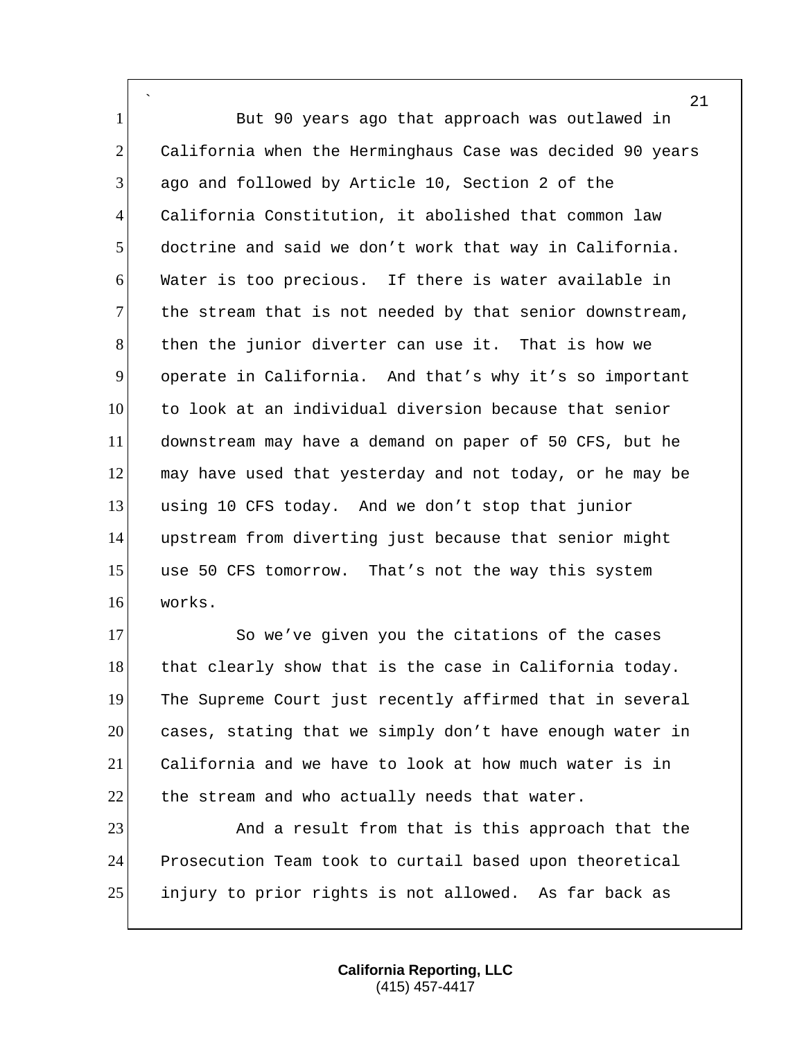But 90 years ago that approach was outlawed in California when the Herminghaus Case was decided 90 years ago and followed by Article 10, Section 2 of the California Constitution, it abolished that common law doctrine and said we don't work that way in California. Water is too precious. If there is water available in the stream that is not needed by that senior downstream, then the junior diverter can use it. That is how we operate in California. And that's why it's so important to look at an individual diversion because that senior downstream may have a demand on paper of 50 CFS, but he may have used that yesterday and not today, or he may be using 10 CFS today. And we don't stop that junior upstream from diverting just because that senior might use 50 CFS tomorrow. That's not the way this system works.

So we've given you the citations of the cases that clearly show that is the case in California today. The Supreme Court just recently affirmed that in several cases, stating that we simply don't have enough water in California and we have to look at how much water is in the stream and who actually needs that water.

And a result from that is this approach that the Prosecution Team took to curtail based upon theoretical injury to prior rights is not allowed. As far back as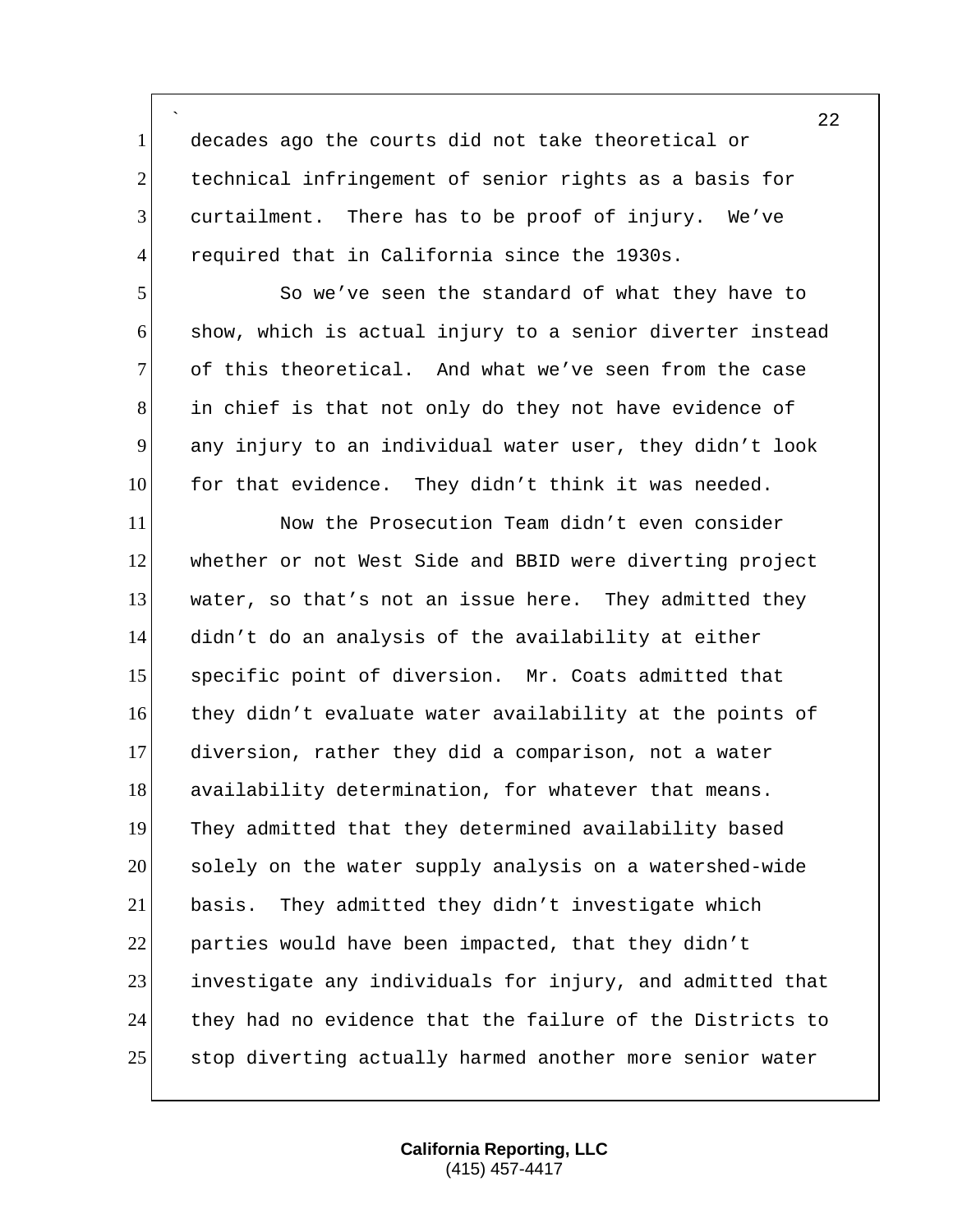decades ago the courts did not take theoretical or technical infringement of senior rights as a basis for curtailment. There has to be proof of injury. We've required that in California since the 1930s.

So we've seen the standard of what they have to show, which is actual injury to a senior diverter instead of this theoretical. And what we've seen from the case in chief is that not only do they not have evidence of any injury to an individual water user, they didn't look for that evidence. They didn't think it was needed.

Now the Prosecution Team didn't even consider whether or not West Side and BBID were diverting project water, so that's not an issue here. They admitted they didn't do an analysis of the availability at either specific point of diversion. Mr. Coats admitted that they didn't evaluate water availability at the points of diversion, rather they did a comparison, not a water availability determination, for whatever that means. They admitted that they determined availability based solely on the water supply analysis on a watershed-wide basis. They admitted they didn't investigate which parties would have been impacted, that they didn't investigate any individuals for injury, and admitted that they had no evidence that the failure of the Districts to stop diverting actually harmed another more senior water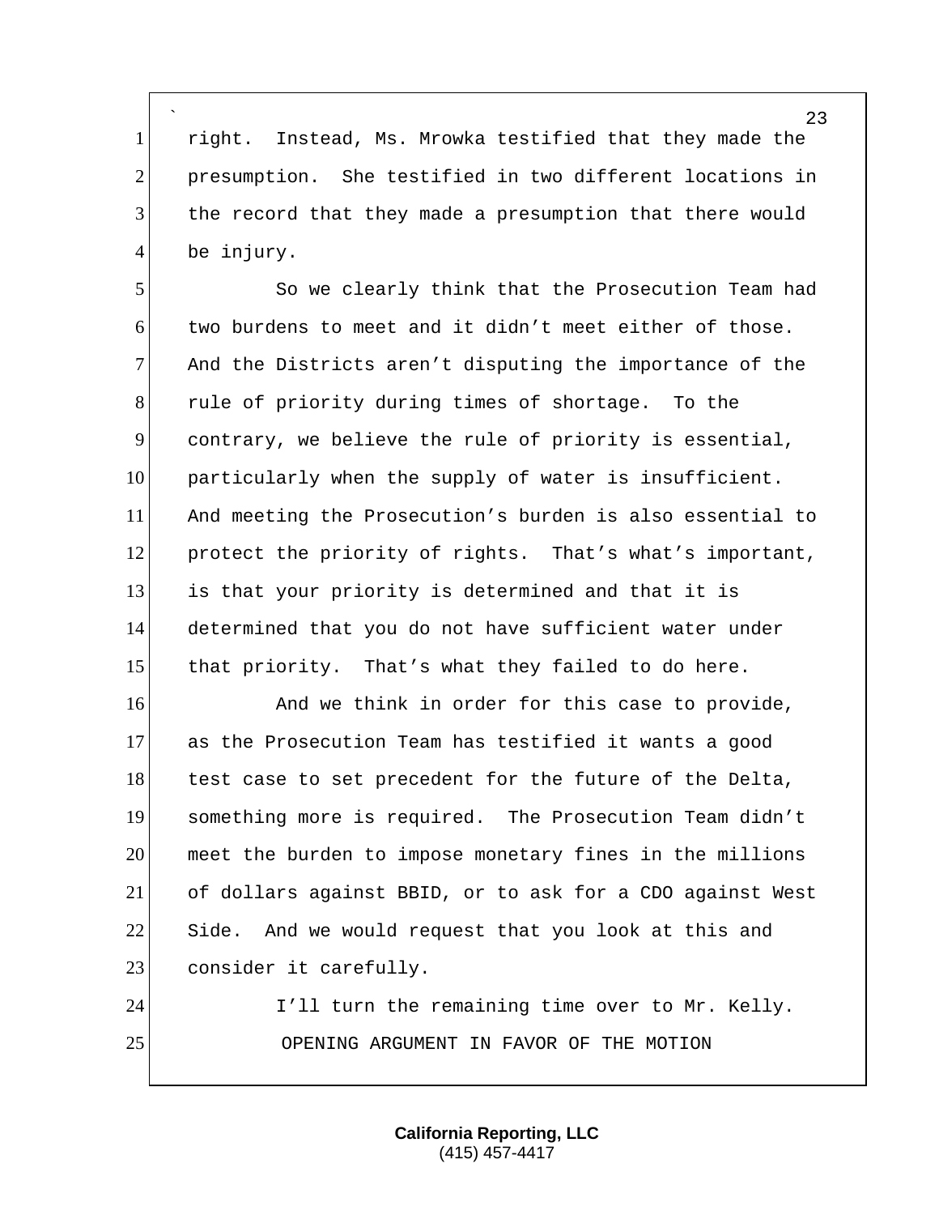right. Instead, Ms. Mrowka testified that they made the presumption. She testified in two different locations in the record that they made a presumption that there would be injury.

So we clearly think that the Prosecution Team had two burdens to meet and it didn't meet either of those. And the Districts aren't disputing the importance of the rule of priority during times of shortage. To the contrary, we believe the rule of priority is essential, particularly when the supply of water is insufficient. And meeting the Prosecution's burden is also essential to protect the priority of rights. That's what's important, is that your priority is determined and that it is determined that you do not have sufficient water under that priority. That's what they failed to do here.

And we think in order for this case to provide, as the Prosecution Team has testified it wants a good test case to set precedent for the future of the Delta, something more is required. The Prosecution Team didn't meet the burden to impose monetary fines in the millions of dollars against BBID, or to ask for a CDO against West Side. And we would request that you look at this and consider it carefully.

I'll turn the remaining time over to Mr. Kelly.

OPENING ARGUMENT IN FAVOR OF THE MOTION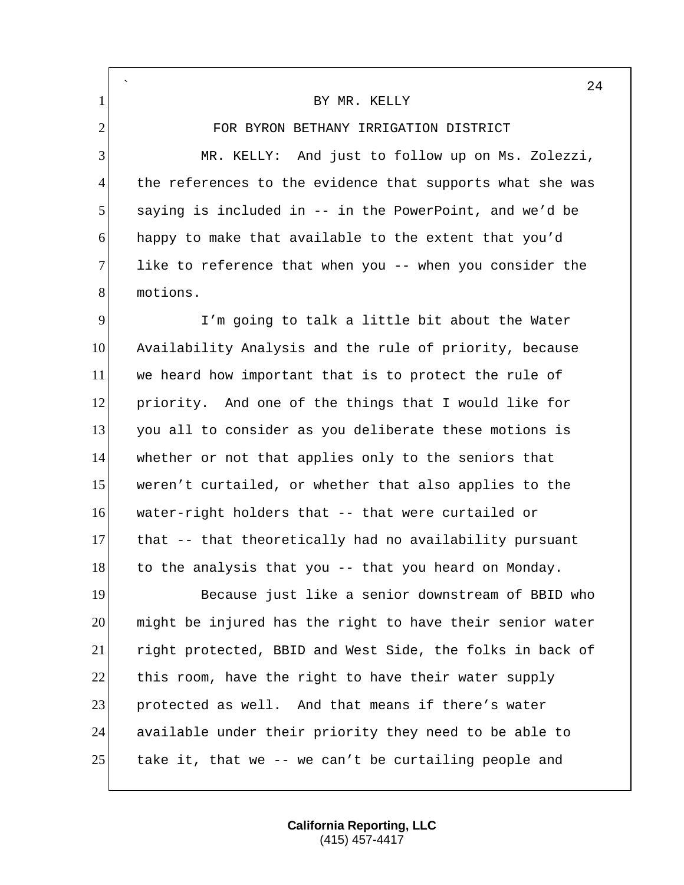BY MR. KELLY

FOR BYRON BETHANY IRRIGATION DISTRICT

MR. KELLY: And just to follow up on Ms. Zolezzi, the references to the evidence that supports what she was saying is included in -- in the PowerPoint, and we'd be happy to make that available to the extent that you'd like to reference that when you -- when you consider the motions.

I'm going to talk a little bit about the Water Availability Analysis and the rule of priority, because we heard how important that is to protect the rule of priority. And one of the things that I would like for you all to consider as you deliberate these motions is whether or not that applies only to the seniors that weren't curtailed, or whether that also applies to the water-right holders that -- that were curtailed or that -- that theoretically had no availability pursuant to the analysis that you -- that you heard on Monday.

Because just like a senior downstream of BBID who might be injured has the right to have their senior water right protected, BBID and West Side, the folks in back of this room, have the right to have their water supply protected as well. And that means if there's water available under their priority they need to be able to take it, that we -- we can't be curtailing people and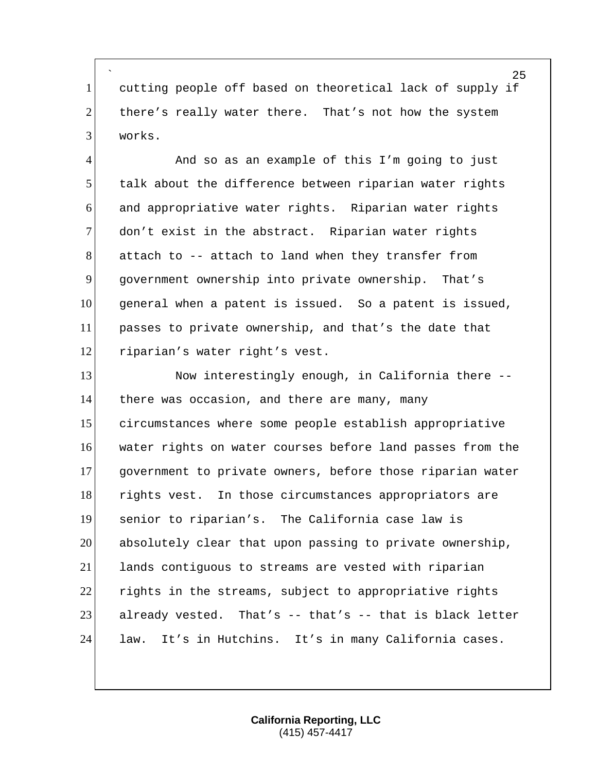cutting people off based on theoretical lack of supply if there’s really water there. That’s not how the system works.

And so as an example of this I’m going to just talk about the difference between riparian water rights and appropriative water rights. Riparian water rights don’t exist in the abstract. Riparian water rights attach to -- attach to land when they transfer from government ownership into private ownership. That’s general when a patent is issued. So a patent is issued, passes to private ownership, and that’s the date that riparian’s water right’s vest.

Now interestingly enough, in California there -- there was occasion, and there are many, many circumstances where some people establish appropriative water rights on water courses before land passes from the government to private owners, before those riparian water rights vest. In those circumstances appropriators are senior to riparian’s. The California case law is absolutely clear that upon passing to private ownership, lands contiguous to streams are vested with riparian rights in the streams, subject to appropriative rights already vested. That’s -- that’s -- that is black letter law. It’s in Hutchins. It’s in many California cases.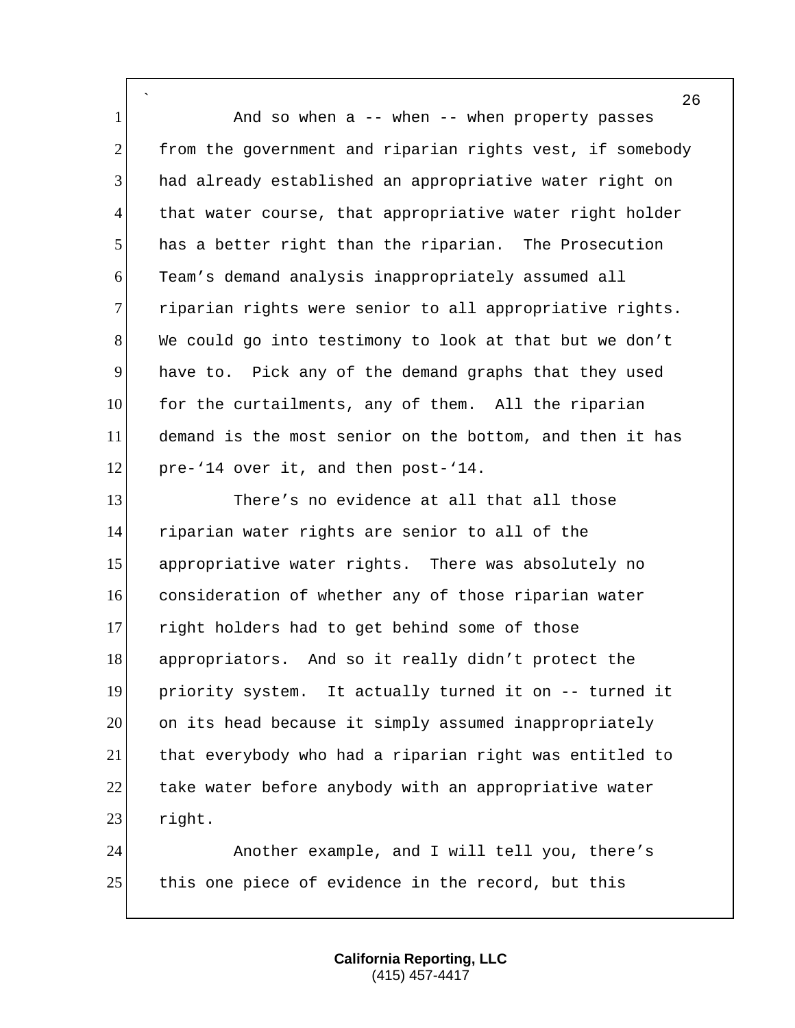And so when a -- when -- when property passes from the government and riparian rights vest, if somebody had already established an appropriative water right on that water course, that appropriative water right holder has a better right than the riparian. The Prosecution Team's demand analysis inappropriately assumed all riparian rights were senior to all appropriative rights. We could go into testimony to look at that but we don't have to. Pick any of the demand graphs that they used for the curtailments, any of them. All the riparian demand is the most senior on the bottom, and then it has pre-'14 over it, and then post-'14.

There's no evidence at all that all those riparian water rights are senior to all of the appropriative water rights. There was absolutely no consideration of whether any of those riparian water right holders had to get behind some of those appropriators. And so it really didn't protect the priority system. It actually turned it on -- turned it on its head because it simply assumed inappropriately that everybody who had a riparian right was entitled to take water before anybody with an appropriative water right.

Another example, and I will tell you, there's this one piece of evidence in the record, but this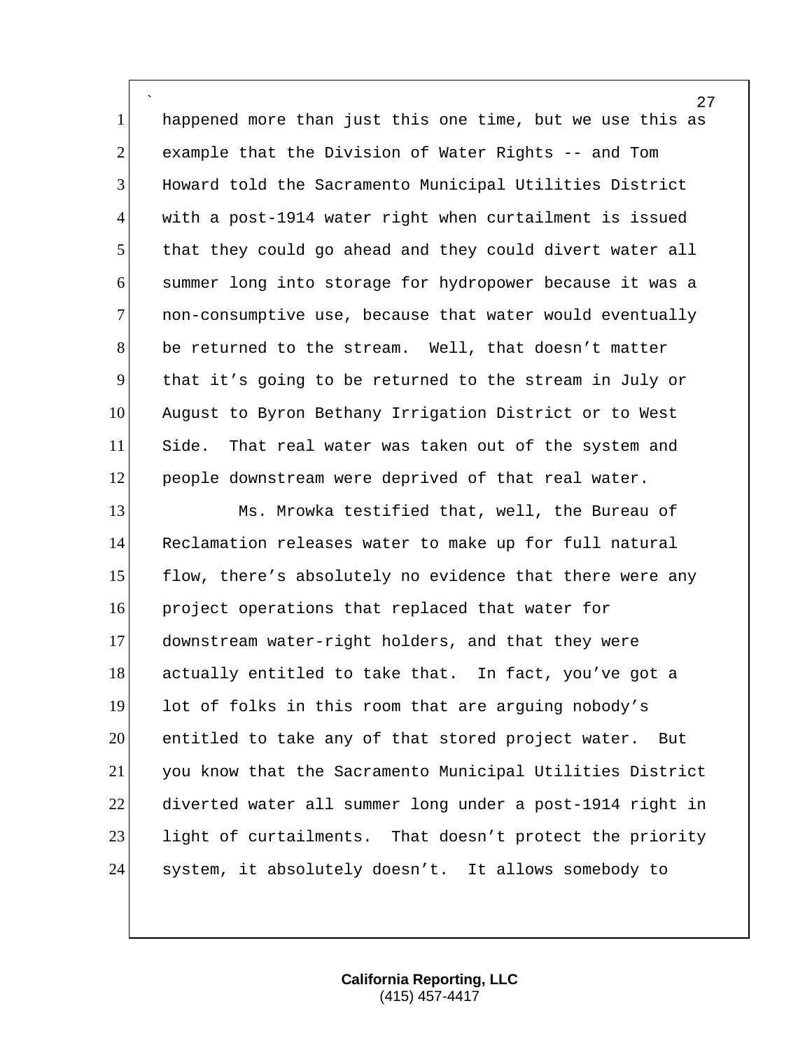happened more than just this one time, but we use this as example that the Division of Water Rights -- and Tom Howard told the Sacramento Municipal Utilities District with a post-1914 water right when curtailment is issued that they could go ahead and they could divert water all summer long into storage for hydropower because it was a non-consumptive use, because that water would eventually be returned to the stream. Well, that doesn't matter that it's going to be returned to the stream in July or August to Byron Bethany Irrigation District or to West Side. That real water was taken out of the system and people downstream were deprived of that real water.

Ms. Mrowka testified that, well, the Bureau of Reclamation releases water to make up for full natural flow, there's absolutely no evidence that there were any project operations that replaced that water for downstream water-right holders, and that they were actually entitled to take that. In fact, you've got a lot of folks in this room that are arguing nobody's entitled to take any of that stored project water. But you know that the Sacramento Municipal Utilities District diverted water all summer long under a post-1914 right in light of curtailments. That doesn't protect the priority system, it absolutely doesn't. It allows somebody to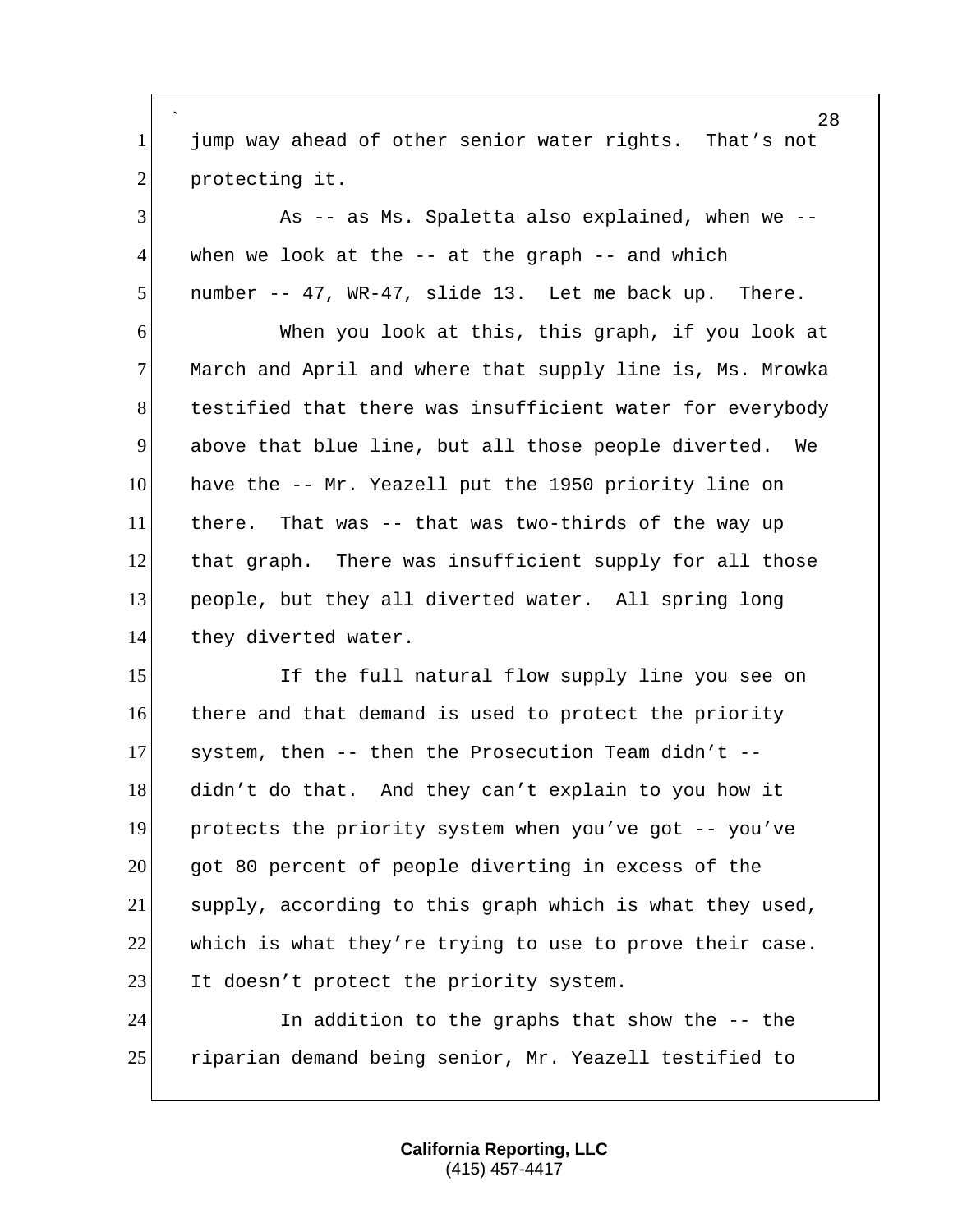jump way ahead of other senior water rights. That's not protecting it.

As -- as Ms. Spaletta also explained, when we -- when we look at the -- at the graph -- and which number -- 47, WR-47, slide 13. Let me back up. There.

When you look at this, this graph, if you look at March and April and where that supply line is, Ms. Mrowka testified that there was insufficient water for everybody above that blue line, but all those people diverted. We have the -- Mr. Yeazell put the 1950 priority line on there. That was -- that was two-thirds of the way up that graph. There was insufficient supply for all those people, but they all diverted water. All spring long they diverted water.

If the full natural flow supply line you see on there and that demand is used to protect the priority system, then -- then the Prosecution Team didn't -- didn't do that. And they can't explain to you how it protects the priority system when you've got -- you've got 80 percent of people diverting in excess of the supply, according to this graph which is what they used, which is what they're trying to use to prove their case. It doesn't protect the priority system.

In addition to the graphs that show the -- the riparian demand being senior, Mr. Yeazell testified to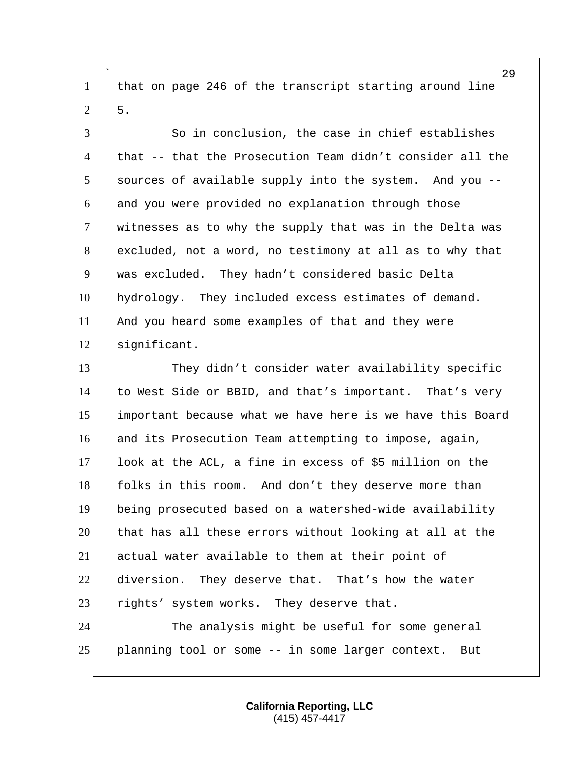that on page 246 of the transcript starting around line 5.

So in conclusion, the case in chief establishes that -- that the Prosecution Team didn't consider all the sources of available supply into the system. And you -- and you were provided no explanation through those witnesses as to why the supply that was in the Delta was excluded, not a word, no testimony at all as to why that was excluded. They hadn't considered basic Delta hydrology. They included excess estimates of demand. And you heard some examples of that and they were significant.

They didn't consider water availability specific to West Side or BBID, and that's important. That's very important because what we have here is we have this Board and its Prosecution Team attempting to impose, again, look at the ACL, a fine in excess of $5 million on the folks in this room. And don't they deserve more than being prosecuted based on a watershed-wide availability that has all these errors without looking at all at the actual water available to them at their point of diversion. They deserve that. That's how the water rights' system works. They deserve that.

The analysis might be useful for some general planning tool or some -- in some larger context. But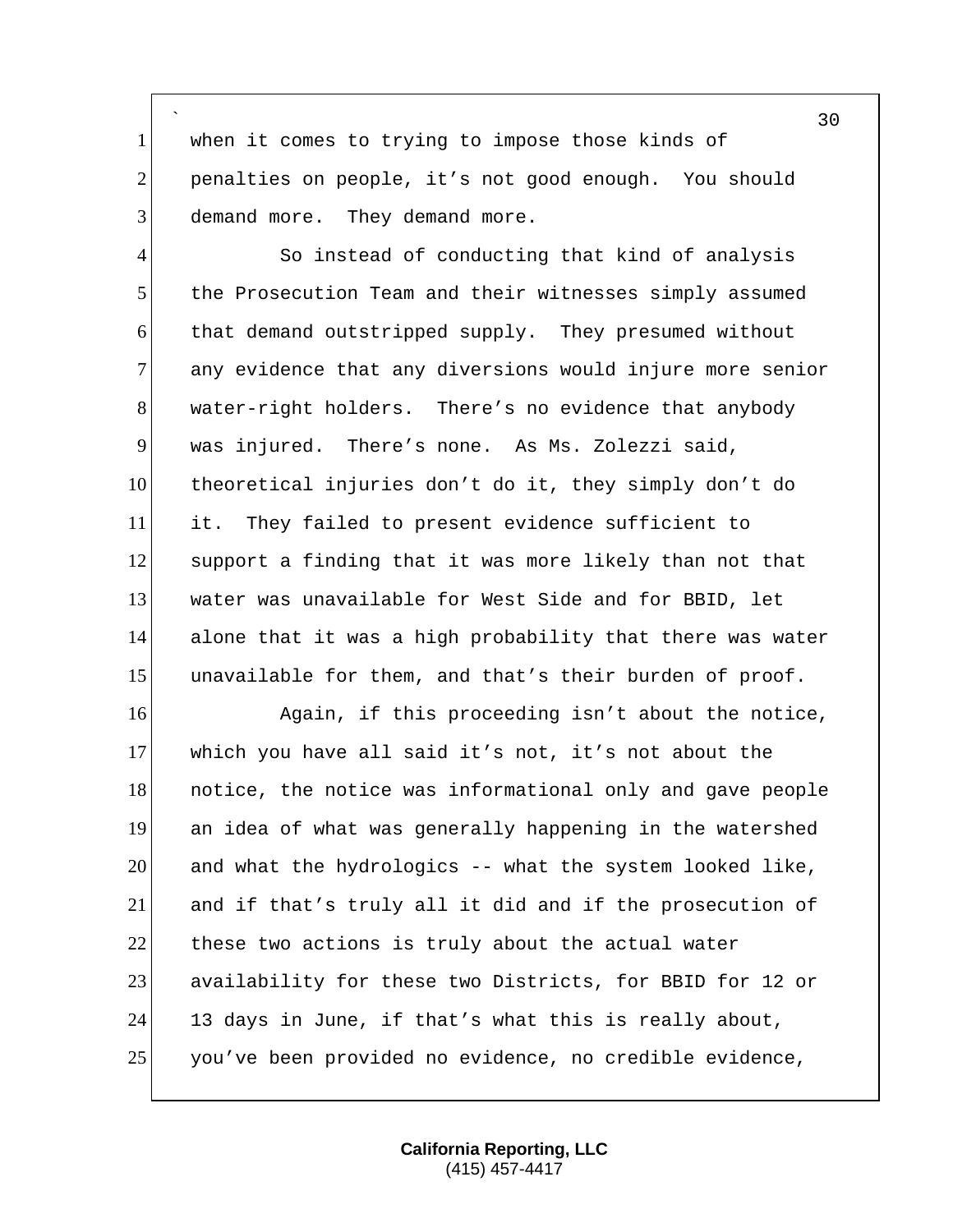when it comes to trying to impose those kinds of penalties on people, it's not good enough. You should demand more. They demand more.

So instead of conducting that kind of analysis the Prosecution Team and their witnesses simply assumed that demand outstripped supply. They presumed without any evidence that any diversions would injure more senior water-right holders. There's no evidence that anybody was injured. There's none. As Ms. Zolezzi said, theoretical injuries don't do it, they simply don't do it. They failed to present evidence sufficient to support a finding that it was more likely than not that water was unavailable for West Side and for BBID, let alone that it was a high probability that there was water unavailable for them, and that's their burden of proof.

Again, if this proceeding isn't about the notice, which you have all said it's not, it's not about the notice, the notice was informational only and gave people an idea of what was generally happening in the watershed and what the hydrologics -- what the system looked like, and if that's truly all it did and if the prosecution of these two actions is truly about the actual water availability for these two Districts, for BBID for 12 or 13 days in June, if that's what this is really about, you've been provided no evidence, no credible evidence,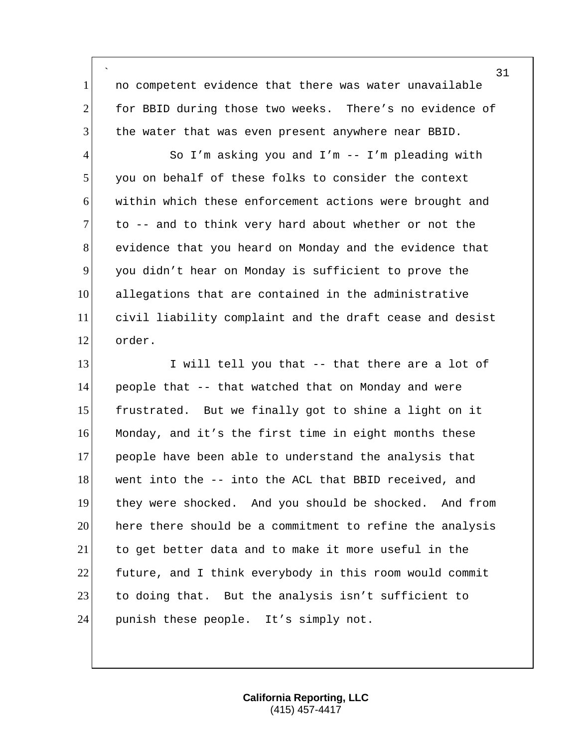no competent evidence that there was water unavailable for BBID during those two weeks. There's no evidence of the water that was even present anywhere near BBID.

So I'm asking you and I'm -- I'm pleading with you on behalf of these folks to consider the context within which these enforcement actions were brought and to -- and to think very hard about whether or not the evidence that you heard on Monday and the evidence that you didn't hear on Monday is sufficient to prove the allegations that are contained in the administrative civil liability complaint and the draft cease and desist order.

I will tell you that -- that there are a lot of people that -- that watched that on Monday and were frustrated. But we finally got to shine a light on it Monday, and it's the first time in eight months these people have been able to understand the analysis that went into the -- into the ACL that BBID received, and they were shocked. And you should be shocked. And from here there should be a commitment to refine the analysis to get better data and to make it more useful in the future, and I think everybody in this room would commit to doing that. But the analysis isn't sufficient to punish these people. It's simply not.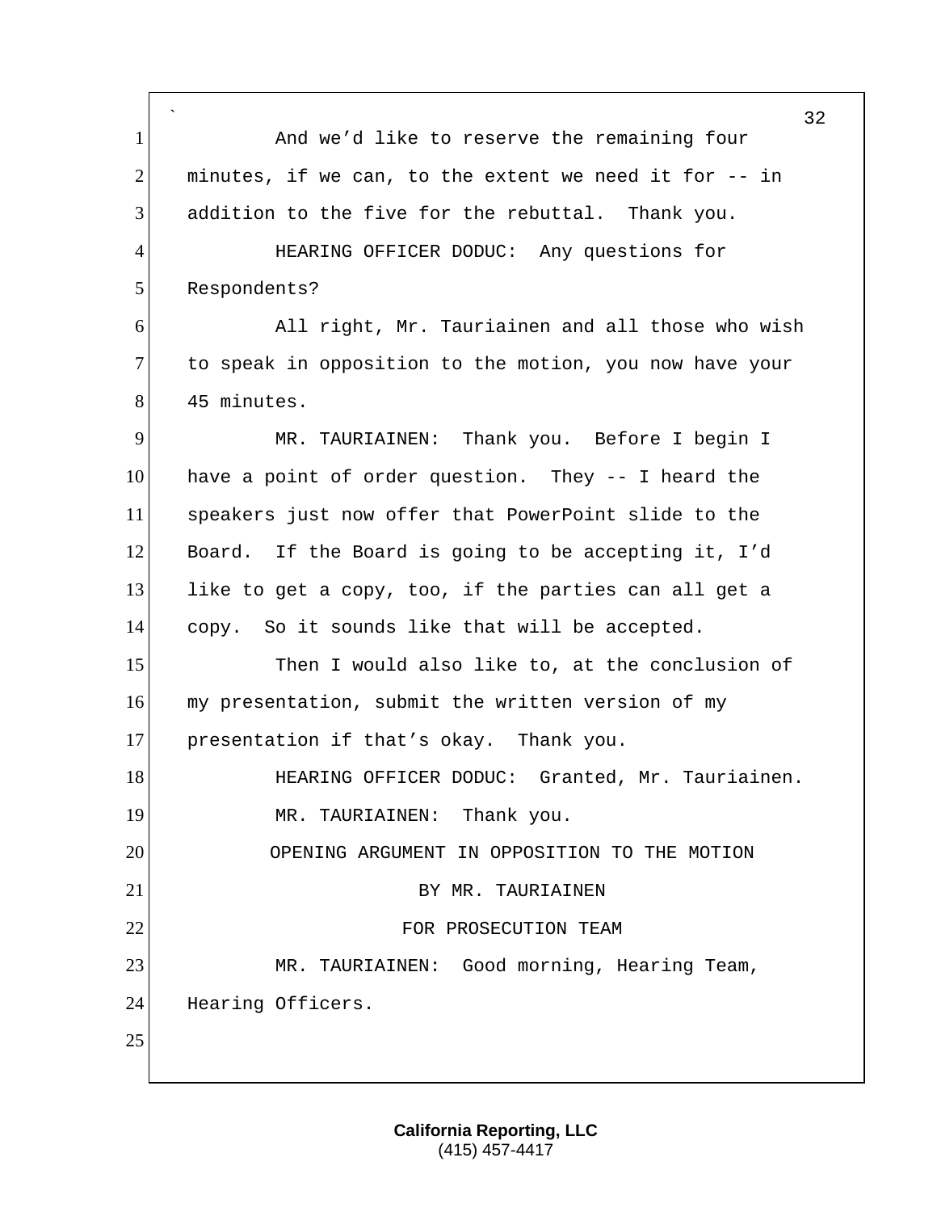And we'd like to reserve the remaining four minutes, if we can, to the extent we need it for -- in addition to the five for the rebuttal. Thank you.

HEARING OFFICER DODUC: Any questions for Respondents?

All right, Mr. Tauriainen and all those who wish to speak in opposition to the motion, you now have your 45 minutes.

MR. TAURIAINEN: Thank you. Before I begin I have a point of order question. They -- I heard the speakers just now offer that PowerPoint slide to the Board. If the Board is going to be accepting it, I'd like to get a copy, too, if the parties can all get a copy. So it sounds like that will be accepted.

Then I would also like to, at the conclusion of my presentation, submit the written version of my presentation if that's okay. Thank you.

HEARING OFFICER DODUC: Granted, Mr. Tauriainen.

MR. TAURIAINEN: Thank you.

OPENING ARGUMENT IN OPPOSITION TO THE MOTION
BY MR. TAURIAINEN
FOR PROSECUTION TEAM

MR. TAURIAINEN: Good morning, Hearing Team, Hearing Officers.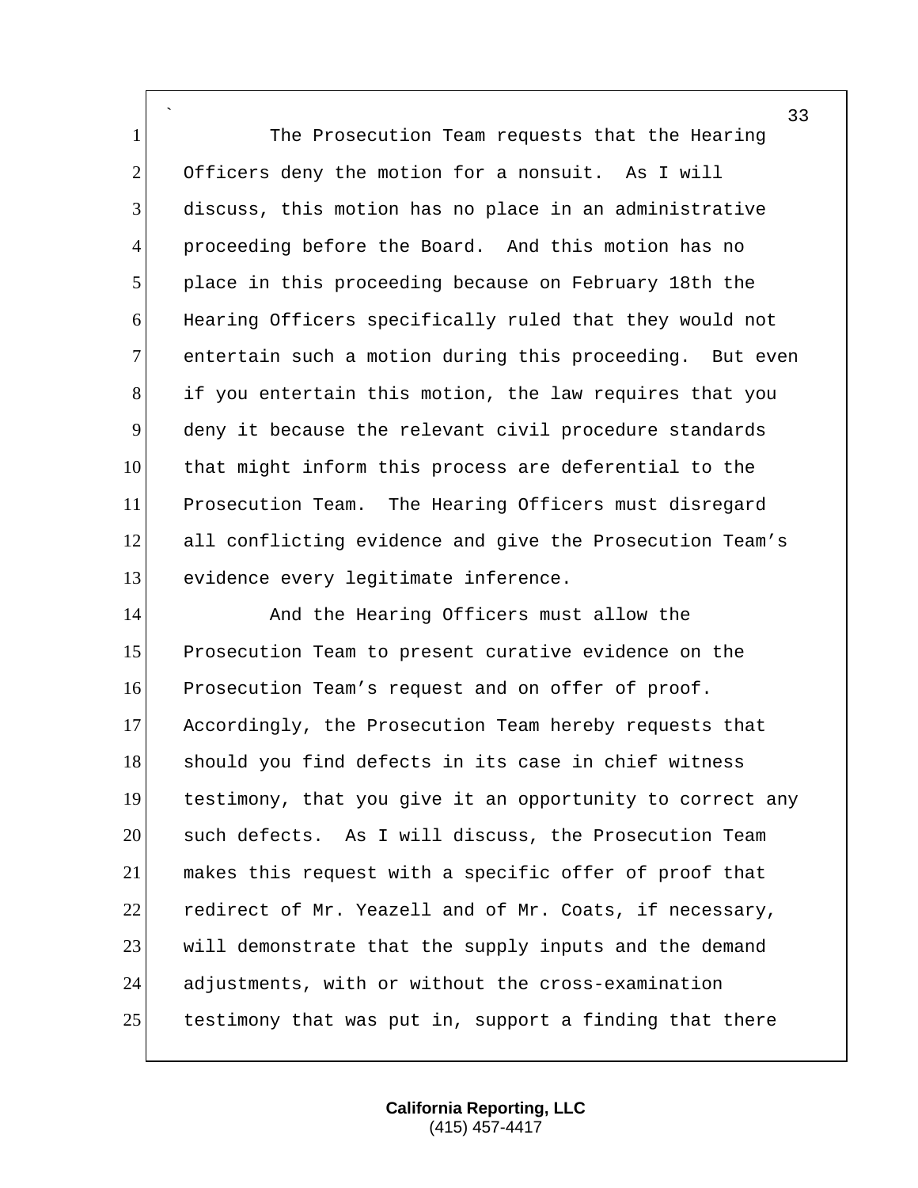The Prosecution Team requests that the Hearing Officers deny the motion for a nonsuit. As I will discuss, this motion has no place in an administrative proceeding before the Board. And this motion has no place in this proceeding because on February 18th the Hearing Officers specifically ruled that they would not entertain such a motion during this proceeding. But even if you entertain this motion, the law requires that you deny it because the relevant civil procedure standards that might inform this process are deferential to the Prosecution Team. The Hearing Officers must disregard all conflicting evidence and give the Prosecution Team's evidence every legitimate inference.

And the Hearing Officers must allow the Prosecution Team to present curative evidence on the Prosecution Team's request and on offer of proof. Accordingly, the Prosecution Team hereby requests that should you find defects in its case in chief witness testimony, that you give it an opportunity to correct any such defects. As I will discuss, the Prosecution Team makes this request with a specific offer of proof that redirect of Mr. Yeazell and of Mr. Coats, if necessary, will demonstrate that the supply inputs and the demand adjustments, with or without the cross-examination testimony that was put in, support a finding that there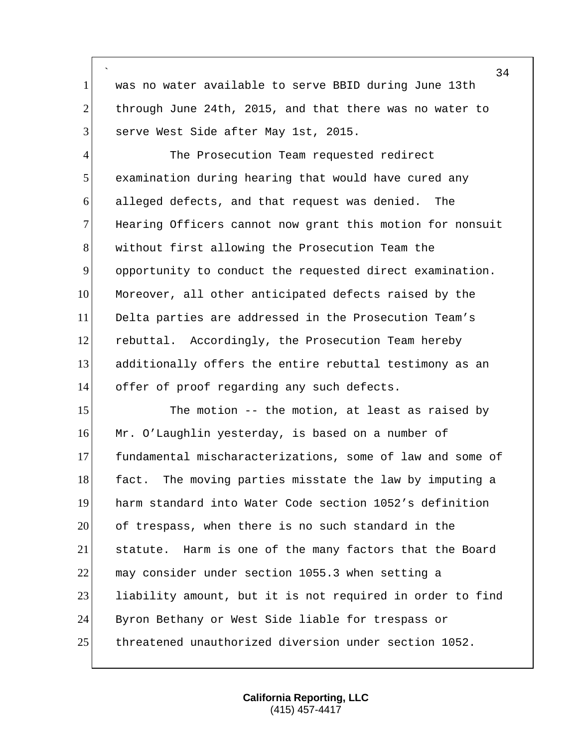was no water available to serve BBID during June 13th through June 24th, 2015, and that there was no water to serve West Side after May 1st, 2015.

The Prosecution Team requested redirect examination during hearing that would have cured any alleged defects, and that request was denied. The Hearing Officers cannot now grant this motion for nonsuit without first allowing the Prosecution Team the opportunity to conduct the requested direct examination. Moreover, all other anticipated defects raised by the Delta parties are addressed in the Prosecution Team's rebuttal. Accordingly, the Prosecution Team hereby additionally offers the entire rebuttal testimony as an offer of proof regarding any such defects.

The motion -- the motion, at least as raised by Mr. O'Laughlin yesterday, is based on a number of fundamental mischaracterizations, some of law and some of fact. The moving parties misstate the law by imputing a harm standard into Water Code section 1052's definition of trespass, when there is no such standard in the statute. Harm is one of the many factors that the Board may consider under section 1055.3 when setting a liability amount, but it is not required in order to find Byron Bethany or West Side liable for trespass or threatened unauthorized diversion under section 1052.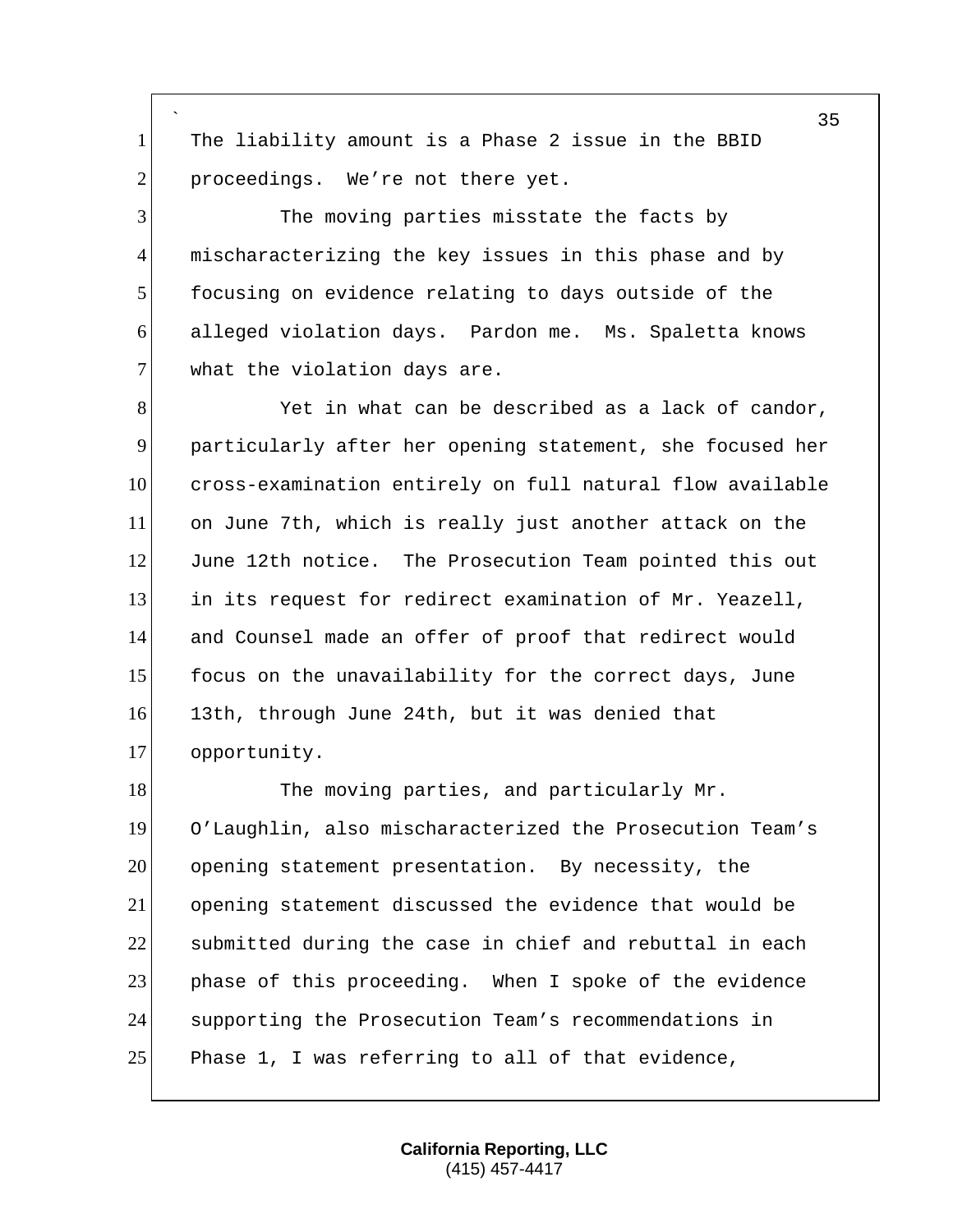The liability amount is a Phase 2 issue in the BBID proceedings. We're not there yet.

The moving parties misstate the facts by mischaracterizing the key issues in this phase and by focusing on evidence relating to days outside of the alleged violation days. Pardon me. Ms. Spaletta knows what the violation days are.

Yet in what can be described as a lack of candor, particularly after her opening statement, she focused her cross-examination entirely on full natural flow available on June 7th, which is really just another attack on the June 12th notice. The Prosecution Team pointed this out in its request for redirect examination of Mr. Yeazell, and Counsel made an offer of proof that redirect would focus on the unavailability for the correct days, June 13th, through June 24th, but it was denied that opportunity.

The moving parties, and particularly Mr. O'Laughlin, also mischaracterized the Prosecution Team's opening statement presentation. By necessity, the opening statement discussed the evidence that would be submitted during the case in chief and rebuttal in each phase of this proceeding. When I spoke of the evidence supporting the Prosecution Team's recommendations in Phase 1, I was referring to all of that evidence,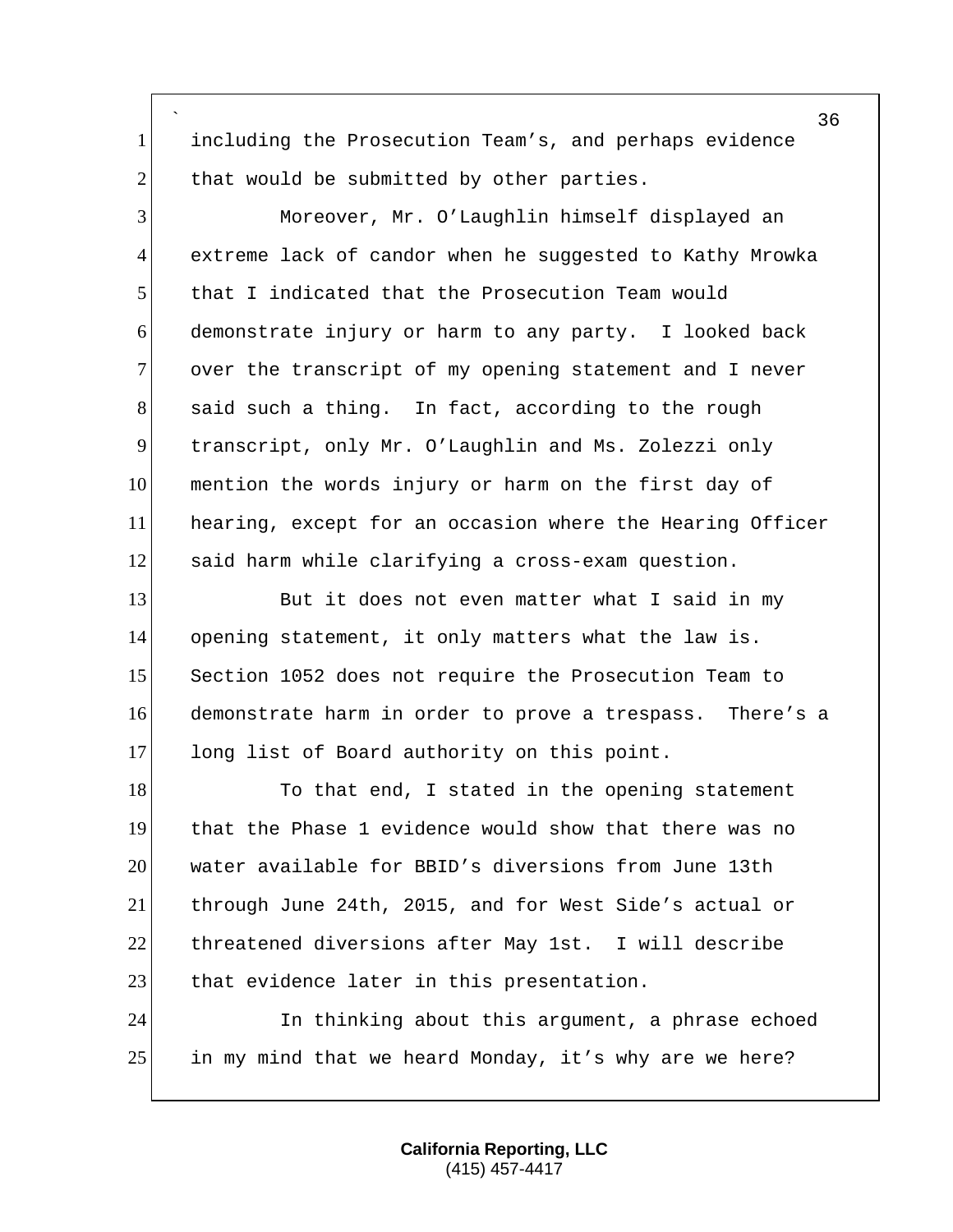including the Prosecution Team's, and perhaps evidence that would be submitted by other parties.

Moreover, Mr. O'Laughlin himself displayed an extreme lack of candor when he suggested to Kathy Mrowka that I indicated that the Prosecution Team would demonstrate injury or harm to any party. I looked back over the transcript of my opening statement and I never said such a thing. In fact, according to the rough transcript, only Mr. O'Laughlin and Ms. Zolezzi only mention the words injury or harm on the first day of hearing, except for an occasion where the Hearing Officer said harm while clarifying a cross-exam question.

But it does not even matter what I said in my opening statement, it only matters what the law is. Section 1052 does not require the Prosecution Team to demonstrate harm in order to prove a trespass. There's a long list of Board authority on this point.

To that end, I stated in the opening statement that the Phase 1 evidence would show that there was no water available for BBID's diversions from June 13th through June 24th, 2015, and for West Side's actual or threatened diversions after May 1st. I will describe that evidence later in this presentation.

In thinking about this argument, a phrase echoed in my mind that we heard Monday, it's why are we here?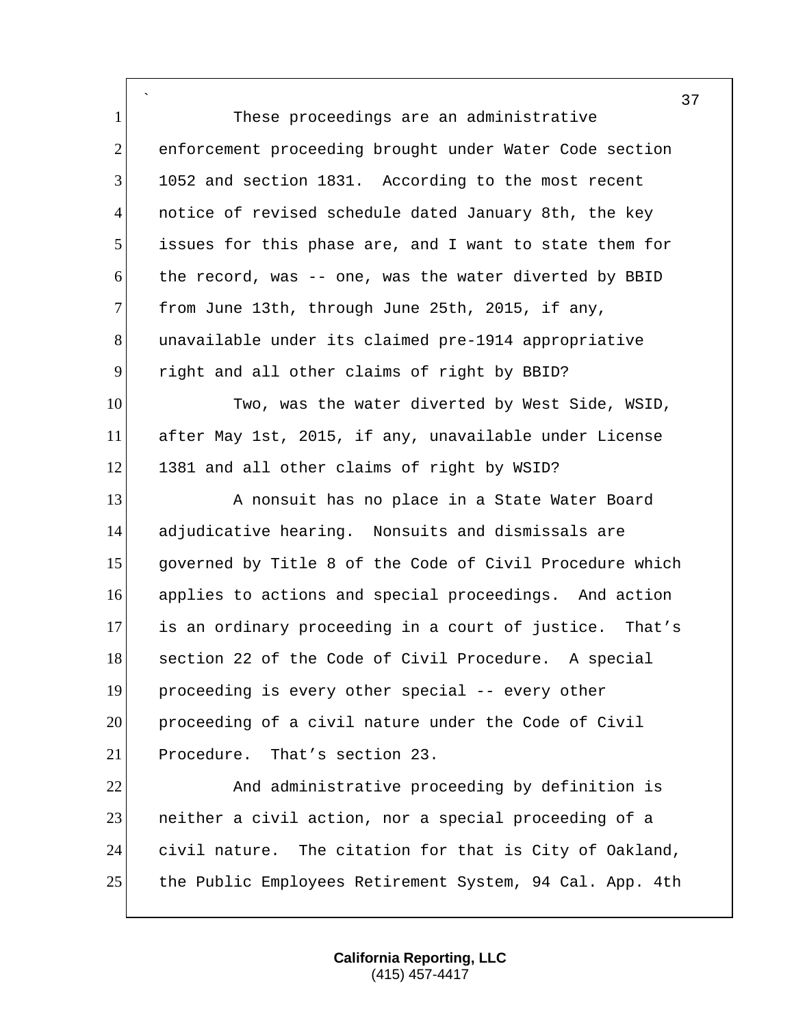These proceedings are an administrative enforcement proceeding brought under Water Code section 1052 and section 1831. According to the most recent notice of revised schedule dated January 8th, the key issues for this phase are, and I want to state them for the record, was -- one, was the water diverted by BBID from June 13th, through June 25th, 2015, if any, unavailable under its claimed pre-1914 appropriative right and all other claims of right by BBID?

Two, was the water diverted by West Side, WSID, after May 1st, 2015, if any, unavailable under License 1381 and all other claims of right by WSID?

A nonsuit has no place in a State Water Board adjudicative hearing. Nonsuits and dismissals are governed by Title 8 of the Code of Civil Procedure which applies to actions and special proceedings. And action is an ordinary proceeding in a court of justice. That's section 22 of the Code of Civil Procedure. A special proceeding is every other special -- every other proceeding of a civil nature under the Code of Civil Procedure. That's section 23.

And administrative proceeding by definition is neither a civil action, nor a special proceeding of a civil nature. The citation for that is City of Oakland, the Public Employees Retirement System, 94 Cal. App. 4th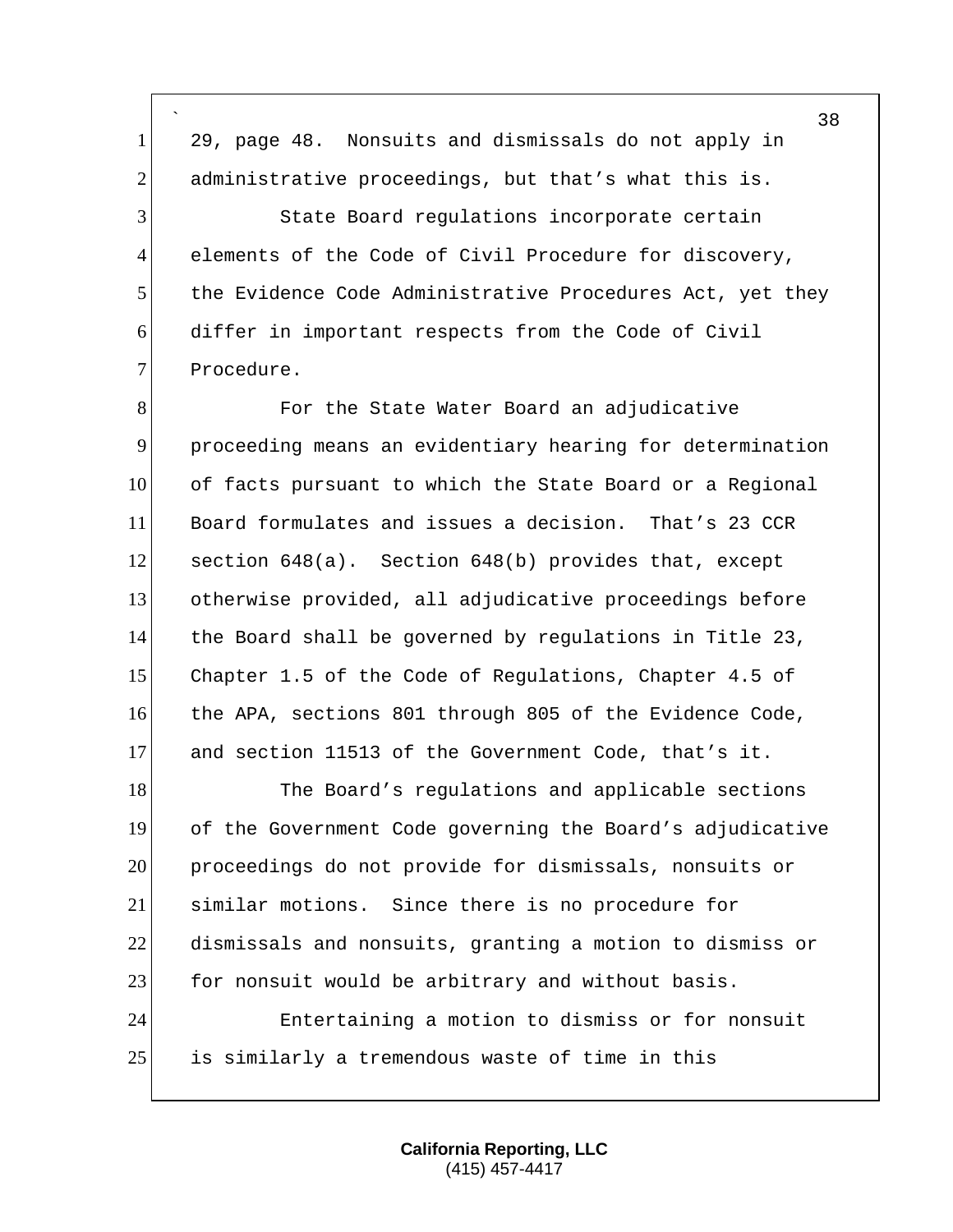29, page 48. Nonsuits and dismissals do not apply in administrative proceedings, but that's what this is.

State Board regulations incorporate certain elements of the Code of Civil Procedure for discovery, the Evidence Code Administrative Procedures Act, yet they differ in important respects from the Code of Civil Procedure.

For the State Water Board an adjudicative proceeding means an evidentiary hearing for determination of facts pursuant to which the State Board or a Regional Board formulates and issues a decision. That's 23 CCR section 648(a). Section 648(b) provides that, except otherwise provided, all adjudicative proceedings before the Board shall be governed by regulations in Title 23, Chapter 1.5 of the Code of Regulations, Chapter 4.5 of the APA, sections 801 through 805 of the Evidence Code, and section 11513 of the Government Code, that's it.

The Board's regulations and applicable sections of the Government Code governing the Board's adjudicative proceedings do not provide for dismissals, nonsuits or similar motions. Since there is no procedure for dismissals and nonsuits, granting a motion to dismiss or for nonsuit would be arbitrary and without basis.

Entertaining a motion to dismiss or for nonsuit is similarly a tremendous waste of time in this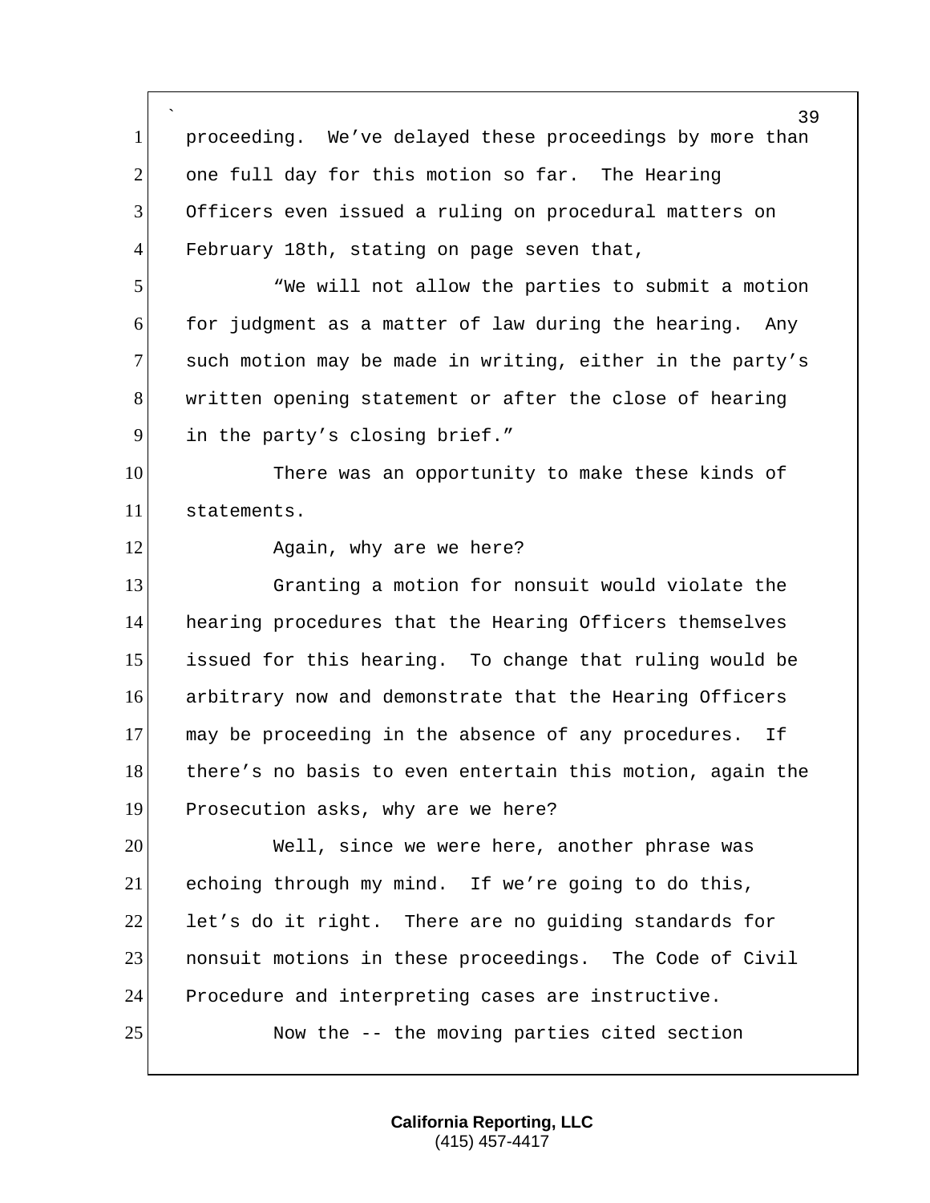proceeding. We've delayed these proceedings by more than one full day for this motion so far. The Hearing Officers even issued a ruling on procedural matters on February 18th, stating on page seven that,

"We will not allow the parties to submit a motion for judgment as a matter of law during the hearing. Any such motion may be made in writing, either in the party's written opening statement or after the close of hearing in the party's closing brief."

There was an opportunity to make these kinds of statements.

Again, why are we here?

Granting a motion for nonsuit would violate the hearing procedures that the Hearing Officers themselves issued for this hearing. To change that ruling would be arbitrary now and demonstrate that the Hearing Officers may be proceeding in the absence of any procedures. If there's no basis to even entertain this motion, again the Prosecution asks, why are we here?

Well, since we were here, another phrase was echoing through my mind. If we're going to do this, let's do it right. There are no guiding standards for nonsuit motions in these proceedings. The Code of Civil Procedure and interpreting cases are instructive.

Now the -- the moving parties cited section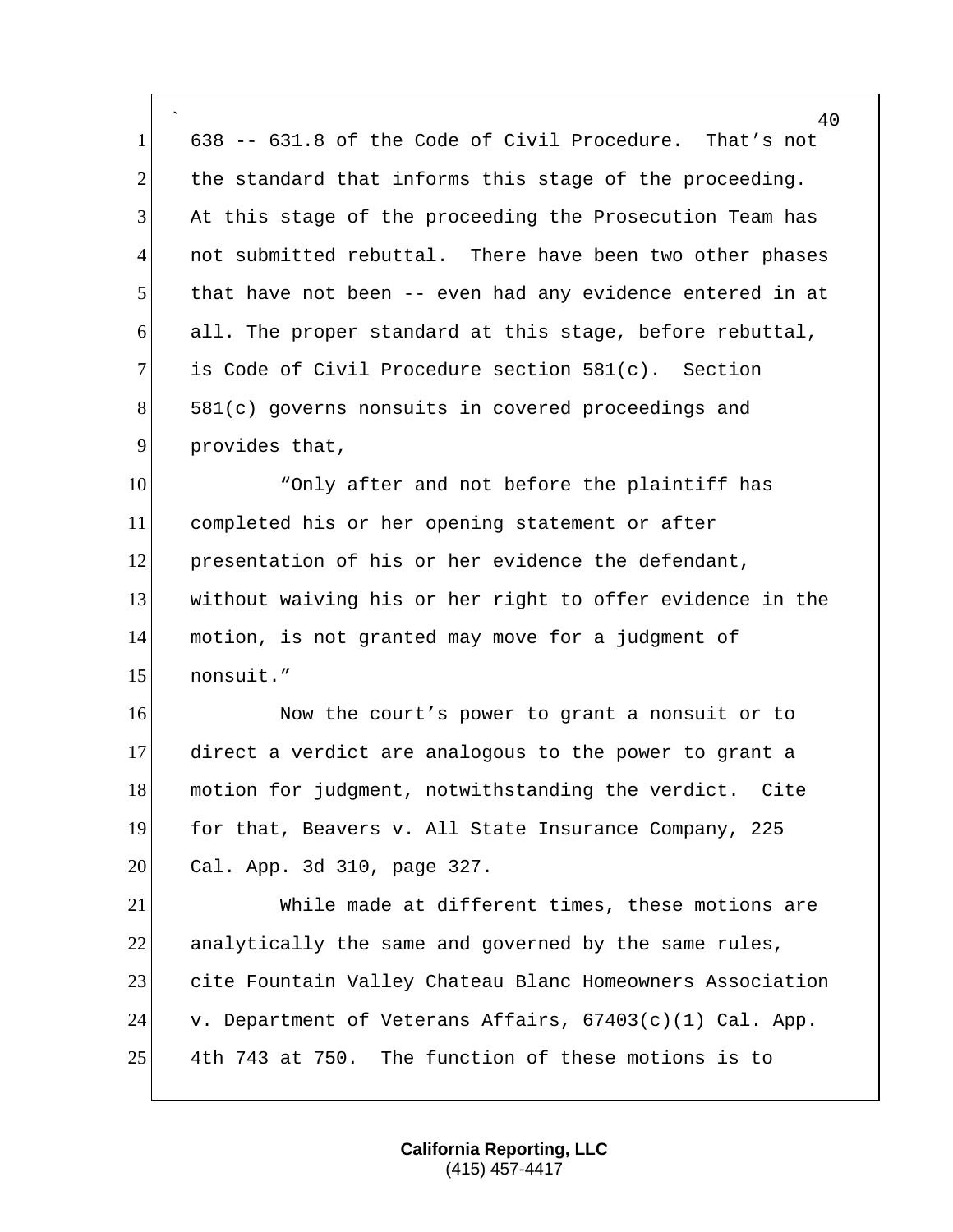638 -- 631.8 of the Code of Civil Procedure. That's not the standard that informs this stage of the proceeding. At this stage of the proceeding the Prosecution Team has not submitted rebuttal. There have been two other phases that have not been -- even had any evidence entered in at all. The proper standard at this stage, before rebuttal, is Code of Civil Procedure section 581(c). Section 581(c) governs nonsuits in covered proceedings and provides that,

"Only after and not before the plaintiff has completed his or her opening statement or after presentation of his or her evidence the defendant, without waiving his or her right to offer evidence in the motion, is not granted may move for a judgment of nonsuit."

Now the court's power to grant a nonsuit or to direct a verdict are analogous to the power to grant a motion for judgment, notwithstanding the verdict. Cite for that, Beavers v. All State Insurance Company, 225 Cal. App. 3d 310, page 327.

While made at different times, these motions are analytically the same and governed by the same rules, cite Fountain Valley Chateau Blanc Homeowners Association v. Department of Veterans Affairs, 67403(c)(1) Cal. App. 4th 743 at 750. The function of these motions is to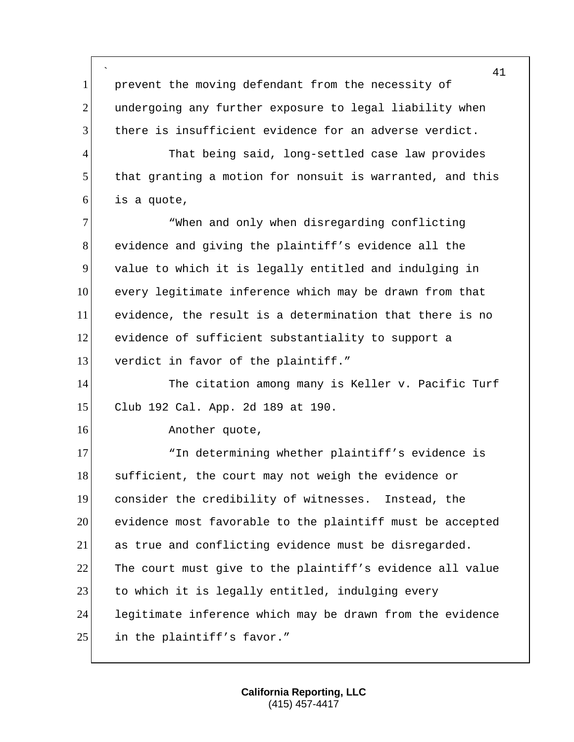prevent the moving defendant from the necessity of undergoing any further exposure to legal liability when there is insufficient evidence for an adverse verdict.

That being said, long-settled case law provides that granting a motion for nonsuit is warranted, and this is a quote,

"When and only when disregarding conflicting evidence and giving the plaintiff's evidence all the value to which it is legally entitled and indulging in every legitimate inference which may be drawn from that evidence, the result is a determination that there is no evidence of sufficient substantiality to support a verdict in favor of the plaintiff."

The citation among many is Keller v. Pacific Turf Club 192 Cal. App. 2d 189 at 190.

Another quote,

"In determining whether plaintiff's evidence is sufficient, the court may not weigh the evidence or consider the credibility of witnesses. Instead, the evidence most favorable to the plaintiff must be accepted as true and conflicting evidence must be disregarded. The court must give to the plaintiff's evidence all value to which it is legally entitled, indulging every legitimate inference which may be drawn from the evidence in the plaintiff's favor."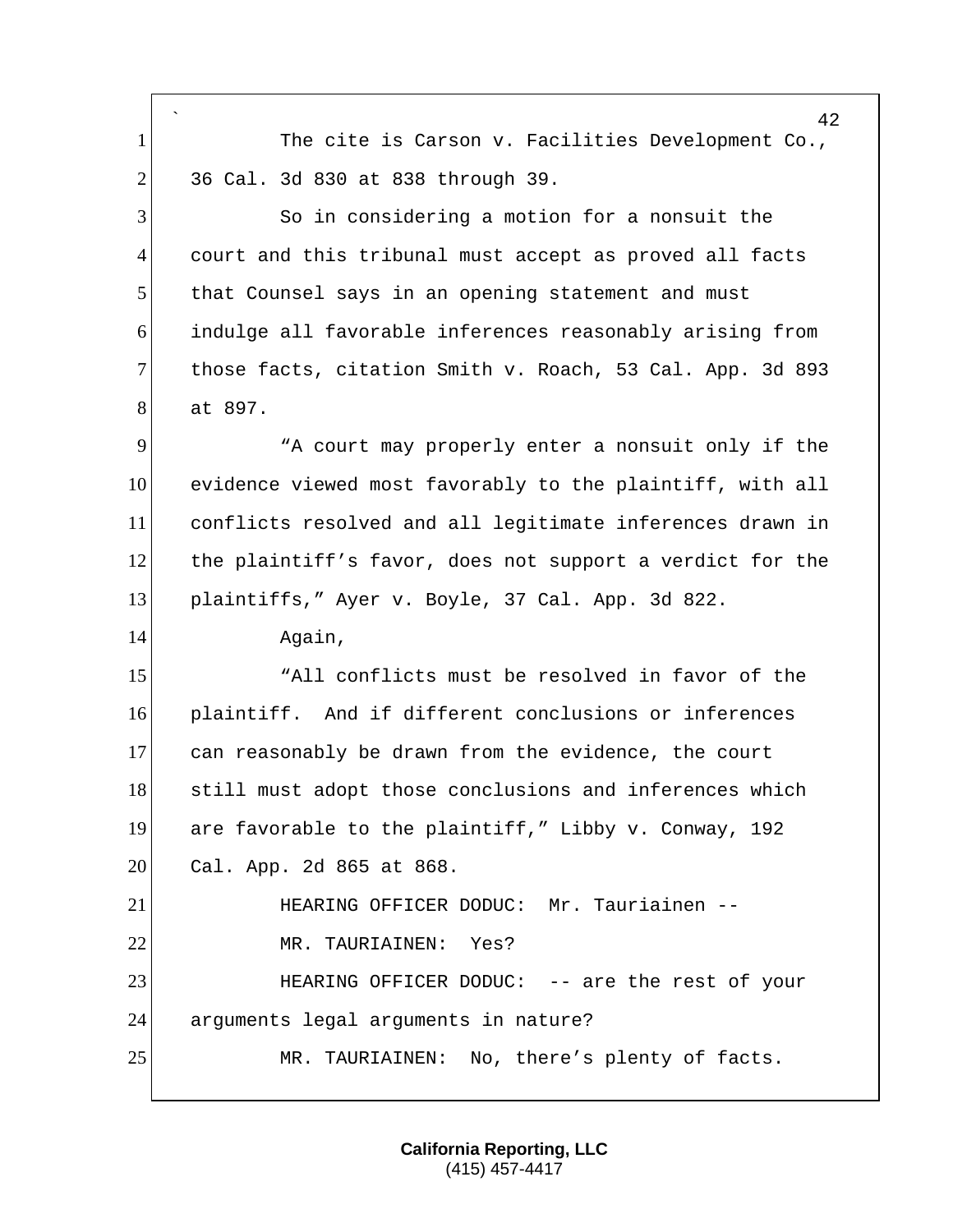The cite is Carson v. Facilities Development Co., 36 Cal. 3d 830 at 838 through 39.

So in considering a motion for a nonsuit the court and this tribunal must accept as proved all facts that Counsel says in an opening statement and must indulge all favorable inferences reasonably arising from those facts, citation Smith v. Roach, 53 Cal. App. 3d 893 at 897.

"A court may properly enter a nonsuit only if the evidence viewed most favorably to the plaintiff, with all conflicts resolved and all legitimate inferences drawn in the plaintiff's favor, does not support a verdict for the plaintiffs," Ayer v. Boyle, 37 Cal. App. 3d 822.

Again,

"All conflicts must be resolved in favor of the plaintiff. And if different conclusions or inferences can reasonably be drawn from the evidence, the court still must adopt those conclusions and inferences which are favorable to the plaintiff," Libby v. Conway, 192 Cal. App. 2d 865 at 868.

HEARING OFFICER DODUC: Mr. Tauriainen --

MR. TAURIAINEN: Yes?

HEARING OFFICER DODUC: -- are the rest of your arguments legal arguments in nature?

MR. TAURIAINEN: No, there's plenty of facts.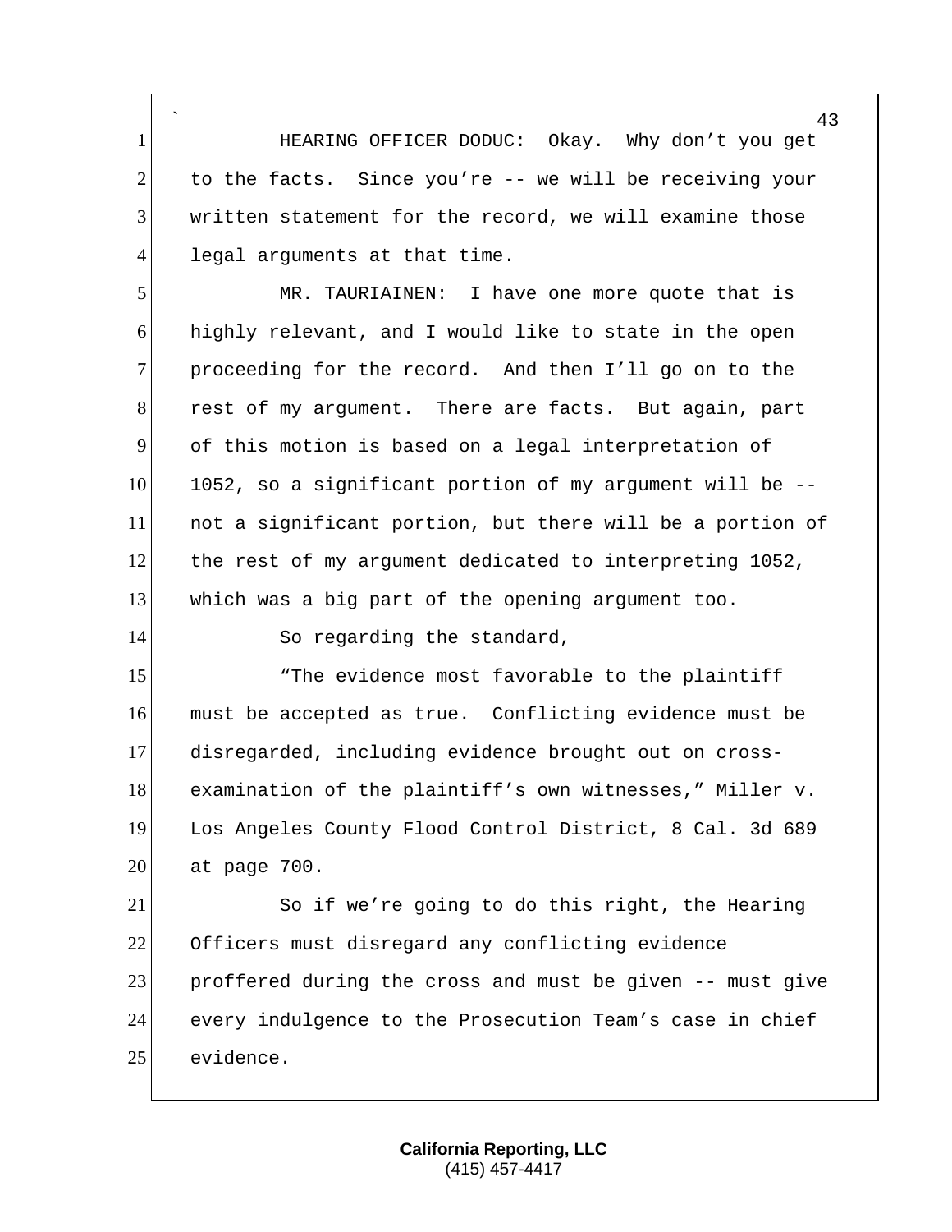HEARING OFFICER DODUC: Okay. Why don't you get to the facts. Since you're -- we will be receiving your written statement for the record, we will examine those legal arguments at that time.

MR. TAURIAINEN: I have one more quote that is highly relevant, and I would like to state in the open proceeding for the record. And then I'll go on to the rest of my argument. There are facts. But again, part of this motion is based on a legal interpretation of 1052, so a significant portion of my argument will be -- not a significant portion, but there will be a portion of the rest of my argument dedicated to interpreting 1052, which was a big part of the opening argument too.

So regarding the standard,

"The evidence most favorable to the plaintiff must be accepted as true. Conflicting evidence must be disregarded, including evidence brought out on cross-examination of the plaintiff's own witnesses," Miller v. Los Angeles County Flood Control District, 8 Cal. 3d 689 at page 700.

So if we're going to do this right, the Hearing Officers must disregard any conflicting evidence proffered during the cross and must be given -- must give every indulgence to the Prosecution Team's case in chief evidence.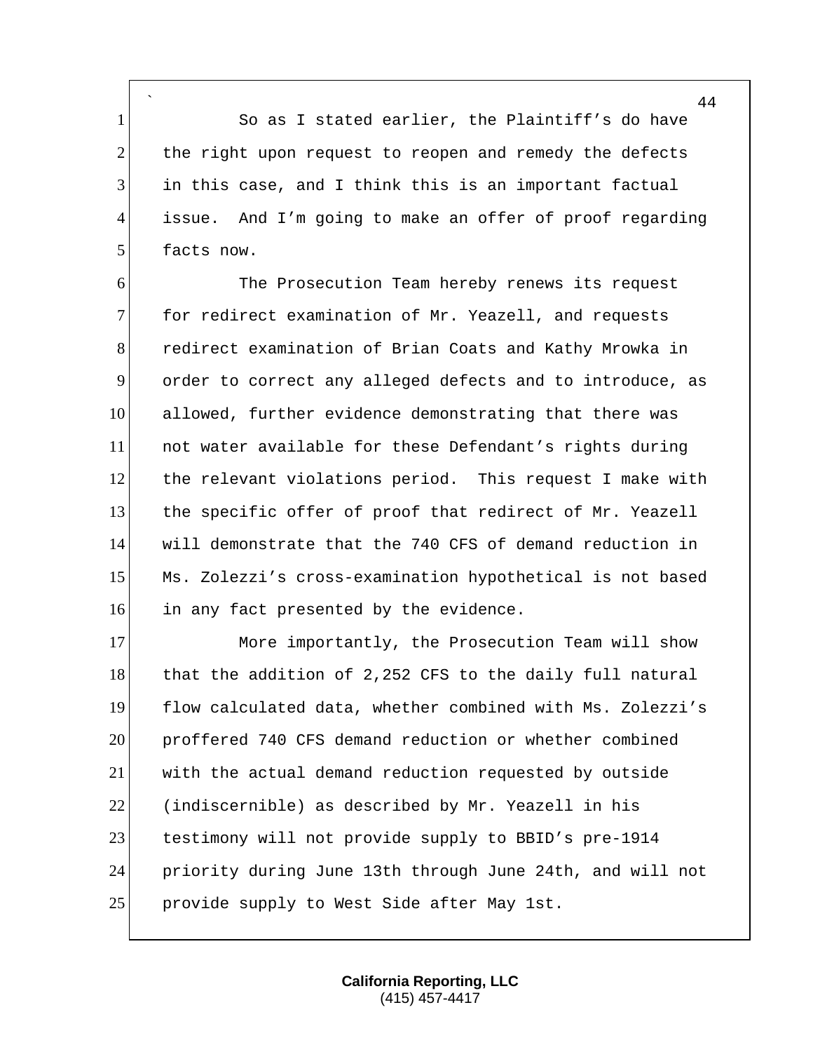So as I stated earlier, the Plaintiff's do have the right upon request to reopen and remedy the defects in this case, and I think this is an important factual issue. And I'm going to make an offer of proof regarding facts now.

The Prosecution Team hereby renews its request for redirect examination of Mr. Yeazell, and requests redirect examination of Brian Coats and Kathy Mrowka in order to correct any alleged defects and to introduce, as allowed, further evidence demonstrating that there was not water available for these Defendant's rights during the relevant violations period. This request I make with the specific offer of proof that redirect of Mr. Yeazell will demonstrate that the 740 CFS of demand reduction in Ms. Zolezzi's cross-examination hypothetical is not based in any fact presented by the evidence.

More importantly, the Prosecution Team will show that the addition of 2,252 CFS to the daily full natural flow calculated data, whether combined with Ms. Zolezzi's proffered 740 CFS demand reduction or whether combined with the actual demand reduction requested by outside (indiscernible) as described by Mr. Yeazell in his testimony will not provide supply to BBID's pre-1914 priority during June 13th through June 24th, and will not provide supply to West Side after May 1st.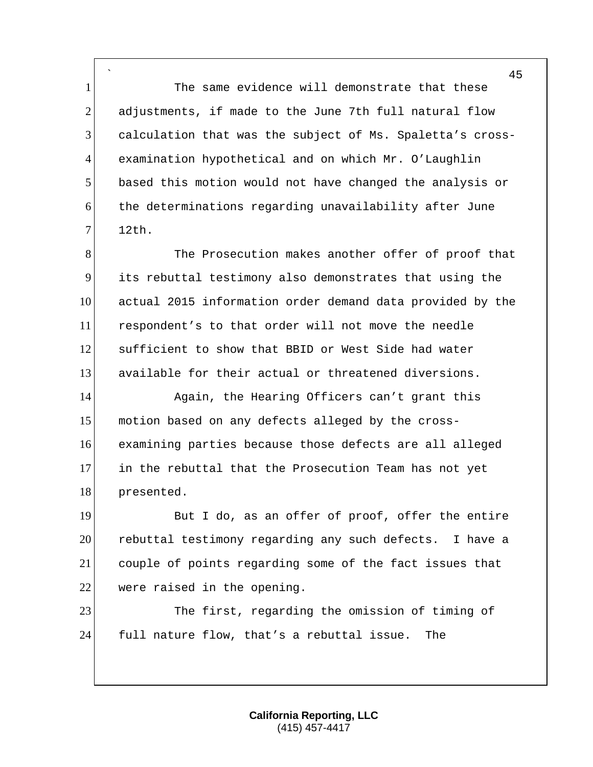The same evidence will demonstrate that these adjustments, if made to the June 7th full natural flow calculation that was the subject of Ms. Spaletta's cross-examination hypothetical and on which Mr. O'Laughlin based this motion would not have changed the analysis or the determinations regarding unavailability after June 12th.

The Prosecution makes another offer of proof that its rebuttal testimony also demonstrates that using the actual 2015 information order demand data provided by the respondent's to that order will not move the needle sufficient to show that BBID or West Side had water available for their actual or threatened diversions.

Again, the Hearing Officers can't grant this motion based on any defects alleged by the cross-examining parties because those defects are all alleged in the rebuttal that the Prosecution Team has not yet presented.

But I do, as an offer of proof, offer the entire rebuttal testimony regarding any such defects. I have a couple of points regarding some of the fact issues that were raised in the opening.

The first, regarding the omission of timing of full nature flow, that's a rebuttal issue. The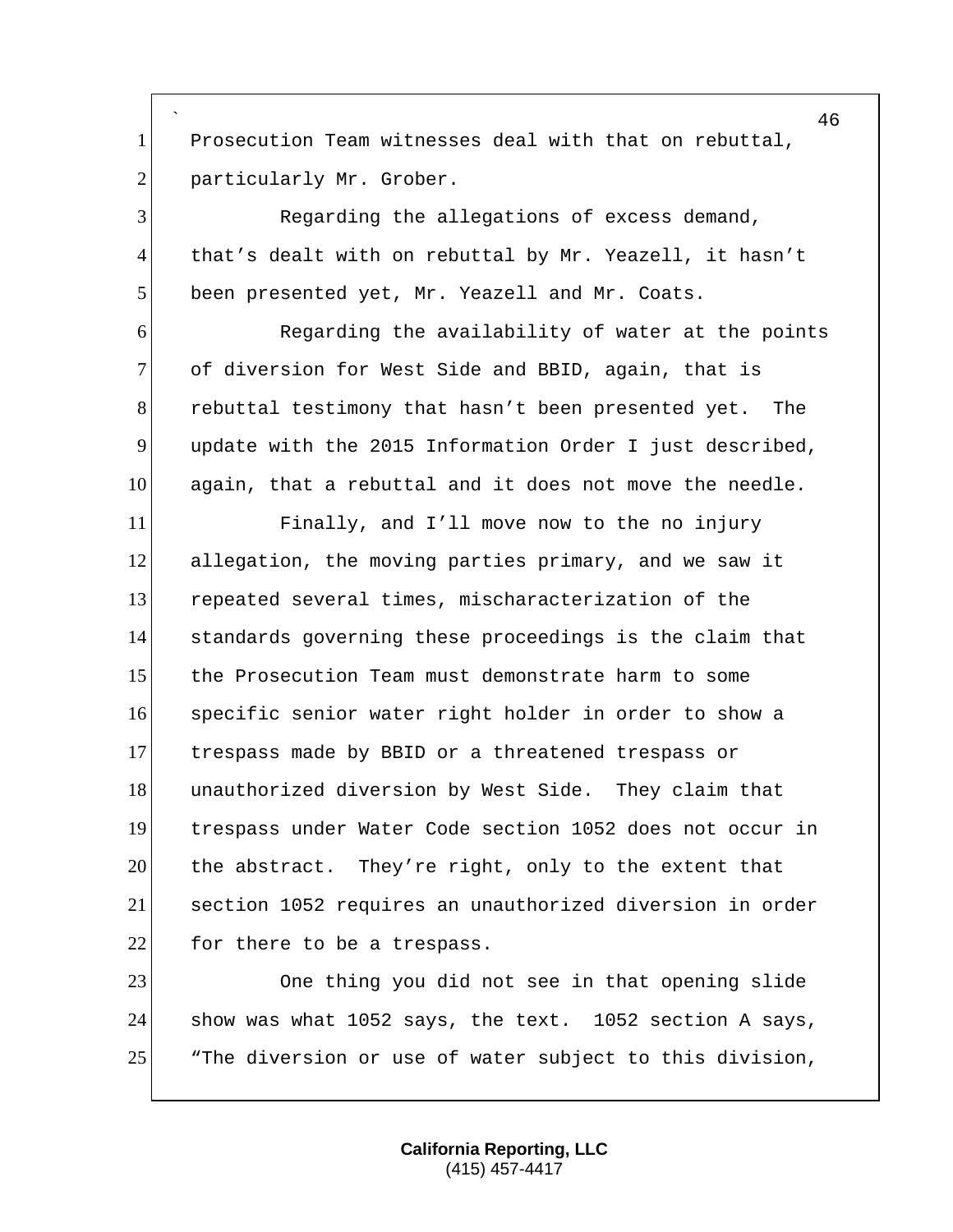Prosecution Team witnesses deal with that on rebuttal, particularly Mr. Grober.

Regarding the allegations of excess demand, that's dealt with on rebuttal by Mr. Yeazell, it hasn't been presented yet, Mr. Yeazell and Mr. Coats.

Regarding the availability of water at the points of diversion for West Side and BBID, again, that is rebuttal testimony that hasn't been presented yet. The update with the 2015 Information Order I just described, again, that a rebuttal and it does not move the needle.

Finally, and I'll move now to the no injury allegation, the moving parties primary, and we saw it repeated several times, mischaracterization of the standards governing these proceedings is the claim that the Prosecution Team must demonstrate harm to some specific senior water right holder in order to show a trespass made by BBID or a threatened trespass or unauthorized diversion by West Side. They claim that trespass under Water Code section 1052 does not occur in the abstract. They're right, only to the extent that section 1052 requires an unauthorized diversion in order for there to be a trespass.

One thing you did not see in that opening slide show was what 1052 says, the text. 1052 section A says, "The diversion or use of water subject to this division,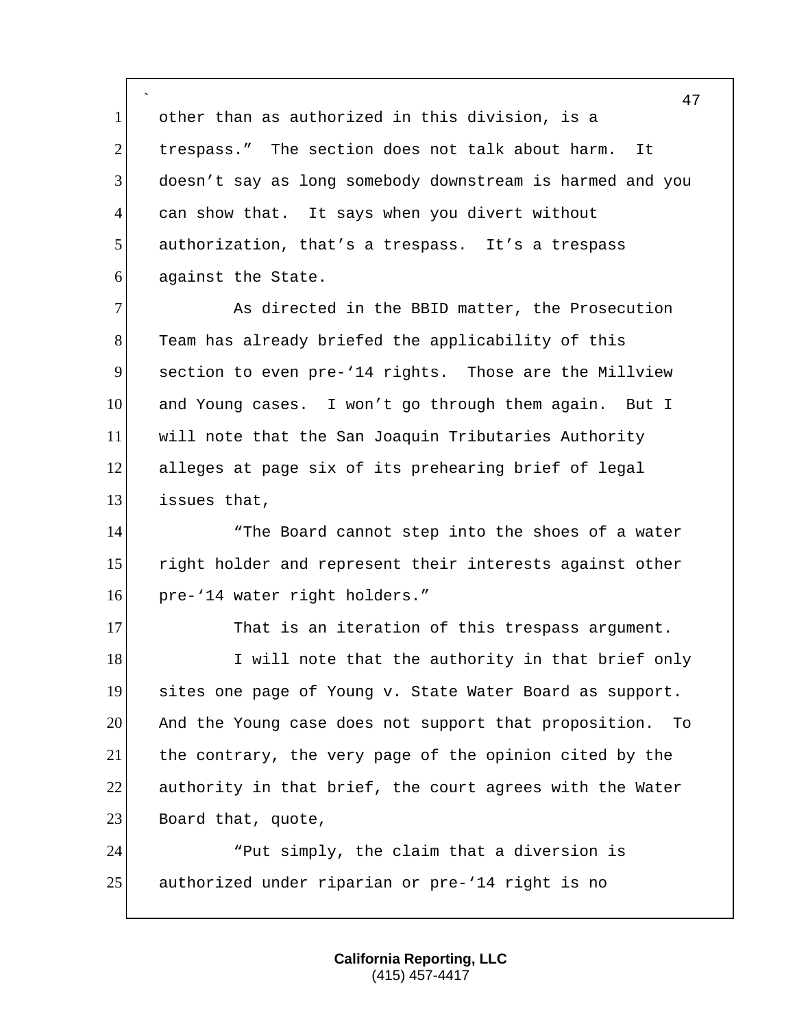other than as authorized in this division, is a trespass." The section does not talk about harm. It doesn't say as long somebody downstream is harmed and you can show that. It says when you divert without authorization, that's a trespass. It's a trespass against the State.

As directed in the BBID matter, the Prosecution Team has already briefed the applicability of this section to even pre-'14 rights. Those are the Millview and Young cases. I won't go through them again. But I will note that the San Joaquin Tributaries Authority alleges at page six of its prehearing brief of legal issues that,

"The Board cannot step into the shoes of a water right holder and represent their interests against other pre-'14 water right holders."

That is an iteration of this trespass argument.

I will note that the authority in that brief only sites one page of Young v. State Water Board as support. And the Young case does not support that proposition. To the contrary, the very page of the opinion cited by the authority in that brief, the court agrees with the Water Board that, quote,

"Put simply, the claim that a diversion is authorized under riparian or pre-'14 right is no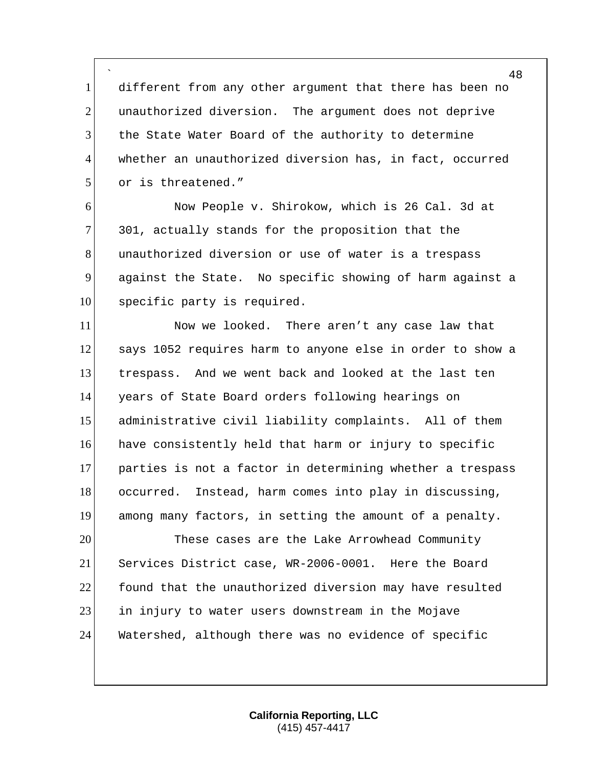different from any other argument that there has been no unauthorized diversion. The argument does not deprive the State Water Board of the authority to determine whether an unauthorized diversion has, in fact, occurred or is threatened."

Now People v. Shirokow, which is 26 Cal. 3d at 301, actually stands for the proposition that the unauthorized diversion or use of water is a trespass against the State. No specific showing of harm against a specific party is required.

Now we looked. There aren't any case law that says 1052 requires harm to anyone else in order to show a trespass. And we went back and looked at the last ten years of State Board orders following hearings on administrative civil liability complaints. All of them have consistently held that harm or injury to specific parties is not a factor in determining whether a trespass occurred. Instead, harm comes into play in discussing, among many factors, in setting the amount of a penalty.

These cases are the Lake Arrowhead Community Services District case, WR-2006-0001. Here the Board found that the unauthorized diversion may have resulted in injury to water users downstream in the Mojave Watershed, although there was no evidence of specific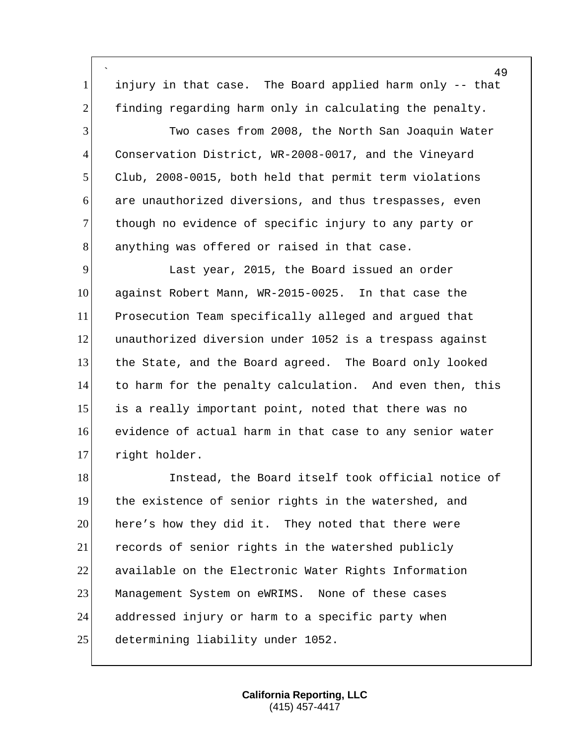injury in that case. The Board applied harm only -- that finding regarding harm only in calculating the penalty.

Two cases from 2008, the North San Joaquin Water Conservation District, WR-2008-0017, and the Vineyard Club, 2008-0015, both held that permit term violations are unauthorized diversions, and thus trespasses, even though no evidence of specific injury to any party or anything was offered or raised in that case.

Last year, 2015, the Board issued an order against Robert Mann, WR-2015-0025. In that case the Prosecution Team specifically alleged and argued that unauthorized diversion under 1052 is a trespass against the State, and the Board agreed. The Board only looked to harm for the penalty calculation. And even then, this is a really important point, noted that there was no evidence of actual harm in that case to any senior water right holder.

Instead, the Board itself took official notice of the existence of senior rights in the watershed, and here's how they did it. They noted that there were records of senior rights in the watershed publicly available on the Electronic Water Rights Information Management System on eWRIMS. None of these cases addressed injury or harm to a specific party when determining liability under 1052.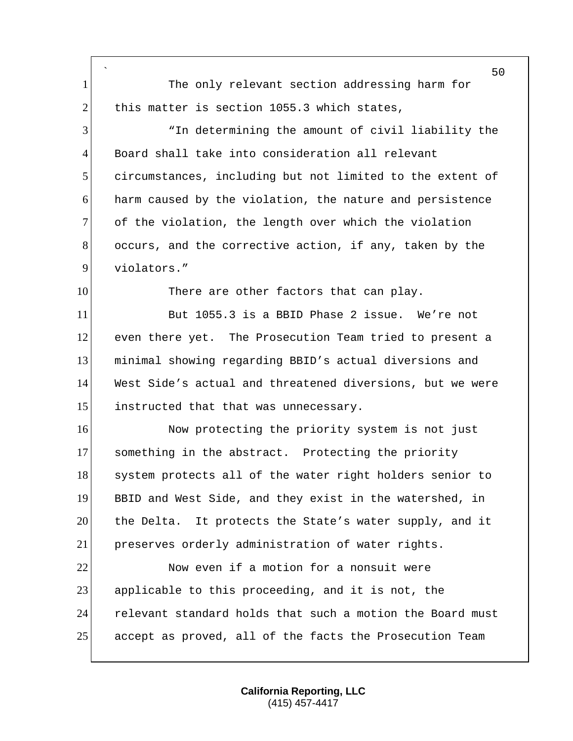The only relevant section addressing harm for this matter is section 1055.3 which states,

"In determining the amount of civil liability the Board shall take into consideration all relevant circumstances, including but not limited to the extent of harm caused by the violation, the nature and persistence of the violation, the length over which the violation occurs, and the corrective action, if any, taken by the violators."

There are other factors that can play.

But 1055.3 is a BBID Phase 2 issue. We're not even there yet. The Prosecution Team tried to present a minimal showing regarding BBID's actual diversions and West Side's actual and threatened diversions, but we were instructed that that was unnecessary.

Now protecting the priority system is not just something in the abstract. Protecting the priority system protects all of the water right holders senior to BBID and West Side, and they exist in the watershed, in the Delta. It protects the State's water supply, and it preserves orderly administration of water rights.

Now even if a motion for a nonsuit were applicable to this proceeding, and it is not, the relevant standard holds that such a motion the Board must accept as proved, all of the facts the Prosecution Team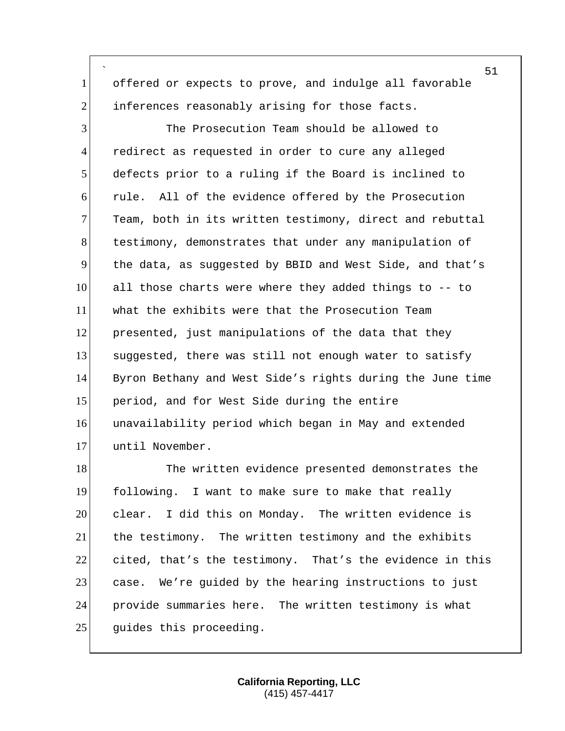offered or expects to prove, and indulge all favorable inferences reasonably arising for those facts.

The Prosecution Team should be allowed to redirect as requested in order to cure any alleged defects prior to a ruling if the Board is inclined to rule. All of the evidence offered by the Prosecution Team, both in its written testimony, direct and rebuttal testimony, demonstrates that under any manipulation of the data, as suggested by BBID and West Side, and that's all those charts were where they added things to -- to what the exhibits were that the Prosecution Team presented, just manipulations of the data that they suggested, there was still not enough water to satisfy Byron Bethany and West Side's rights during the June time period, and for West Side during the entire unavailability period which began in May and extended until November.

The written evidence presented demonstrates the following. I want to make sure to make that really clear. I did this on Monday. The written evidence is the testimony. The written testimony and the exhibits cited, that's the testimony. That's the evidence in this case. We're guided by the hearing instructions to just provide summaries here. The written testimony is what guides this proceeding.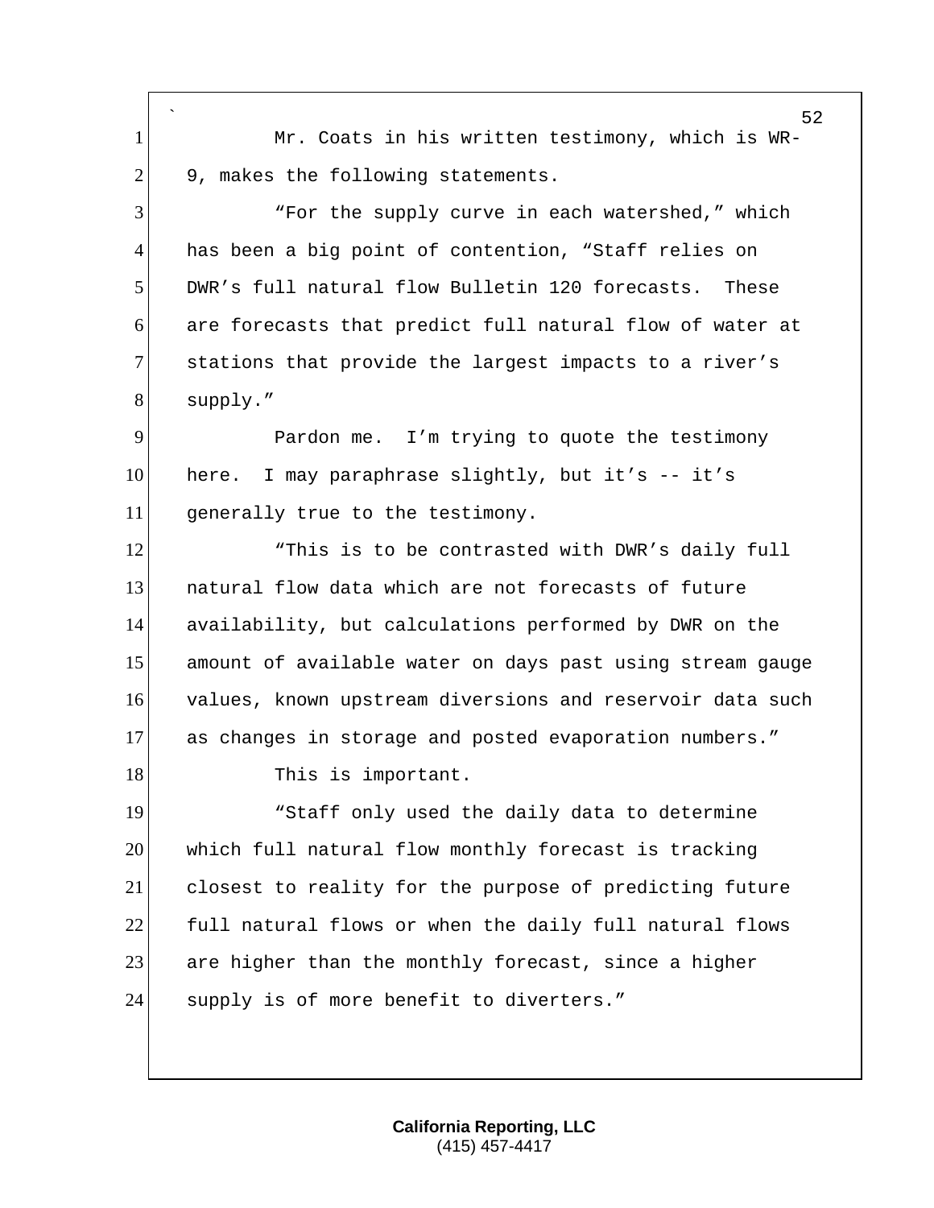Mr. Coats in his written testimony, which is WR-9, makes the following statements.

"For the supply curve in each watershed," which has been a big point of contention, "Staff relies on DWR's full natural flow Bulletin 120 forecasts. These are forecasts that predict full natural flow of water at stations that provide the largest impacts to a river's supply."

Pardon me. I'm trying to quote the testimony here. I may paraphrase slightly, but it's -- it's generally true to the testimony.

"This is to be contrasted with DWR's daily full natural flow data which are not forecasts of future availability, but calculations performed by DWR on the amount of available water on days past using stream gauge values, known upstream diversions and reservoir data such as changes in storage and posted evaporation numbers."

This is important.

"Staff only used the daily data to determine which full natural flow monthly forecast is tracking closest to reality for the purpose of predicting future full natural flows or when the daily full natural flows are higher than the monthly forecast, since a higher supply is of more benefit to diverters."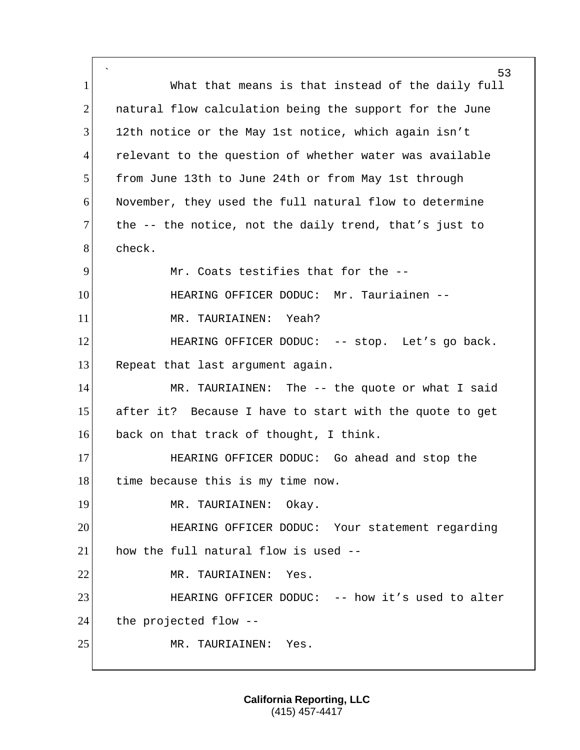What that means is that instead of the daily full natural flow calculation being the support for the June 12th notice or the May 1st notice, which again isn't relevant to the question of whether water was available from June 13th to June 24th or from May 1st through November, they used the full natural flow to determine the -- the notice, not the daily trend, that's just to check.

Mr. Coats testifies that for the --

HEARING OFFICER DODUC: Mr. Tauriainen --

MR. TAURIAINEN: Yeah?

HEARING OFFICER DODUC: -- stop. Let's go back. Repeat that last argument again.

MR. TAURIAINEN: The -- the quote or what I said after it? Because I have to start with the quote to get back on that track of thought, I think.

HEARING OFFICER DODUC: Go ahead and stop the time because this is my time now.

MR. TAURIAINEN: Okay.

HEARING OFFICER DODUC: Your statement regarding how the full natural flow is used --

MR. TAURIAINEN: Yes.

HEARING OFFICER DODUC: -- how it's used to alter the projected flow --

MR. TAURIAINEN: Yes.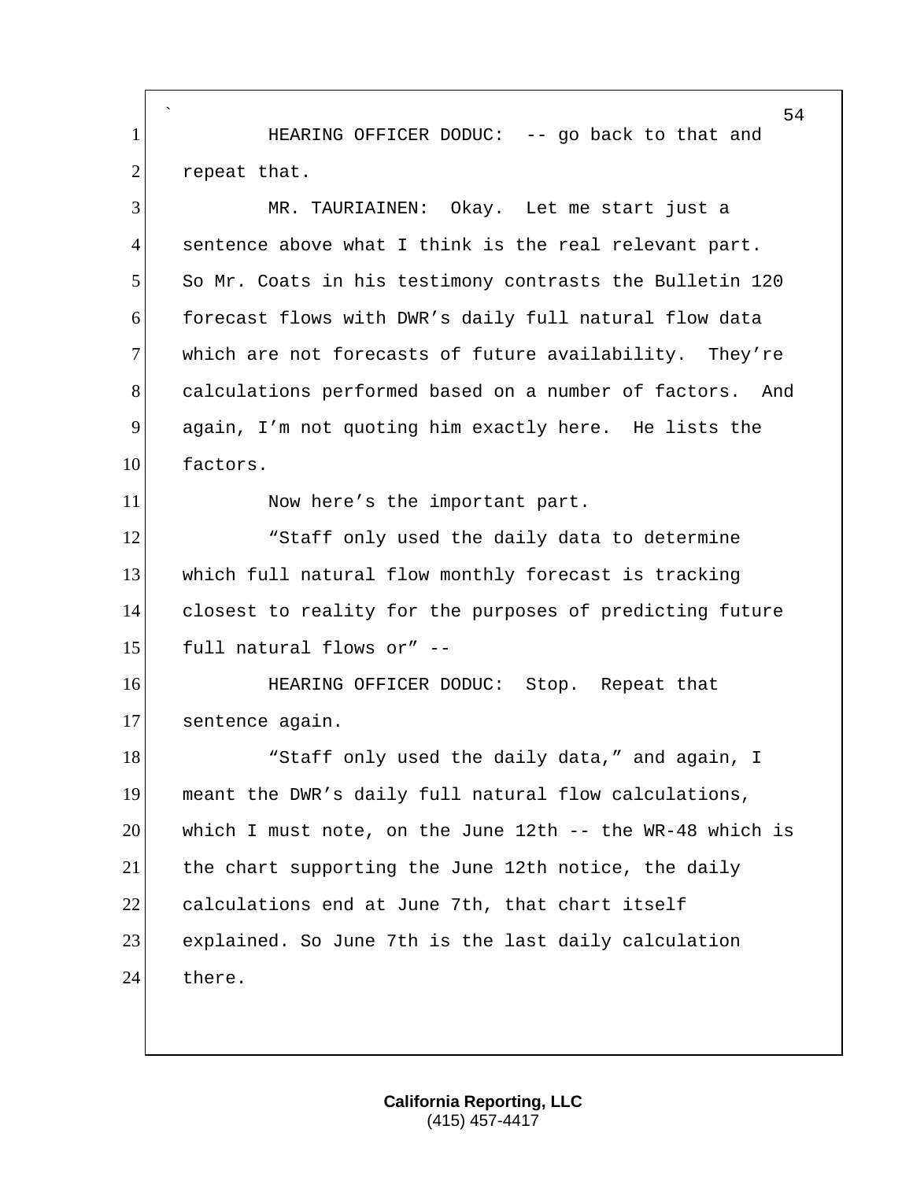HEARING OFFICER DODUC: -- go back to that and repeat that.

MR. TAURIAINEN: Okay. Let me start just a sentence above what I think is the real relevant part. So Mr. Coats in his testimony contrasts the Bulletin 120 forecast flows with DWR's daily full natural flow data which are not forecasts of future availability. They're calculations performed based on a number of factors. And again, I'm not quoting him exactly here. He lists the factors.

Now here's the important part.

"Staff only used the daily data to determine which full natural flow monthly forecast is tracking closest to reality for the purposes of predicting future full natural flows or" --

HEARING OFFICER DODUC: Stop. Repeat that sentence again.

"Staff only used the daily data," and again, I meant the DWR's daily full natural flow calculations, which I must note, on the June 12th -- the WR-48 which is the chart supporting the June 12th notice, the daily calculations end at June 7th, that chart itself explained. So June 7th is the last daily calculation there.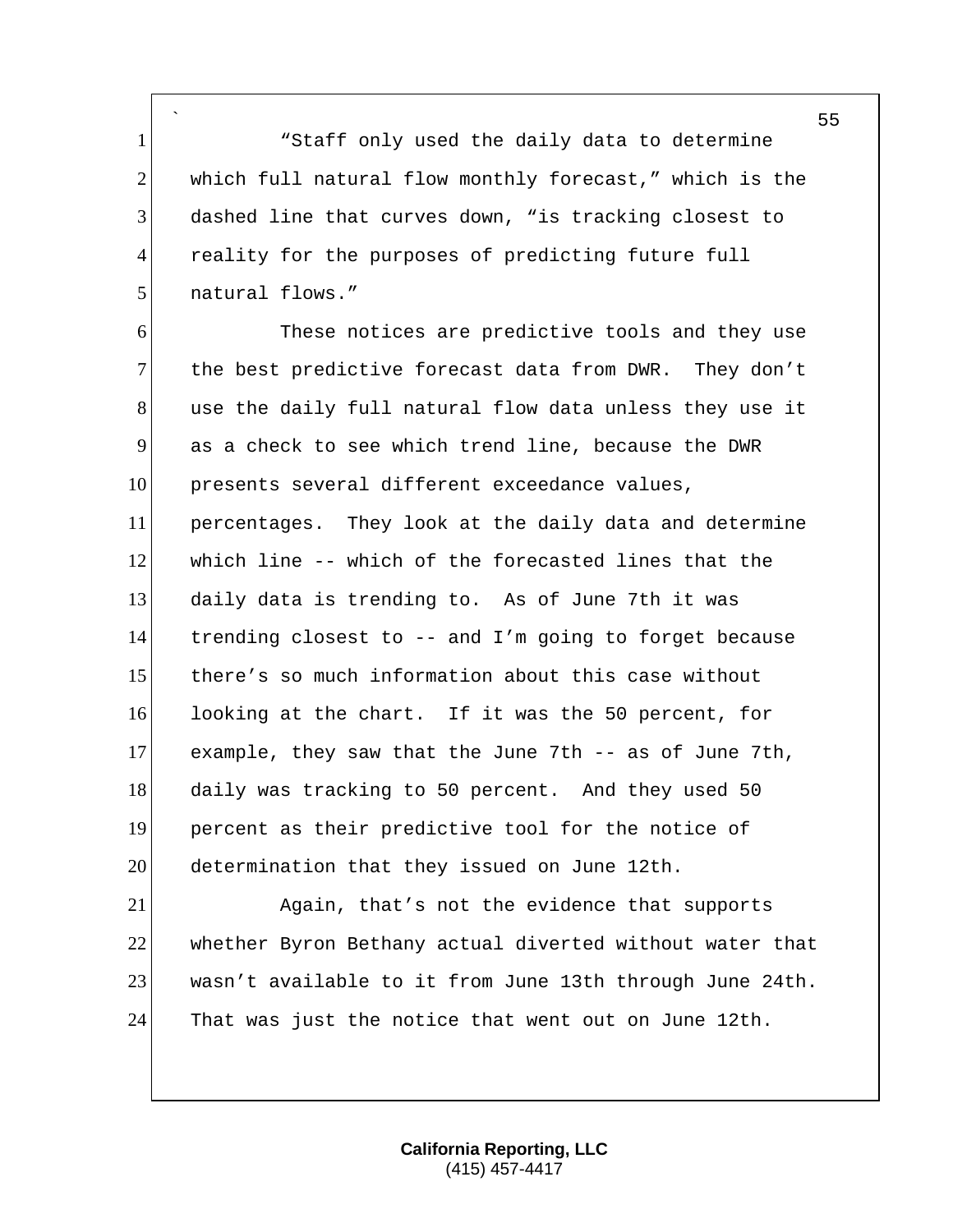"Staff only used the daily data to determine which full natural flow monthly forecast," which is the dashed line that curves down, "is tracking closest to reality for the purposes of predicting future full natural flows."

These notices are predictive tools and they use the best predictive forecast data from DWR. They don't use the daily full natural flow data unless they use it as a check to see which trend line, because the DWR presents several different exceedance values, percentages. They look at the daily data and determine which line -- which of the forecasted lines that the daily data is trending to. As of June 7th it was trending closest to -- and I'm going to forget because there's so much information about this case without looking at the chart. If it was the 50 percent, for example, they saw that the June 7th -- as of June 7th, daily was tracking to 50 percent. And they used 50 percent as their predictive tool for the notice of determination that they issued on June 12th.

Again, that's not the evidence that supports whether Byron Bethany actual diverted without water that wasn't available to it from June 13th through June 24th. That was just the notice that went out on June 12th.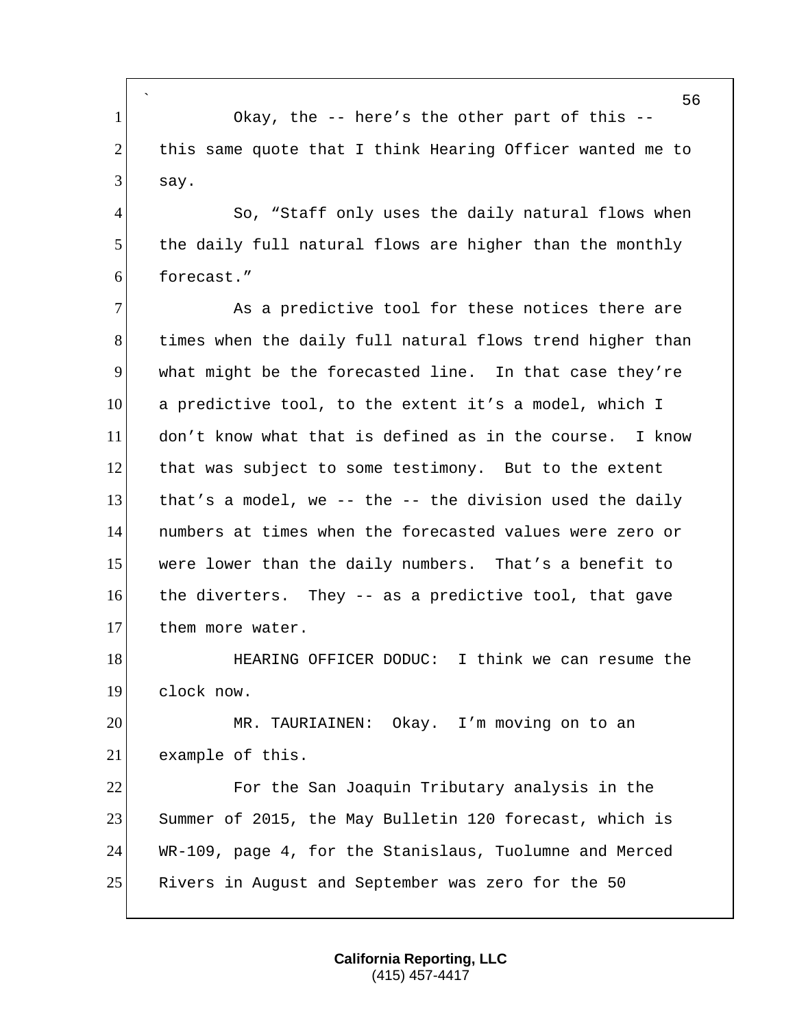Okay, the -- here's the other part of this -- this same quote that I think Hearing Officer wanted me to say.

So, "Staff only uses the daily natural flows when the daily full natural flows are higher than the monthly forecast."

As a predictive tool for these notices there are times when the daily full natural flows trend higher than what might be the forecasted line. In that case they're a predictive tool, to the extent it's a model, which I don't know what that is defined as in the course. I know that was subject to some testimony. But to the extent that's a model, we -- the -- the division used the daily numbers at times when the forecasted values were zero or were lower than the daily numbers. That's a benefit to the diverters. They -- as a predictive tool, that gave them more water.

HEARING OFFICER DODUC: I think we can resume the clock now.

MR. TAURIAINEN: Okay. I'm moving on to an example of this.

For the San Joaquin Tributary analysis in the Summer of 2015, the May Bulletin 120 forecast, which is WR-109, page 4, for the Stanislaus, Tuolumne and Merced Rivers in August and September was zero for the 50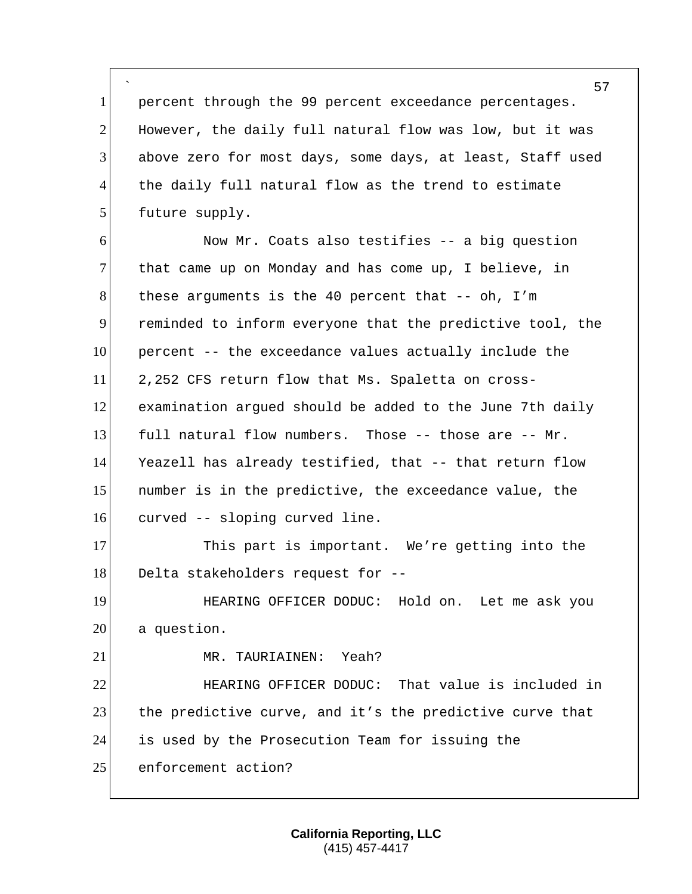percent through the 99 percent exceedance percentages. However, the daily full natural flow was low, but it was above zero for most days, some days, at least, Staff used the daily full natural flow as the trend to estimate future supply.

Now Mr. Coats also testifies -- a big question that came up on Monday and has come up, I believe, in these arguments is the 40 percent that -- oh, I'm reminded to inform everyone that the predictive tool, the percent -- the exceedance values actually include the 2,252 CFS return flow that Ms. Spaletta on cross-examination argued should be added to the June 7th daily full natural flow numbers. Those -- those are -- Mr. Yeazell has already testified, that -- that return flow number is in the predictive, the exceedance value, the curved -- sloping curved line.

This part is important. We're getting into the Delta stakeholders request for --

HEARING OFFICER DODUC: Hold on. Let me ask you a question.

MR. TAURIAINEN: Yeah?

HEARING OFFICER DODUC: That value is included in the predictive curve, and it's the predictive curve that is used by the Prosecution Team for issuing the enforcement action?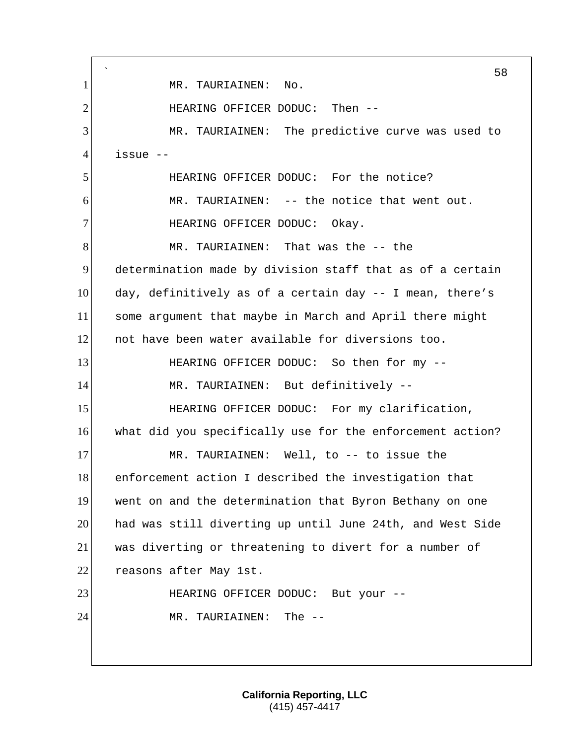MR. TAURIAINEN: No.

HEARING OFFICER DODUC: Then --

MR. TAURIAINEN: The predictive curve was used to issue --

HEARING OFFICER DODUC: For the notice?

MR. TAURIAINEN: -- the notice that went out.

HEARING OFFICER DODUC: Okay.

MR. TAURIAINEN: That was the -- the determination made by division staff that as of a certain day, definitively as of a certain day -- I mean, there's some argument that maybe in March and April there might not have been water available for diversions too.

HEARING OFFICER DODUC: So then for my --

MR. TAURIAINEN: But definitively --

HEARING OFFICER DODUC: For my clarification, what did you specifically use for the enforcement action?

MR. TAURIAINEN: Well, to -- to issue the enforcement action I described the investigation that went on and the determination that Byron Bethany on one had was still diverting up until June 24th, and West Side was diverting or threatening to divert for a number of reasons after May 1st.

HEARING OFFICER DODUC: But your --

MR. TAURIAINEN: The --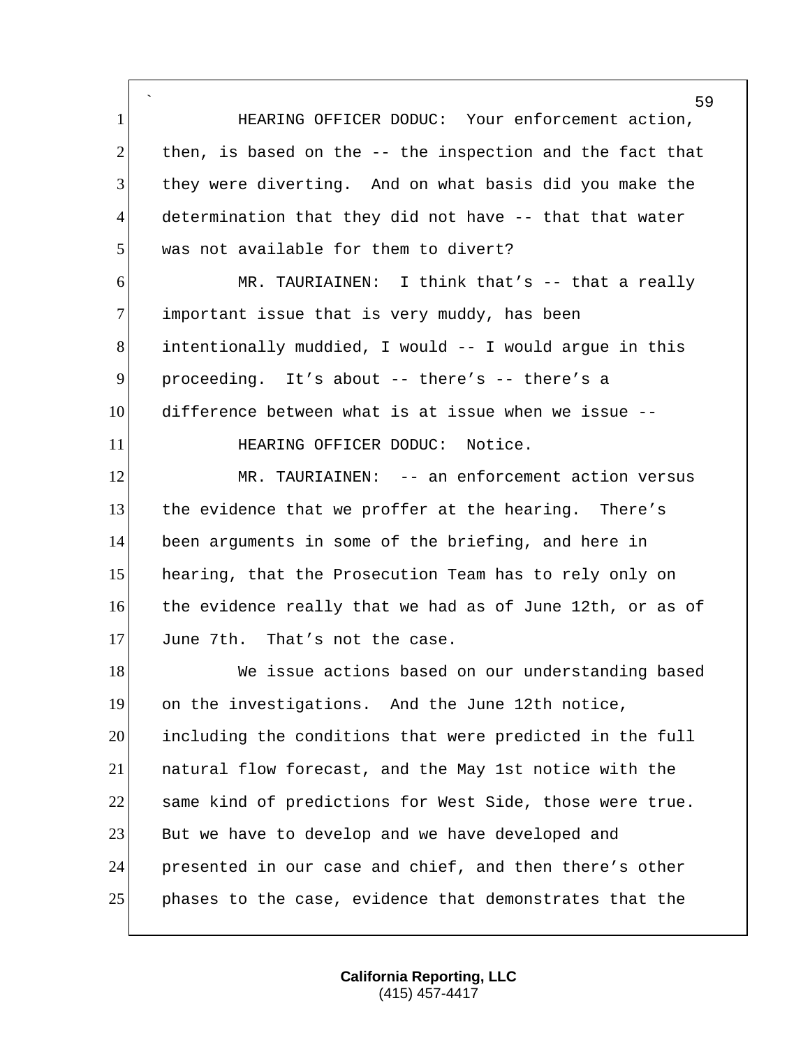HEARING OFFICER DODUC: Your enforcement action, then, is based on the -- the inspection and the fact that they were diverting. And on what basis did you make the determination that they did not have -- that that water was not available for them to divert?

MR. TAURIAINEN: I think that's -- that a really important issue that is very muddy, has been intentionally muddied, I would -- I would argue in this proceeding. It's about -- there's -- there's a difference between what is at issue when we issue --

HEARING OFFICER DODUC: Notice.

MR. TAURIAINEN: -- an enforcement action versus the evidence that we proffer at the hearing. There's been arguments in some of the briefing, and here in hearing, that the Prosecution Team has to rely only on the evidence really that we had as of June 12th, or as of June 7th. That's not the case.

We issue actions based on our understanding based on the investigations. And the June 12th notice, including the conditions that were predicted in the full natural flow forecast, and the May 1st notice with the same kind of predictions for West Side, those were true. But we have to develop and we have developed and presented in our case and chief, and then there's other phases to the case, evidence that demonstrates that the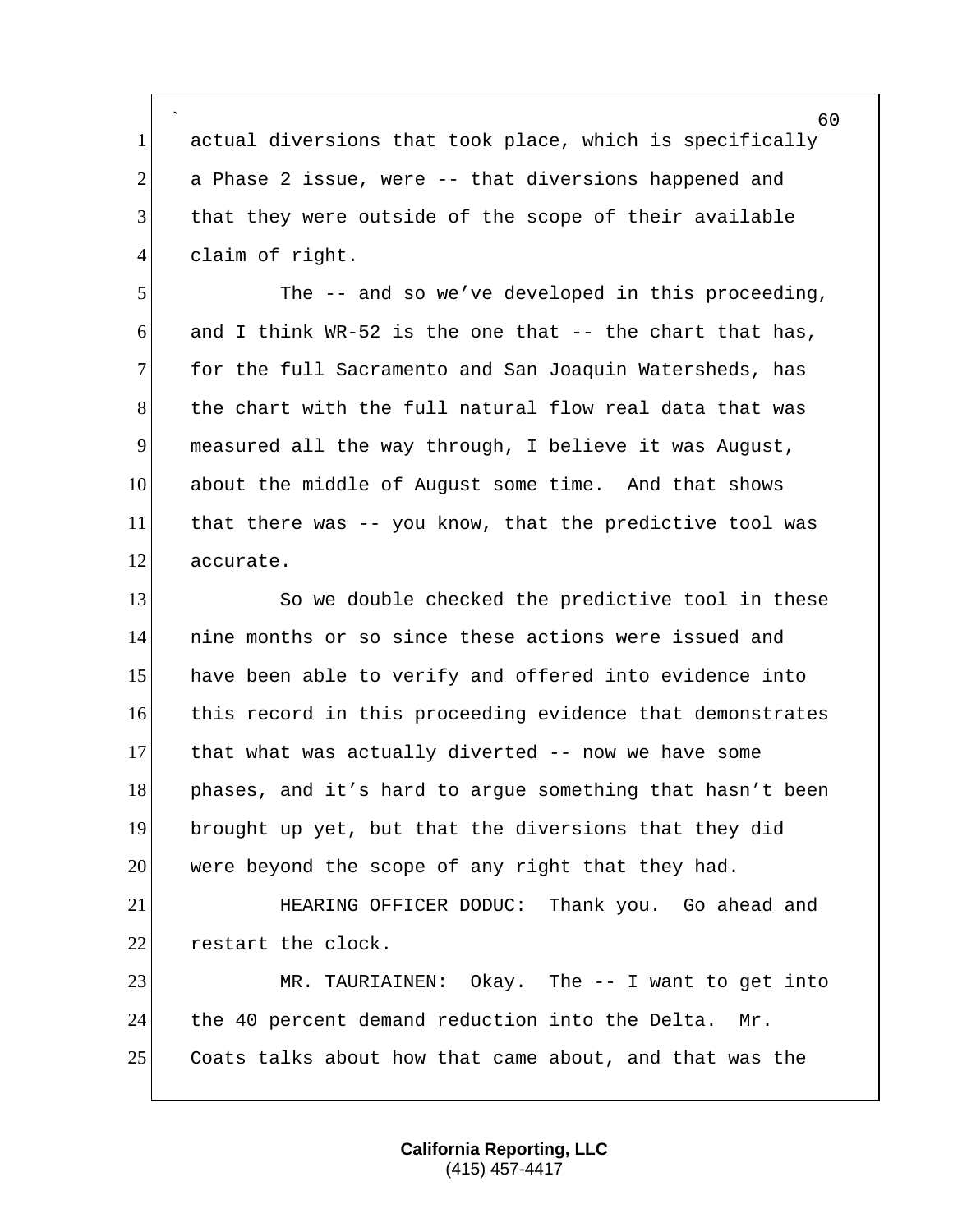actual diversions that took place, which is specifically a Phase 2 issue, were -- that diversions happened and that they were outside of the scope of their available claim of right.

The -- and so we’ve developed in this proceeding, and I think WR-52 is the one that -- the chart that has, for the full Sacramento and San Joaquin Watersheds, has the chart with the full natural flow real data that was measured all the way through, I believe it was August, about the middle of August some time. And that shows that there was -- you know, that the predictive tool was accurate.

So we double checked the predictive tool in these nine months or so since these actions were issued and have been able to verify and offered into evidence into this record in this proceeding evidence that demonstrates that what was actually diverted -- now we have some phases, and it’s hard to argue something that hasn’t been brought up yet, but that the diversions that they did were beyond the scope of any right that they had.

HEARING OFFICER DODUC: Thank you. Go ahead and restart the clock.

MR. TAURIAINEN: Okay. The -- I want to get into the 40 percent demand reduction into the Delta. Mr. Coats talks about how that came about, and that was the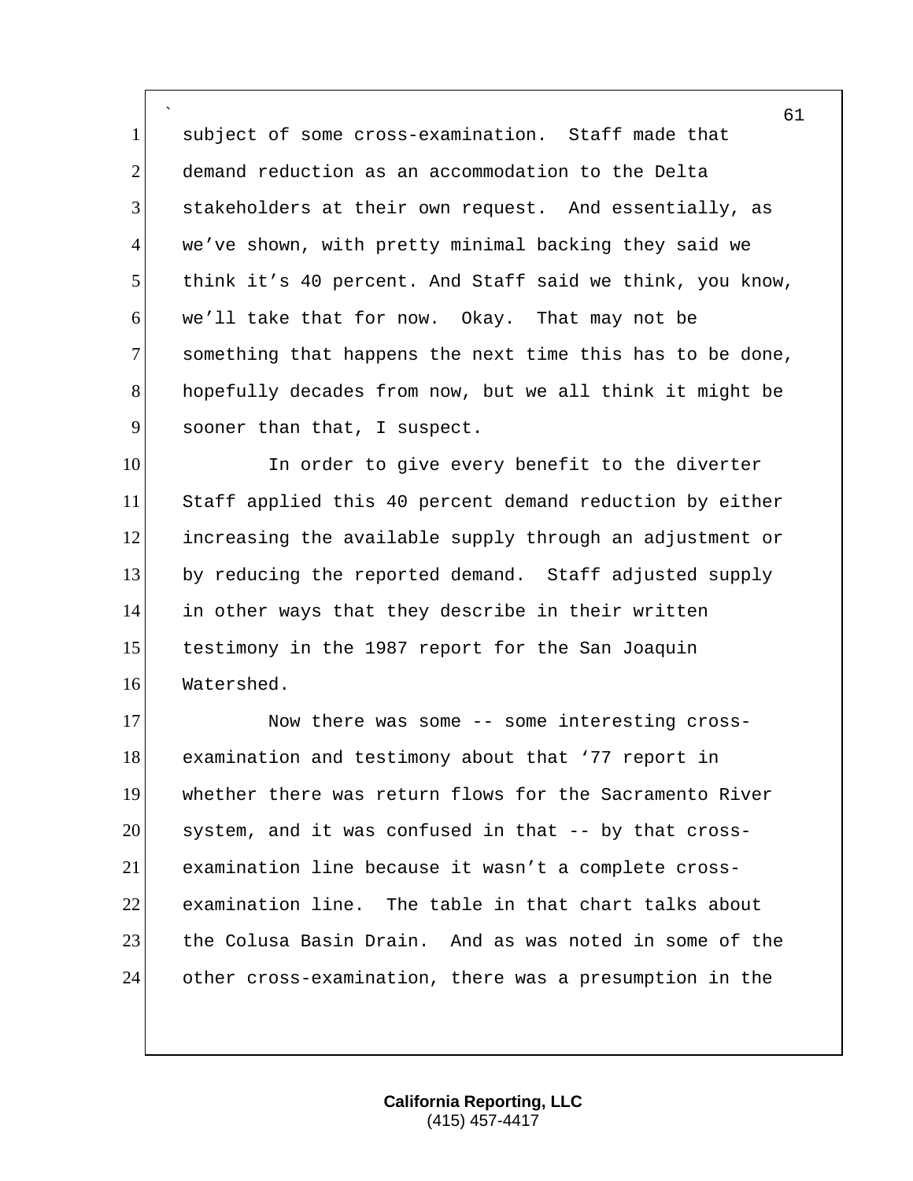subject of some cross-examination. Staff made that demand reduction as an accommodation to the Delta stakeholders at their own request. And essentially, as we've shown, with pretty minimal backing they said we think it's 40 percent. And Staff said we think, you know, we'll take that for now. Okay. That may not be something that happens the next time this has to be done, hopefully decades from now, but we all think it might be sooner than that, I suspect.

In order to give every benefit to the diverter Staff applied this 40 percent demand reduction by either increasing the available supply through an adjustment or by reducing the reported demand. Staff adjusted supply in other ways that they describe in their written testimony in the 1987 report for the San Joaquin Watershed.

Now there was some -- some interesting cross-examination and testimony about that '77 report in whether there was return flows for the Sacramento River system, and it was confused in that -- by that cross-examination line because it wasn't a complete cross-examination line. The table in that chart talks about the Colusa Basin Drain. And as was noted in some of the other cross-examination, there was a presumption in the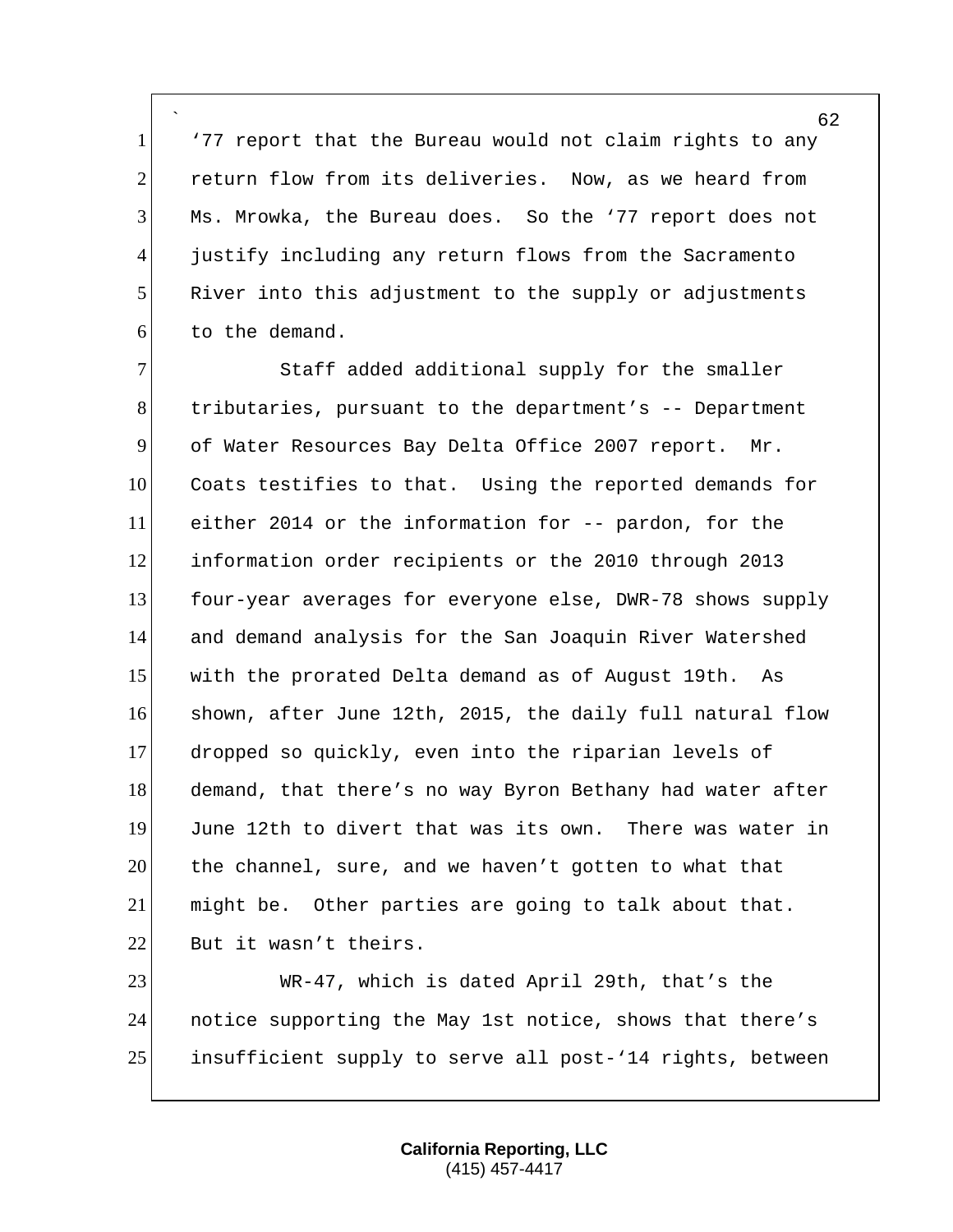'77 report that the Bureau would not claim rights to any return flow from its deliveries. Now, as we heard from Ms. Mrowka, the Bureau does. So the '77 report does not justify including any return flows from the Sacramento River into this adjustment to the supply or adjustments to the demand.

Staff added additional supply for the smaller tributaries, pursuant to the department's -- Department of Water Resources Bay Delta Office 2007 report. Mr. Coats testifies to that. Using the reported demands for either 2014 or the information for -- pardon, for the information order recipients or the 2010 through 2013 four-year averages for everyone else, DWR-78 shows supply and demand analysis for the San Joaquin River Watershed with the prorated Delta demand as of August 19th. As shown, after June 12th, 2015, the daily full natural flow dropped so quickly, even into the riparian levels of demand, that there's no way Byron Bethany had water after June 12th to divert that was its own. There was water in the channel, sure, and we haven't gotten to what that might be. Other parties are going to talk about that. But it wasn't theirs.

WR-47, which is dated April 29th, that's the notice supporting the May 1st notice, shows that there's insufficient supply to serve all post-'14 rights, between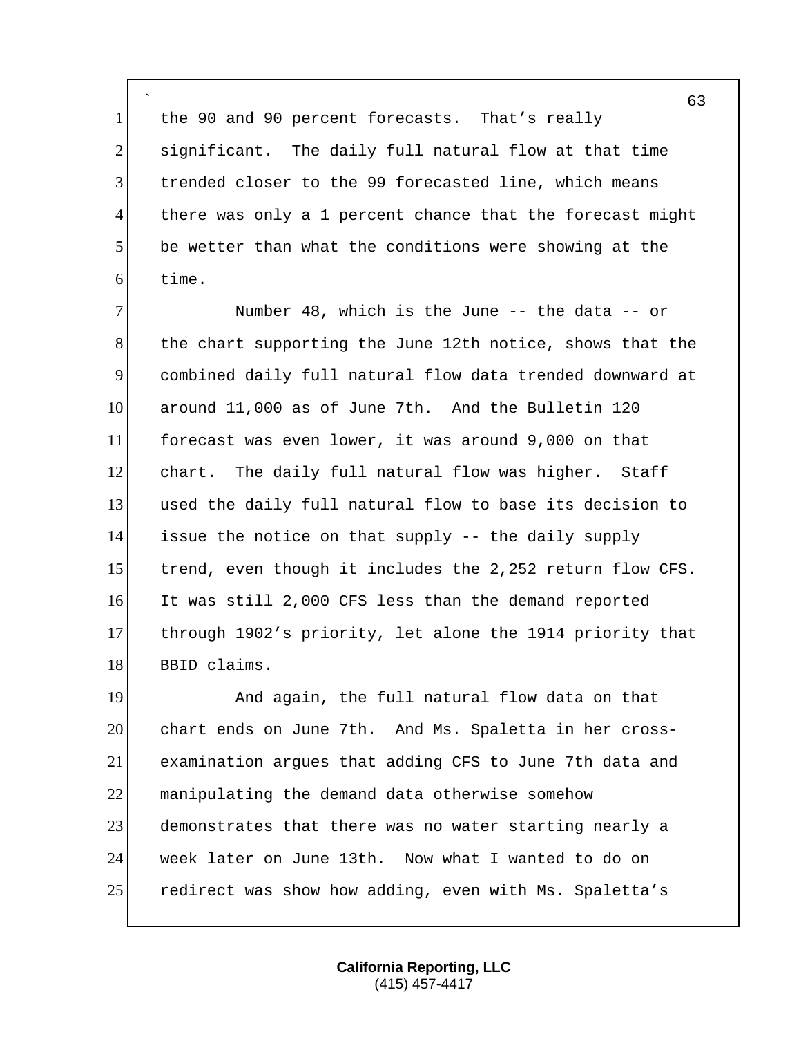the 90 and 90 percent forecasts. That's really significant. The daily full natural flow at that time trended closer to the 99 forecasted line, which means there was only a 1 percent chance that the forecast might be wetter than what the conditions were showing at the time.

Number 48, which is the June -- the data -- or the chart supporting the June 12th notice, shows that the combined daily full natural flow data trended downward at around 11,000 as of June 7th. And the Bulletin 120 forecast was even lower, it was around 9,000 on that chart. The daily full natural flow was higher. Staff used the daily full natural flow to base its decision to issue the notice on that supply -- the daily supply trend, even though it includes the 2,252 return flow CFS. It was still 2,000 CFS less than the demand reported through 1902's priority, let alone the 1914 priority that BBID claims.

And again, the full natural flow data on that chart ends on June 7th. And Ms. Spaletta in her cross-examination argues that adding CFS to June 7th data and manipulating the demand data otherwise somehow demonstrates that there was no water starting nearly a week later on June 13th. Now what I wanted to do on redirect was show how adding, even with Ms. Spaletta's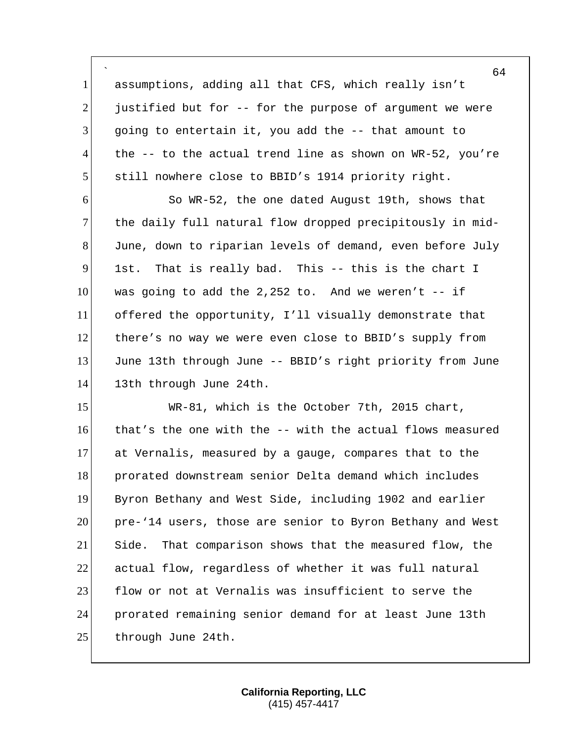assumptions, adding all that CFS, which really isn't justified but for -- for the purpose of argument we were going to entertain it, you add the -- that amount to the -- to the actual trend line as shown on WR-52, you're still nowhere close to BBID's 1914 priority right.

So WR-52, the one dated August 19th, shows that the daily full natural flow dropped precipitously in mid-June, down to riparian levels of demand, even before July 1st. That is really bad. This -- this is the chart I was going to add the 2,252 to. And we weren't -- if offered the opportunity, I'll visually demonstrate that there's no way we were even close to BBID's supply from June 13th through June -- BBID's right priority from June 13th through June 24th.

WR-81, which is the October 7th, 2015 chart, that's the one with the -- with the actual flows measured at Vernalis, measured by a gauge, compares that to the prorated downstream senior Delta demand which includes Byron Bethany and West Side, including 1902 and earlier pre-'14 users, those are senior to Byron Bethany and West Side. That comparison shows that the measured flow, the actual flow, regardless of whether it was full natural flow or not at Vernalis was insufficient to serve the prorated remaining senior demand for at least June 13th through June 24th.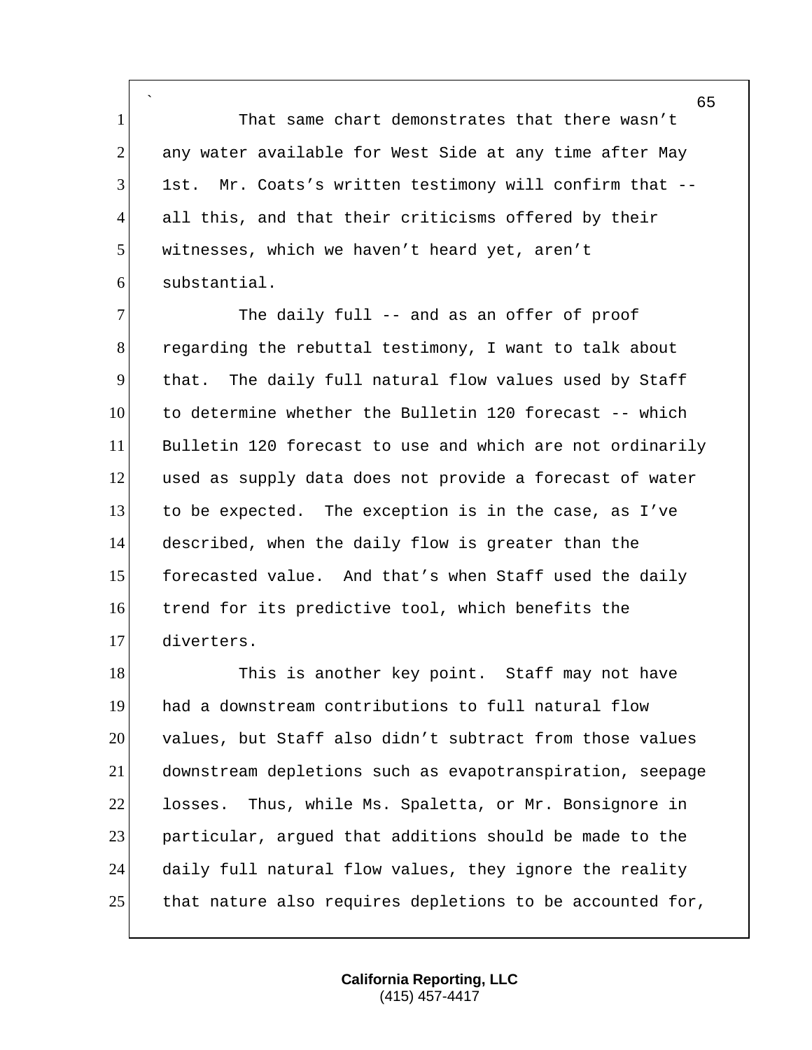That same chart demonstrates that there wasn't any water available for West Side at any time after May 1st. Mr. Coats's written testimony will confirm that -- all this, and that their criticisms offered by their witnesses, which we haven't heard yet, aren't substantial.

The daily full -- and as an offer of proof regarding the rebuttal testimony, I want to talk about that. The daily full natural flow values used by Staff to determine whether the Bulletin 120 forecast -- which Bulletin 120 forecast to use and which are not ordinarily used as supply data does not provide a forecast of water to be expected. The exception is in the case, as I've described, when the daily flow is greater than the forecasted value. And that's when Staff used the daily trend for its predictive tool, which benefits the diverters.

This is another key point. Staff may not have had a downstream contributions to full natural flow values, but Staff also didn't subtract from those values downstream depletions such as evapotranspiration, seepage losses. Thus, while Ms. Spaletta, or Mr. Bonsignore in particular, argued that additions should be made to the daily full natural flow values, they ignore the reality that nature also requires depletions to be accounted for,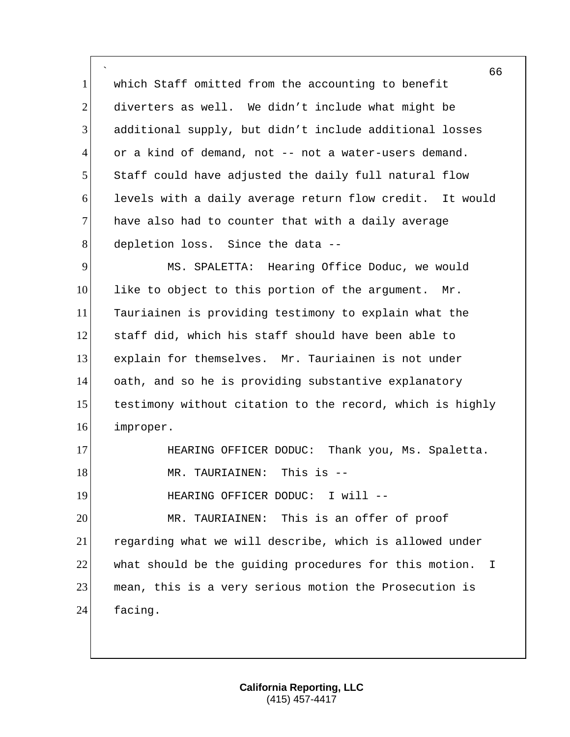which Staff omitted from the accounting to benefit diverters as well. We didn't include what might be additional supply, but didn't include additional losses or a kind of demand, not -- not a water-users demand. Staff could have adjusted the daily full natural flow levels with a daily average return flow credit. It would have also had to counter that with a daily average depletion loss. Since the data --

MS. SPALETTA: Hearing Office Doduc, we would like to object to this portion of the argument. Mr. Tauriainen is providing testimony to explain what the staff did, which his staff should have been able to explain for themselves. Mr. Tauriainen is not under oath, and so he is providing substantive explanatory testimony without citation to the record, which is highly improper.

HEARING OFFICER DODUC: Thank you, Ms. Spaletta.

MR. TAURIAINEN: This is --

HEARING OFFICER DODUC: I will --

MR. TAURIAINEN: This is an offer of proof regarding what we will describe, which is allowed under what should be the guiding procedures for this motion. I mean, this is a very serious motion the Prosecution is facing.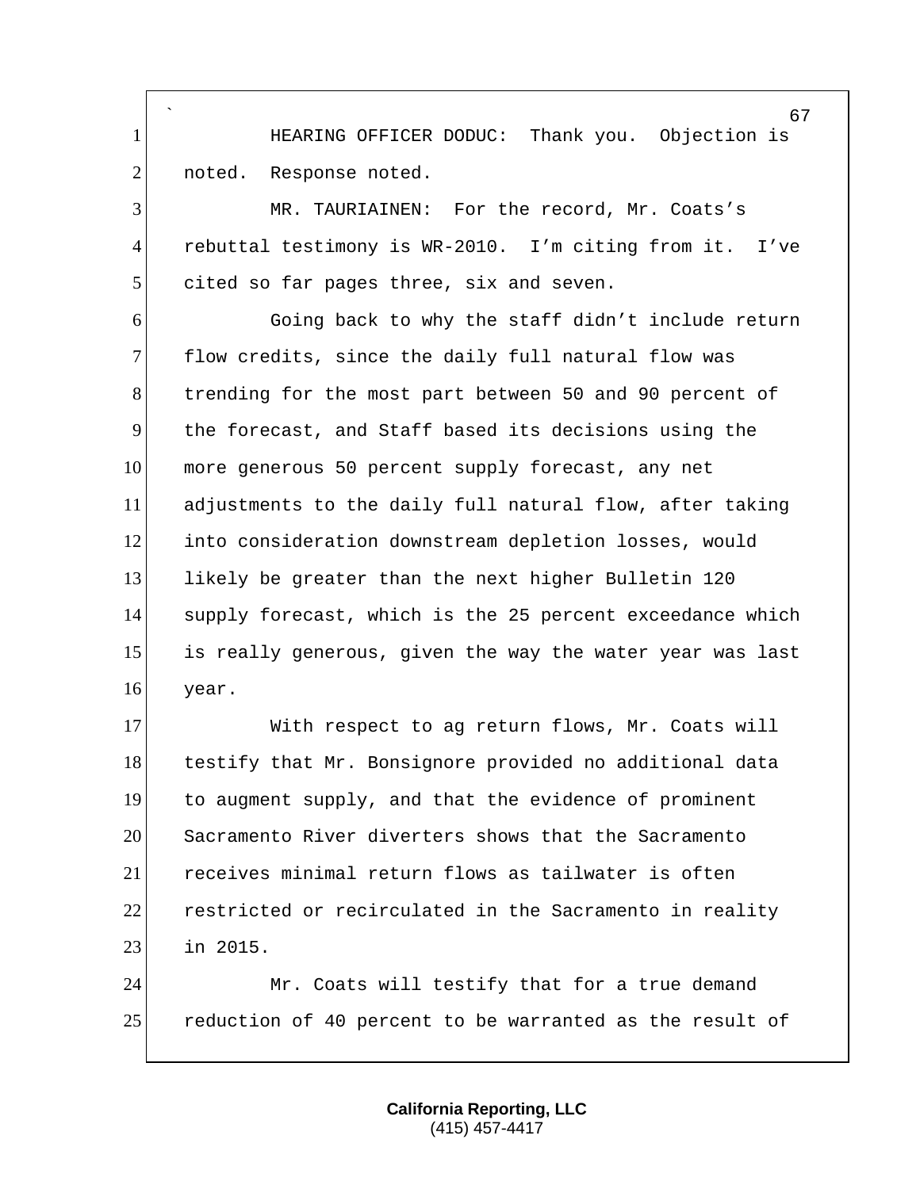HEARING OFFICER DODUC: Thank you. Objection is noted. Response noted.

MR. TAURIAINEN: For the record, Mr. Coats's rebuttal testimony is WR-2010. I'm citing from it. I've cited so far pages three, six and seven.

Going back to why the staff didn't include return flow credits, since the daily full natural flow was trending for the most part between 50 and 90 percent of the forecast, and Staff based its decisions using the more generous 50 percent supply forecast, any net adjustments to the daily full natural flow, after taking into consideration downstream depletion losses, would likely be greater than the next higher Bulletin 120 supply forecast, which is the 25 percent exceedance which is really generous, given the way the water year was last year.

With respect to ag return flows, Mr. Coats will testify that Mr. Bonsignore provided no additional data to augment supply, and that the evidence of prominent Sacramento River diverters shows that the Sacramento receives minimal return flows as tailwater is often restricted or recirculated in the Sacramento in reality in 2015.

Mr. Coats will testify that for a true demand reduction of 40 percent to be warranted as the result of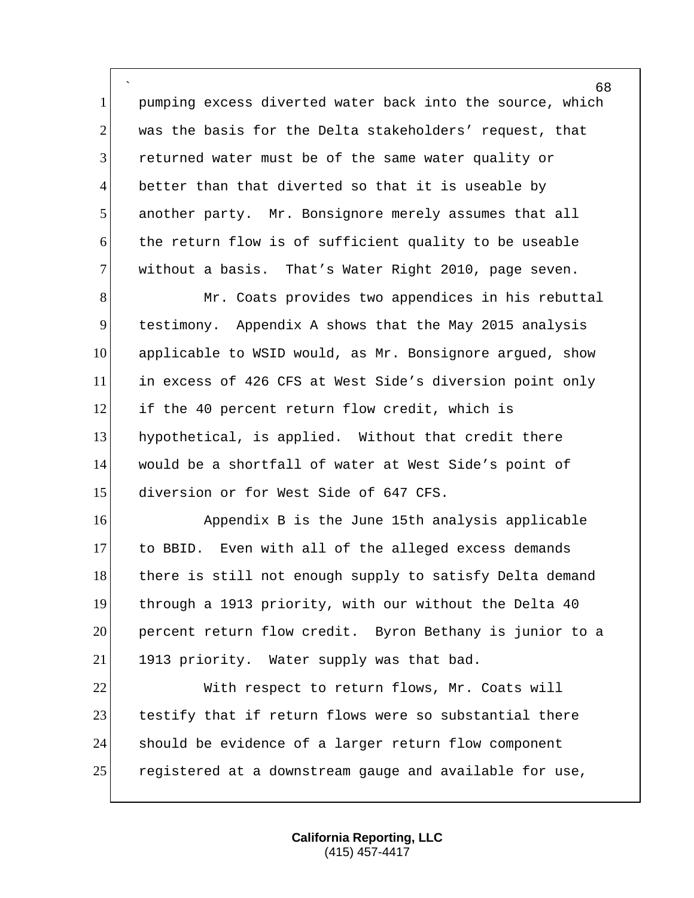pumping excess diverted water back into the source, which was the basis for the Delta stakeholders' request, that returned water must be of the same water quality or better than that diverted so that it is useable by another party. Mr. Bonsignore merely assumes that all the return flow is of sufficient quality to be useable without a basis. That's Water Right 2010, page seven.

Mr. Coats provides two appendices in his rebuttal testimony. Appendix A shows that the May 2015 analysis applicable to WSID would, as Mr. Bonsignore argued, show in excess of 426 CFS at West Side's diversion point only if the 40 percent return flow credit, which is hypothetical, is applied. Without that credit there would be a shortfall of water at West Side's point of diversion or for West Side of 647 CFS.

Appendix B is the June 15th analysis applicable to BBID. Even with all of the alleged excess demands there is still not enough supply to satisfy Delta demand through a 1913 priority, with our without the Delta 40 percent return flow credit. Byron Bethany is junior to a 1913 priority. Water supply was that bad.

With respect to return flows, Mr. Coats will testify that if return flows were so substantial there should be evidence of a larger return flow component registered at a downstream gauge and available for use,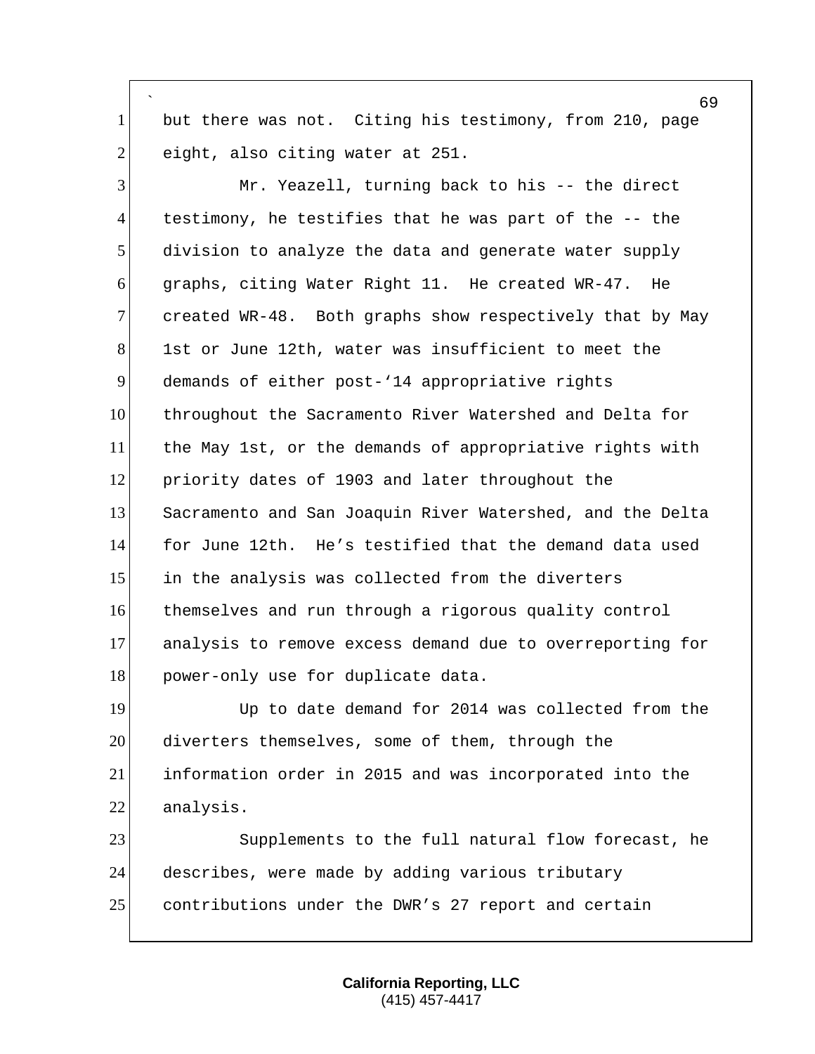but there was not. Citing his testimony, from 210, page eight, also citing water at 251.

Mr. Yeazell, turning back to his -- the direct testimony, he testifies that he was part of the -- the division to analyze the data and generate water supply graphs, citing Water Right 11. He created WR-47. He created WR-48. Both graphs show respectively that by May 1st or June 12th, water was insufficient to meet the demands of either post-‘14 appropriative rights throughout the Sacramento River Watershed and Delta for the May 1st, or the demands of appropriative rights with priority dates of 1903 and later throughout the Sacramento and San Joaquin River Watershed, and the Delta for June 12th. He’s testified that the demand data used in the analysis was collected from the diverters themselves and run through a rigorous quality control analysis to remove excess demand due to overreporting for power-only use for duplicate data.

Up to date demand for 2014 was collected from the diverters themselves, some of them, through the information order in 2015 and was incorporated into the analysis.

Supplements to the full natural flow forecast, he describes, were made by adding various tributary contributions under the DWR’s 27 report and certain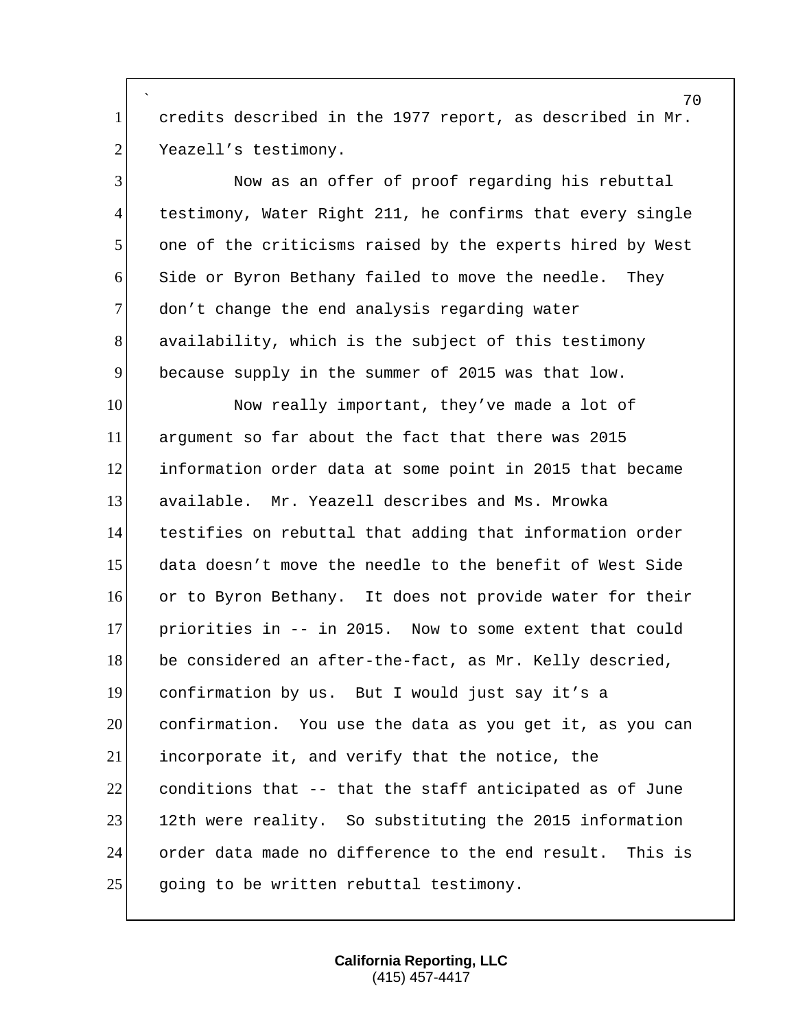credits described in the 1977 report, as described in Mr. Yeazell's testimony.

Now as an offer of proof regarding his rebuttal testimony, Water Right 211, he confirms that every single one of the criticisms raised by the experts hired by West Side or Byron Bethany failed to move the needle. They don't change the end analysis regarding water availability, which is the subject of this testimony because supply in the summer of 2015 was that low.

Now really important, they've made a lot of argument so far about the fact that there was 2015 information order data at some point in 2015 that became available. Mr. Yeazell describes and Ms. Mrowka testifies on rebuttal that adding that information order data doesn't move the needle to the benefit of West Side or to Byron Bethany. It does not provide water for their priorities in -- in 2015. Now to some extent that could be considered an after-the-fact, as Mr. Kelly descried, confirmation by us. But I would just say it's a confirmation. You use the data as you get it, as you can incorporate it, and verify that the notice, the conditions that -- that the staff anticipated as of June 12th were reality. So substituting the 2015 information order data made no difference to the end result. This is going to be written rebuttal testimony.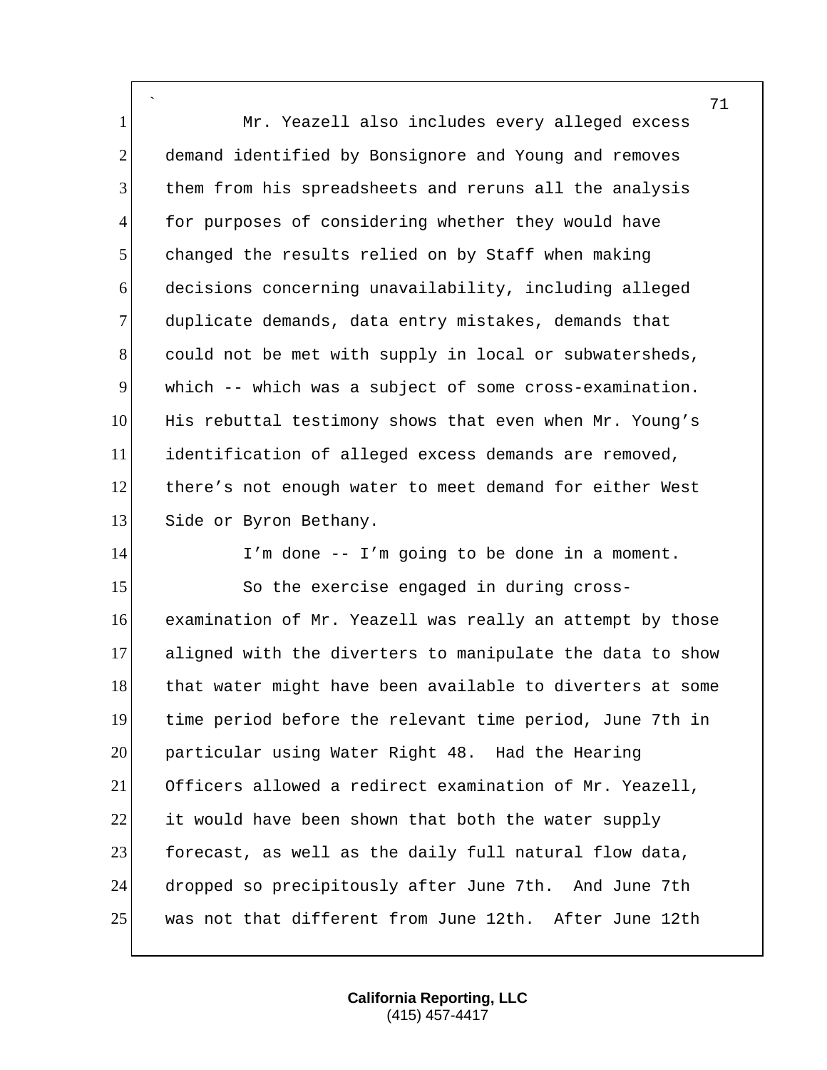Mr. Yeazell also includes every alleged excess demand identified by Bonsignore and Young and removes them from his spreadsheets and reruns all the analysis for purposes of considering whether they would have changed the results relied on by Staff when making decisions concerning unavailability, including alleged duplicate demands, data entry mistakes, demands that could not be met with supply in local or subwatersheds, which -- which was a subject of some cross-examination. His rebuttal testimony shows that even when Mr. Young's identification of alleged excess demands are removed, there's not enough water to meet demand for either West Side or Byron Bethany.

I'm done -- I'm going to be done in a moment.

So the exercise engaged in during cross-examination of Mr. Yeazell was really an attempt by those aligned with the diverters to manipulate the data to show that water might have been available to diverters at some time period before the relevant time period, June 7th in particular using Water Right 48. Had the Hearing Officers allowed a redirect examination of Mr. Yeazell, it would have been shown that both the water supply forecast, as well as the daily full natural flow data, dropped so precipitously after June 7th. And June 7th was not that different from June 12th. After June 12th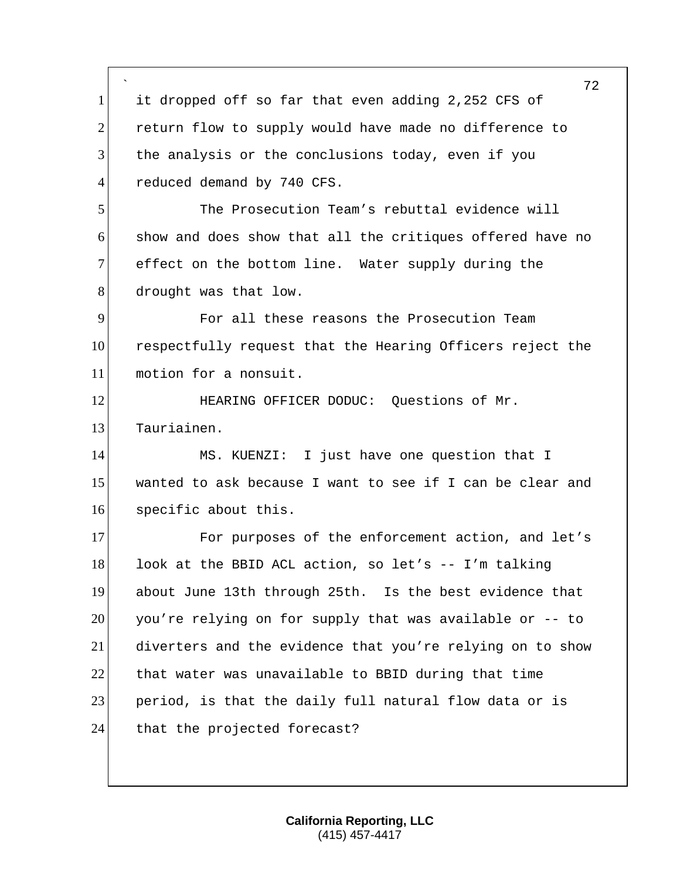it dropped off so far that even adding 2,252 CFS of return flow to supply would have made no difference to the analysis or the conclusions today, even if you reduced demand by 740 CFS.

The Prosecution Team's rebuttal evidence will show and does show that all the critiques offered have no effect on the bottom line. Water supply during the drought was that low.

For all these reasons the Prosecution Team respectfully request that the Hearing Officers reject the motion for a nonsuit.

HEARING OFFICER DODUC: Questions of Mr. Tauriainen.

MS. KUENZI: I just have one question that I wanted to ask because I want to see if I can be clear and specific about this.

For purposes of the enforcement action, and let's look at the BBID ACL action, so let's -- I'm talking about June 13th through 25th. Is the best evidence that you're relying on for supply that was available or -- to diverters and the evidence that you're relying on to show that water was unavailable to BBID during that time period, is that the daily full natural flow data or is that the projected forecast?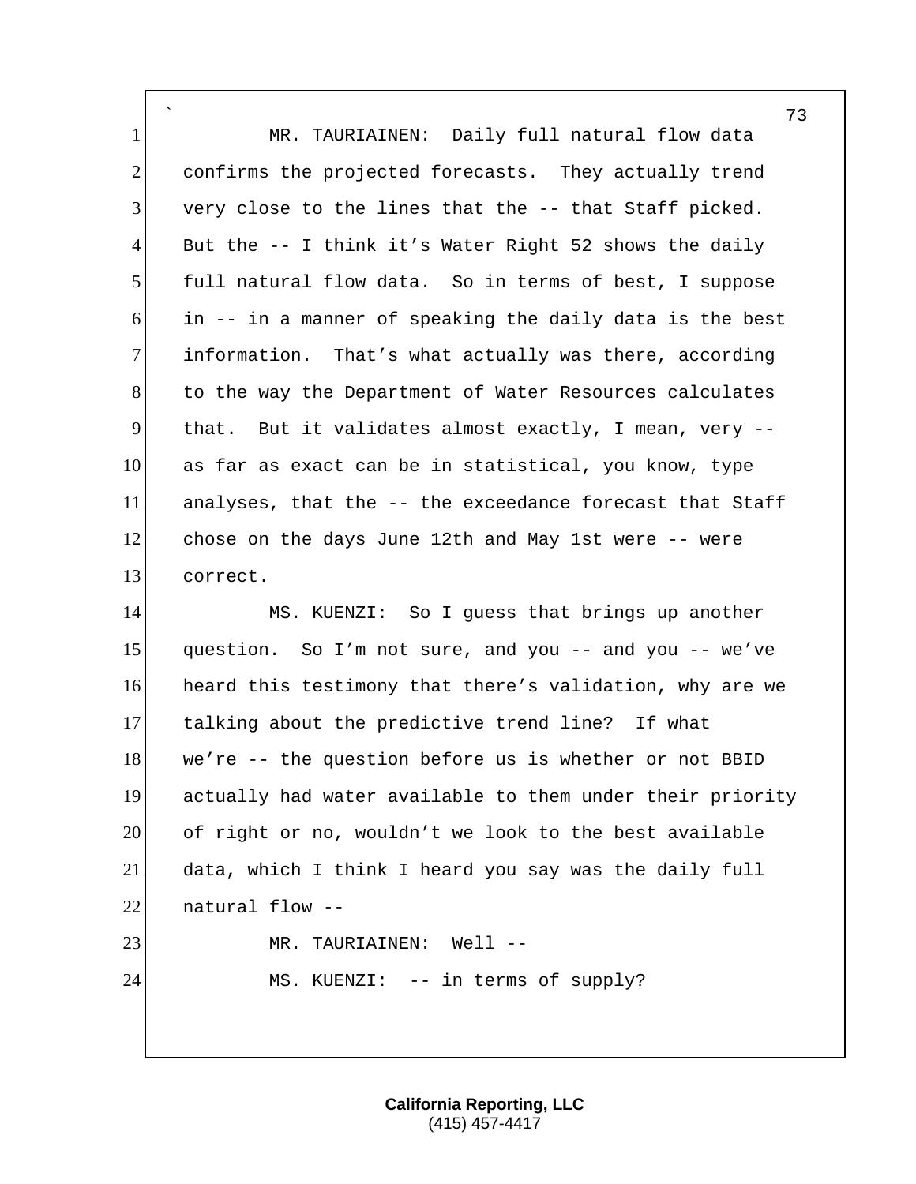MR. TAURIAINEN: Daily full natural flow data confirms the projected forecasts. They actually trend very close to the lines that the -- that Staff picked. But the -- I think it's Water Right 52 shows the daily full natural flow data. So in terms of best, I suppose in -- in a manner of speaking the daily data is the best information. That's what actually was there, according to the way the Department of Water Resources calculates that. But it validates almost exactly, I mean, very -- as far as exact can be in statistical, you know, type analyses, that the -- the exceedance forecast that Staff chose on the days June 12th and May 1st were -- were correct.

MS. KUENZI: So I guess that brings up another question. So I'm not sure, and you -- and you -- we've heard this testimony that there's validation, why are we talking about the predictive trend line? If what we're -- the question before us is whether or not BBID actually had water available to them under their priority of right or no, wouldn't we look to the best available data, which I think I heard you say was the daily full natural flow --

MR. TAURIAINEN: Well --

MS. KUENZI: -- in terms of supply?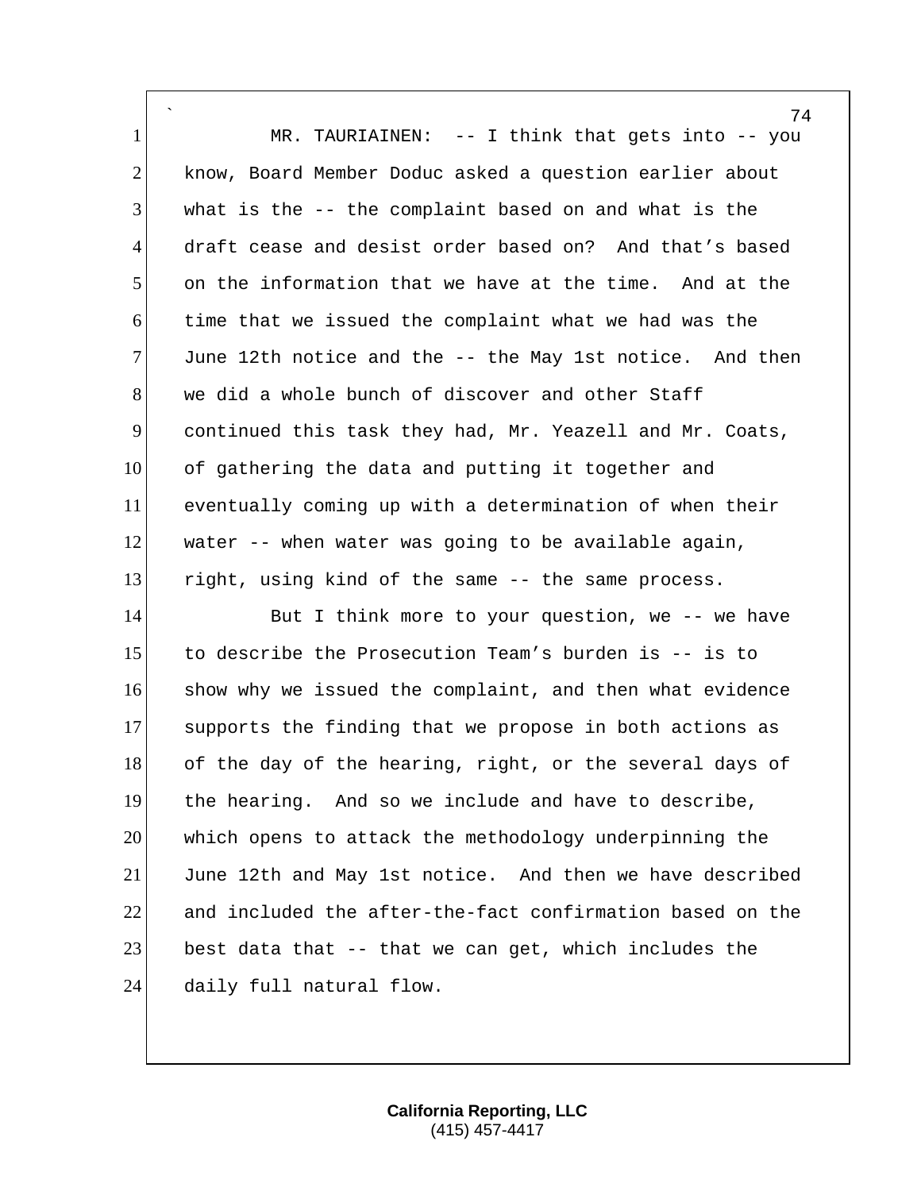MR. TAURIAINEN: -- I think that gets into -- you know, Board Member Doduc asked a question earlier about what is the -- the complaint based on and what is the draft cease and desist order based on? And that's based on the information that we have at the time. And at the time that we issued the complaint what we had was the June 12th notice and the -- the May 1st notice. And then we did a whole bunch of discover and other Staff continued this task they had, Mr. Yeazell and Mr. Coats, of gathering the data and putting it together and eventually coming up with a determination of when their water -- when water was going to be available again, right, using kind of the same -- the same process.

But I think more to your question, we -- we have to describe the Prosecution Team's burden is -- is to show why we issued the complaint, and then what evidence supports the finding that we propose in both actions as of the day of the hearing, right, or the several days of the hearing. And so we include and have to describe, which opens to attack the methodology underpinning the June 12th and May 1st notice. And then we have described and included the after-the-fact confirmation based on the best data that -- that we can get, which includes the daily full natural flow.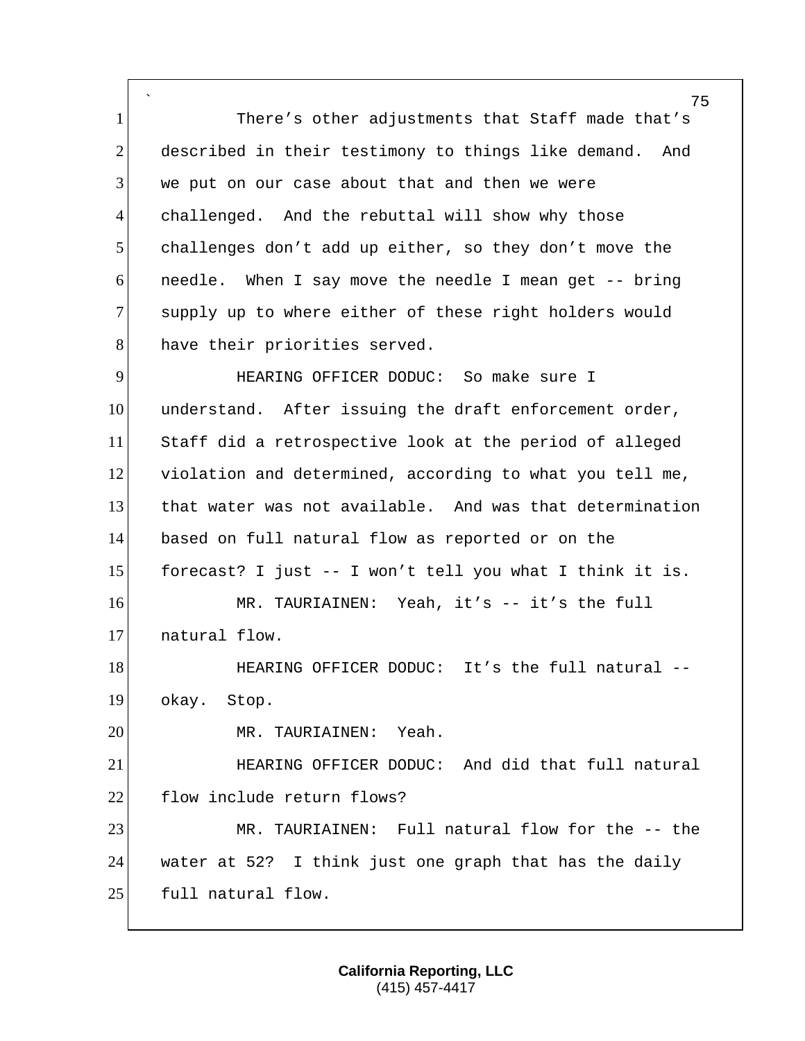There's other adjustments that Staff made that's described in their testimony to things like demand. And we put on our case about that and then we were challenged. And the rebuttal will show why those challenges don't add up either, so they don't move the needle. When I say move the needle I mean get -- bring supply up to where either of these right holders would have their priorities served.

HEARING OFFICER DODUC: So make sure I understand. After issuing the draft enforcement order, Staff did a retrospective look at the period of alleged violation and determined, according to what you tell me, that water was not available. And was that determination based on full natural flow as reported or on the forecast? I just -- I won't tell you what I think it is.

MR. TAURIAINEN: Yeah, it's -- it's the full natural flow.

HEARING OFFICER DODUC: It's the full natural -- okay. Stop.

MR. TAURIAINEN: Yeah.

HEARING OFFICER DODUC: And did that full natural flow include return flows?

MR. TAURIAINEN: Full natural flow for the -- the water at 52? I think just one graph that has the daily full natural flow.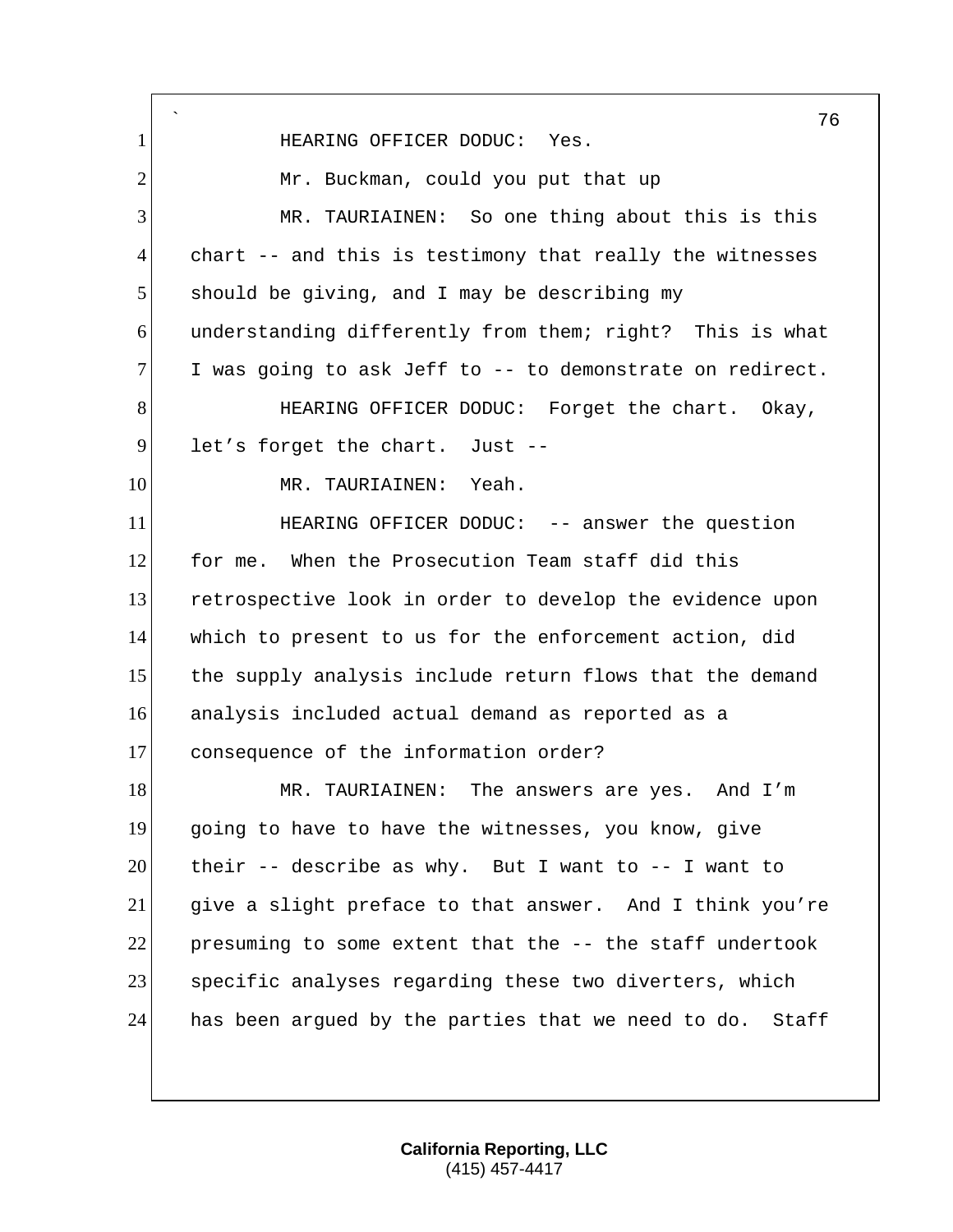HEARING OFFICER DODUC: Yes.

Mr. Buckman, could you put that up

MR. TAURIAINEN: So one thing about this is this chart -- and this is testimony that really the witnesses should be giving, and I may be describing my understanding differently from them; right? This is what I was going to ask Jeff to -- to demonstrate on redirect.

HEARING OFFICER DODUC: Forget the chart. Okay, let's forget the chart. Just --

MR. TAURIAINEN: Yeah.

HEARING OFFICER DODUC: -- answer the question for me. When the Prosecution Team staff did this retrospective look in order to develop the evidence upon which to present to us for the enforcement action, did the supply analysis include return flows that the demand analysis included actual demand as reported as a consequence of the information order?

MR. TAURIAINEN: The answers are yes. And I'm going to have to have the witnesses, you know, give their -- describe as why. But I want to -- I want to give a slight preface to that answer. And I think you're presuming to some extent that the -- the staff undertook specific analyses regarding these two diverters, which has been argued by the parties that we need to do. Staff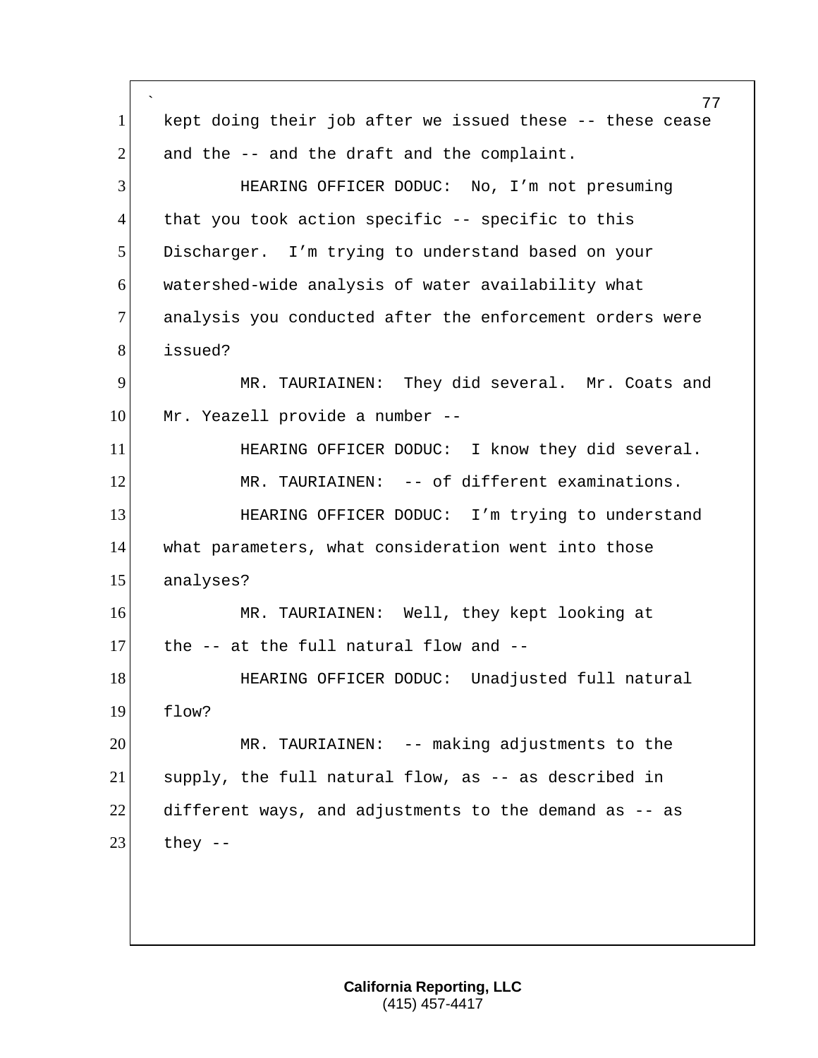kept doing their job after we issued these -- these cease and the -- and the draft and the complaint.

HEARING OFFICER DODUC: No, I'm not presuming that you took action specific -- specific to this Discharger. I'm trying to understand based on your watershed-wide analysis of water availability what analysis you conducted after the enforcement orders were issued?

MR. TAURIAINEN: They did several. Mr. Coats and Mr. Yeazell provide a number --

HEARING OFFICER DODUC: I know they did several.

MR. TAURIAINEN: -- of different examinations.

HEARING OFFICER DODUC: I'm trying to understand what parameters, what consideration went into those analyses?

MR. TAURIAINEN: Well, they kept looking at the -- at the full natural flow and --

HEARING OFFICER DODUC: Unadjusted full natural flow?

MR. TAURIAINEN: -- making adjustments to the supply, the full natural flow, as -- as described in different ways, and adjustments to the demand as -- as they --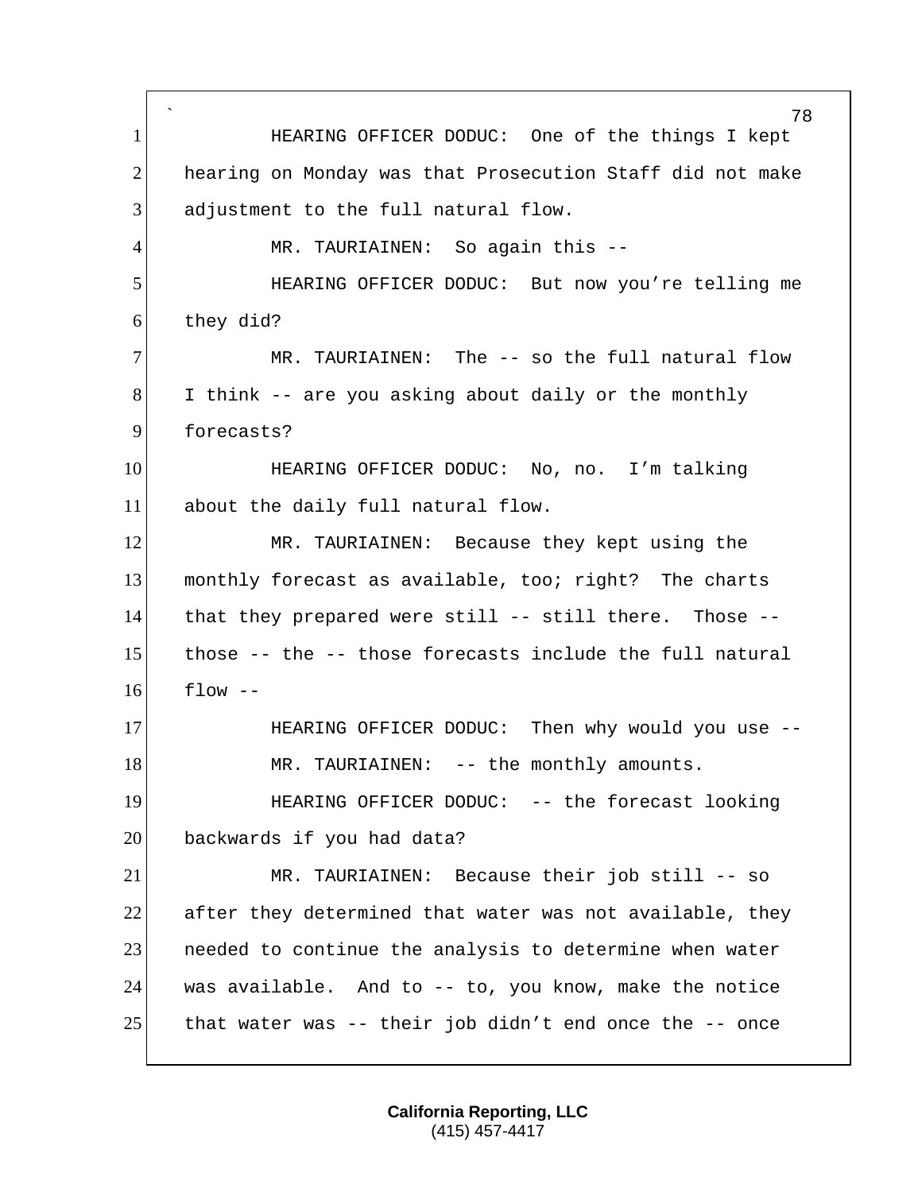HEARING OFFICER DODUC: One of the things I kept hearing on Monday was that Prosecution Staff did not make adjustment to the full natural flow.

MR. TAURIAINEN: So again this --

HEARING OFFICER DODUC: But now you're telling me they did?

MR. TAURIAINEN: The -- so the full natural flow I think -- are you asking about daily or the monthly forecasts?

HEARING OFFICER DODUC: No, no. I'm talking about the daily full natural flow.

MR. TAURIAINEN: Because they kept using the monthly forecast as available, too; right? The charts that they prepared were still -- still there. Those -- those -- the -- those forecasts include the full natural flow --

HEARING OFFICER DODUC: Then why would you use --

MR. TAURIAINEN: -- the monthly amounts.

HEARING OFFICER DODUC: -- the forecast looking backwards if you had data?

MR. TAURIAINEN: Because their job still -- so after they determined that water was not available, they needed to continue the analysis to determine when water was available. And to -- to, you know, make the notice that water was -- their job didn't end once the -- once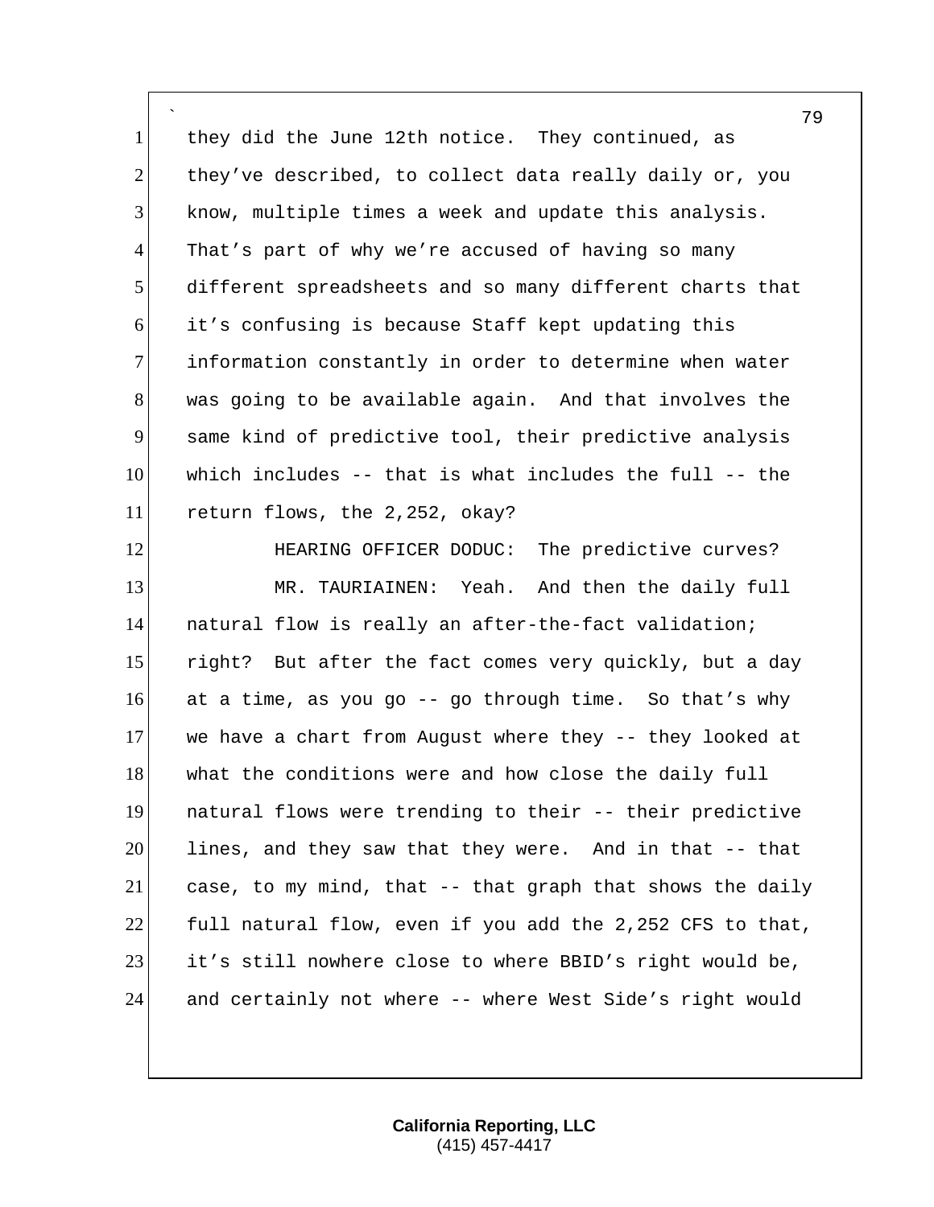they did the June 12th notice. They continued, as they've described, to collect data really daily or, you know, multiple times a week and update this analysis. That's part of why we're accused of having so many different spreadsheets and so many different charts that it's confusing is because Staff kept updating this information constantly in order to determine when water was going to be available again. And that involves the same kind of predictive tool, their predictive analysis which includes -- that is what includes the full -- the return flows, the 2,252, okay?

HEARING OFFICER DODUC: The predictive curves?

MR. TAURIAINEN: Yeah. And then the daily full natural flow is really an after-the-fact validation; right? But after the fact comes very quickly, but a day at a time, as you go -- go through time. So that's why we have a chart from August where they -- they looked at what the conditions were and how close the daily full natural flows were trending to their -- their predictive lines, and they saw that they were. And in that -- that case, to my mind, that -- that graph that shows the daily full natural flow, even if you add the 2,252 CFS to that, it's still nowhere close to where BBID's right would be, and certainly not where -- where West Side's right would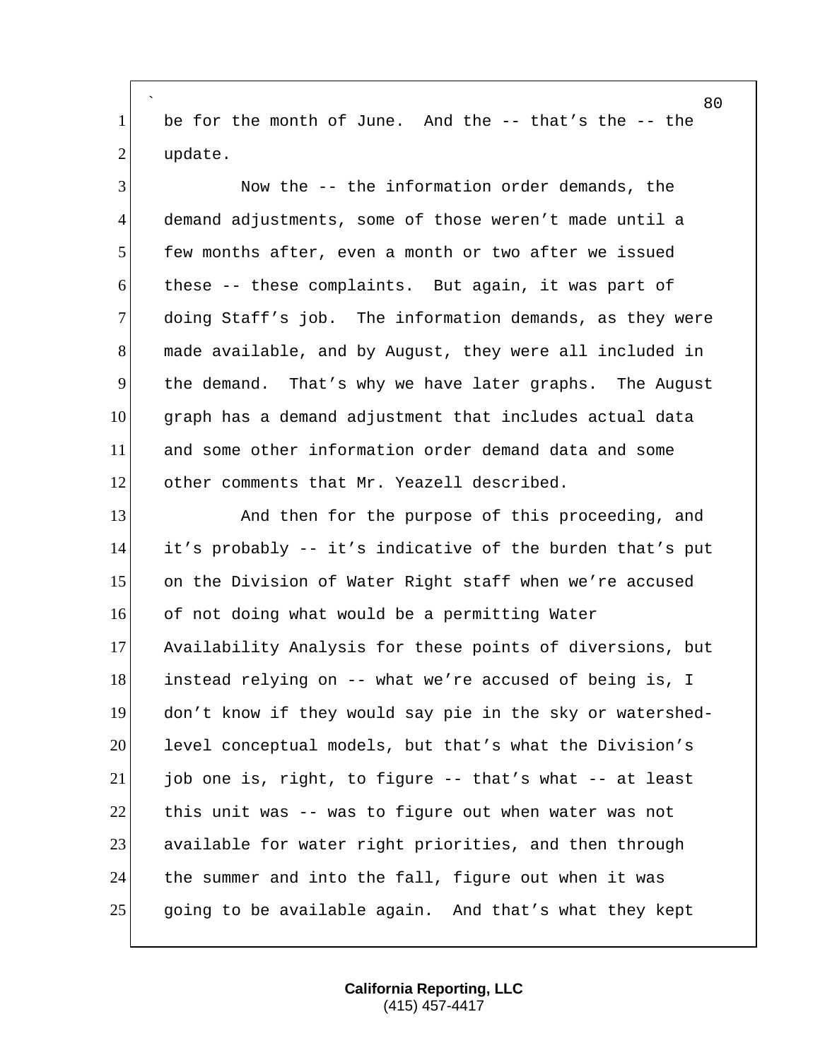be for the month of June. And the -- that's the -- the update.

Now the -- the information order demands, the demand adjustments, some of those weren't made until a few months after, even a month or two after we issued these -- these complaints. But again, it was part of doing Staff's job. The information demands, as they were made available, and by August, they were all included in the demand. That's why we have later graphs. The August graph has a demand adjustment that includes actual data and some other information order demand data and some other comments that Mr. Yeazell described.

And then for the purpose of this proceeding, and it's probably -- it's indicative of the burden that's put on the Division of Water Right staff when we're accused of not doing what would be a permitting Water Availability Analysis for these points of diversions, but instead relying on -- what we're accused of being is, I don't know if they would say pie in the sky or watershed-level conceptual models, but that's what the Division's job one is, right, to figure -- that's what -- at least this unit was -- was to figure out when water was not available for water right priorities, and then through the summer and into the fall, figure out when it was going to be available again. And that's what they kept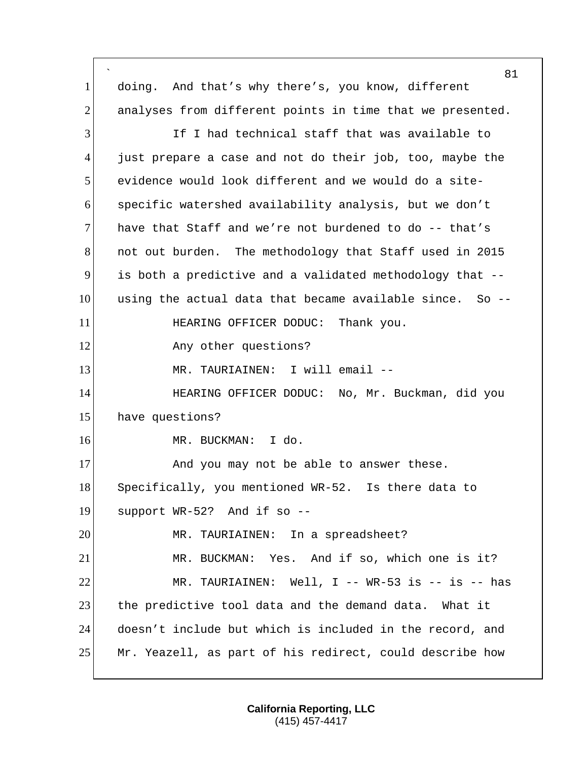doing. And that's why there's, you know, different analyses from different points in time that we presented.

If I had technical staff that was available to just prepare a case and not do their job, too, maybe the evidence would look different and we would do a site-specific watershed availability analysis, but we don't have that Staff and we're not burdened to do -- that's not out burden. The methodology that Staff used in 2015 is both a predictive and a validated methodology that -- using the actual data that became available since. So --

HEARING OFFICER DODUC: Thank you.

Any other questions?

MR. TAURIAINEN: I will email --

HEARING OFFICER DODUC: No, Mr. Buckman, did you have questions?

MR. BUCKMAN: I do.

And you may not be able to answer these. Specifically, you mentioned WR-52. Is there data to support WR-52? And if so --

MR. TAURIAINEN: In a spreadsheet?

MR. BUCKMAN: Yes. And if so, which one is it?

MR. TAURIAINEN: Well, I -- WR-53 is -- is -- has the predictive tool data and the demand data. What it doesn't include but which is included in the record, and Mr. Yeazell, as part of his redirect, could describe how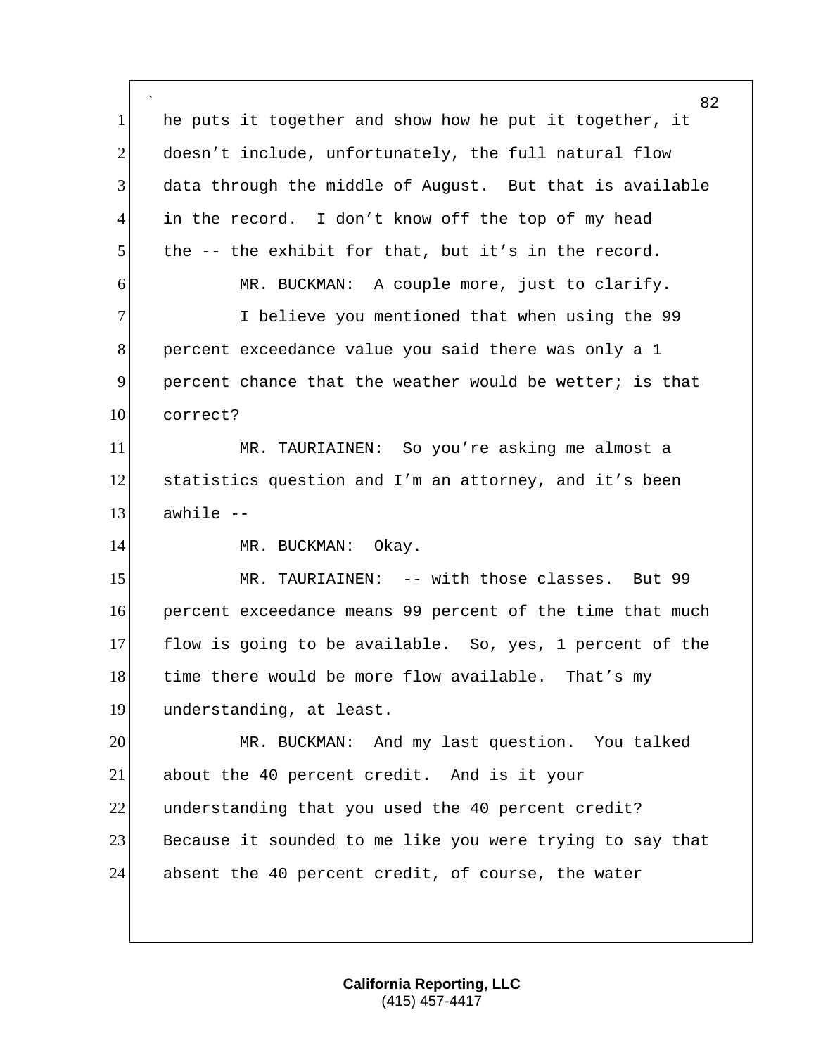he puts it together and show how he put it together, it doesn't include, unfortunately, the full natural flow data through the middle of August. But that is available in the record. I don't know off the top of my head the -- the exhibit for that, but it's in the record.

MR. BUCKMAN: A couple more, just to clarify.

I believe you mentioned that when using the 99 percent exceedance value you said there was only a 1 percent chance that the weather would be wetter; is that correct?

MR. TAURIAINEN: So you're asking me almost a statistics question and I'm an attorney, and it's been awhile --

MR. BUCKMAN: Okay.

MR. TAURIAINEN: -- with those classes. But 99 percent exceedance means 99 percent of the time that much flow is going to be available. So, yes, 1 percent of the time there would be more flow available. That's my understanding, at least.

MR. BUCKMAN: And my last question. You talked about the 40 percent credit. And is it your understanding that you used the 40 percent credit? Because it sounded to me like you were trying to say that absent the 40 percent credit, of course, the water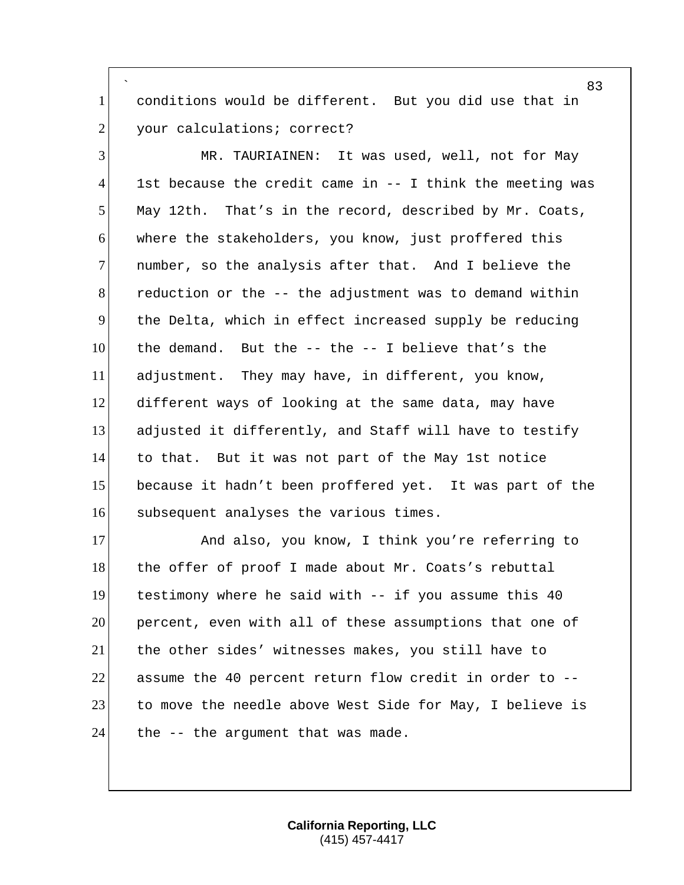conditions would be different. But you did use that in your calculations; correct?

MR. TAURIAINEN: It was used, well, not for May 1st because the credit came in -- I think the meeting was May 12th. That's in the record, described by Mr. Coats, where the stakeholders, you know, just proffered this number, so the analysis after that. And I believe the reduction or the -- the adjustment was to demand within the Delta, which in effect increased supply be reducing the demand. But the -- the -- I believe that's the adjustment. They may have, in different, you know, different ways of looking at the same data, may have adjusted it differently, and Staff will have to testify to that. But it was not part of the May 1st notice because it hadn't been proffered yet. It was part of the subsequent analyses the various times.

And also, you know, I think you're referring to the offer of proof I made about Mr. Coats's rebuttal testimony where he said with -- if you assume this 40 percent, even with all of these assumptions that one of the other sides' witnesses makes, you still have to assume the 40 percent return flow credit in order to -- to move the needle above West Side for May, I believe is the -- the argument that was made.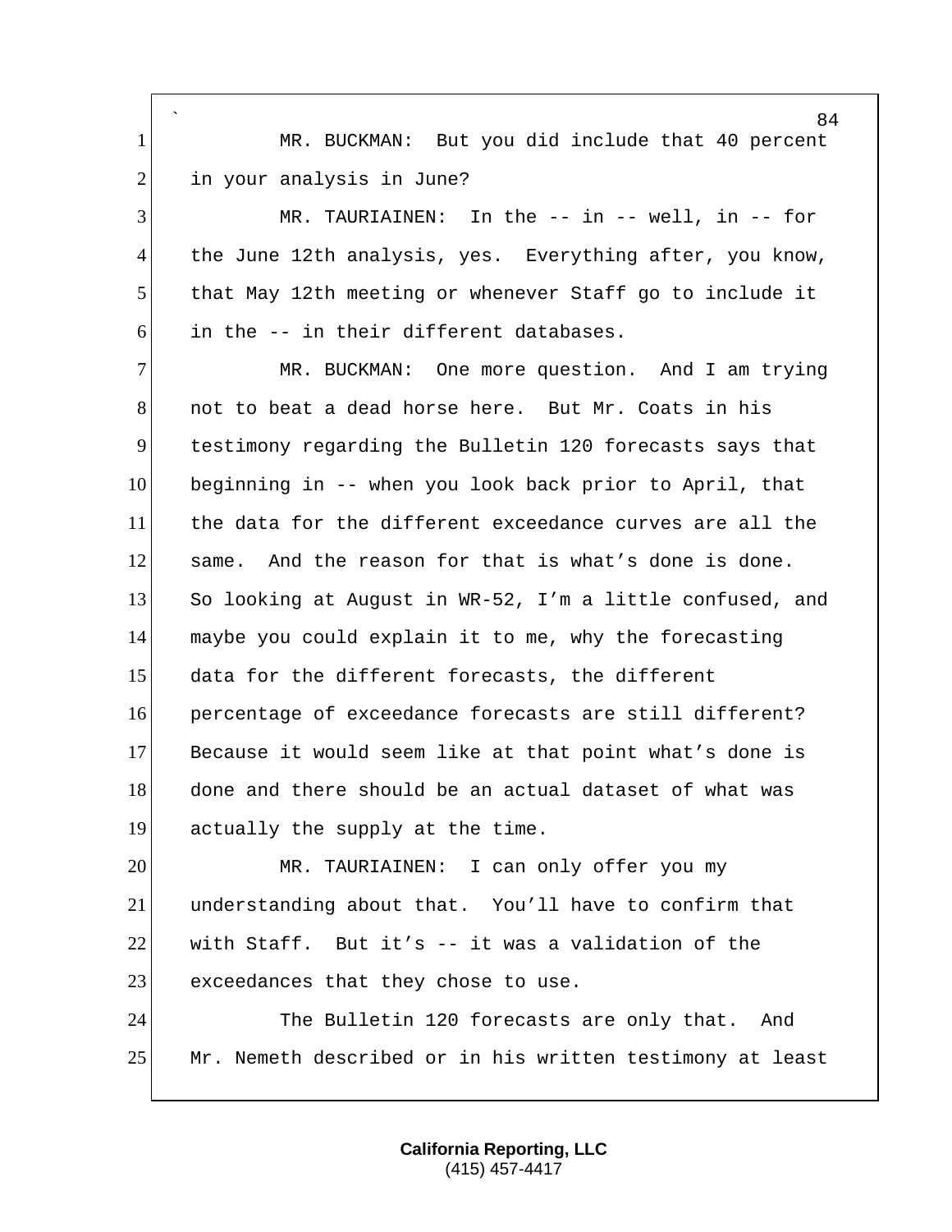MR. BUCKMAN: But you did include that 40 percent in your analysis in June?

MR. TAURIAINEN: In the -- in -- well, in -- for the June 12th analysis, yes. Everything after, you know, that May 12th meeting or whenever Staff go to include it in the -- in their different databases.

MR. BUCKMAN: One more question. And I am trying not to beat a dead horse here. But Mr. Coats in his testimony regarding the Bulletin 120 forecasts says that beginning in -- when you look back prior to April, that the data for the different exceedance curves are all the same. And the reason for that is what's done is done. So looking at August in WR-52, I'm a little confused, and maybe you could explain it to me, why the forecasting data for the different forecasts, the different percentage of exceedance forecasts are still different? Because it would seem like at that point what's done is done and there should be an actual dataset of what was actually the supply at the time.

MR. TAURIAINEN: I can only offer you my understanding about that. You'll have to confirm that with Staff. But it's -- it was a validation of the exceedances that they chose to use.

The Bulletin 120 forecasts are only that. And Mr. Nemeth described or in his written testimony at least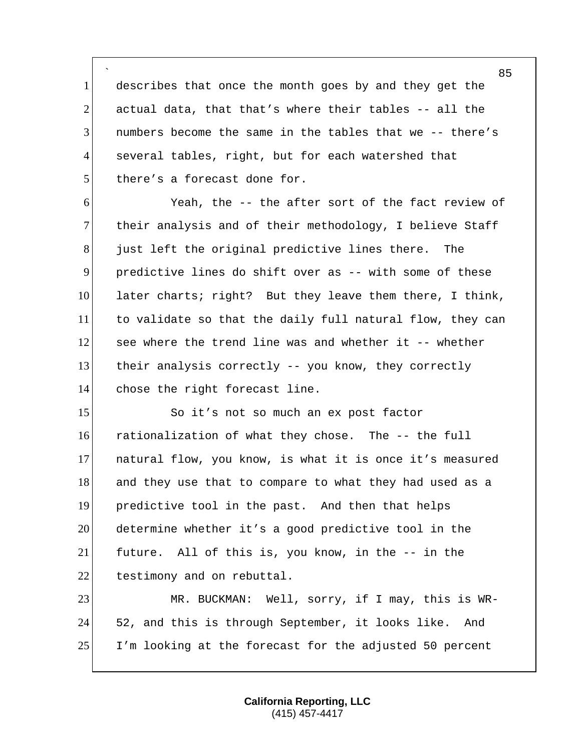describes that once the month goes by and they get the actual data, that that's where their tables -- all the numbers become the same in the tables that we -- there's several tables, right, but for each watershed that there's a forecast done for.

Yeah, the -- the after sort of the fact review of their analysis and of their methodology, I believe Staff just left the original predictive lines there. The predictive lines do shift over as -- with some of these later charts; right? But they leave them there, I think, to validate so that the daily full natural flow, they can see where the trend line was and whether it -- whether their analysis correctly -- you know, they correctly chose the right forecast line.

So it's not so much an ex post factor rationalization of what they chose. The -- the full natural flow, you know, is what it is once it's measured and they use that to compare to what they had used as a predictive tool in the past. And then that helps determine whether it's a good predictive tool in the future. All of this is, you know, in the -- in the testimony and on rebuttal.

MR. BUCKMAN: Well, sorry, if I may, this is WR-52, and this is through September, it looks like. And I'm looking at the forecast for the adjusted 50 percent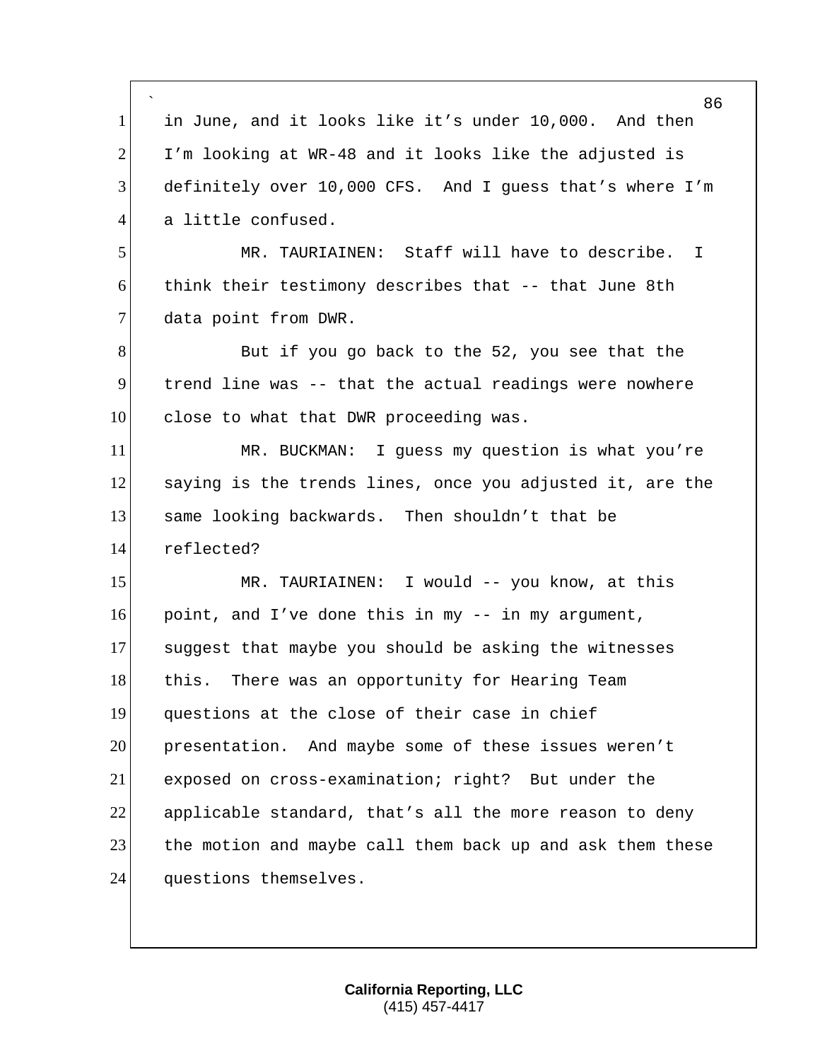in June, and it looks like it's under 10,000. And then I'm looking at WR-48 and it looks like the adjusted is definitely over 10,000 CFS. And I guess that's where I'm a little confused.

MR. TAURIAINEN: Staff will have to describe. I think their testimony describes that -- that June 8th data point from DWR.

But if you go back to the 52, you see that the trend line was -- that the actual readings were nowhere close to what that DWR proceeding was.

MR. BUCKMAN: I guess my question is what you're saying is the trends lines, once you adjusted it, are the same looking backwards. Then shouldn't that be reflected?

MR. TAURIAINEN: I would -- you know, at this point, and I've done this in my -- in my argument, suggest that maybe you should be asking the witnesses this. There was an opportunity for Hearing Team questions at the close of their case in chief presentation. And maybe some of these issues weren't exposed on cross-examination; right? But under the applicable standard, that's all the more reason to deny the motion and maybe call them back up and ask them these questions themselves.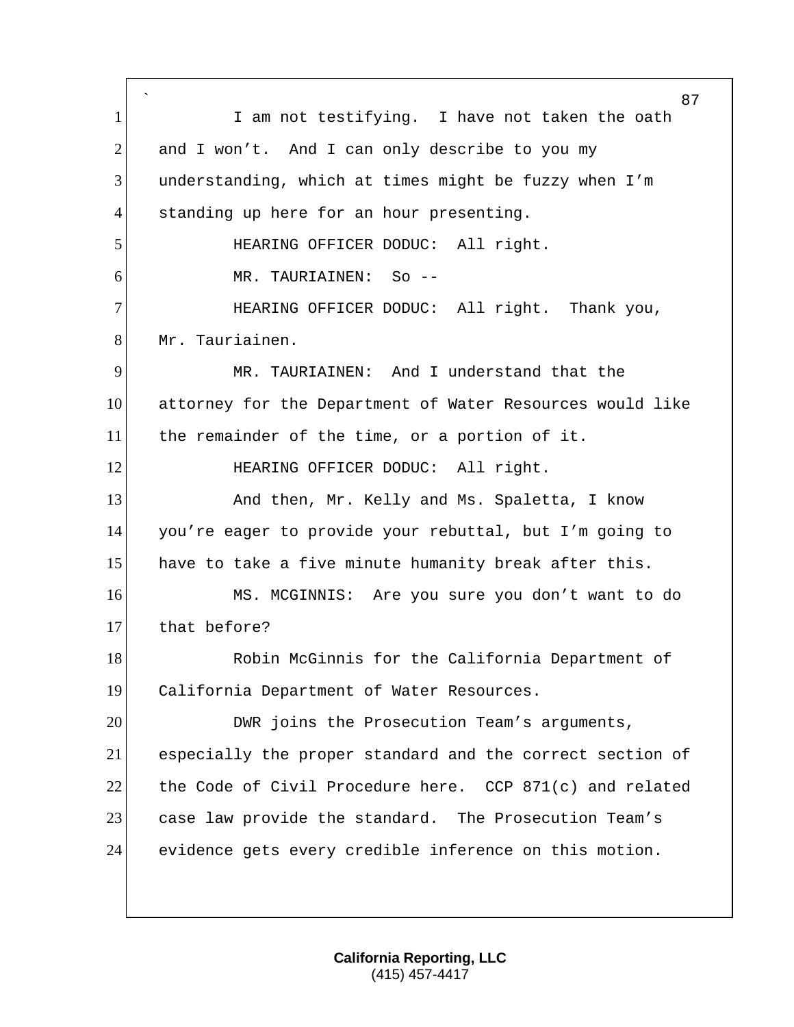I am not testifying. I have not taken the oath and I won't. And I can only describe to you my understanding, which at times might be fuzzy when I'm standing up here for an hour presenting.

HEARING OFFICER DODUC: All right.

MR. TAURIAINEN: So --

HEARING OFFICER DODUC: All right. Thank you, Mr. Tauriainen.

MR. TAURIAINEN: And I understand that the attorney for the Department of Water Resources would like the remainder of the time, or a portion of it.

HEARING OFFICER DODUC: All right.

And then, Mr. Kelly and Ms. Spaletta, I know you're eager to provide your rebuttal, but I'm going to have to take a five minute humanity break after this.

MS. MCGINNIS: Are you sure you don't want to do that before?

Robin McGinnis for the California Department of California Department of Water Resources.

DWR joins the Prosecution Team's arguments, especially the proper standard and the correct section of the Code of Civil Procedure here. CCP 871(c) and related case law provide the standard. The Prosecution Team's evidence gets every credible inference on this motion.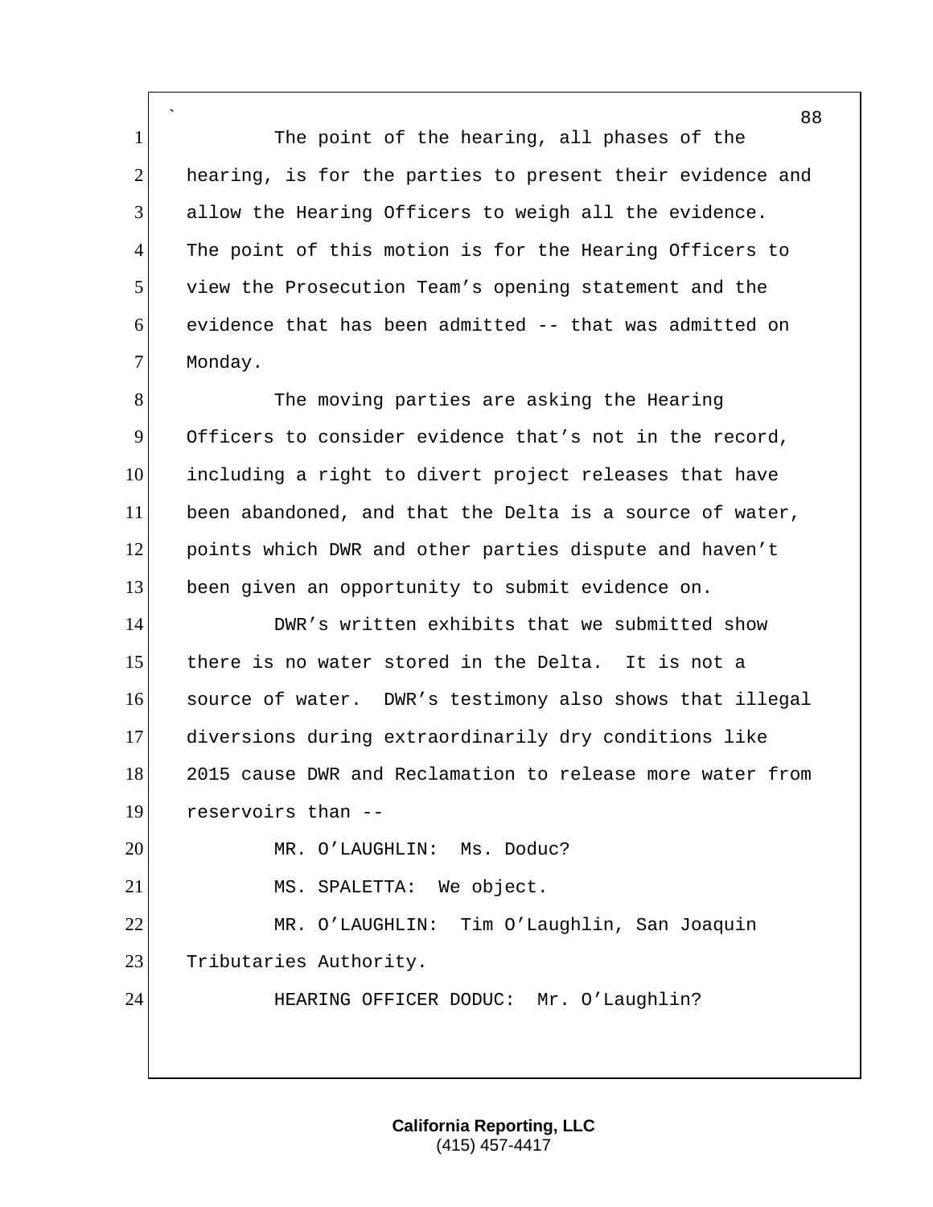The point of the hearing, all phases of the hearing, is for the parties to present their evidence and allow the Hearing Officers to weigh all the evidence. The point of this motion is for the Hearing Officers to view the Prosecution Team's opening statement and the evidence that has been admitted -- that was admitted on Monday.

The moving parties are asking the Hearing Officers to consider evidence that's not in the record, including a right to divert project releases that have been abandoned, and that the Delta is a source of water, points which DWR and other parties dispute and haven't been given an opportunity to submit evidence on.

DWR's written exhibits that we submitted show there is no water stored in the Delta. It is not a source of water. DWR's testimony also shows that illegal diversions during extraordinarily dry conditions like 2015 cause DWR and Reclamation to release more water from reservoirs than --

MR. O'LAUGHLIN: Ms. Doduc?

MS. SPALETTA: We object.

MR. O'LAUGHLIN: Tim O'Laughlin, San Joaquin Tributaries Authority.

HEARING OFFICER DODUC: Mr. O'Laughlin?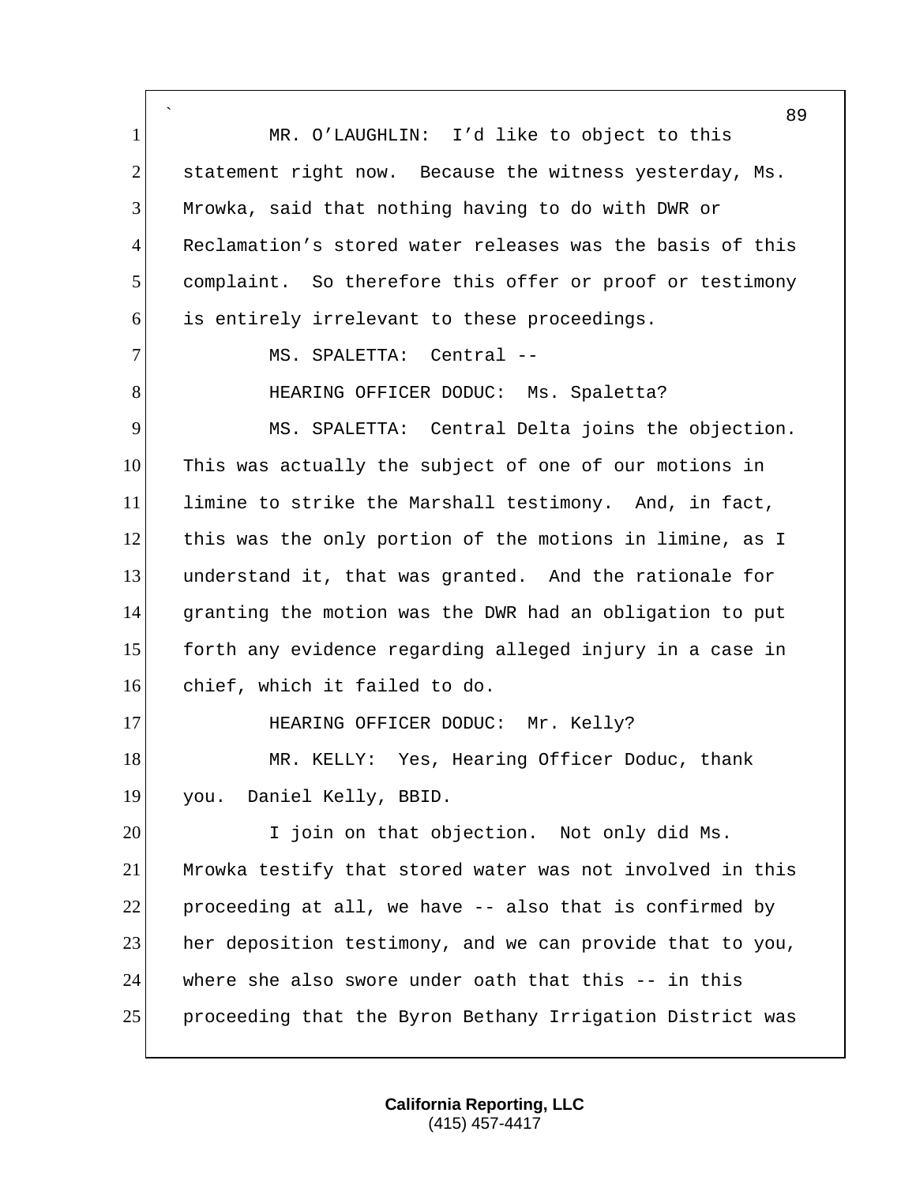MR. O'LAUGHLIN: I'd like to object to this statement right now. Because the witness yesterday, Ms. Mrowka, said that nothing having to do with DWR or Reclamation's stored water releases was the basis of this complaint. So therefore this offer or proof or testimony is entirely irrelevant to these proceedings.

MS. SPALETTA: Central --

HEARING OFFICER DODUC: Ms. Spaletta?

MS. SPALETTA: Central Delta joins the objection. This was actually the subject of one of our motions in limine to strike the Marshall testimony. And, in fact, this was the only portion of the motions in limine, as I understand it, that was granted. And the rationale for granting the motion was the DWR had an obligation to put forth any evidence regarding alleged injury in a case in chief, which it failed to do.

HEARING OFFICER DODUC: Mr. Kelly?

MR. KELLY: Yes, Hearing Officer Doduc, thank you. Daniel Kelly, BBID.

I join on that objection. Not only did Ms. Mrowka testify that stored water was not involved in this proceeding at all, we have -- also that is confirmed by her deposition testimony, and we can provide that to you, where she also swore under oath that this -- in this proceeding that the Byron Bethany Irrigation District was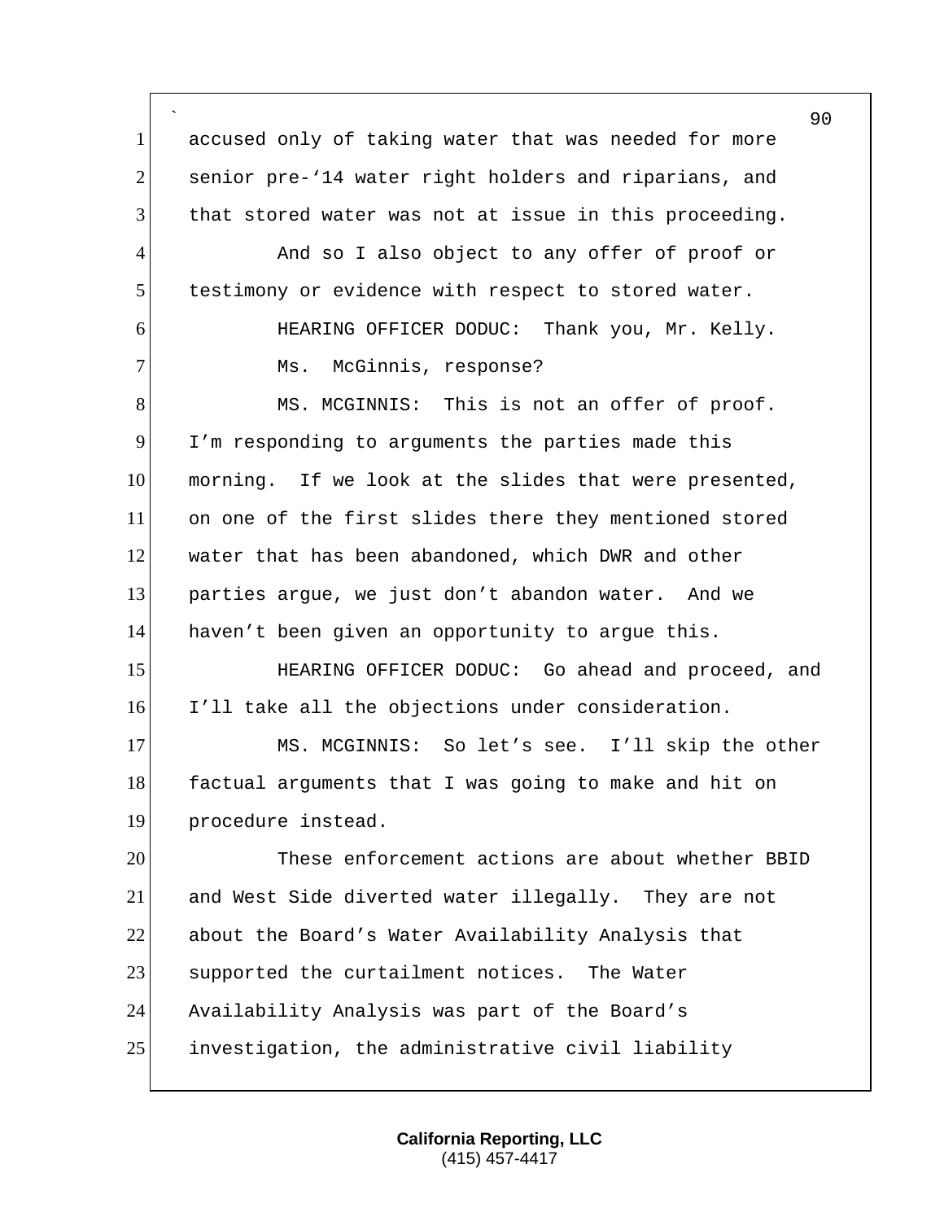accused only of taking water that was needed for more senior pre-'14 water right holders and riparians, and that stored water was not at issue in this proceeding.

And so I also object to any offer of proof or testimony or evidence with respect to stored water.

HEARING OFFICER DODUC: Thank you, Mr. Kelly.

Ms. McGinnis, response?

MS. MCGINNIS: This is not an offer of proof. I'm responding to arguments the parties made this morning. If we look at the slides that were presented, on one of the first slides there they mentioned stored water that has been abandoned, which DWR and other parties argue, we just don't abandon water. And we haven't been given an opportunity to argue this.

HEARING OFFICER DODUC: Go ahead and proceed, and I'll take all the objections under consideration.

MS. MCGINNIS: So let's see. I'll skip the other factual arguments that I was going to make and hit on procedure instead.

These enforcement actions are about whether BBID and West Side diverted water illegally. They are not about the Board's Water Availability Analysis that supported the curtailment notices. The Water Availability Analysis was part of the Board's investigation, the administrative civil liability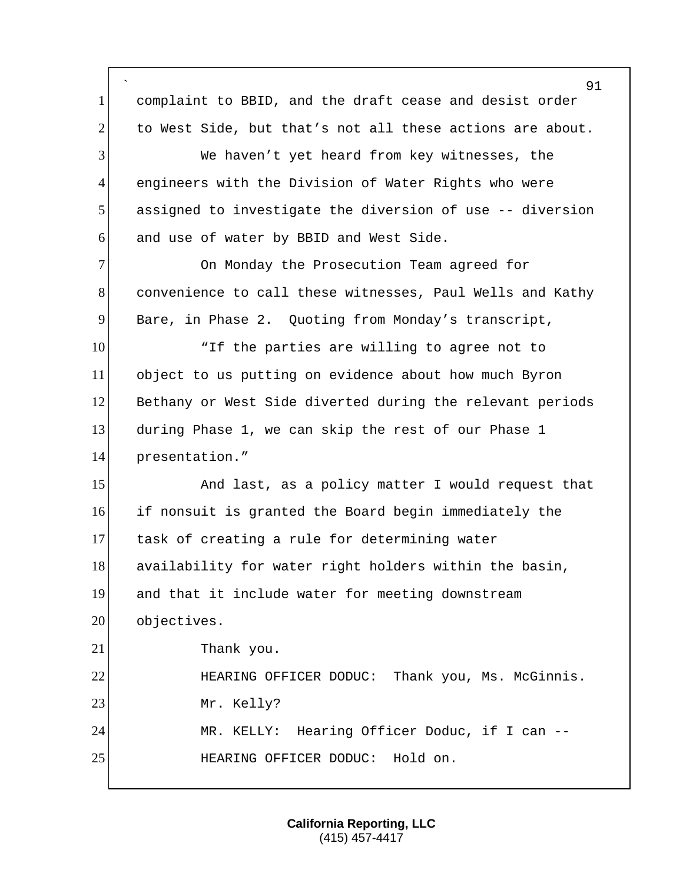complaint to BBID, and the draft cease and desist order to West Side, but that's not all these actions are about.

We haven't yet heard from key witnesses, the engineers with the Division of Water Rights who were assigned to investigate the diversion of use -- diversion and use of water by BBID and West Side.

On Monday the Prosecution Team agreed for convenience to call these witnesses, Paul Wells and Kathy Bare, in Phase 2. Quoting from Monday's transcript,

"If the parties are willing to agree not to object to us putting on evidence about how much Byron Bethany or West Side diverted during the relevant periods during Phase 1, we can skip the rest of our Phase 1 presentation."

And last, as a policy matter I would request that if nonsuit is granted the Board begin immediately the task of creating a rule for determining water availability for water right holders within the basin, and that it include water for meeting downstream objectives.

Thank you.

HEARING OFFICER DODUC: Thank you, Ms. McGinnis.

Mr. Kelly?

MR. KELLY: Hearing Officer Doduc, if I can --

HEARING OFFICER DODUC: Hold on.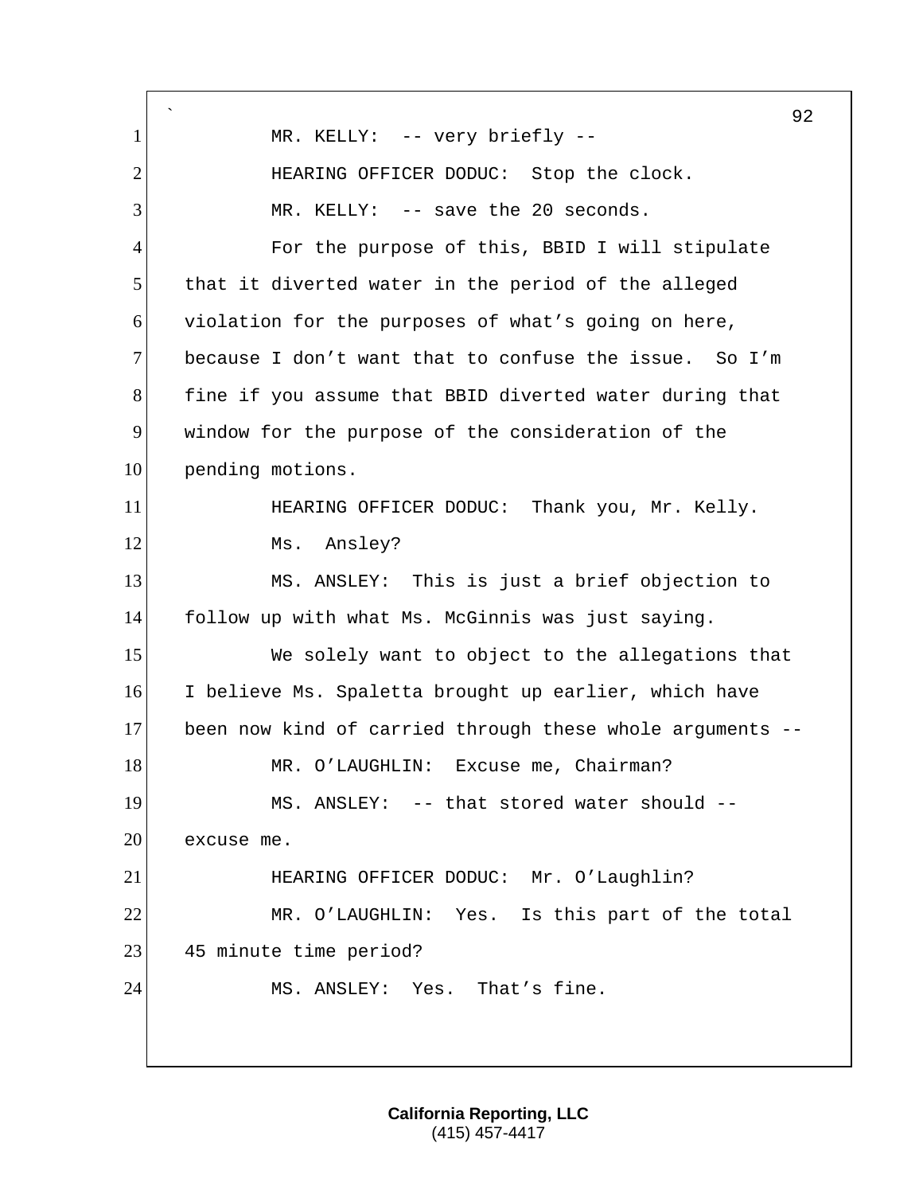MR. KELLY: -- very briefly --

HEARING OFFICER DODUC: Stop the clock.

MR. KELLY: -- save the 20 seconds.

For the purpose of this, BBID I will stipulate that it diverted water in the period of the alleged violation for the purposes of what's going on here, because I don't want that to confuse the issue. So I'm fine if you assume that BBID diverted water during that window for the purpose of the consideration of the pending motions.

HEARING OFFICER DODUC: Thank you, Mr. Kelly. Ms. Ansley?

MS. ANSLEY: This is just a brief objection to follow up with what Ms. McGinnis was just saying.

We solely want to object to the allegations that I believe Ms. Spaletta brought up earlier, which have been now kind of carried through these whole arguments --

MR. O'LAUGHLIN: Excuse me, Chairman?

MS. ANSLEY: -- that stored water should -- excuse me.

HEARING OFFICER DODUC: Mr. O'Laughlin?

MR. O'LAUGHLIN: Yes. Is this part of the total 45 minute time period?

MS. ANSLEY: Yes. That's fine.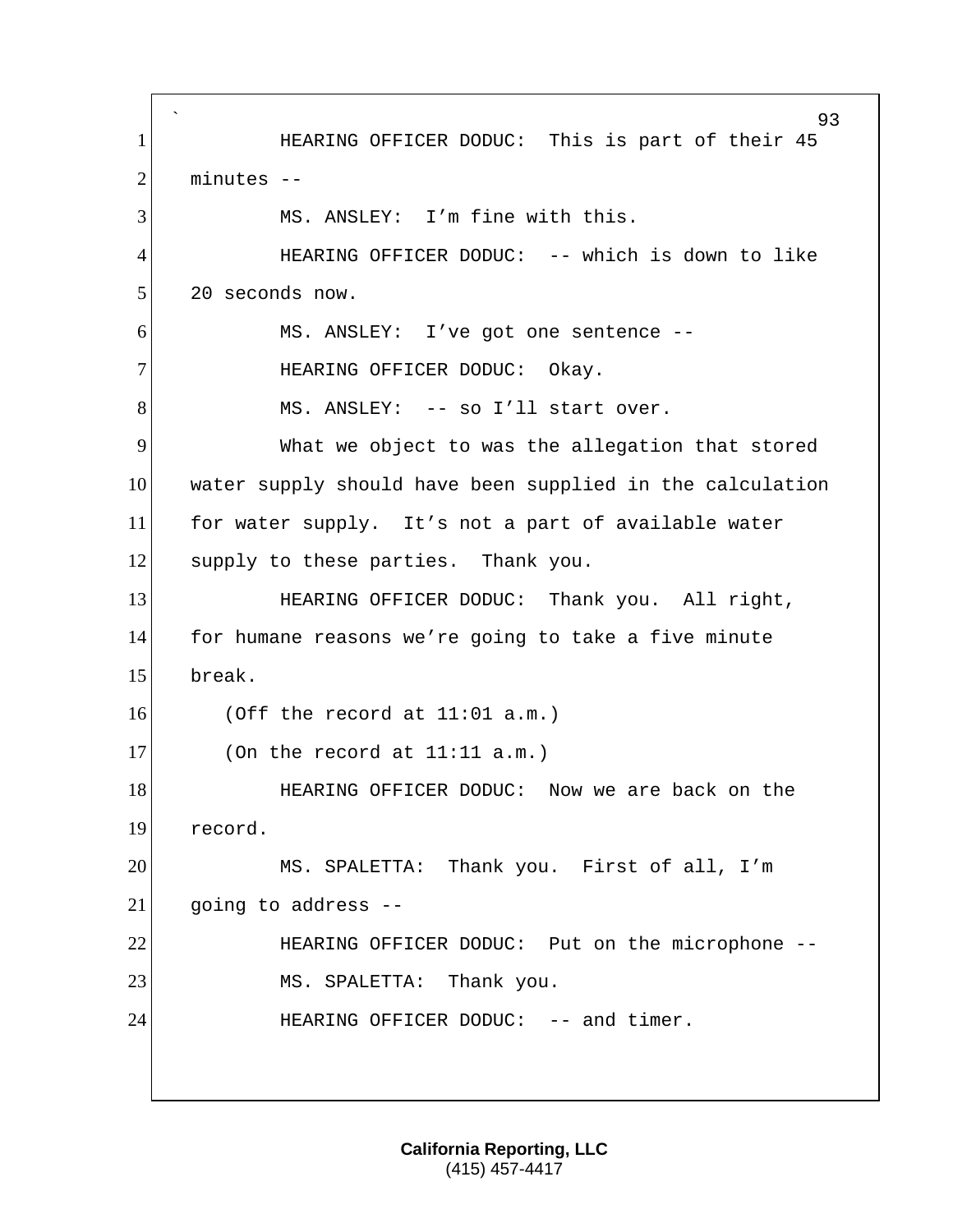HEARING OFFICER DODUC: This is part of their 45 minutes --

MS. ANSLEY: I'm fine with this.

HEARING OFFICER DODUC: -- which is down to like 20 seconds now.

MS. ANSLEY: I've got one sentence --

HEARING OFFICER DODUC: Okay.

MS. ANSLEY: -- so I'll start over.

What we object to was the allegation that stored water supply should have been supplied in the calculation for water supply. It's not a part of available water supply to these parties. Thank you.

HEARING OFFICER DODUC: Thank you. All right, for humane reasons we're going to take a five minute break.

(Off the record at 11:01 a.m.)

(On the record at 11:11 a.m.)

HEARING OFFICER DODUC: Now we are back on the record.

MS. SPALETTA: Thank you. First of all, I'm going to address --

HEARING OFFICER DODUC: Put on the microphone --

MS. SPALETTA: Thank you.

HEARING OFFICER DODUC: -- and timer.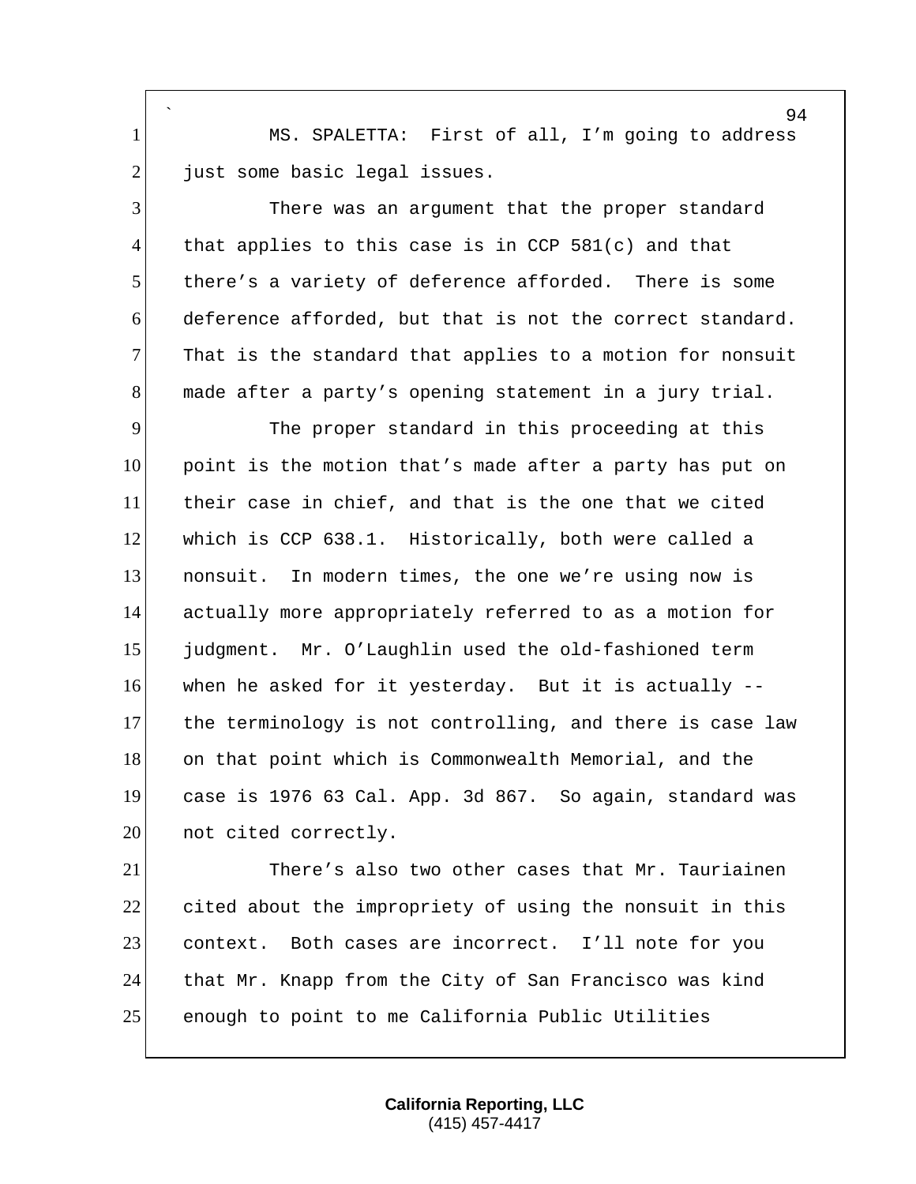MS. SPALETTA: First of all, I'm going to address just some basic legal issues.

There was an argument that the proper standard that applies to this case is in CCP 581(c) and that there's a variety of deference afforded. There is some deference afforded, but that is not the correct standard. That is the standard that applies to a motion for nonsuit made after a party's opening statement in a jury trial.

The proper standard in this proceeding at this point is the motion that's made after a party has put on their case in chief, and that is the one that we cited which is CCP 638.1. Historically, both were called a nonsuit. In modern times, the one we're using now is actually more appropriately referred to as a motion for judgment. Mr. O'Laughlin used the old-fashioned term when he asked for it yesterday. But it is actually -- the terminology is not controlling, and there is case law on that point which is Commonwealth Memorial, and the case is 1976 63 Cal. App. 3d 867. So again, standard was not cited correctly.

There's also two other cases that Mr. Tauriainen cited about the impropriety of using the nonsuit in this context. Both cases are incorrect. I'll note for you that Mr. Knapp from the City of San Francisco was kind enough to point to me California Public Utilities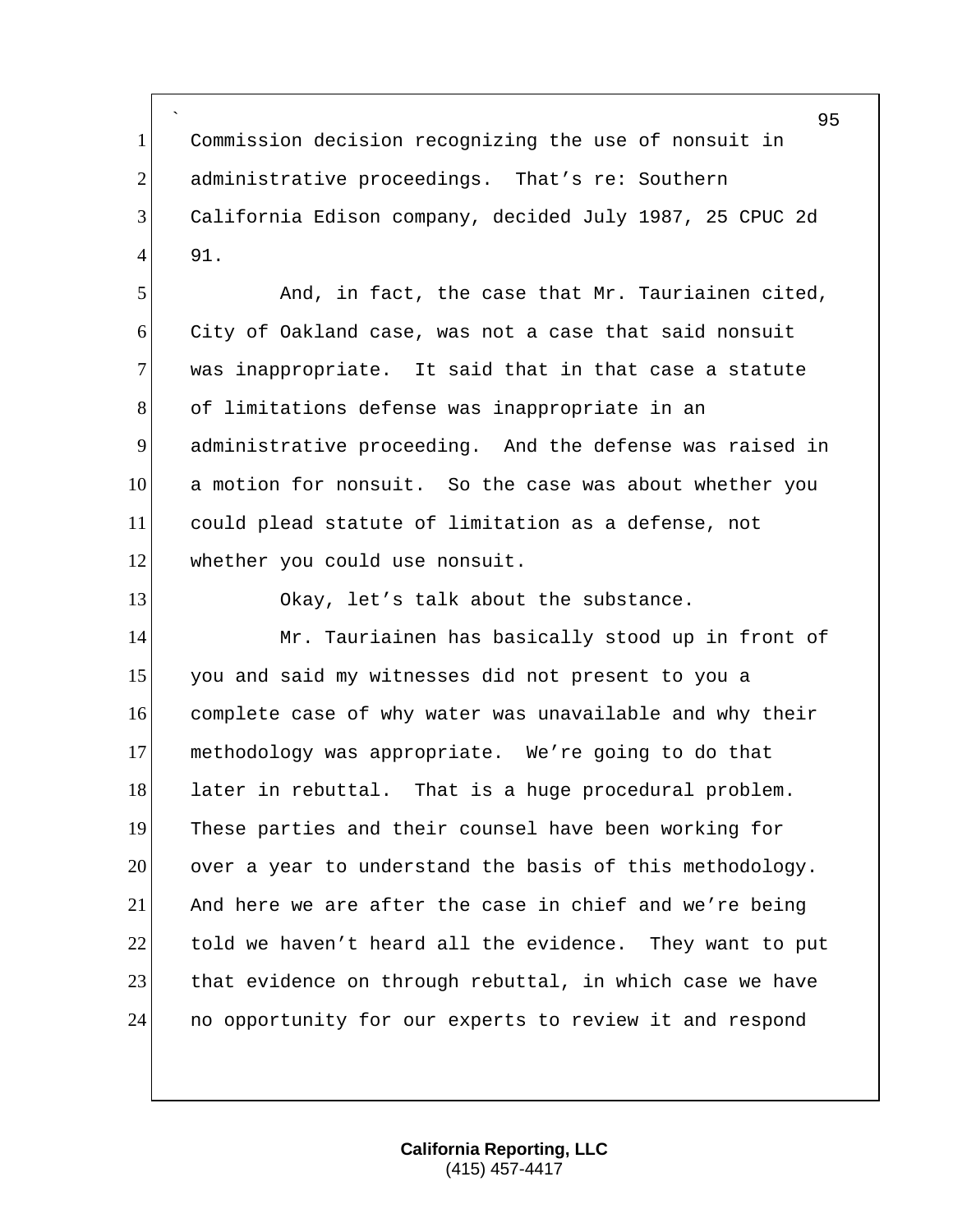Commission decision recognizing the use of nonsuit in administrative proceedings. That's re: Southern California Edison company, decided July 1987, 25 CPUC 2d 91.

And, in fact, the case that Mr. Tauriainen cited, City of Oakland case, was not a case that said nonsuit was inappropriate. It said that in that case a statute of limitations defense was inappropriate in an administrative proceeding. And the defense was raised in a motion for nonsuit. So the case was about whether you could plead statute of limitation as a defense, not whether you could use nonsuit.

Okay, let's talk about the substance.

Mr. Tauriainen has basically stood up in front of you and said my witnesses did not present to you a complete case of why water was unavailable and why their methodology was appropriate. We're going to do that later in rebuttal. That is a huge procedural problem. These parties and their counsel have been working for over a year to understand the basis of this methodology. And here we are after the case in chief and we're being told we haven't heard all the evidence. They want to put that evidence on through rebuttal, in which case we have no opportunity for our experts to review it and respond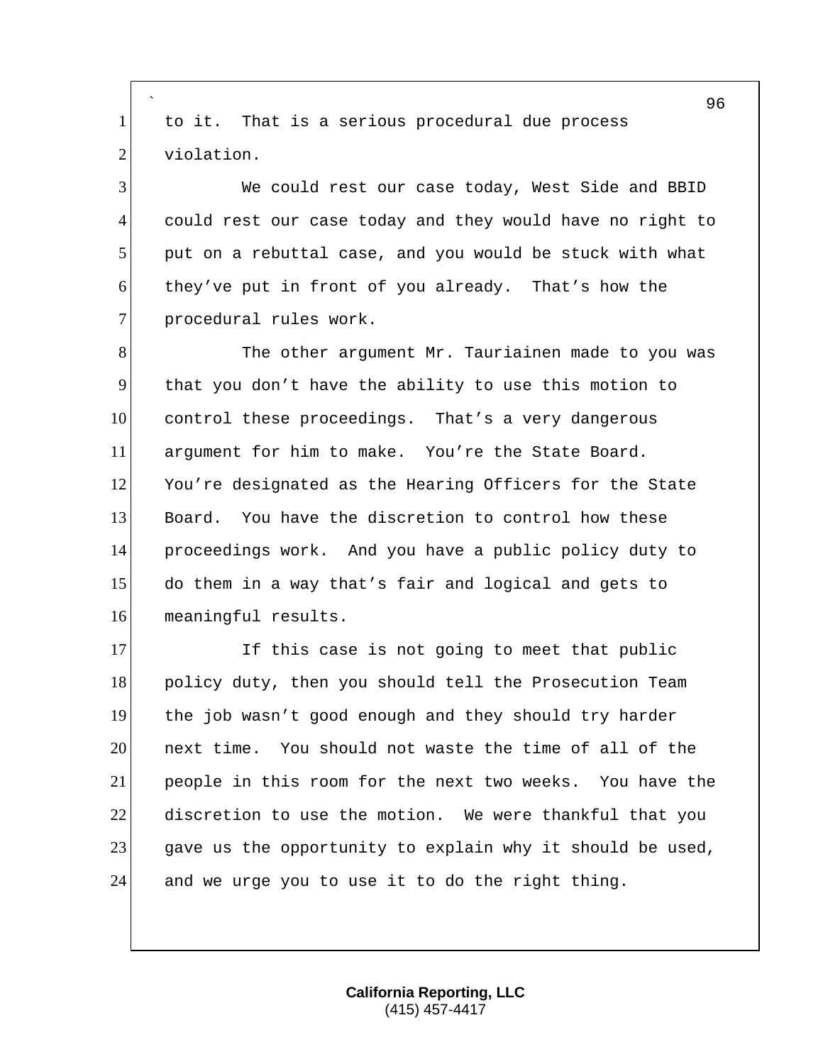to it. That is a serious procedural due process violation.

We could rest our case today, West Side and BBID could rest our case today and they would have no right to put on a rebuttal case, and you would be stuck with what they've put in front of you already. That's how the procedural rules work.

The other argument Mr. Tauriainen made to you was that you don't have the ability to use this motion to control these proceedings. That's a very dangerous argument for him to make. You're the State Board. You're designated as the Hearing Officers for the State Board. You have the discretion to control how these proceedings work. And you have a public policy duty to do them in a way that's fair and logical and gets to meaningful results.

If this case is not going to meet that public policy duty, then you should tell the Prosecution Team the job wasn't good enough and they should try harder next time. You should not waste the time of all of the people in this room for the next two weeks. You have the discretion to use the motion. We were thankful that you gave us the opportunity to explain why it should be used, and we urge you to use it to do the right thing.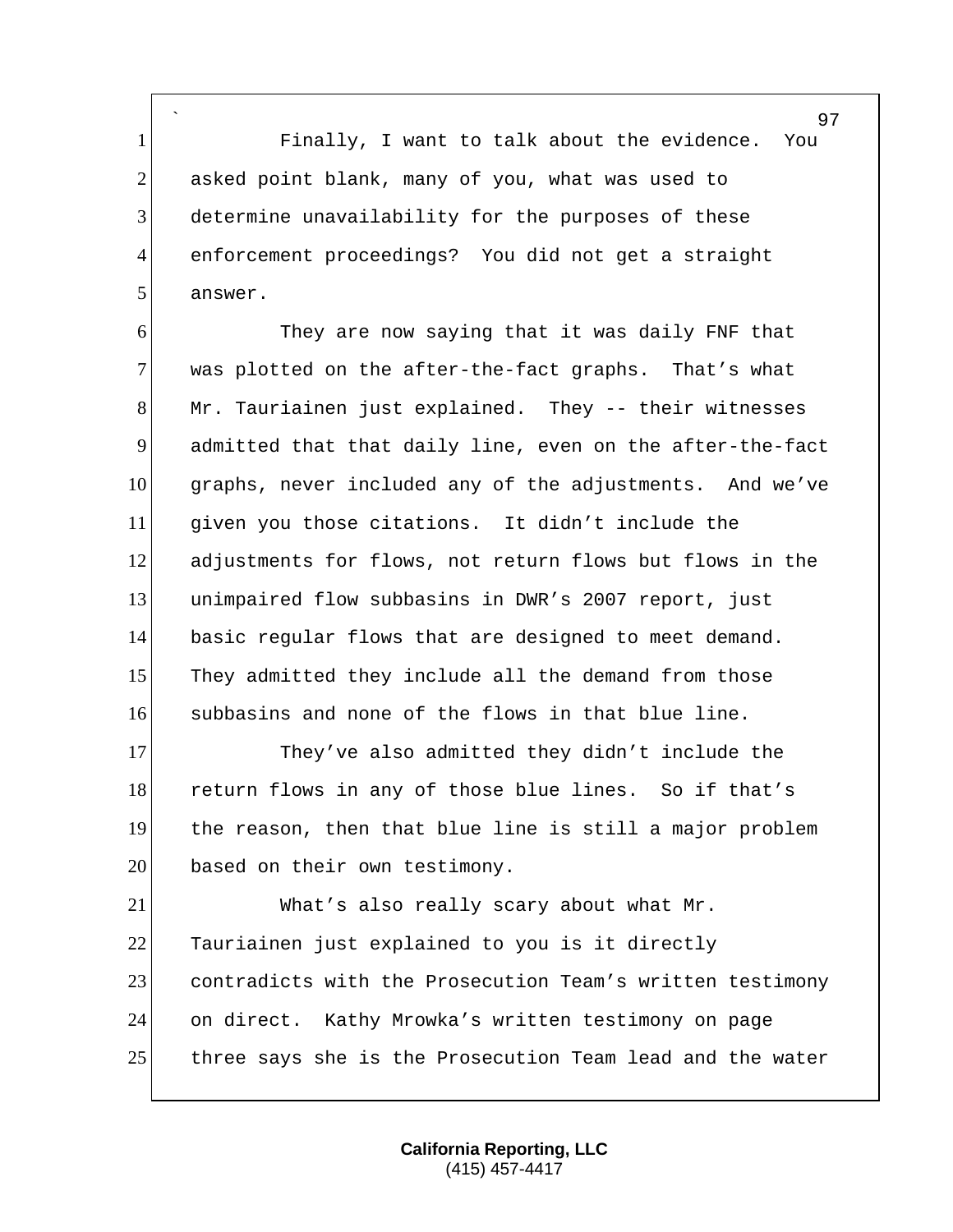Finally, I want to talk about the evidence. You asked point blank, many of you, what was used to determine unavailability for the purposes of these enforcement proceedings? You did not get a straight answer.

They are now saying that it was daily FNF that was plotted on the after-the-fact graphs. That's what Mr. Tauriainen just explained. They -- their witnesses admitted that that daily line, even on the after-the-fact graphs, never included any of the adjustments. And we've given you those citations. It didn't include the adjustments for flows, not return flows but flows in the unimpaired flow subbasins in DWR's 2007 report, just basic regular flows that are designed to meet demand. They admitted they include all the demand from those subbasins and none of the flows in that blue line.

They've also admitted they didn't include the return flows in any of those blue lines. So if that's the reason, then that blue line is still a major problem based on their own testimony.

What's also really scary about what Mr. Tauriainen just explained to you is it directly contradicts with the Prosecution Team's written testimony on direct. Kathy Mrowka's written testimony on page three says she is the Prosecution Team lead and the water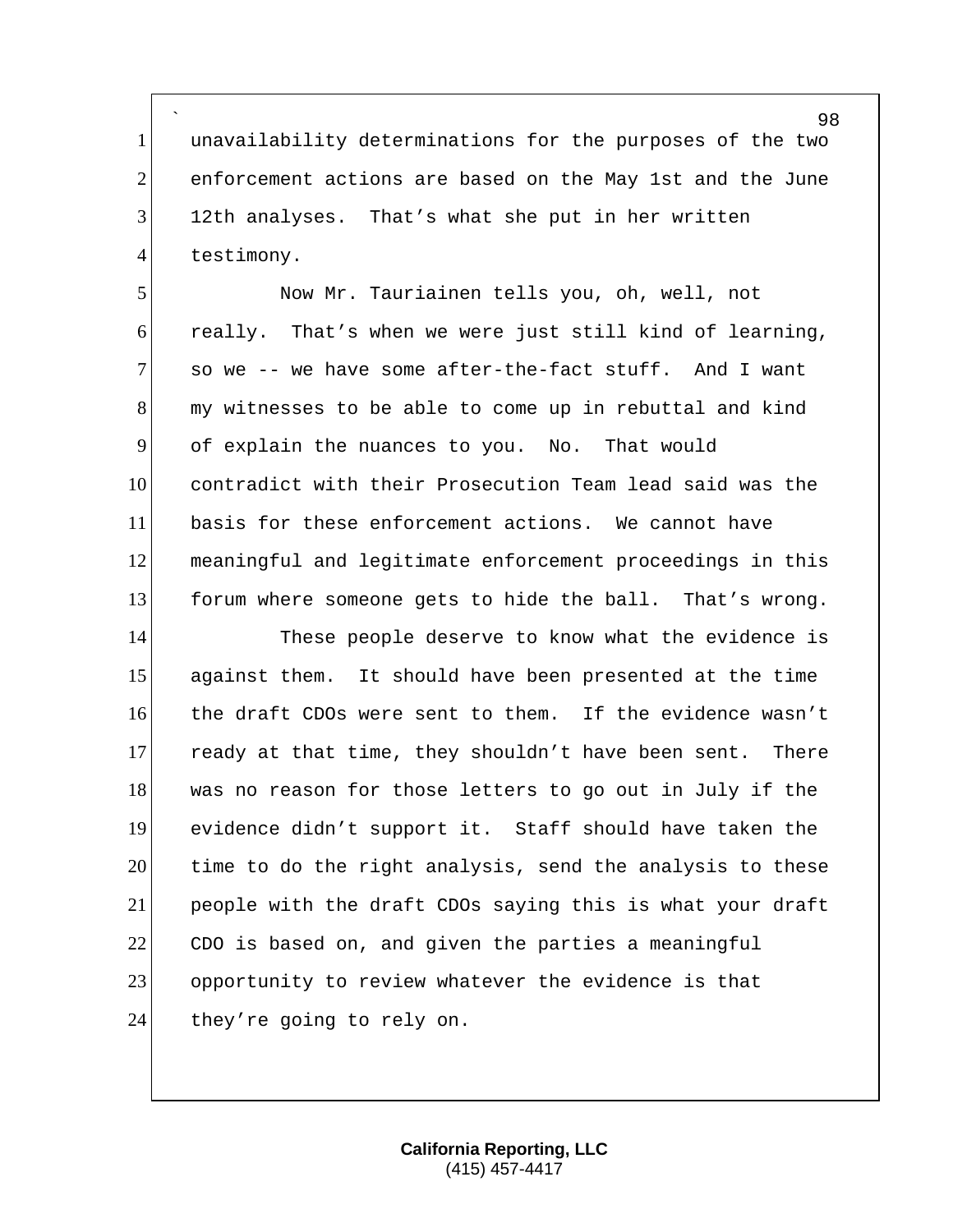unavailability determinations for the purposes of the two enforcement actions are based on the May 1st and the June 12th analyses. That's what she put in her written testimony.

Now Mr. Tauriainen tells you, oh, well, not really. That's when we were just still kind of learning, so we -- we have some after-the-fact stuff. And I want my witnesses to be able to come up in rebuttal and kind of explain the nuances to you. No. That would contradict with their Prosecution Team lead said was the basis for these enforcement actions. We cannot have meaningful and legitimate enforcement proceedings in this forum where someone gets to hide the ball. That's wrong.

These people deserve to know what the evidence is against them. It should have been presented at the time the draft CDOs were sent to them. If the evidence wasn't ready at that time, they shouldn't have been sent. There was no reason for those letters to go out in July if the evidence didn't support it. Staff should have taken the time to do the right analysis, send the analysis to these people with the draft CDOs saying this is what your draft CDO is based on, and given the parties a meaningful opportunity to review whatever the evidence is that they're going to rely on.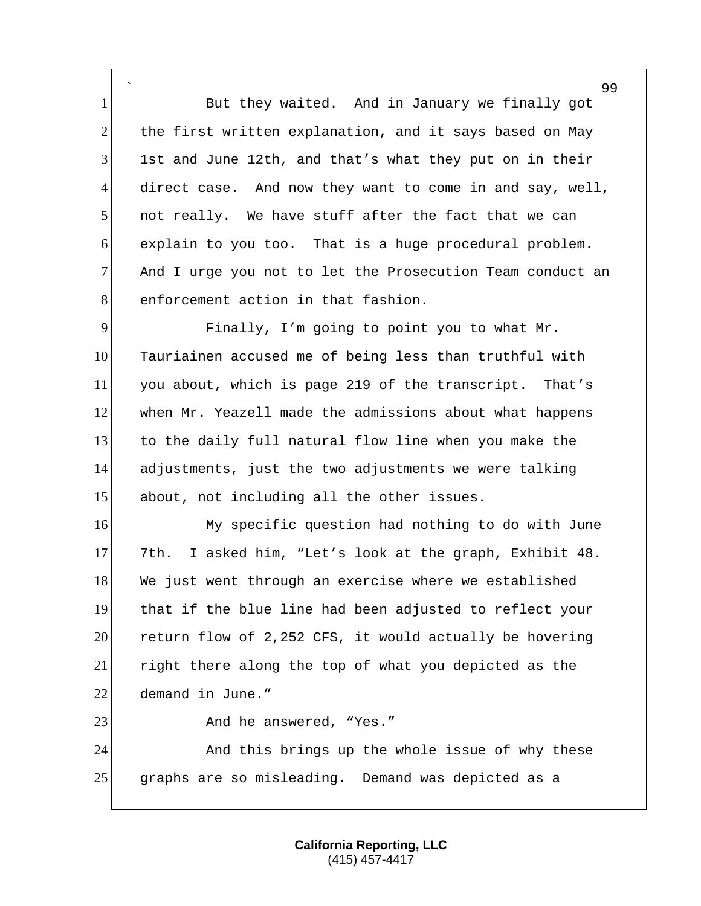But they waited. And in January we finally got the first written explanation, and it says based on May 1st and June 12th, and that's what they put on in their direct case. And now they want to come in and say, well, not really. We have stuff after the fact that we can explain to you too. That is a huge procedural problem. And I urge you not to let the Prosecution Team conduct an enforcement action in that fashion.

Finally, I'm going to point you to what Mr. Tauriainen accused me of being less than truthful with you about, which is page 219 of the transcript. That's when Mr. Yeazell made the admissions about what happens to the daily full natural flow line when you make the adjustments, just the two adjustments we were talking about, not including all the other issues.

My specific question had nothing to do with June 7th. I asked him, "Let's look at the graph, Exhibit 48. We just went through an exercise where we established that if the blue line had been adjusted to reflect your return flow of 2,252 CFS, it would actually be hovering right there along the top of what you depicted as the demand in June."

And he answered, "Yes."

And this brings up the whole issue of why these graphs are so misleading. Demand was depicted as a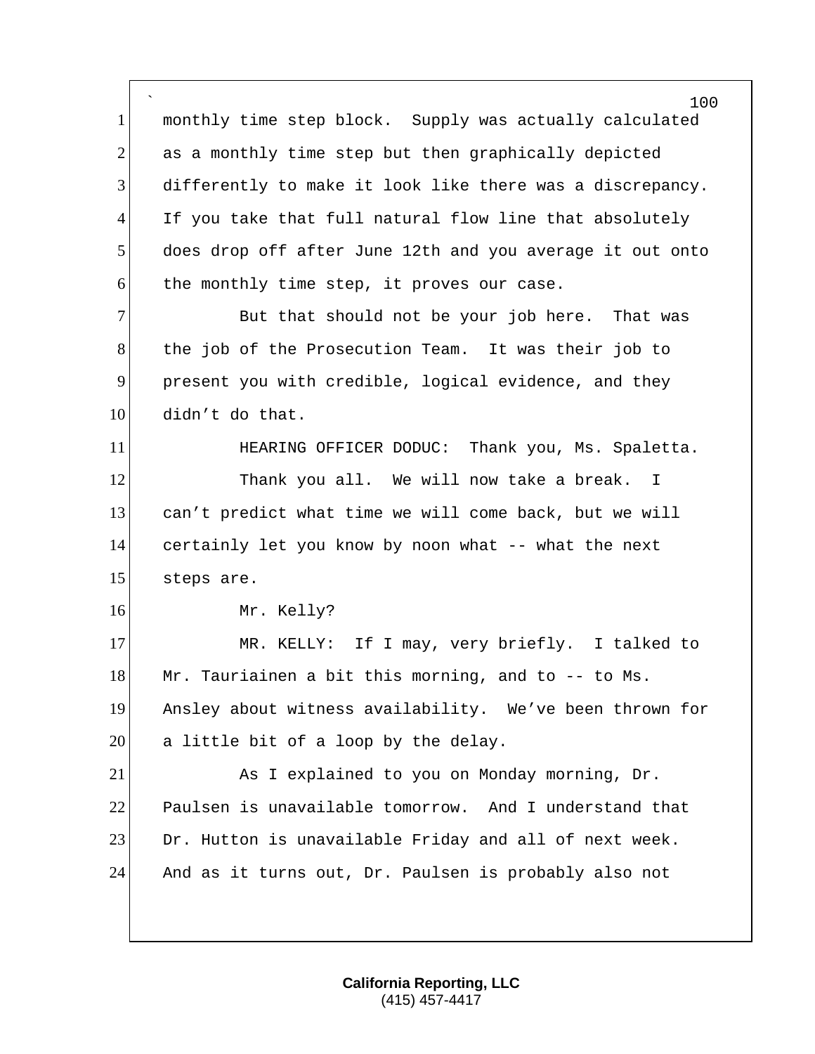monthly time step block. Supply was actually calculated as a monthly time step but then graphically depicted differently to make it look like there was a discrepancy. If you take that full natural flow line that absolutely does drop off after June 12th and you average it out onto the monthly time step, it proves our case.

But that should not be your job here. That was the job of the Prosecution Team. It was their job to present you with credible, logical evidence, and they didn’t do that.

HEARING OFFICER DODUC: Thank you, Ms. Spaletta.

Thank you all. We will now take a break. I can’t predict what time we will come back, but we will certainly let you know by noon what -- what the next steps are.

Mr. Kelly?

MR. KELLY: If I may, very briefly. I talked to Mr. Tauriainen a bit this morning, and to -- to Ms. Ansley about witness availability. We’ve been thrown for a little bit of a loop by the delay.

As I explained to you on Monday morning, Dr. Paulsen is unavailable tomorrow. And I understand that Dr. Hutton is unavailable Friday and all of next week. And as it turns out, Dr. Paulsen is probably also not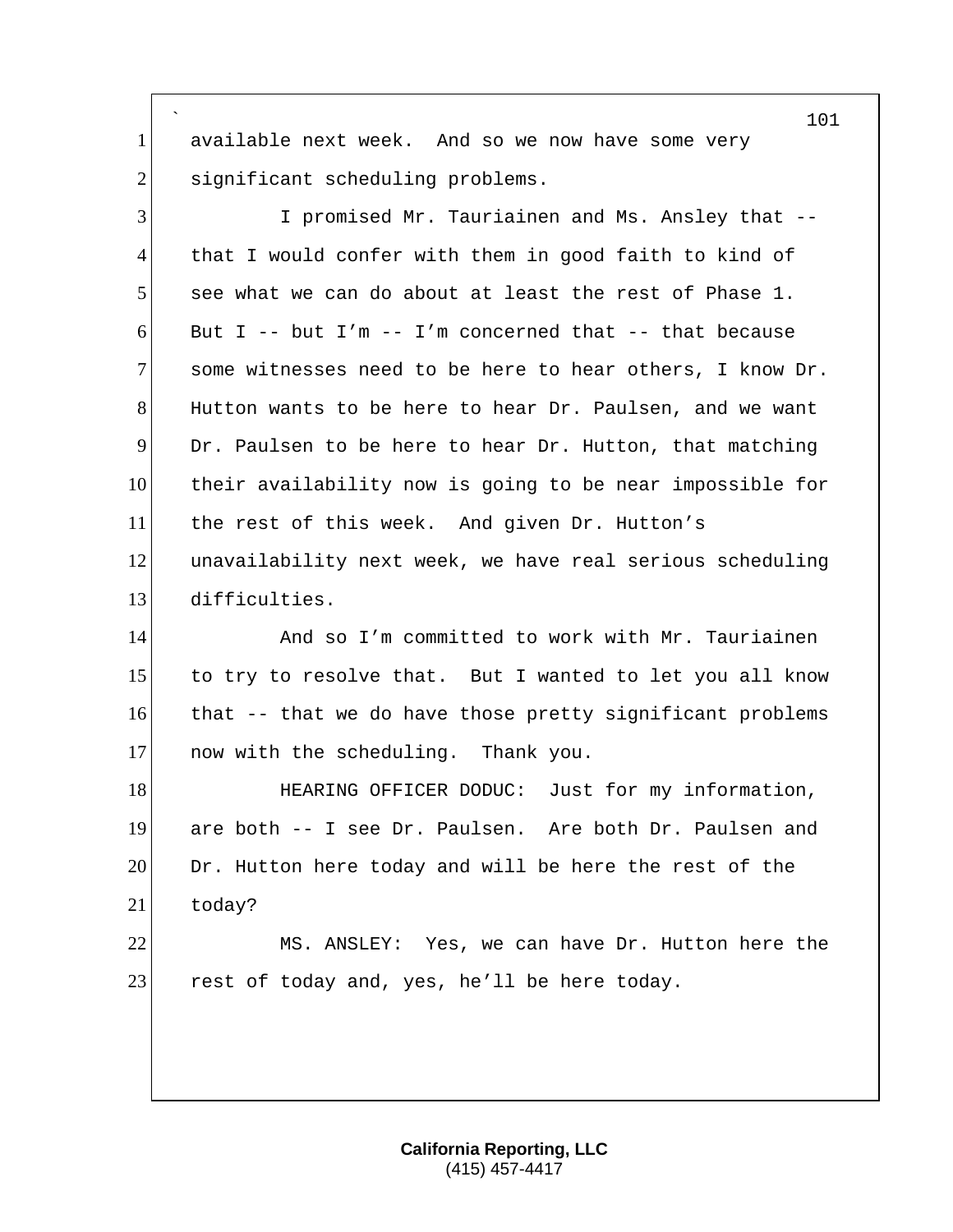available next week. And so we now have some very significant scheduling problems.

I promised Mr. Tauriainen and Ms. Ansley that -- that I would confer with them in good faith to kind of see what we can do about at least the rest of Phase 1. But I -- but I'm -- I'm concerned that -- that because some witnesses need to be here to hear others, I know Dr. Hutton wants to be here to hear Dr. Paulsen, and we want Dr. Paulsen to be here to hear Dr. Hutton, that matching their availability now is going to be near impossible for the rest of this week. And given Dr. Hutton's unavailability next week, we have real serious scheduling difficulties.

And so I'm committed to work with Mr. Tauriainen to try to resolve that. But I wanted to let you all know that -- that we do have those pretty significant problems now with the scheduling. Thank you.

HEARING OFFICER DODUC: Just for my information, are both -- I see Dr. Paulsen. Are both Dr. Paulsen and Dr. Hutton here today and will be here the rest of the today?

MS. ANSLEY: Yes, we can have Dr. Hutton here the rest of today and, yes, he'll be here today.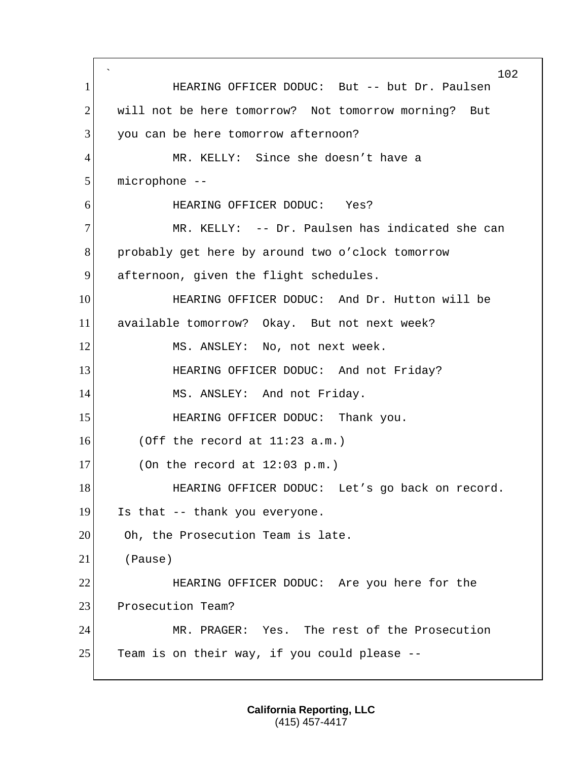HEARING OFFICER DODUC: But -- but Dr. Paulsen will not be here tomorrow? Not tomorrow morning? But you can be here tomorrow afternoon?

MR. KELLY: Since she doesn't have a microphone --

HEARING OFFICER DODUC: Yes?

MR. KELLY: -- Dr. Paulsen has indicated she can probably get here by around two o'clock tomorrow afternoon, given the flight schedules.

HEARING OFFICER DODUC: And Dr. Hutton will be available tomorrow? Okay. But not next week?

MS. ANSLEY: No, not next week.

HEARING OFFICER DODUC: And not Friday?

MS. ANSLEY: And not Friday.

HEARING OFFICER DODUC: Thank you.

(Off the record at 11:23 a.m.)

(On the record at 12:03 p.m.)

HEARING OFFICER DODUC: Let's go back on record. Is that -- thank you everyone.

Oh, the Prosecution Team is late.

(Pause)

HEARING OFFICER DODUC: Are you here for the Prosecution Team?

MR. PRAGER: Yes. The rest of the Prosecution Team is on their way, if you could please --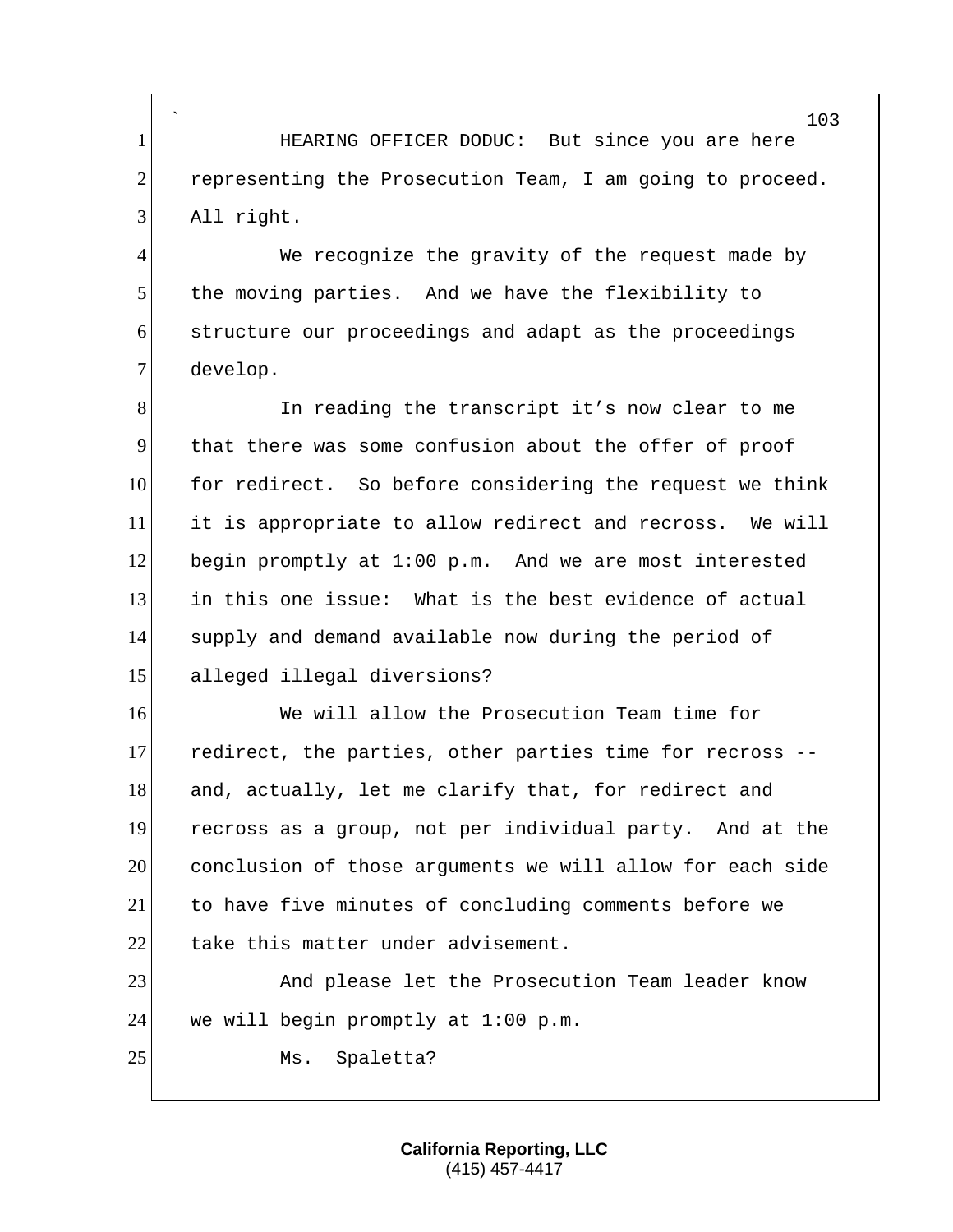HEARING OFFICER DODUC: But since you are here representing the Prosecution Team, I am going to proceed. All right.

We recognize the gravity of the request made by the moving parties. And we have the flexibility to structure our proceedings and adapt as the proceedings develop.

In reading the transcript it's now clear to me that there was some confusion about the offer of proof for redirect. So before considering the request we think it is appropriate to allow redirect and recross. We will begin promptly at 1:00 p.m. And we are most interested in this one issue: What is the best evidence of actual supply and demand available now during the period of alleged illegal diversions?

We will allow the Prosecution Team time for redirect, the parties, other parties time for recross -- and, actually, let me clarify that, for redirect and recross as a group, not per individual party. And at the conclusion of those arguments we will allow for each side to have five minutes of concluding comments before we take this matter under advisement.

And please let the Prosecution Team leader know we will begin promptly at 1:00 p.m.

Ms. Spaletta?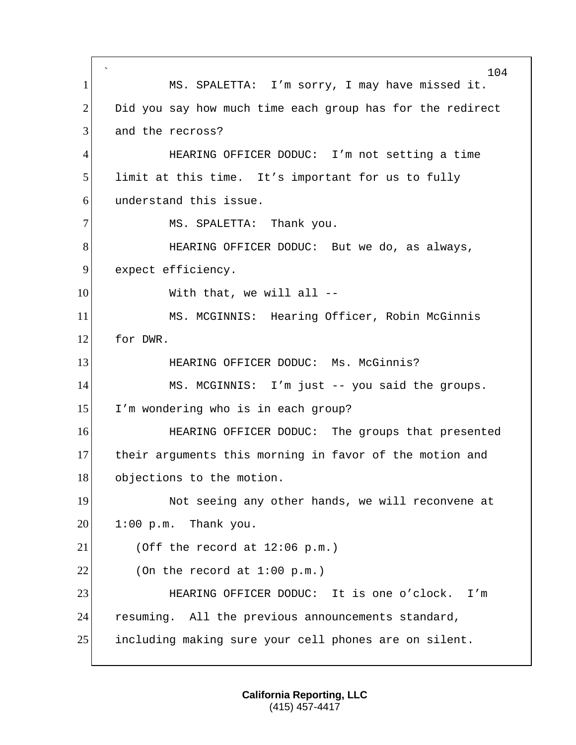MS. SPALETTA: I'm sorry, I may have missed it. Did you say how much time each group has for the redirect and the recross?

HEARING OFFICER DODUC: I'm not setting a time limit at this time. It's important for us to fully understand this issue.

MS. SPALETTA: Thank you.

HEARING OFFICER DODUC: But we do, as always, expect efficiency.

With that, we will all --

MS. MCGINNIS: Hearing Officer, Robin McGinnis for DWR.

HEARING OFFICER DODUC: Ms. McGinnis?

MS. MCGINNIS: I'm just -- you said the groups. I'm wondering who is in each group?

HEARING OFFICER DODUC: The groups that presented their arguments this morning in favor of the motion and objections to the motion.

Not seeing any other hands, we will reconvene at 1:00 p.m. Thank you.

(Off the record at 12:06 p.m.)

(On the record at 1:00 p.m.)

HEARING OFFICER DODUC: It is one o'clock. I'm resuming. All the previous announcements standard, including making sure your cell phones are on silent.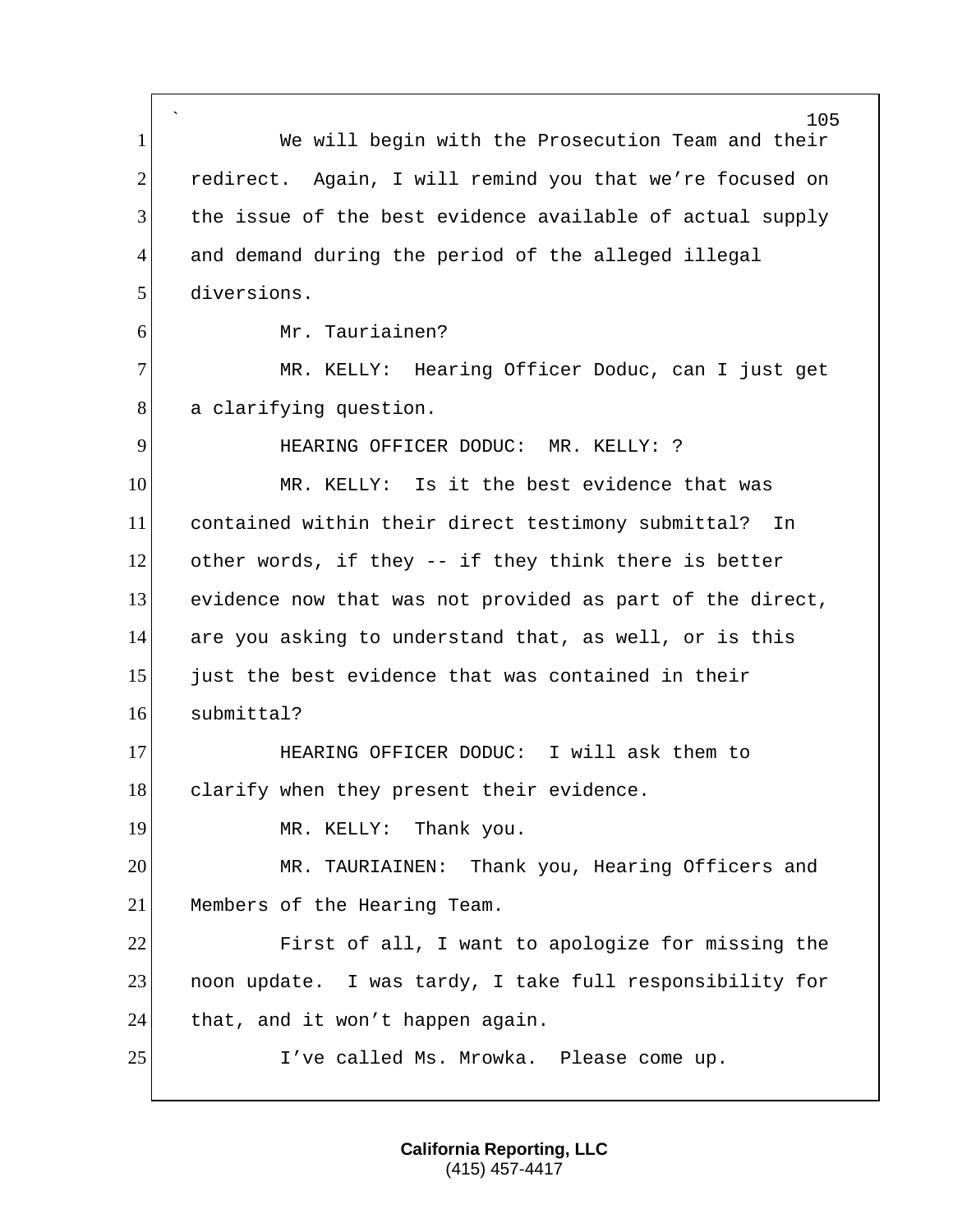We will begin with the Prosecution Team and their redirect. Again, I will remind you that we're focused on the issue of the best evidence available of actual supply and demand during the period of the alleged illegal diversions.

Mr. Tauriainen?

MR. KELLY: Hearing Officer Doduc, can I just get a clarifying question.

HEARING OFFICER DODUC: MR. KELLY: ?

MR. KELLY: Is it the best evidence that was contained within their direct testimony submittal? In other words, if they -- if they think there is better evidence now that was not provided as part of the direct, are you asking to understand that, as well, or is this just the best evidence that was contained in their submittal?

HEARING OFFICER DODUC: I will ask them to clarify when they present their evidence.

MR. KELLY: Thank you.

MR. TAURIAINEN: Thank you, Hearing Officers and Members of the Hearing Team.

First of all, I want to apologize for missing the noon update. I was tardy, I take full responsibility for that, and it won't happen again.

I've called Ms. Mrowka. Please come up.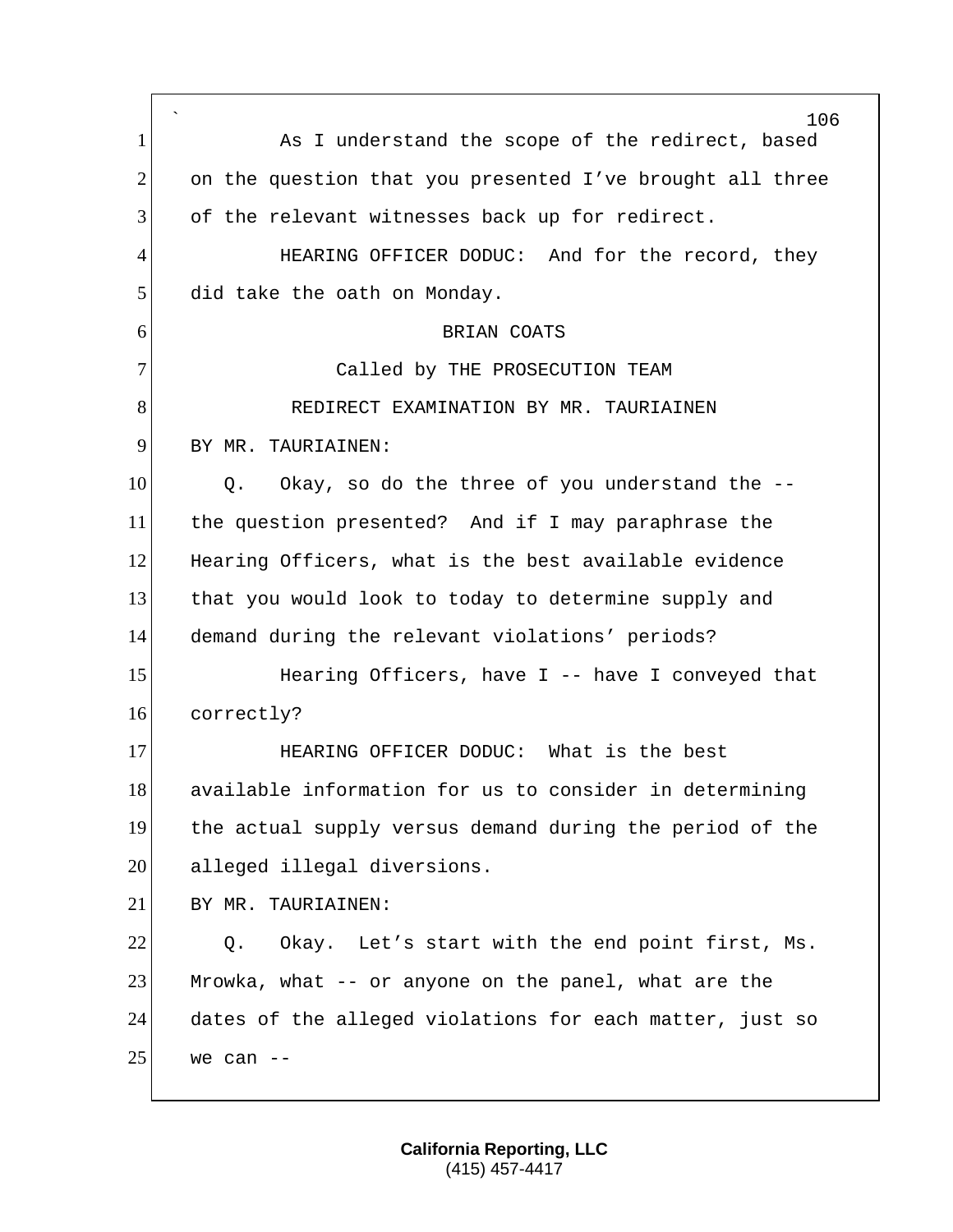As I understand the scope of the redirect, based on the question that you presented I've brought all three of the relevant witnesses back up for redirect.

HEARING OFFICER DODUC: And for the record, they did take the oath on Monday.

BRIAN COATS

Called by THE PROSECUTION TEAM

REDIRECT EXAMINATION BY MR. TAURIAINEN

BY MR. TAURIAINEN:

Q. Okay, so do the three of you understand the -- the question presented? And if I may paraphrase the Hearing Officers, what is the best available evidence that you would look to today to determine supply and demand during the relevant violations' periods?

Hearing Officers, have I -- have I conveyed that correctly?

HEARING OFFICER DODUC: What is the best available information for us to consider in determining the actual supply versus demand during the period of the alleged illegal diversions.

BY MR. TAURIAINEN:

Q. Okay. Let's start with the end point first, Ms. Mrowka, what -- or anyone on the panel, what are the dates of the alleged violations for each matter, just so we can --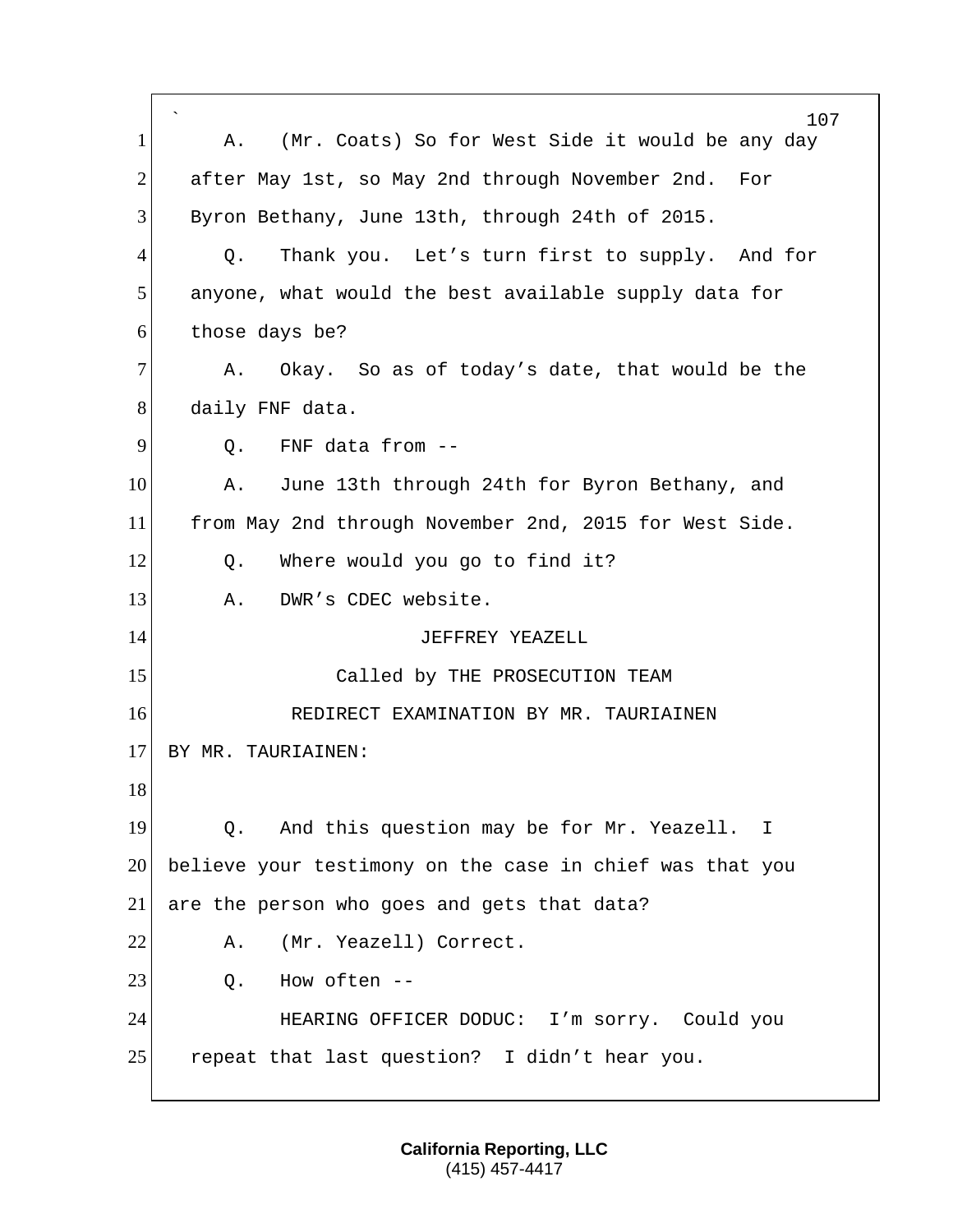A. (Mr. Coats) So for West Side it would be any day after May 1st, so May 2nd through November 2nd. For Byron Bethany, June 13th, through 24th of 2015.

Q. Thank you. Let's turn first to supply. And for anyone, what would the best available supply data for those days be?

A. Okay. So as of today's date, that would be the daily FNF data.

Q. FNF data from --

A. June 13th through 24th for Byron Bethany, and from May 2nd through November 2nd, 2015 for West Side.

Q. Where would you go to find it?

A. DWR's CDEC website.

JEFFREY YEAZELL

Called by THE PROSECUTION TEAM

REDIRECT EXAMINATION BY MR. TAURIAINEN

BY MR. TAURIAINEN:

Q. And this question may be for Mr. Yeazell. I believe your testimony on the case in chief was that you are the person who goes and gets that data?

A. (Mr. Yeazell) Correct.

Q. How often --

HEARING OFFICER DODUC: I'm sorry. Could you repeat that last question? I didn't hear you.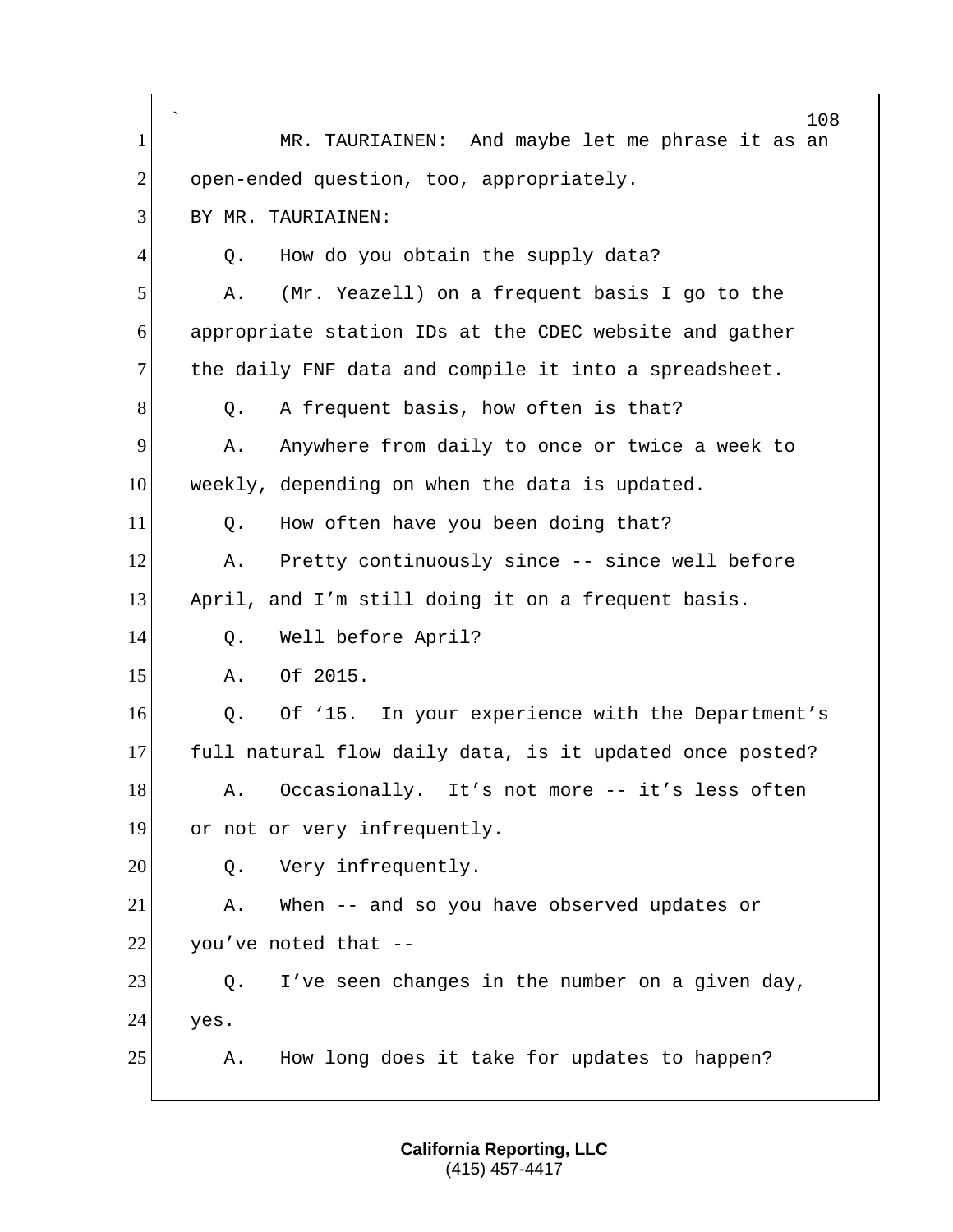MR. TAURIAINEN: And maybe let me phrase it as an open-ended question, too, appropriately.

BY MR. TAURIAINEN:

Q. How do you obtain the supply data?

A. (Mr. Yeazell) on a frequent basis I go to the appropriate station IDs at the CDEC website and gather the daily FNF data and compile it into a spreadsheet.

Q. A frequent basis, how often is that?

A. Anywhere from daily to once or twice a week to weekly, depending on when the data is updated.

Q. How often have you been doing that?

A. Pretty continuously since -- since well before April, and I'm still doing it on a frequent basis.

Q. Well before April?

A. Of 2015.

Q. Of '15. In your experience with the Department's full natural flow daily data, is it updated once posted?

A. Occasionally. It's not more -- it's less often or not or very infrequently.

Q. Very infrequently.

A. When -- and so you have observed updates or you've noted that --

Q. I've seen changes in the number on a given day, yes.

A. How long does it take for updates to happen?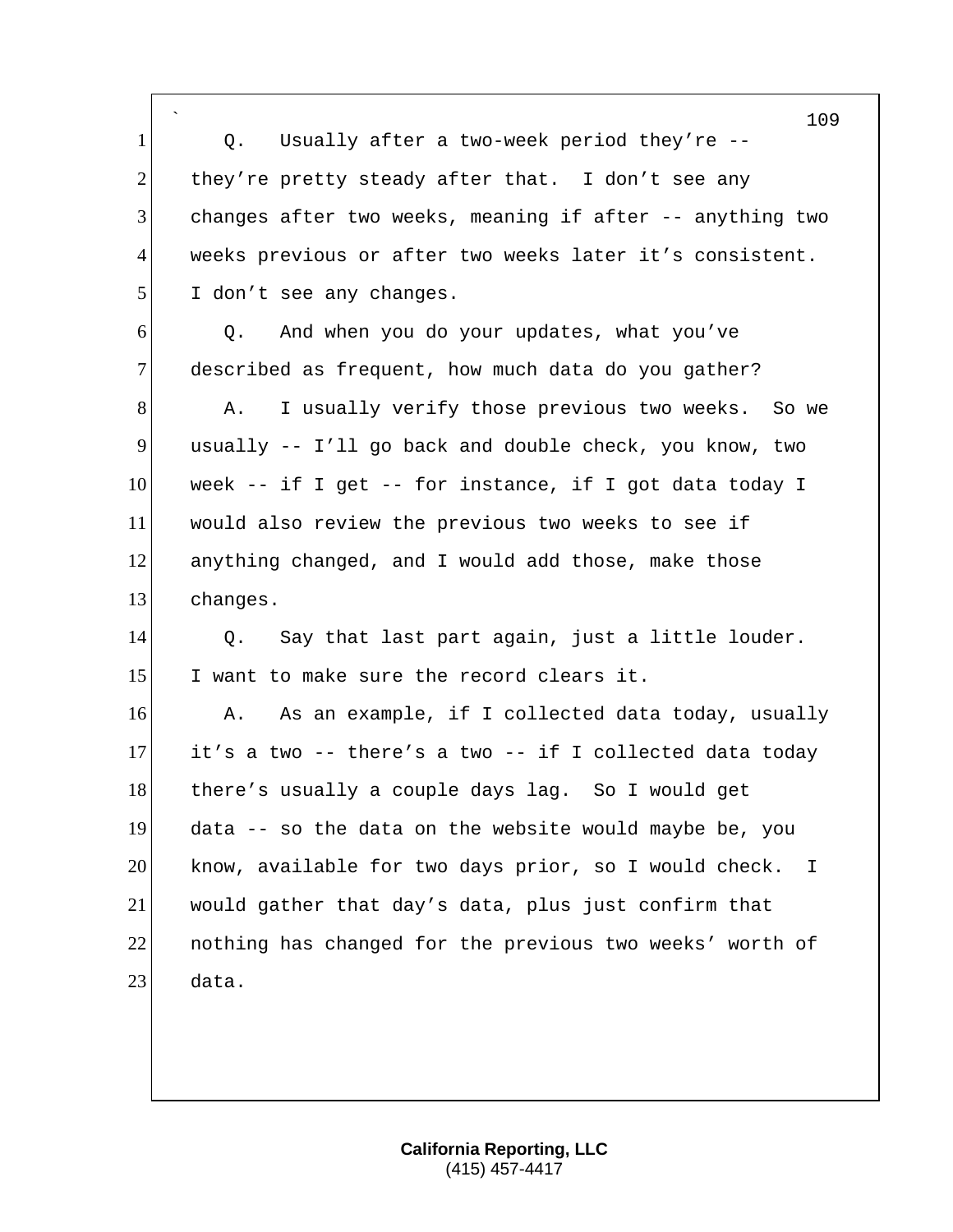Q. Usually after a two-week period they're -- they're pretty steady after that. I don't see any changes after two weeks, meaning if after -- anything two weeks previous or after two weeks later it's consistent. I don't see any changes.

Q. And when you do your updates, what you've described as frequent, how much data do you gather?

A. I usually verify those previous two weeks. So we usually -- I'll go back and double check, you know, two week -- if I get -- for instance, if I got data today I would also review the previous two weeks to see if anything changed, and I would add those, make those changes.

Q. Say that last part again, just a little louder. I want to make sure the record clears it.

A. As an example, if I collected data today, usually it's a two -- there's a two -- if I collected data today there's usually a couple days lag. So I would get data -- so the data on the website would maybe be, you know, available for two days prior, so I would check. I would gather that day's data, plus just confirm that nothing has changed for the previous two weeks' worth of data.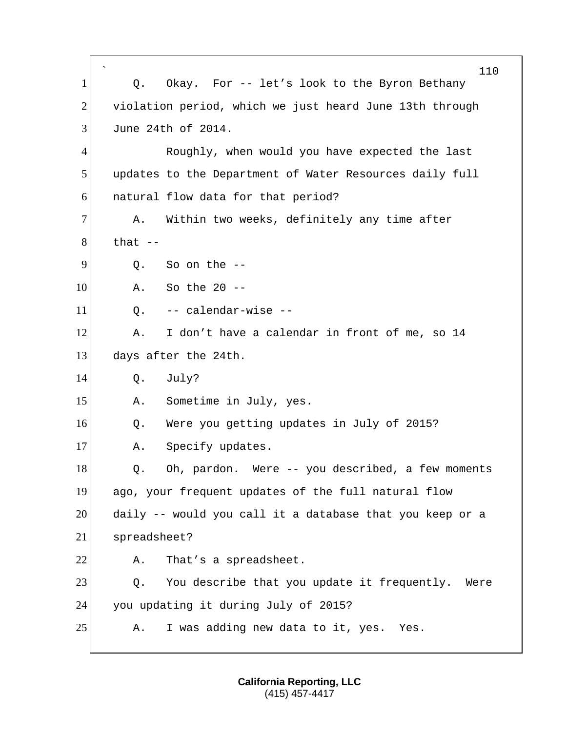Q. Okay. For -- let's look to the Byron Bethany violation period, which we just heard June 13th through June 24th of 2014.

Roughly, when would you have expected the last updates to the Department of Water Resources daily full natural flow data for that period?

A. Within two weeks, definitely any time after that --

Q. So on the --

A. So the 20 --

Q. -- calendar-wise --

A. I don't have a calendar in front of me, so 14 days after the 24th.

Q. July?

A. Sometime in July, yes.

Q. Were you getting updates in July of 2015?

A. Specify updates.

Q. Oh, pardon. Were -- you described, a few moments ago, your frequent updates of the full natural flow daily -- would you call it a database that you keep or a spreadsheet?

A. That's a spreadsheet.

Q. You describe that you update it frequently. Were you updating it during July of 2015?

A. I was adding new data to it, yes. Yes.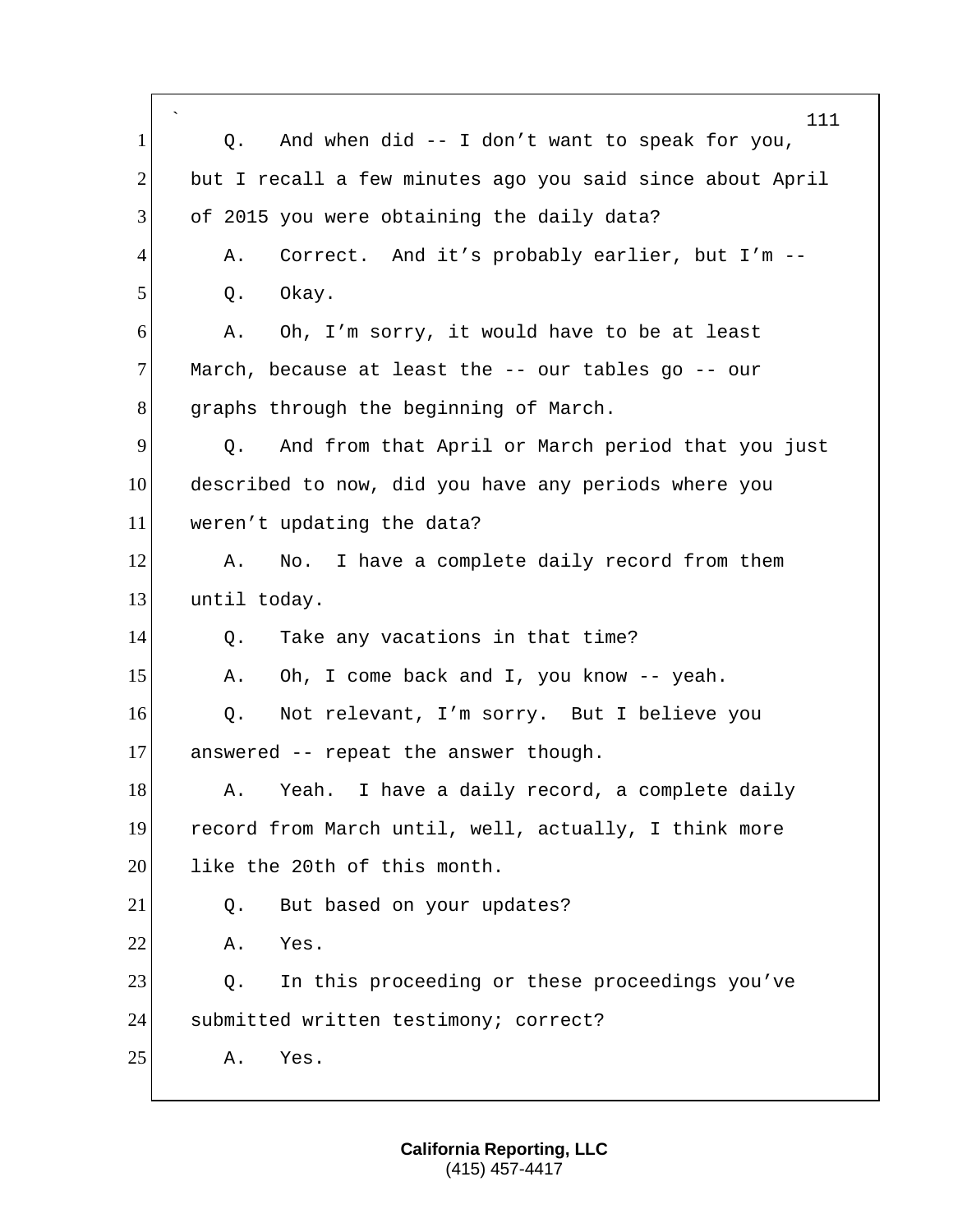Q. And when did -- I don't want to speak for you, but I recall a few minutes ago you said since about April of 2015 you were obtaining the daily data?

A. Correct. And it's probably earlier, but I'm --

Q. Okay.

A. Oh, I'm sorry, it would have to be at least March, because at least the -- our tables go -- our graphs through the beginning of March.

Q. And from that April or March period that you just described to now, did you have any periods where you weren't updating the data?

A. No. I have a complete daily record from them until today.

Q. Take any vacations in that time?

A. Oh, I come back and I, you know -- yeah.

Q. Not relevant, I'm sorry. But I believe you answered -- repeat the answer though.

A. Yeah. I have a daily record, a complete daily record from March until, well, actually, I think more like the 20th of this month.

Q. But based on your updates?

A. Yes.

Q. In this proceeding or these proceedings you've submitted written testimony; correct?

A. Yes.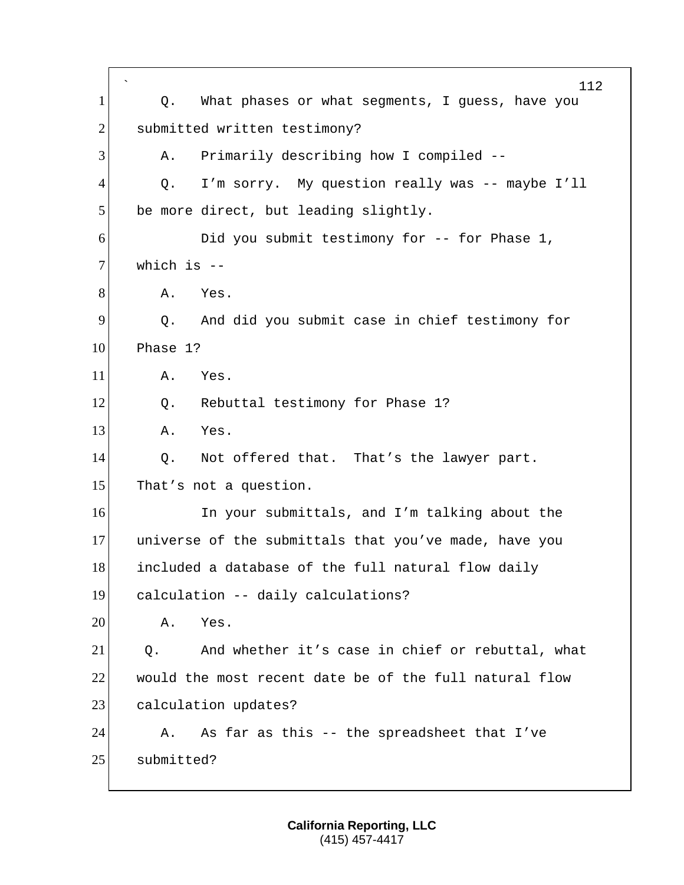Q. What phases or what segments, I guess, have you submitted written testimony?

A. Primarily describing how I compiled --

Q. I'm sorry. My question really was -- maybe I'll be more direct, but leading slightly.

Did you submit testimony for -- for Phase 1, which is --

A. Yes.

Q. And did you submit case in chief testimony for Phase 1?

A. Yes.

Q. Rebuttal testimony for Phase 1?

A. Yes.

Q. Not offered that. That's the lawyer part. That's not a question.

In your submittals, and I'm talking about the universe of the submittals that you've made, have you included a database of the full natural flow daily calculation -- daily calculations?

A. Yes.

Q. And whether it's case in chief or rebuttal, what would the most recent date be of the full natural flow calculation updates?

A. As far as this -- the spreadsheet that I've submitted?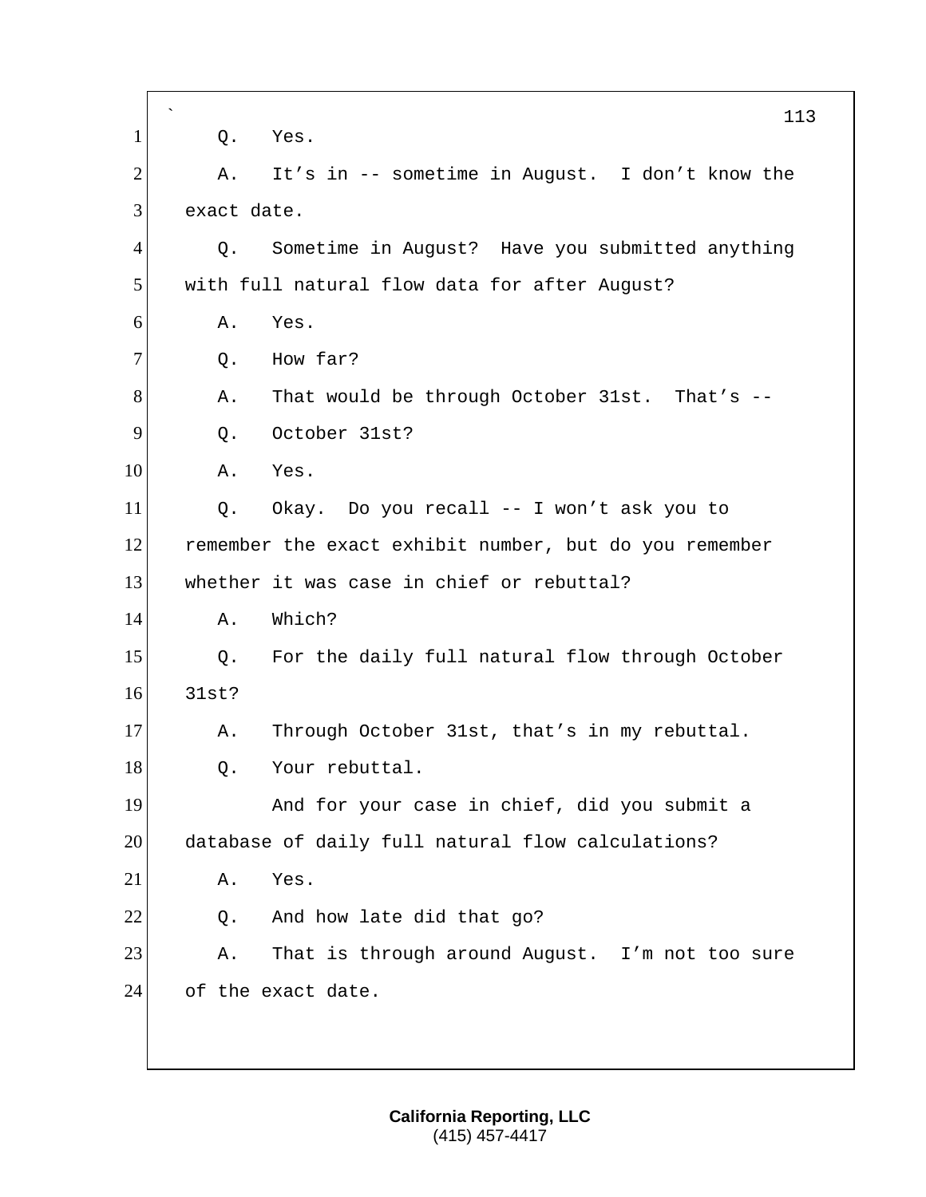1 Q. Yes.

2 A. It’s in -- sometime in August. I don’t know the

3 exact date.

4 Q. Sometime in August? Have you submitted anything

5 with full natural flow data for after August?

6 A. Yes.

7 Q. How far?

8 A. That would be through October 31st. That’s --

9 Q. October 31st?

10 A. Yes.

11 Q. Okay. Do you recall -- I won’t ask you to

12 remember the exact exhibit number, but do you remember

13 whether it was case in chief or rebuttal?

14 A. Which?

15 Q. For the daily full natural flow through October

16 31st?

17 A. Through October 31st, that’s in my rebuttal.

18 Q. Your rebuttal.

19 And for your case in chief, did you submit a

20 database of daily full natural flow calculations?

21 A. Yes.

22 Q. And how late did that go?

23 A. That is through around August. I’m not too sure

24 of the exact date.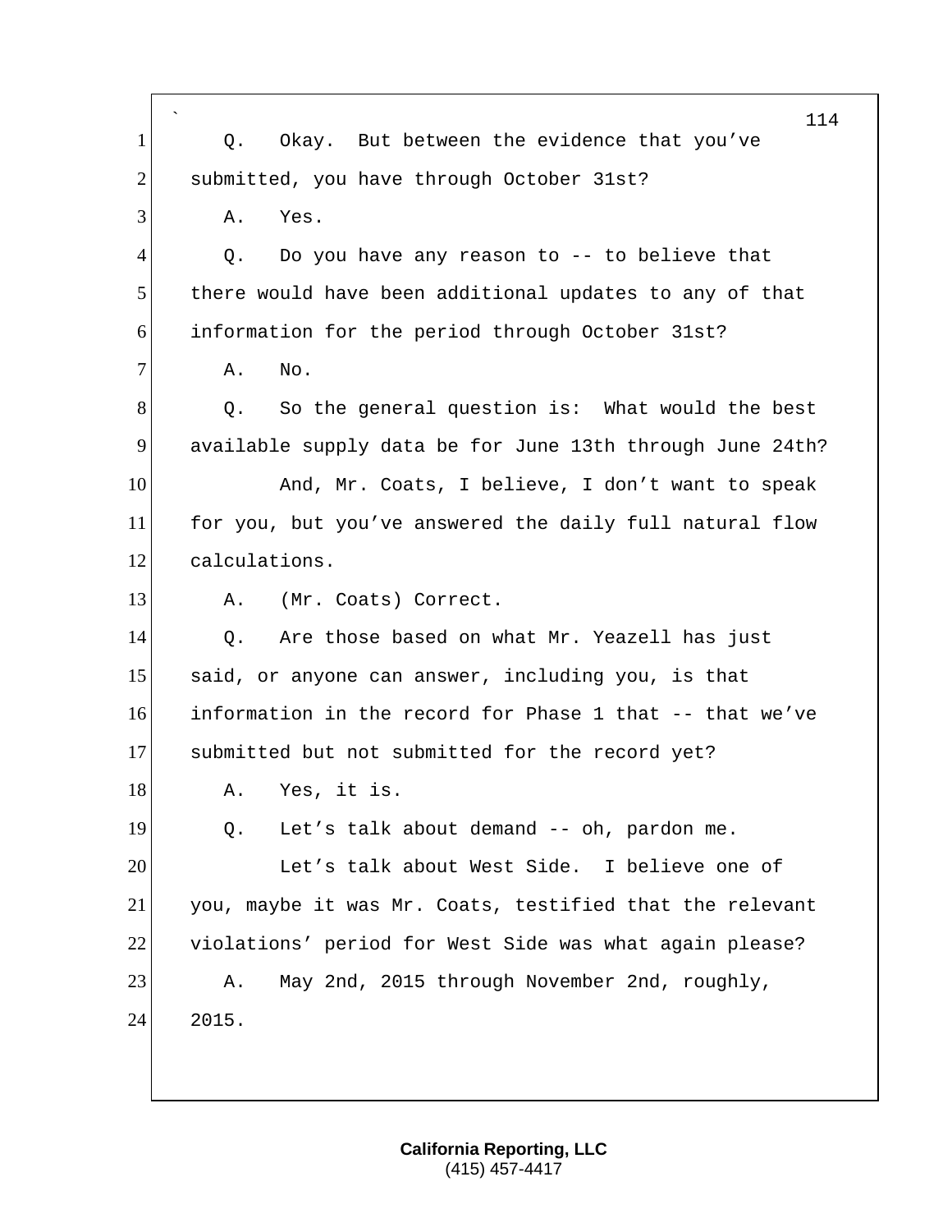Q. Okay. But between the evidence that you've submitted, you have through October 31st?

A. Yes.

Q. Do you have any reason to -- to believe that there would have been additional updates to any of that information for the period through October 31st?

A. No.

Q. So the general question is: What would the best available supply data be for June 13th through June 24th?

And, Mr. Coats, I believe, I don't want to speak for you, but you've answered the daily full natural flow calculations.

A. (Mr. Coats) Correct.

Q. Are those based on what Mr. Yeazell has just said, or anyone can answer, including you, is that information in the record for Phase 1 that -- that we've submitted but not submitted for the record yet?

A. Yes, it is.

Q. Let's talk about demand -- oh, pardon me.

Let's talk about West Side. I believe one of you, maybe it was Mr. Coats, testified that the relevant violations' period for West Side was what again please?

A. May 2nd, 2015 through November 2nd, roughly, 2015.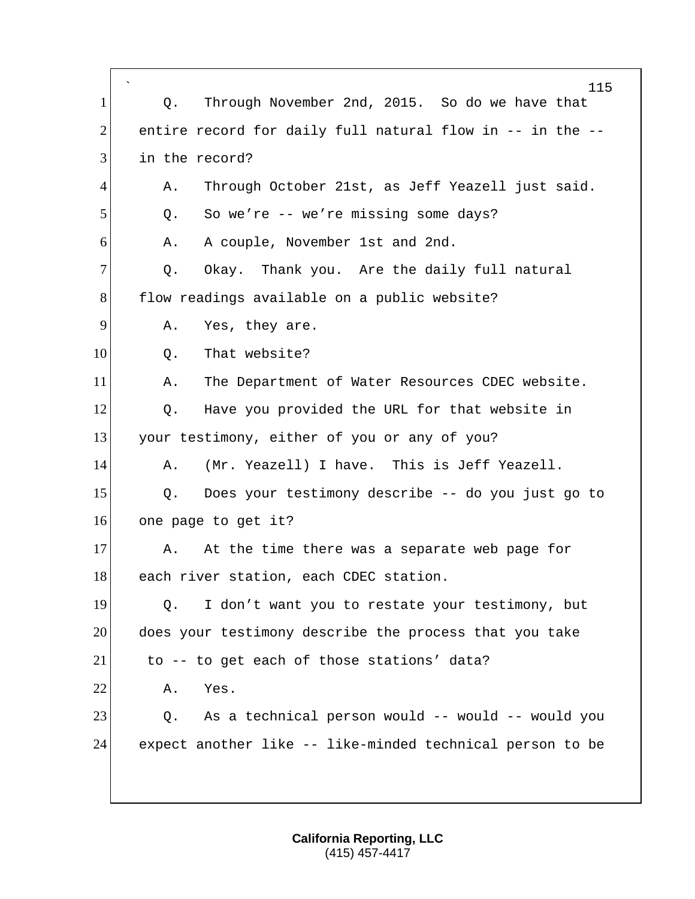Q. Through November 2nd, 2015. So do we have that entire record for daily full natural flow in -- in the -- in the record?

A. Through October 21st, as Jeff Yeazell just said.

Q. So we're -- we're missing some days?

A. A couple, November 1st and 2nd.

Q. Okay. Thank you. Are the daily full natural flow readings available on a public website?

A. Yes, they are.

Q. That website?

A. The Department of Water Resources CDEC website.

Q. Have you provided the URL for that website in your testimony, either of you or any of you?

A. (Mr. Yeazell) I have. This is Jeff Yeazell.

Q. Does your testimony describe -- do you just go to one page to get it?

A. At the time there was a separate web page for each river station, each CDEC station.

Q. I don't want you to restate your testimony, but does your testimony describe the process that you take to -- to get each of those stations' data?

A. Yes.

Q. As a technical person would -- would -- would you expect another like -- like-minded technical person to be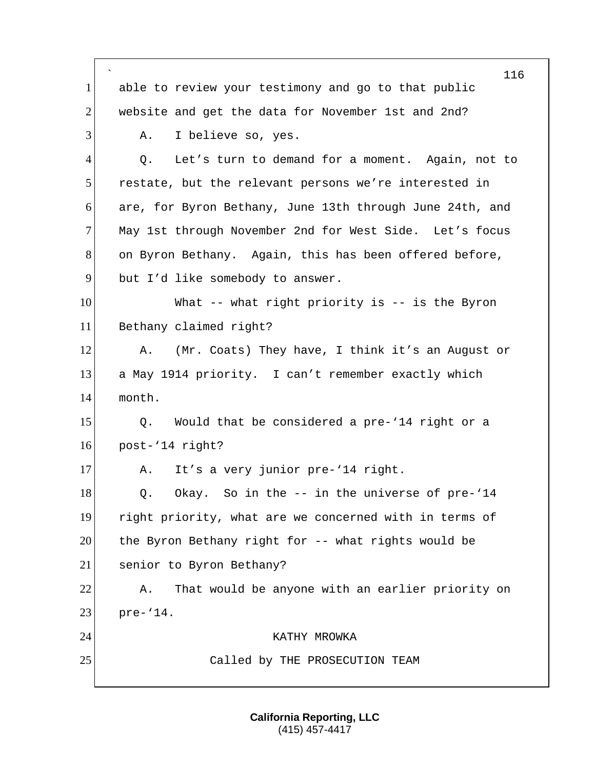able to review your testimony and go to that public website and get the data for November 1st and 2nd?

A. I believe so, yes.

Q. Let's turn to demand for a moment. Again, not to restate, but the relevant persons we're interested in are, for Byron Bethany, June 13th through June 24th, and May 1st through November 2nd for West Side. Let's focus on Byron Bethany. Again, this has been offered before, but I'd like somebody to answer.

What -- what right priority is -- is the Byron Bethany claimed right?

A. (Mr. Coats) They have, I think it's an August or a May 1914 priority. I can't remember exactly which month.

Q. Would that be considered a pre-'14 right or a post-'14 right?

A. It's a very junior pre-'14 right.

Q. Okay. So in the -- in the universe of pre-'14 right priority, what are we concerned with in terms of the Byron Bethany right for -- what rights would be senior to Byron Bethany?

A. That would be anyone with an earlier priority on pre-'14.

KATHY MROWKA

Called by THE PROSECUTION TEAM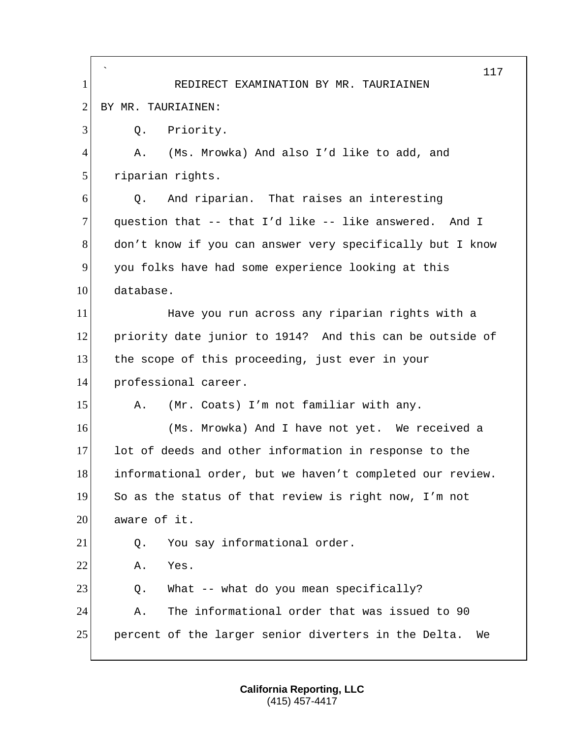REDIRECT EXAMINATION BY MR. TAURIAINEN

BY MR. TAURIAINEN:

Q. Priority.

A. (Ms. Mrowka) And also I'd like to add, and riparian rights.

Q. And riparian. That raises an interesting question that -- that I'd like -- like answered. And I don't know if you can answer very specifically but I know you folks have had some experience looking at this database.

Have you run across any riparian rights with a priority date junior to 1914? And this can be outside of the scope of this proceeding, just ever in your professional career.

A. (Mr. Coats) I'm not familiar with any.

(Ms. Mrowka) And I have not yet. We received a lot of deeds and other information in response to the informational order, but we haven't completed our review. So as the status of that review is right now, I'm not aware of it.

Q. You say informational order.

A. Yes.

Q. What -- what do you mean specifically?

A. The informational order that was issued to 90 percent of the larger senior diverters in the Delta. We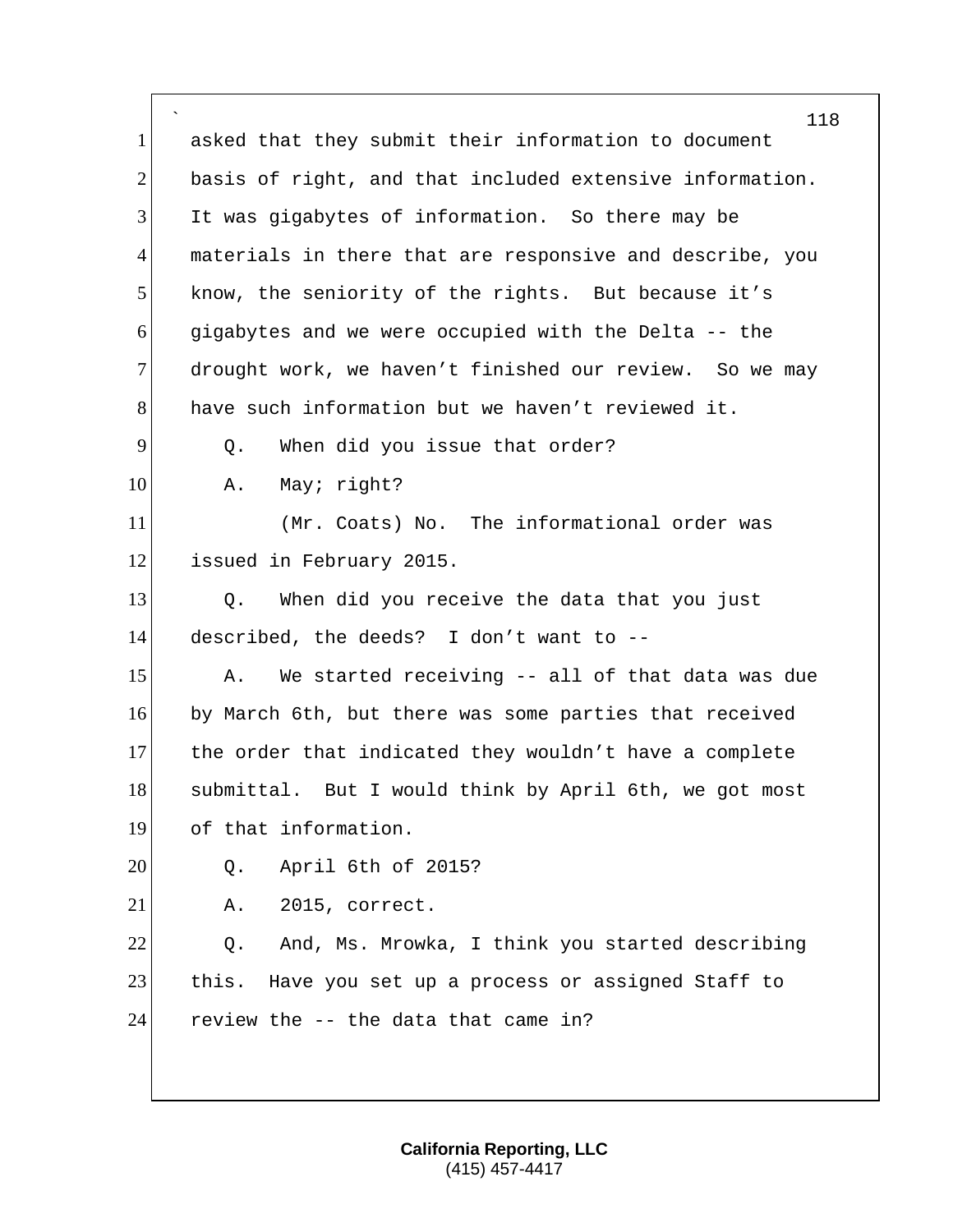asked that they submit their information to document basis of right, and that included extensive information. It was gigabytes of information. So there may be materials in there that are responsive and describe, you know, the seniority of the rights. But because it's gigabytes and we were occupied with the Delta -- the drought work, we haven't finished our review. So we may have such information but we haven't reviewed it.

Q. When did you issue that order?

A. May; right?

(Mr. Coats) No. The informational order was issued in February 2015.

Q. When did you receive the data that you just described, the deeds? I don't want to --

A. We started receiving -- all of that data was due by March 6th, but there was some parties that received the order that indicated they wouldn't have a complete submittal. But I would think by April 6th, we got most of that information.

Q. April 6th of 2015?

A. 2015, correct.

Q. And, Ms. Mrowka, I think you started describing this. Have you set up a process or assigned Staff to review the -- the data that came in?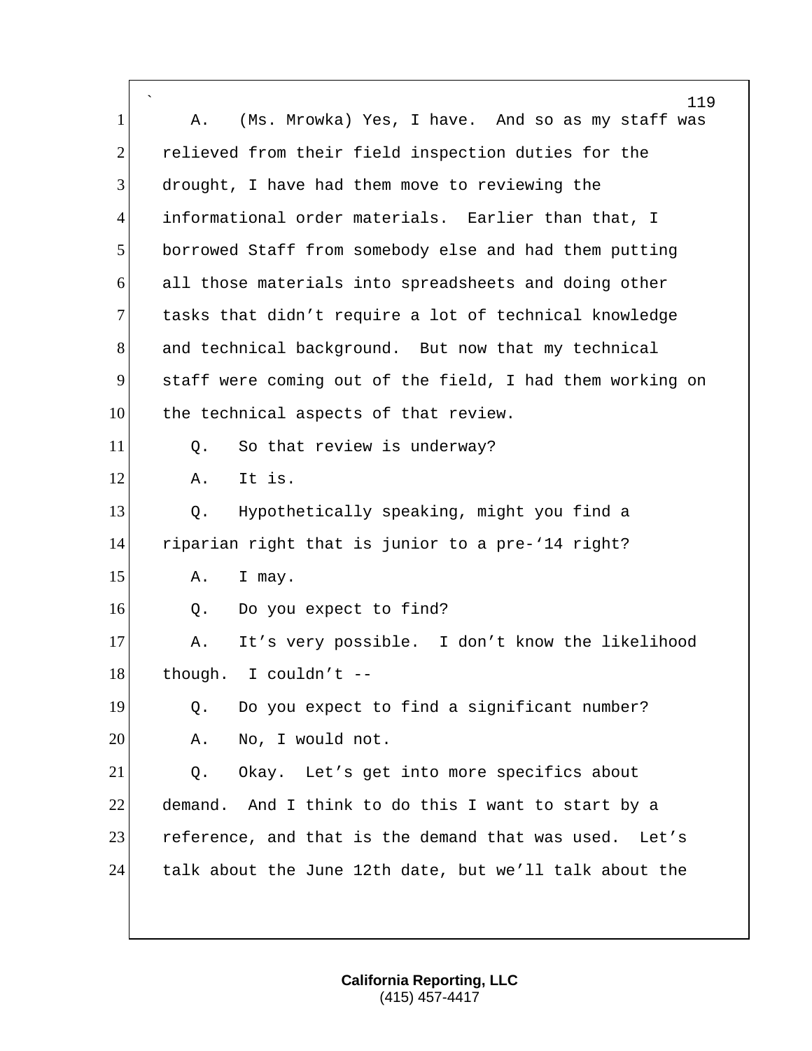A. (Ms. Mrowka) Yes, I have. And so as my staff was relieved from their field inspection duties for the drought, I have had them move to reviewing the informational order materials. Earlier than that, I borrowed Staff from somebody else and had them putting all those materials into spreadsheets and doing other tasks that didn't require a lot of technical knowledge and technical background. But now that my technical staff were coming out of the field, I had them working on the technical aspects of that review.

Q. So that review is underway?

A. It is.

Q. Hypothetically speaking, might you find a riparian right that is junior to a pre-'14 right?

A. I may.

Q. Do you expect to find?

A. It's very possible. I don't know the likelihood though. I couldn't --

Q. Do you expect to find a significant number?

A. No, I would not.

Q. Okay. Let's get into more specifics about demand. And I think to do this I want to start by a reference, and that is the demand that was used. Let's talk about the June 12th date, but we'll talk about the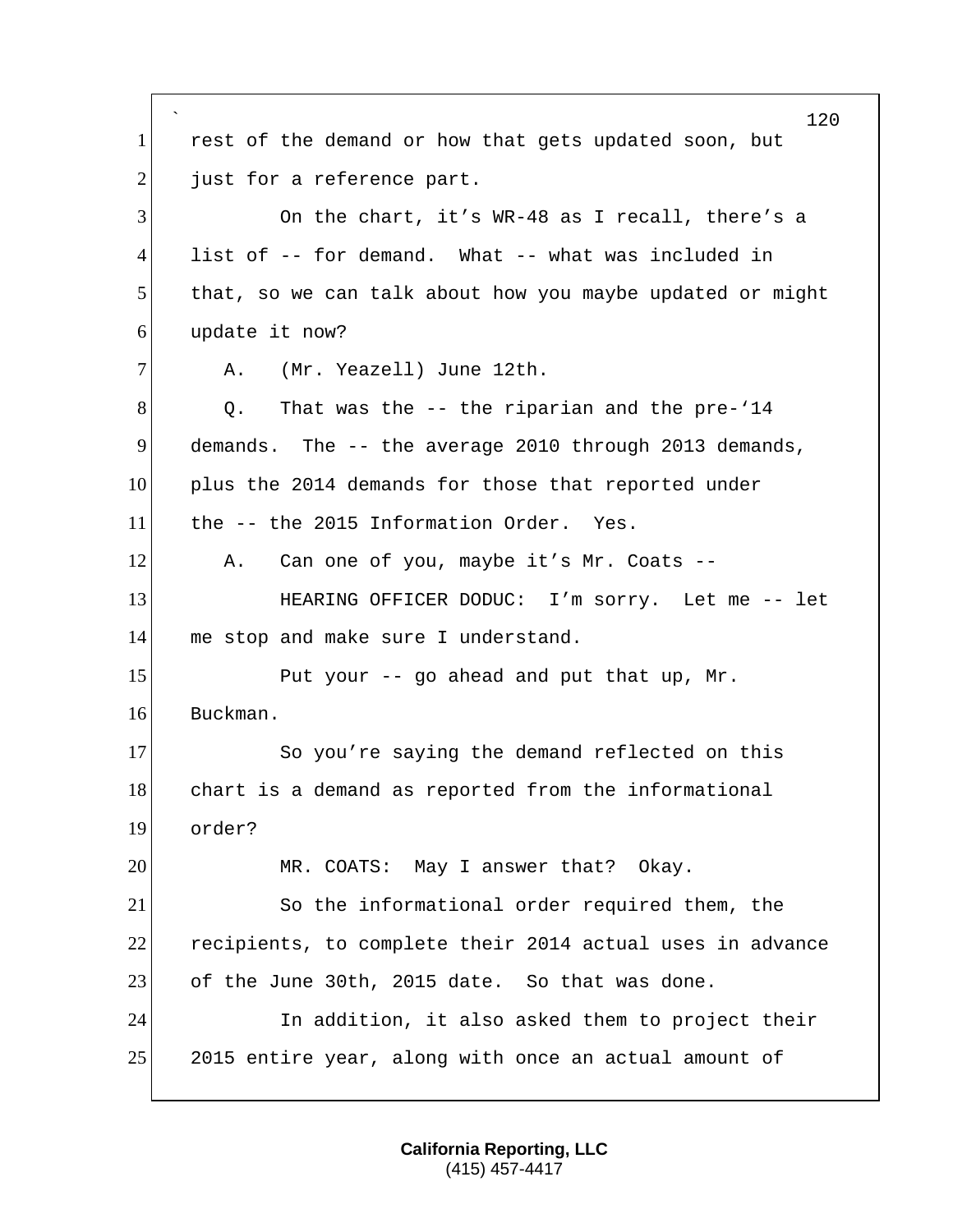1 rest of the demand or how that gets updated soon, but
2 just for a reference part.
3 On the chart, it's WR-48 as I recall, there's a
4 list of -- for demand. What -- what was included in
5 that, so we can talk about how you maybe updated or might
6 update it now?
7 A. (Mr. Yeazell) June 12th.
8 Q. That was the -- the riparian and the pre-'14
9 demands. The -- the average 2010 through 2013 demands,
10 plus the 2014 demands for those that reported under
11 the -- the 2015 Information Order. Yes.
12 A. Can one of you, maybe it's Mr. Coats --
13 HEARING OFFICER DODUC: I'm sorry. Let me -- let
14 me stop and make sure I understand.
15 Put your -- go ahead and put that up, Mr.
16 Buckman.
17 So you're saying the demand reflected on this
18 chart is a demand as reported from the informational
19 order?
20 MR. COATS: May I answer that? Okay.
21 So the informational order required them, the
22 recipients, to complete their 2014 actual uses in advance
23 of the June 30th, 2015 date. So that was done.
24 In addition, it also asked them to project their
25 2015 entire year, along with once an actual amount of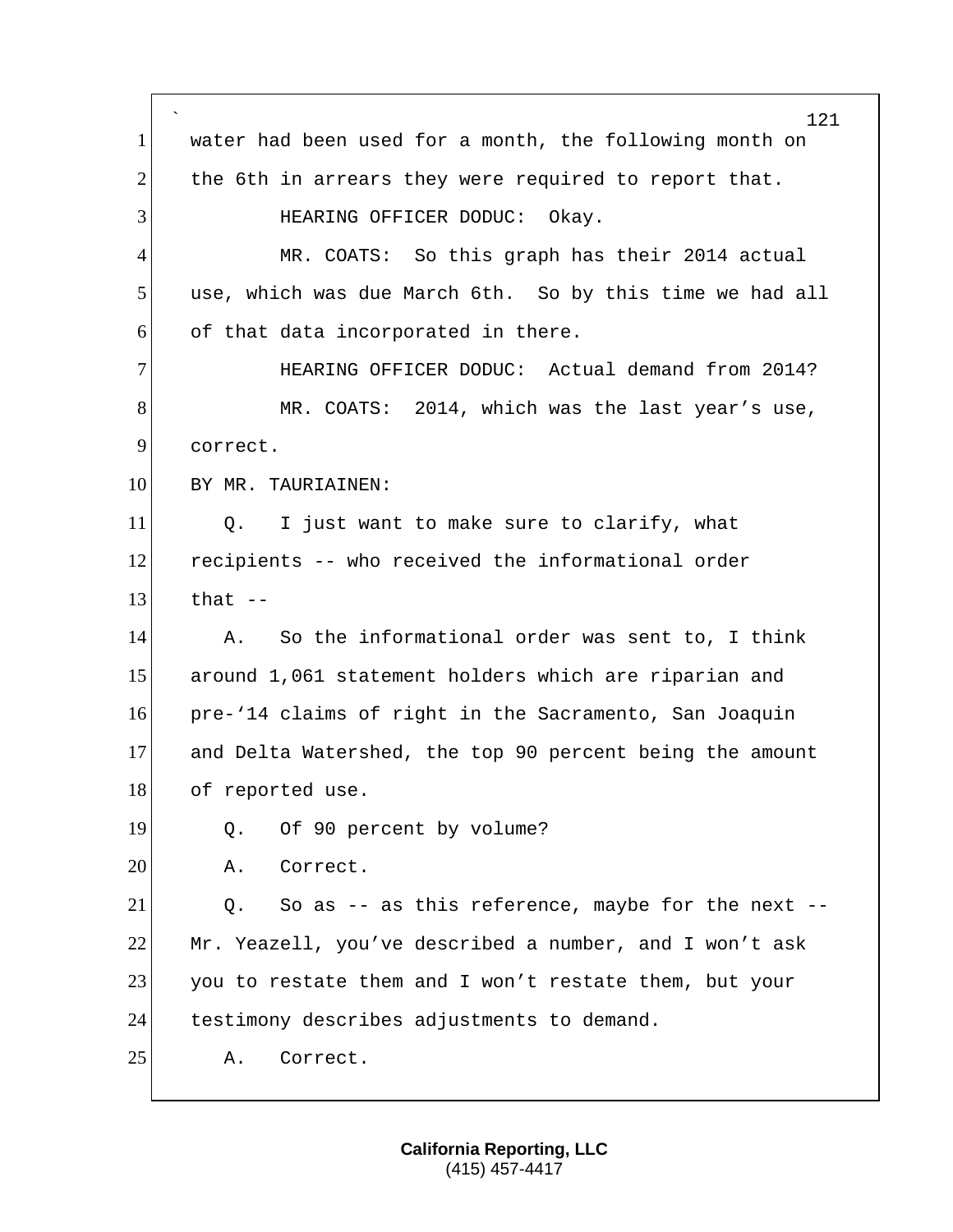water had been used for a month, the following month on the 6th in arrears they were required to report that.

HEARING OFFICER DODUC: Okay.

MR. COATS: So this graph has their 2014 actual use, which was due March 6th. So by this time we had all of that data incorporated in there.

HEARING OFFICER DODUC: Actual demand from 2014?

MR. COATS: 2014, which was the last year's use, correct.

BY MR. TAURIAINEN:

Q. I just want to make sure to clarify, what recipients -- who received the informational order that --

A. So the informational order was sent to, I think around 1,061 statement holders which are riparian and pre-'14 claims of right in the Sacramento, San Joaquin and Delta Watershed, the top 90 percent being the amount of reported use.

Q. Of 90 percent by volume?

A. Correct.

Q. So as -- as this reference, maybe for the next -- Mr. Yeazell, you've described a number, and I won't ask you to restate them and I won't restate them, but your testimony describes adjustments to demand.

A. Correct.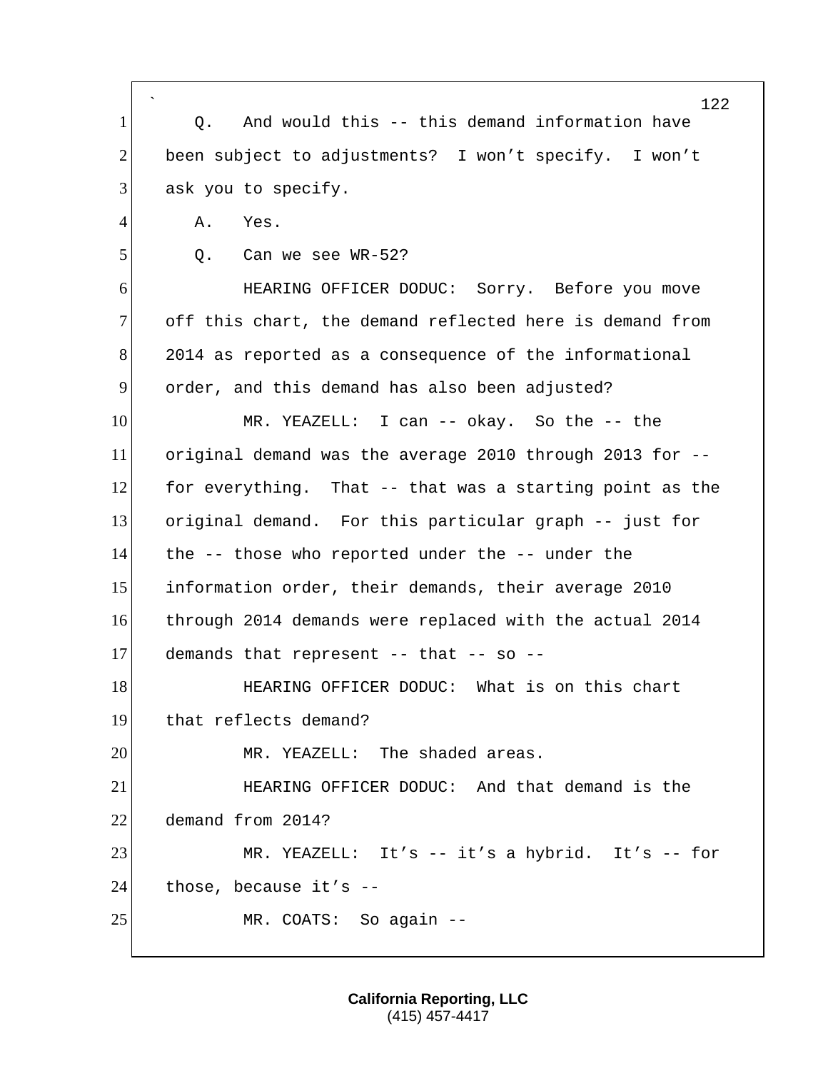Q. And would this -- this demand information have been subject to adjustments? I won't specify. I won't ask you to specify.

A. Yes.

Q. Can we see WR-52?

HEARING OFFICER DODUC: Sorry. Before you move off this chart, the demand reflected here is demand from 2014 as reported as a consequence of the informational order, and this demand has also been adjusted?

MR. YEAZELL: I can -- okay. So the -- the original demand was the average 2010 through 2013 for -- for everything. That -- that was a starting point as the original demand. For this particular graph -- just for the -- those who reported under the -- under the information order, their demands, their average 2010 through 2014 demands were replaced with the actual 2014 demands that represent -- that -- so --

HEARING OFFICER DODUC: What is on this chart that reflects demand?

MR. YEAZELL: The shaded areas.

HEARING OFFICER DODUC: And that demand is the demand from 2014?

MR. YEAZELL: It's -- it's a hybrid. It's -- for those, because it's --

MR. COATS: So again --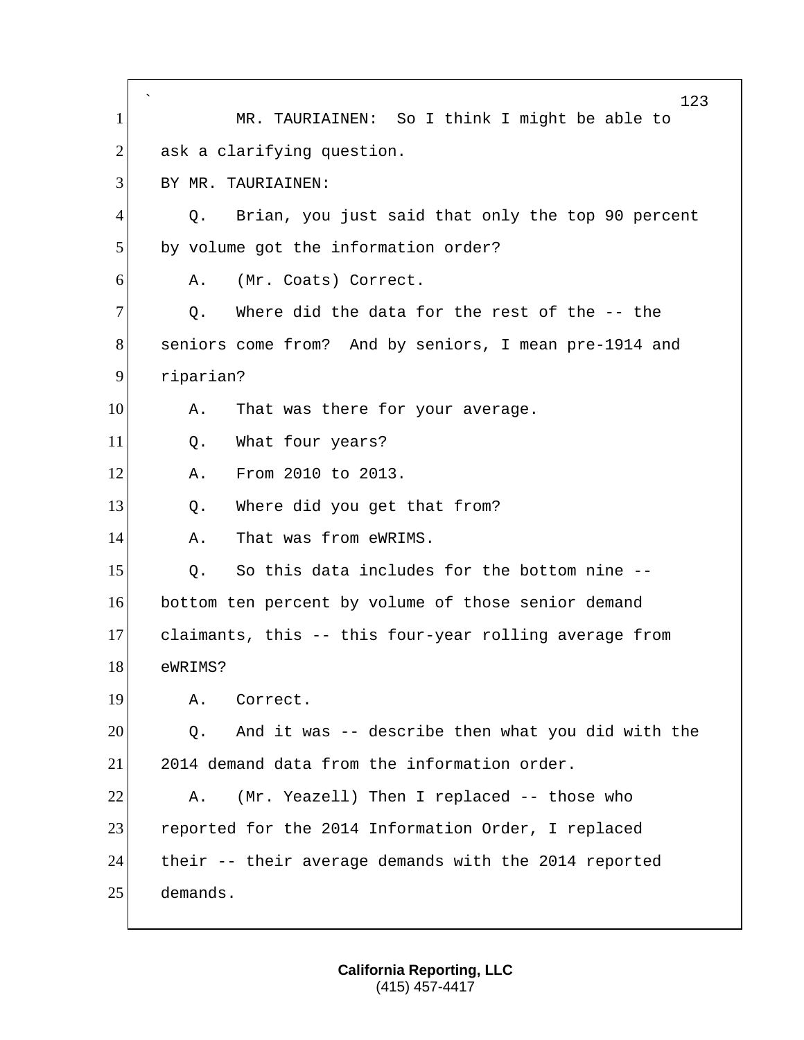MR. TAURIAINEN: So I think I might be able to ask a clarifying question.

BY MR. TAURIAINEN:

Q. Brian, you just said that only the top 90 percent by volume got the information order?

A. (Mr. Coats) Correct.

Q. Where did the data for the rest of the -- the seniors come from? And by seniors, I mean pre-1914 and riparian?

A. That was there for your average.

Q. What four years?

A. From 2010 to 2013.

Q. Where did you get that from?

A. That was from eWRIMS.

Q. So this data includes for the bottom nine -- bottom ten percent by volume of those senior demand claimants, this -- this four-year rolling average from eWRIMS?

A. Correct.

Q. And it was -- describe then what you did with the 2014 demand data from the information order.

A. (Mr. Yeazell) Then I replaced -- those who reported for the 2014 Information Order, I replaced their -- their average demands with the 2014 reported demands.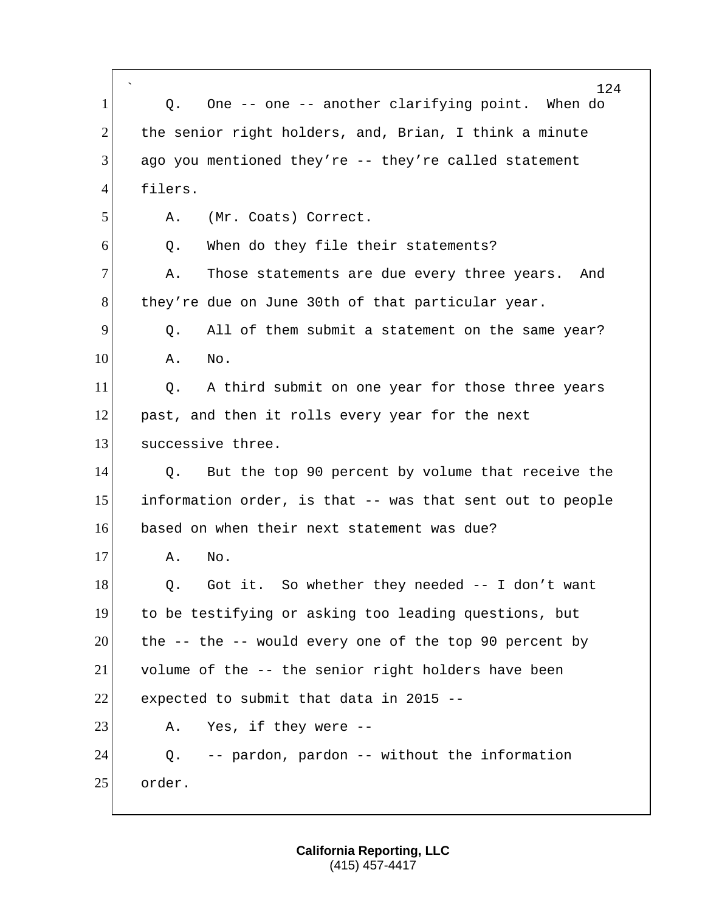Q. One -- one -- another clarifying point. When do the senior right holders, and, Brian, I think a minute ago you mentioned they're -- they're called statement filers.

A. (Mr. Coats) Correct.

Q. When do they file their statements?

A. Those statements are due every three years. And they're due on June 30th of that particular year.

Q. All of them submit a statement on the same year?

A. No.

Q. A third submit on one year for those three years past, and then it rolls every year for the next successive three.

Q. But the top 90 percent by volume that receive the information order, is that -- was that sent out to people based on when their next statement was due?

A. No.

Q. Got it. So whether they needed -- I don't want to be testifying or asking too leading questions, but the -- the -- would every one of the top 90 percent by volume of the -- the senior right holders have been expected to submit that data in 2015 --

A. Yes, if they were --

Q. -- pardon, pardon -- without the information order.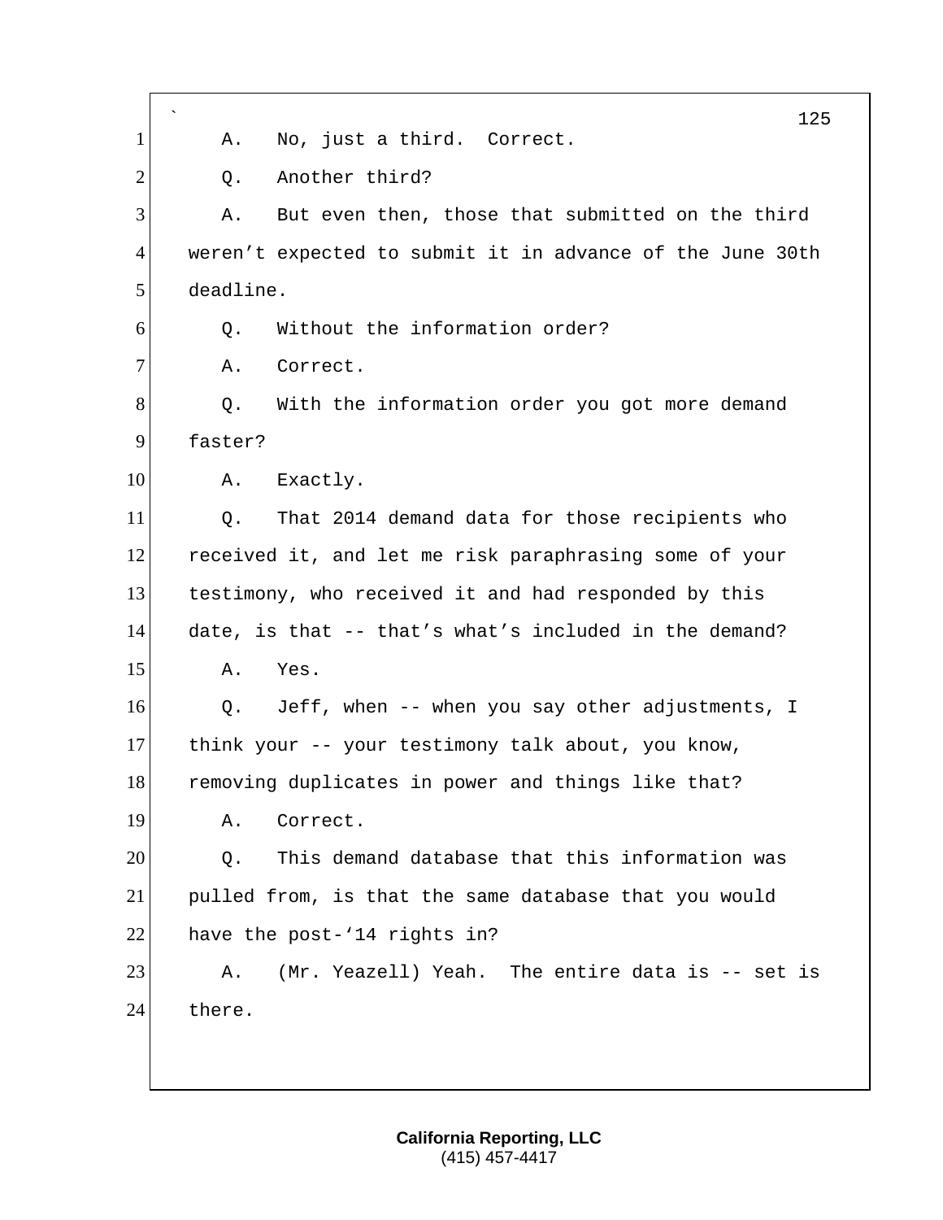A. No, just a third. Correct.

Q. Another third?

A. But even then, those that submitted on the third weren't expected to submit it in advance of the June 30th deadline.

Q. Without the information order?

A. Correct.

Q. With the information order you got more demand faster?

A. Exactly.

Q. That 2014 demand data for those recipients who received it, and let me risk paraphrasing some of your testimony, who received it and had responded by this date, is that -- that's what's included in the demand?

A. Yes.

Q. Jeff, when -- when you say other adjustments, I think your -- your testimony talk about, you know, removing duplicates in power and things like that?

A. Correct.

Q. This demand database that this information was pulled from, is that the same database that you would have the post-'14 rights in?

A. (Mr. Yeazell) Yeah. The entire data is -- set is there.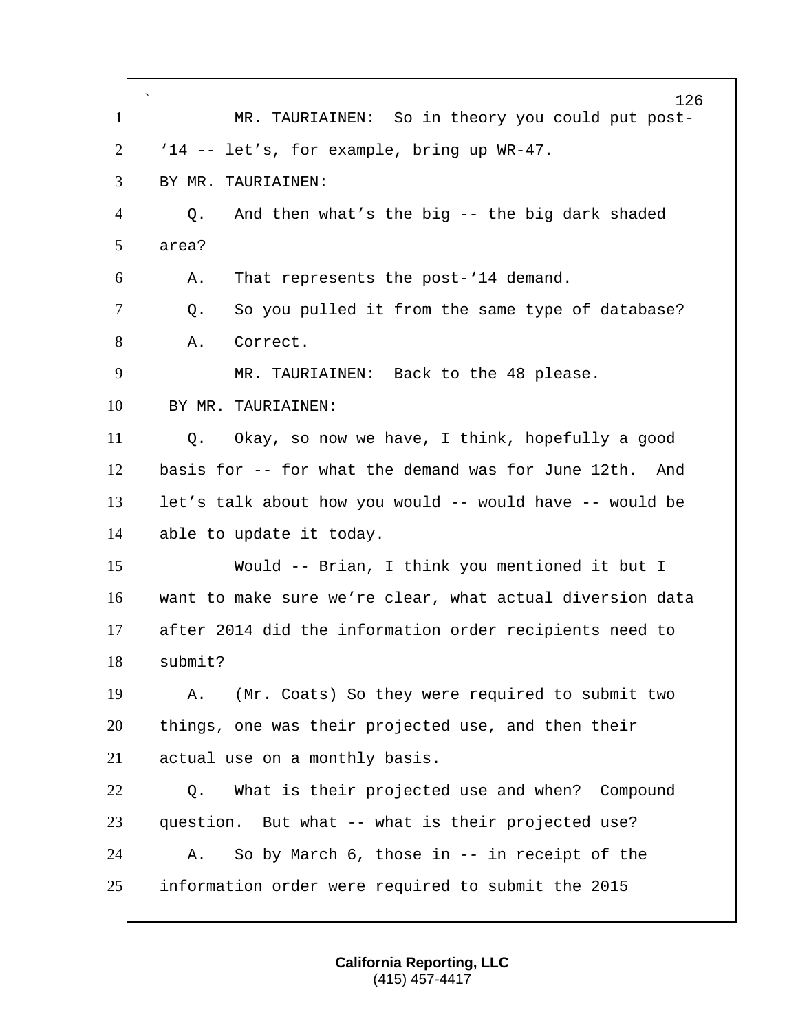MR. TAURIAINEN: So in theory you could put post-'14 -- let's, for example, bring up WR-47.

BY MR. TAURIAINEN:

Q. And then what's the big -- the big dark shaded area?

A. That represents the post-'14 demand.

Q. So you pulled it from the same type of database?

A. Correct.

MR. TAURIAINEN: Back to the 48 please.

BY MR. TAURIAINEN:

Q. Okay, so now we have, I think, hopefully a good basis for -- for what the demand was for June 12th. And let's talk about how you would -- would have -- would be able to update it today.

Would -- Brian, I think you mentioned it but I want to make sure we're clear, what actual diversion data after 2014 did the information order recipients need to submit?

A. (Mr. Coats) So they were required to submit two things, one was their projected use, and then their actual use on a monthly basis.

Q. What is their projected use and when? Compound question. But what -- what is their projected use?

A. So by March 6, those in -- in receipt of the information order were required to submit the 2015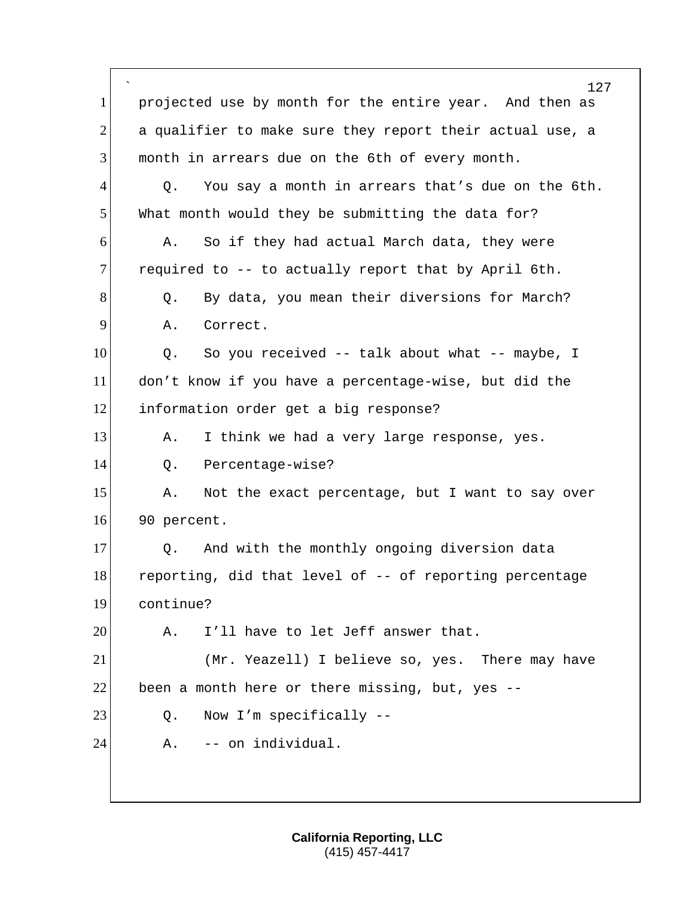1 projected use by month for the entire year. And then as
2 a qualifier to make sure they report their actual use, a
3 month in arrears due on the 6th of every month.

4 Q. You say a month in arrears that's due on the 6th.
5 What month would they be submitting the data for?

6 A. So if they had actual March data, they were
7 required to -- to actually report that by April 6th.

8 Q. By data, you mean their diversions for March?

9 A. Correct.

10 Q. So you received -- talk about what -- maybe, I
11 don't know if you have a percentage-wise, but did the
12 information order get a big response?

13 A. I think we had a very large response, yes.

14 Q. Percentage-wise?

15 A. Not the exact percentage, but I want to say over
16 90 percent.

17 Q. And with the monthly ongoing diversion data
18 reporting, did that level of -- of reporting percentage
19 continue?

20 A. I'll have to let Jeff answer that.

21 (Mr. Yeazell) I believe so, yes. There may have
22 been a month here or there missing, but, yes --

23 Q. Now I'm specifically --

24 A. -- on individual.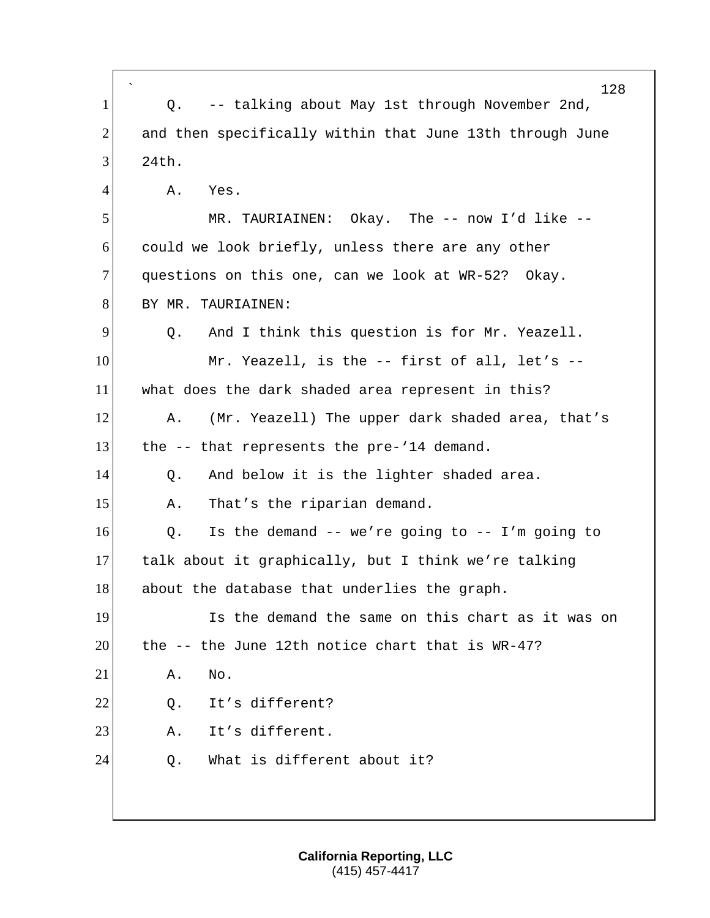Q. -- talking about May 1st through November 2nd, and then specifically within that June 13th through June 24th.

A. Yes.

MR. TAURIAINEN: Okay. The -- now I'd like -- could we look briefly, unless there are any other questions on this one, can we look at WR-52? Okay.

BY MR. TAURIAINEN:

Q. And I think this question is for Mr. Yeazell.

Mr. Yeazell, is the -- first of all, let's -- what does the dark shaded area represent in this?

A. (Mr. Yeazell) The upper dark shaded area, that's the -- that represents the pre-'14 demand.

Q. And below it is the lighter shaded area.

A. That's the riparian demand.

Q. Is the demand -- we're going to -- I'm going to talk about it graphically, but I think we're talking about the database that underlies the graph.

Is the demand the same on this chart as it was on the -- the June 12th notice chart that is WR-47?

A. No.

Q. It's different?

A. It's different.

Q. What is different about it?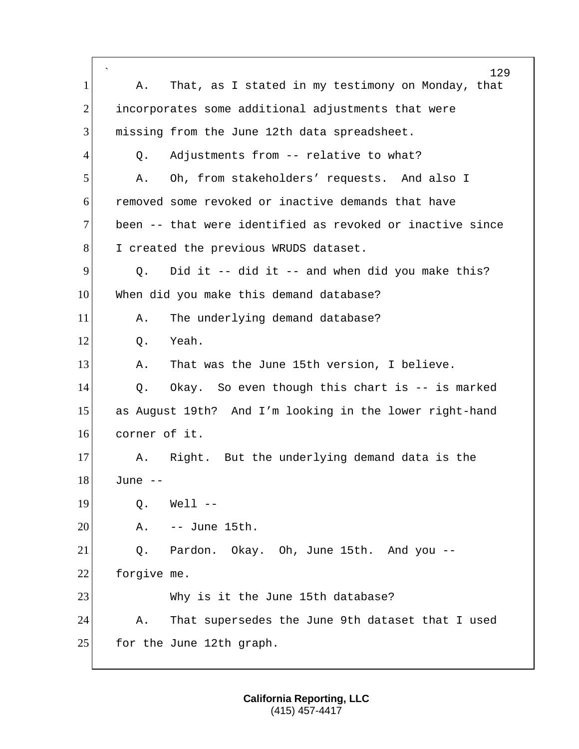A. That, as I stated in my testimony on Monday, that incorporates some additional adjustments that were missing from the June 12th data spreadsheet.

Q. Adjustments from -- relative to what?

A. Oh, from stakeholders' requests. And also I removed some revoked or inactive demands that have been -- that were identified as revoked or inactive since I created the previous WRUDS dataset.

Q. Did it -- did it -- and when did you make this? When did you make this demand database?

A. The underlying demand database?

Q. Yeah.

A. That was the June 15th version, I believe.

Q. Okay. So even though this chart is -- is marked as August 19th? And I'm looking in the lower right-hand corner of it.

A. Right. But the underlying demand data is the June --

Q. Well --

A. -- June 15th.

Q. Pardon. Okay. Oh, June 15th. And you -- forgive me.

Why is it the June 15th database?

A. That supersedes the June 9th dataset that I used for the June 12th graph.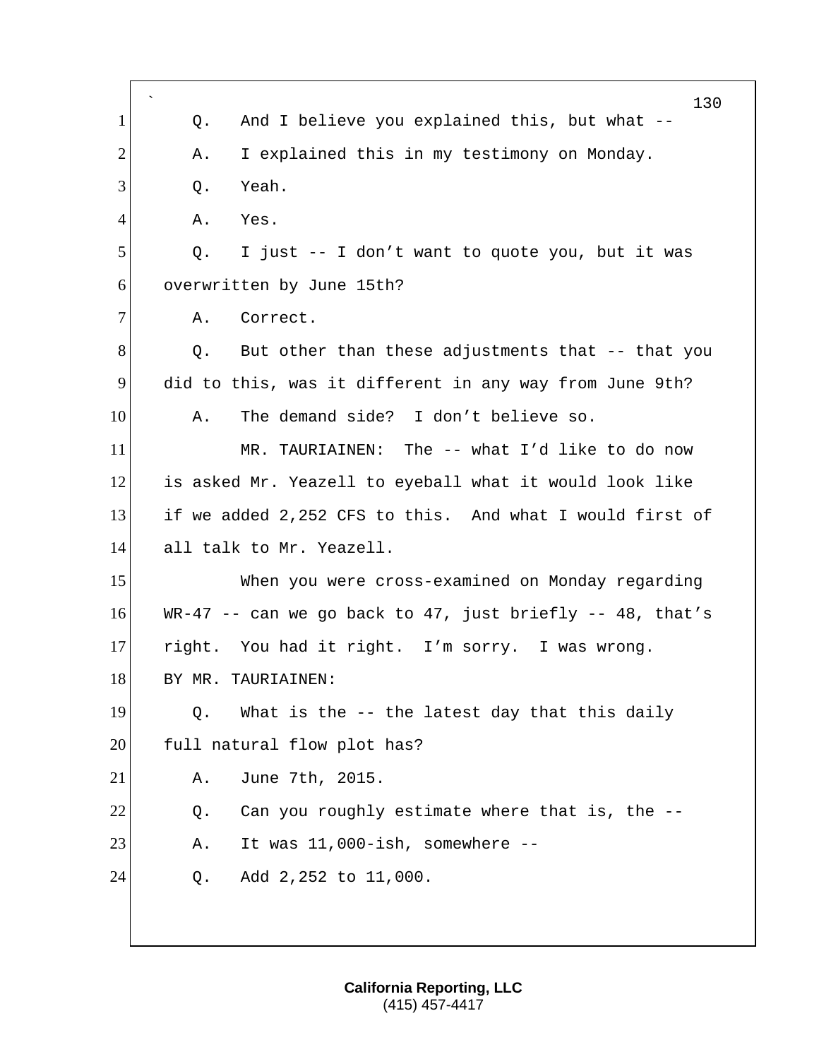Q. And I believe you explained this, but what --

A. I explained this in my testimony on Monday.

Q. Yeah.

A. Yes.

Q. I just -- I don't want to quote you, but it was overwritten by June 15th?

A. Correct.

Q. But other than these adjustments that -- that you did to this, was it different in any way from June 9th?

A. The demand side? I don't believe so.

MR. TAURIAINEN: The -- what I'd like to do now is asked Mr. Yeazell to eyeball what it would look like if we added 2,252 CFS to this. And what I would first of all talk to Mr. Yeazell.

When you were cross-examined on Monday regarding WR-47 -- can we go back to 47, just briefly -- 48, that's right. You had it right. I'm sorry. I was wrong.

BY MR. TAURIAINEN:

Q. What is the -- the latest day that this daily full natural flow plot has?

A. June 7th, 2015.

Q. Can you roughly estimate where that is, the --

A. It was 11,000-ish, somewhere --

Q. Add 2,252 to 11,000.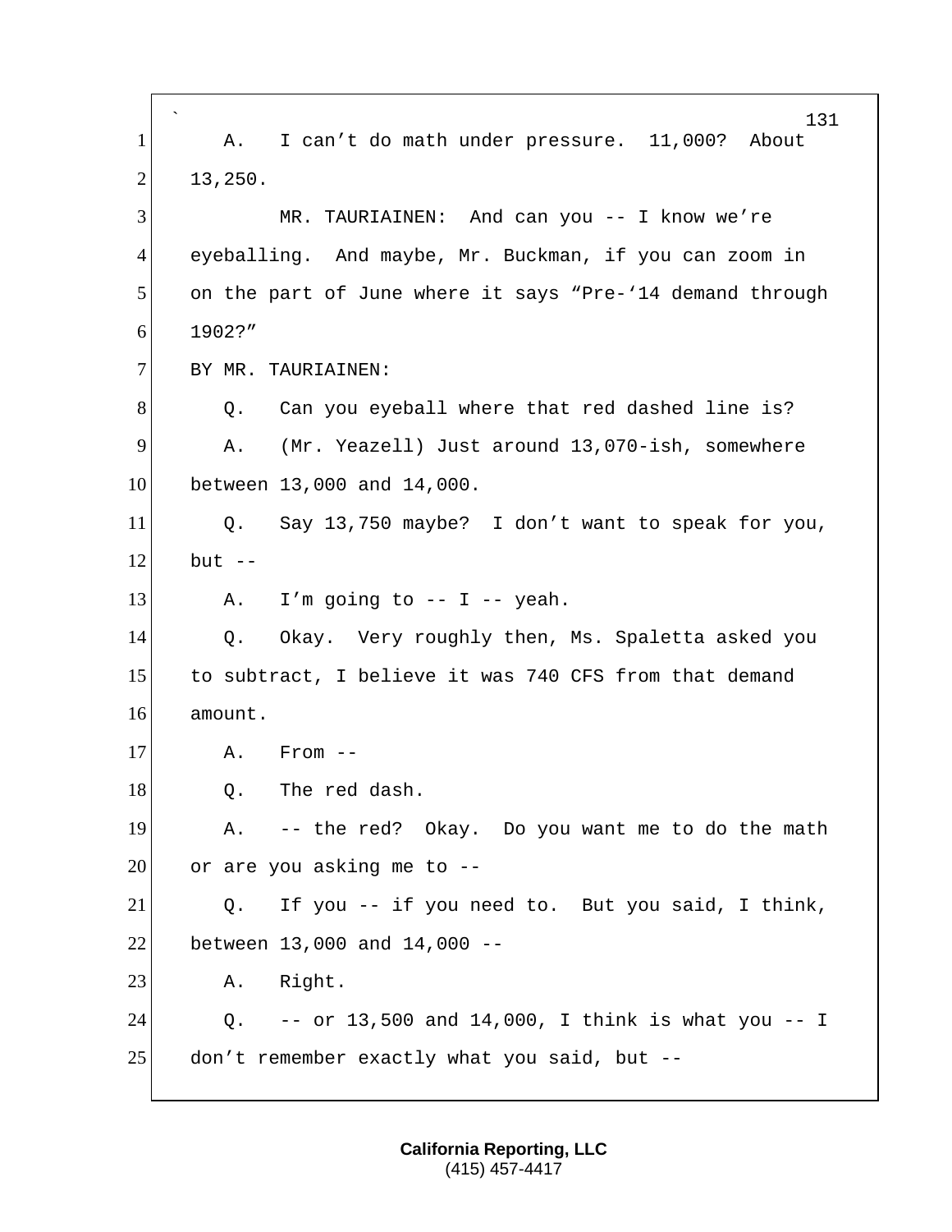A. I can't do math under pressure. 11,000? About 13,250.

MR. TAURIAINEN: And can you -- I know we're eyeballing. And maybe, Mr. Buckman, if you can zoom in on the part of June where it says "Pre-'14 demand through 1902?"

BY MR. TAURIAINEN:

Q. Can you eyeball where that red dashed line is?

A. (Mr. Yeazell) Just around 13,070-ish, somewhere between 13,000 and 14,000.

Q. Say 13,750 maybe? I don't want to speak for you, but --

A. I'm going to -- I -- yeah.

Q. Okay. Very roughly then, Ms. Spaletta asked you to subtract, I believe it was 740 CFS from that demand amount.

A. From --

Q. The red dash.

A. -- the red? Okay. Do you want me to do the math or are you asking me to --

Q. If you -- if you need to. But you said, I think, between 13,000 and 14,000 --

A. Right.

Q. -- or 13,500 and 14,000, I think is what you -- I don't remember exactly what you said, but --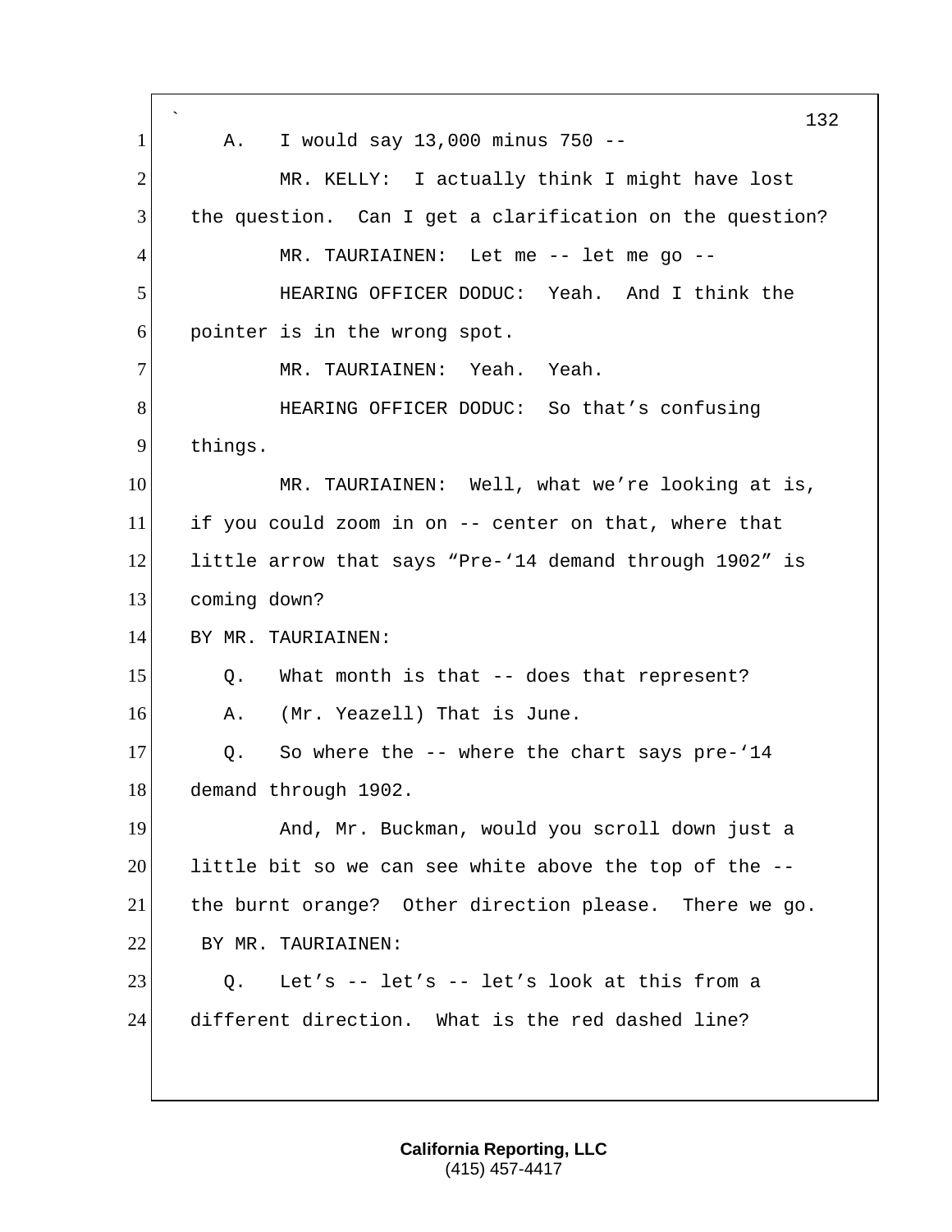A. I would say 13,000 minus 750 --

MR. KELLY: I actually think I might have lost the question. Can I get a clarification on the question?

MR. TAURIAINEN: Let me -- let me go --

HEARING OFFICER DODUC: Yeah. And I think the pointer is in the wrong spot.

MR. TAURIAINEN: Yeah. Yeah.

HEARING OFFICER DODUC: So that's confusing things.

MR. TAURIAINEN: Well, what we're looking at is, if you could zoom in on -- center on that, where that little arrow that says "Pre-'14 demand through 1902" is coming down?

BY MR. TAURIAINEN:

Q. What month is that -- does that represent?

A. (Mr. Yeazell) That is June.

Q. So where the -- where the chart says pre-'14 demand through 1902.

And, Mr. Buckman, would you scroll down just a little bit so we can see white above the top of the -- the burnt orange? Other direction please. There we go.

BY MR. TAURIAINEN:

Q. Let's -- let's -- let's look at this from a different direction. What is the red dashed line?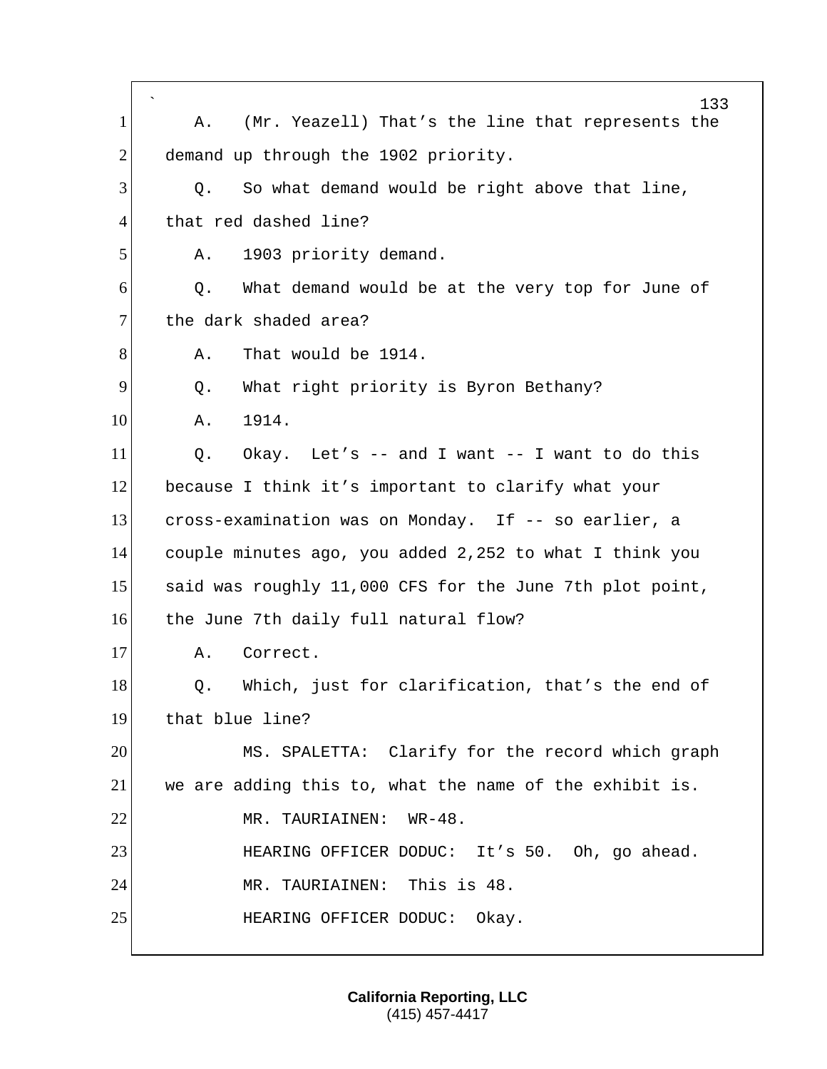A. (Mr. Yeazell) That's the line that represents the demand up through the 1902 priority.

Q. So what demand would be right above that line, that red dashed line?

A. 1903 priority demand.

Q. What demand would be at the very top for June of the dark shaded area?

A. That would be 1914.

Q. What right priority is Byron Bethany?

A. 1914.

Q. Okay. Let's -- and I want -- I want to do this because I think it's important to clarify what your cross-examination was on Monday. If -- so earlier, a couple minutes ago, you added 2,252 to what I think you said was roughly 11,000 CFS for the June 7th plot point, the June 7th daily full natural flow?

A. Correct.

Q. Which, just for clarification, that's the end of that blue line?

MS. SPALETTA: Clarify for the record which graph we are adding this to, what the name of the exhibit is.

MR. TAURIAINEN: WR-48.

HEARING OFFICER DODUC: It's 50. Oh, go ahead.

MR. TAURIAINEN: This is 48.

HEARING OFFICER DODUC: Okay.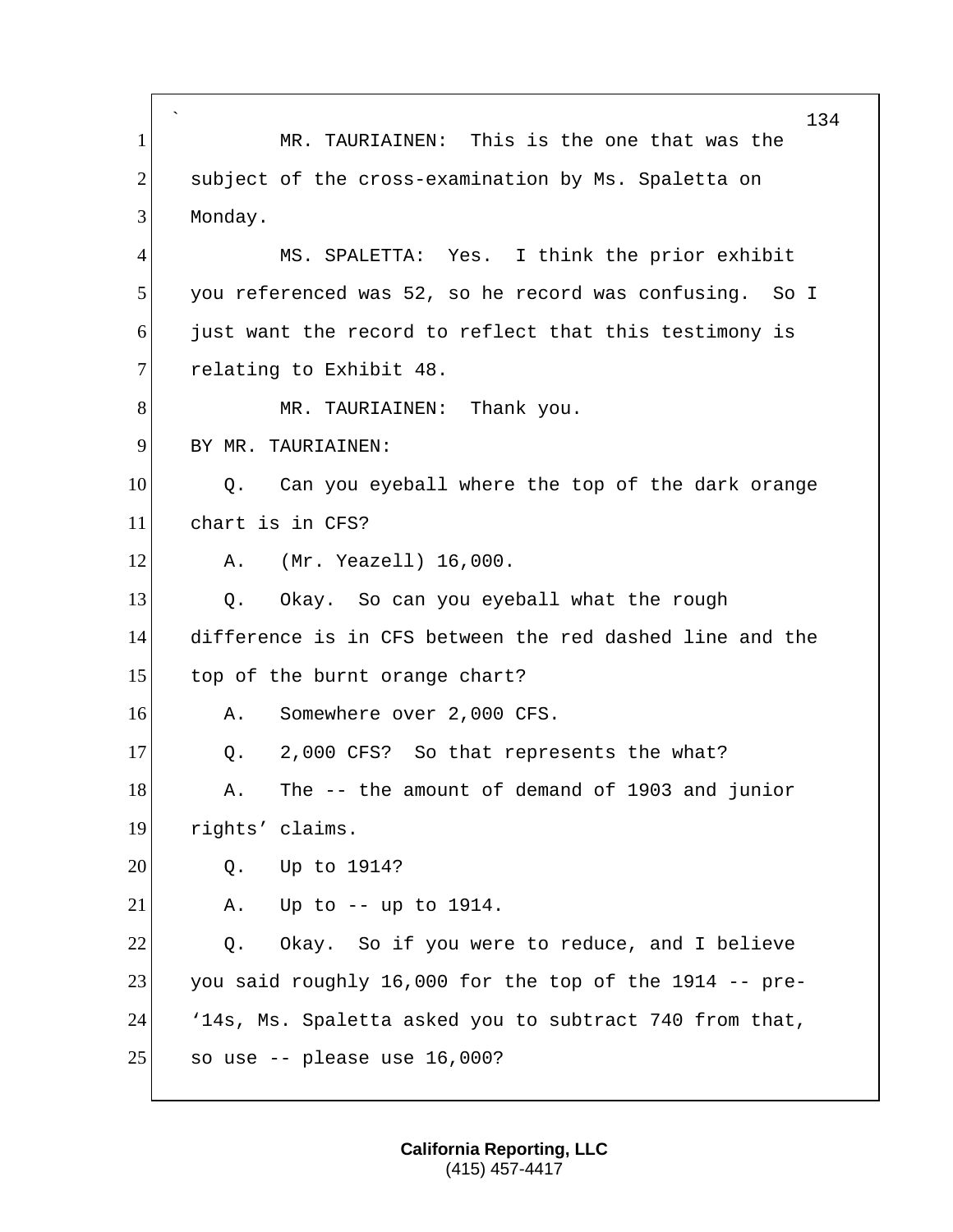MR. TAURIAINEN: This is the one that was the subject of the cross-examination by Ms. Spaletta on Monday.

MS. SPALETTA: Yes. I think the prior exhibit you referenced was 52, so he record was confusing. So I just want the record to reflect that this testimony is relating to Exhibit 48.

MR. TAURIAINEN: Thank you.

BY MR. TAURIAINEN:

Q. Can you eyeball where the top of the dark orange chart is in CFS?

A. (Mr. Yeazell) 16,000.

Q. Okay. So can you eyeball what the rough difference is in CFS between the red dashed line and the top of the burnt orange chart?

A. Somewhere over 2,000 CFS.

Q. 2,000 CFS? So that represents the what?

A. The -- the amount of demand of 1903 and junior rights' claims.

Q. Up to 1914?

A. Up to -- up to 1914.

Q. Okay. So if you were to reduce, and I believe you said roughly 16,000 for the top of the 1914 -- pre-'14s, Ms. Spaletta asked you to subtract 740 from that, so use -- please use 16,000?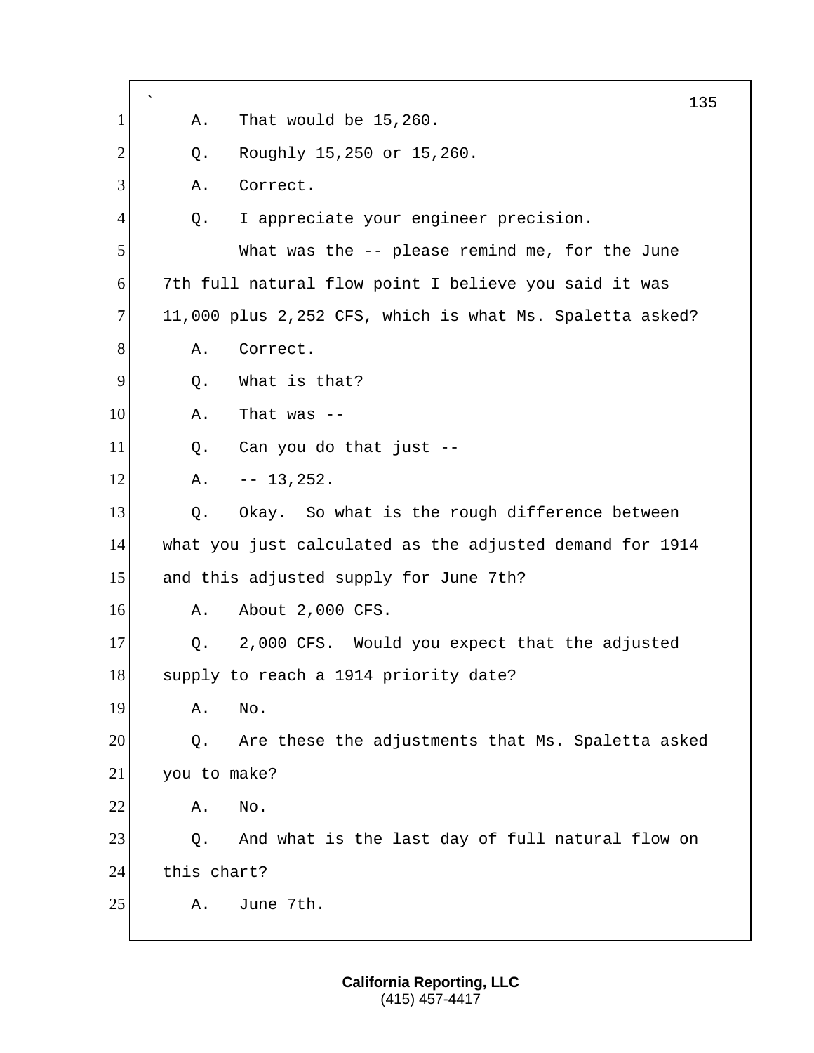A. That would be 15,260.

Q. Roughly 15,250 or 15,260.

A. Correct.

Q. I appreciate your engineer precision.

What was the -- please remind me, for the June 7th full natural flow point I believe you said it was 11,000 plus 2,252 CFS, which is what Ms. Spaletta asked?

A. Correct.

Q. What is that?

A. That was --

Q. Can you do that just --

A. -- 13,252.

Q. Okay. So what is the rough difference between what you just calculated as the adjusted demand for 1914 and this adjusted supply for June 7th?

A. About 2,000 CFS.

Q. 2,000 CFS. Would you expect that the adjusted supply to reach a 1914 priority date?

A. No.

Q. Are these the adjustments that Ms. Spaletta asked you to make?

A. No.

Q. And what is the last day of full natural flow on this chart?

A. June 7th.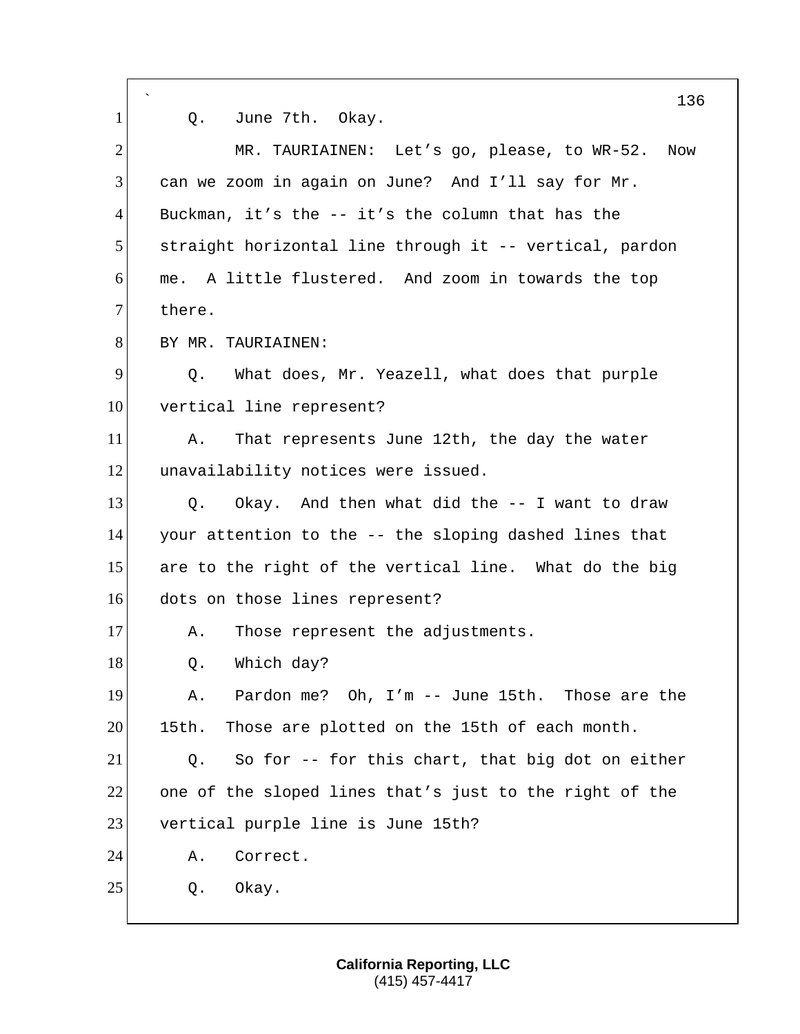Q. June 7th. Okay.

MR. TAURIAINEN: Let's go, please, to WR-52. Now can we zoom in again on June? And I'll say for Mr. Buckman, it's the -- it's the column that has the straight horizontal line through it -- vertical, pardon me. A little flustered. And zoom in towards the top there.

BY MR. TAURIAINEN:

Q. What does, Mr. Yeazell, what does that purple vertical line represent?

A. That represents June 12th, the day the water unavailability notices were issued.

Q. Okay. And then what did the -- I want to draw your attention to the -- the sloping dashed lines that are to the right of the vertical line. What do the big dots on those lines represent?

A. Those represent the adjustments.

Q. Which day?

A. Pardon me? Oh, I'm -- June 15th. Those are the 15th. Those are plotted on the 15th of each month.

Q. So for -- for this chart, that big dot on either one of the sloped lines that's just to the right of the vertical purple line is June 15th?

A. Correct.

Q. Okay.

**California Reporting, LLC**
(415) 457-4417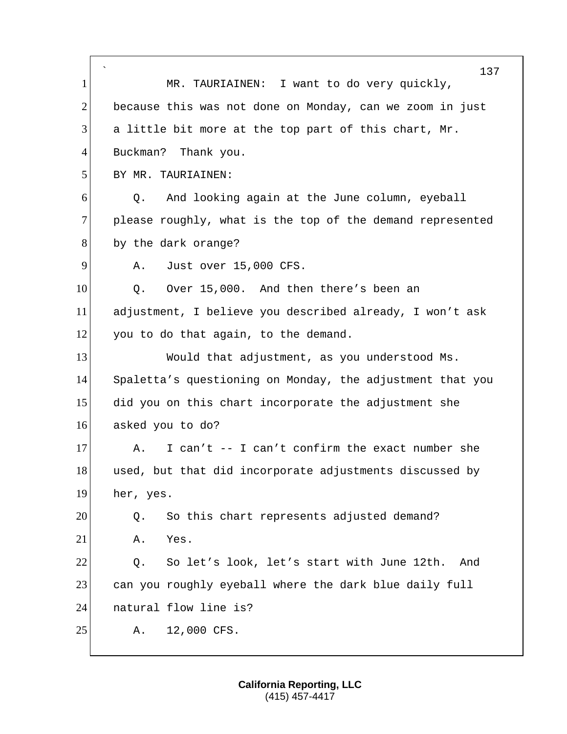MR. TAURIAINEN: I want to do very quickly, because this was not done on Monday, can we zoom in just a little bit more at the top part of this chart, Mr. Buckman? Thank you.

BY MR. TAURIAINEN:

Q. And looking again at the June column, eyeball please roughly, what is the top of the demand represented by the dark orange?

A. Just over 15,000 CFS.

Q. Over 15,000. And then there's been an adjustment, I believe you described already, I won't ask you to do that again, to the demand.

Would that adjustment, as you understood Ms. Spaletta's questioning on Monday, the adjustment that you did you on this chart incorporate the adjustment she asked you to do?

A. I can't -- I can't confirm the exact number she used, but that did incorporate adjustments discussed by her, yes.

Q. So this chart represents adjusted demand?

A. Yes.

Q. So let's look, let's start with June 12th. And can you roughly eyeball where the dark blue daily full natural flow line is?

A. 12,000 CFS.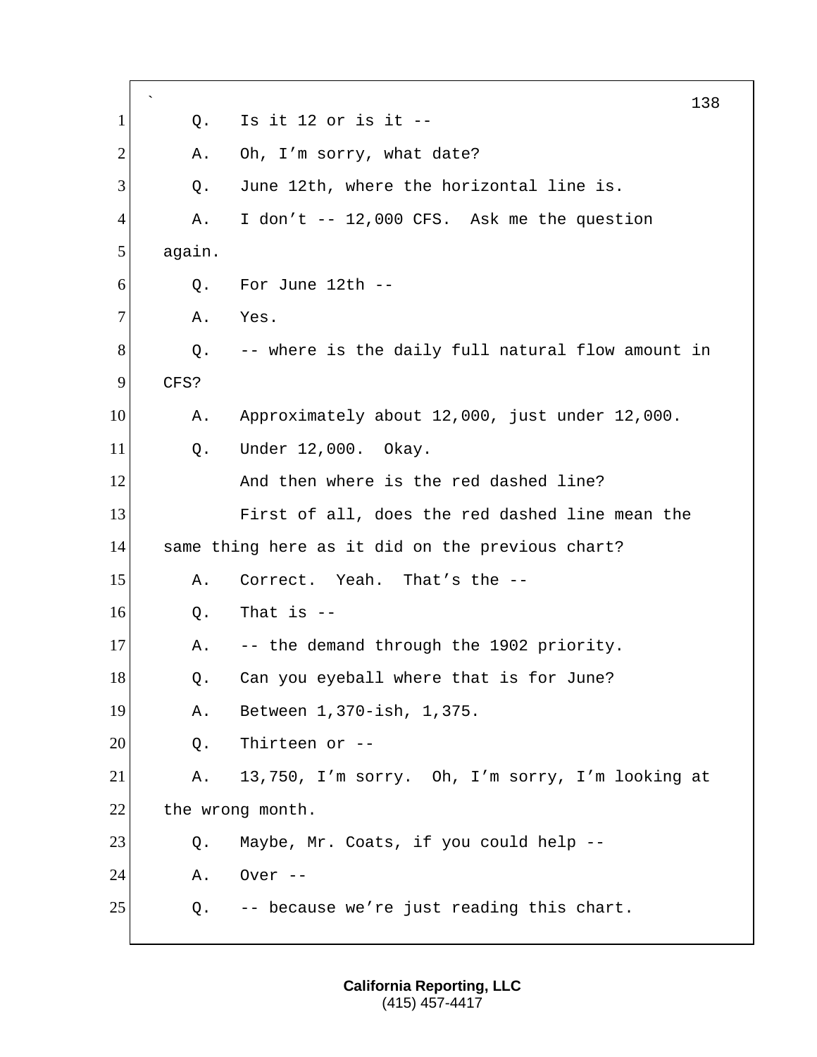1 Q. Is it 12 or is it --

2 A. Oh, I'm sorry, what date?

3 Q. June 12th, where the horizontal line is.

4 A. I don't -- 12,000 CFS. Ask me the question

5 again.

6 Q. For June 12th --

7 A. Yes.

8 Q. -- where is the daily full natural flow amount in

9 CFS?

10 A. Approximately about 12,000, just under 12,000.

11 Q. Under 12,000. Okay.

12 And then where is the red dashed line?

13 First of all, does the red dashed line mean the

14 same thing here as it did on the previous chart?

15 A. Correct. Yeah. That's the --

16 Q. That is --

17 A. -- the demand through the 1902 priority.

18 Q. Can you eyeball where that is for June?

19 A. Between 1,370-ish, 1,375.

20 Q. Thirteen or --

21 A. 13,750, I'm sorry. Oh, I'm sorry, I'm looking at

22 the wrong month.

23 Q. Maybe, Mr. Coats, if you could help --

24 A. Over --

25 Q. -- because we're just reading this chart.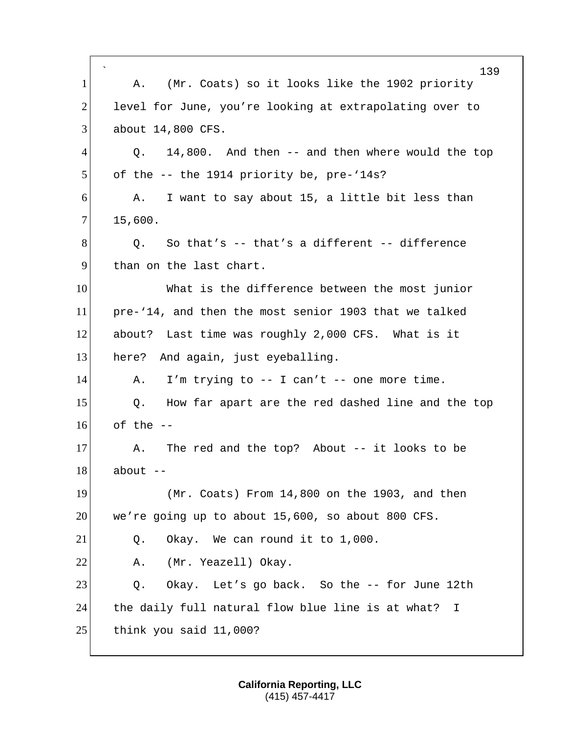A. (Mr. Coats) so it looks like the 1902 priority level for June, you're looking at extrapolating over to about 14,800 CFS.

Q. 14,800. And then -- and then where would the top of the -- the 1914 priority be, pre-'14s?

A. I want to say about 15, a little bit less than 15,600.

Q. So that's -- that's a different -- difference than on the last chart.

What is the difference between the most junior pre-'14, and then the most senior 1903 that we talked about? Last time was roughly 2,000 CFS. What is it here? And again, just eyeballing.

A. I'm trying to -- I can't -- one more time.

Q. How far apart are the red dashed line and the top of the --

A. The red and the top? About -- it looks to be about --

(Mr. Coats) From 14,800 on the 1903, and then we're going up to about 15,600, so about 800 CFS.

Q. Okay. We can round it to 1,000.

A. (Mr. Yeazell) Okay.

Q. Okay. Let's go back. So the -- for June 12th the daily full natural flow blue line is at what? I think you said 11,000?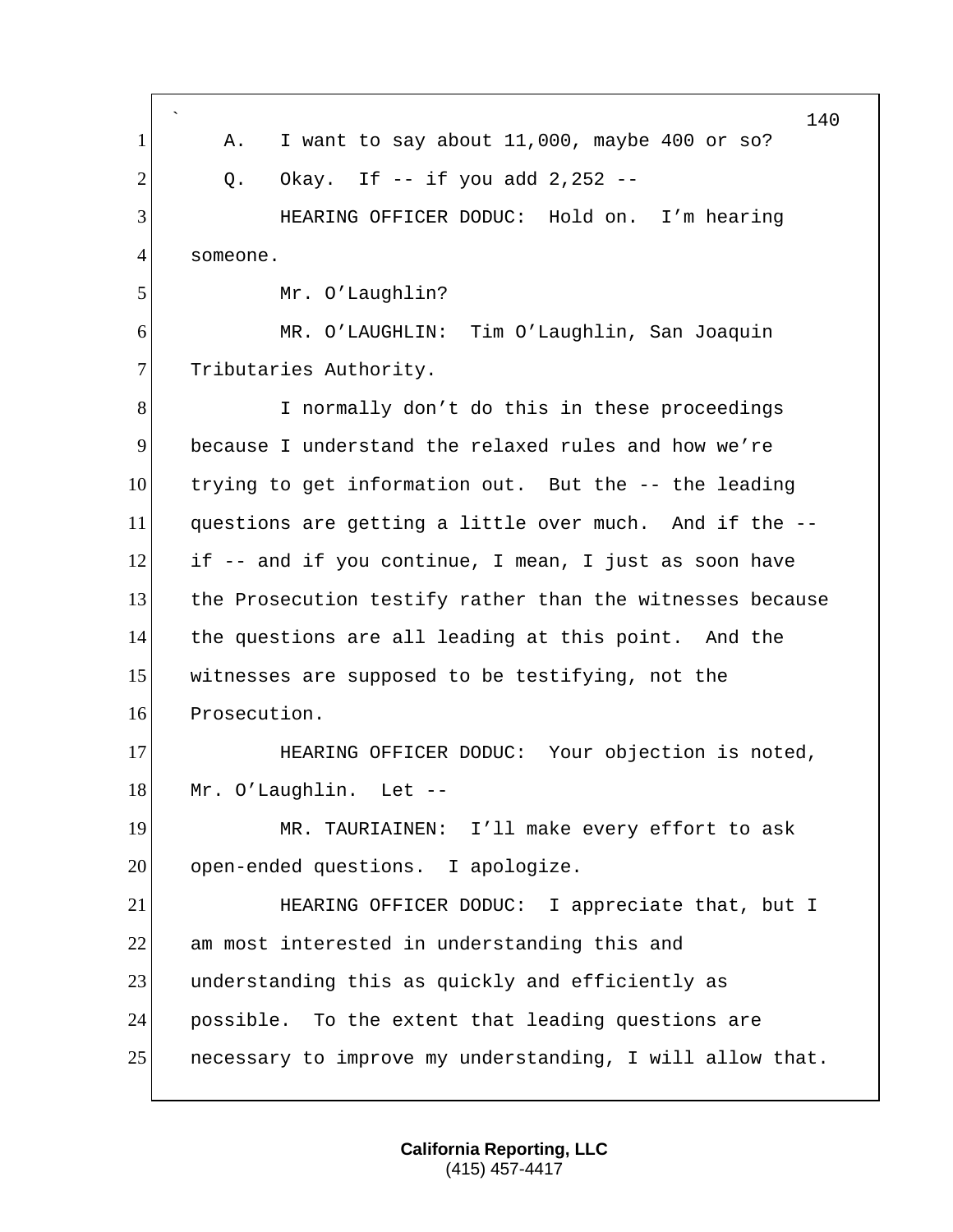1 A. I want to say about 11,000, maybe 400 or so?

2 Q. Okay. If -- if you add 2,252 --

3 HEARING OFFICER DODUC: Hold on. I'm hearing

4 someone.

5 Mr. O'Laughlin?

6 MR. O'LAUGHLIN: Tim O'Laughlin, San Joaquin

7 Tributaries Authority.

8 I normally don't do this in these proceedings

9 because I understand the relaxed rules and how we're

10 trying to get information out. But the -- the leading

11 questions are getting a little over much. And if the --

12 if -- and if you continue, I mean, I just as soon have

13 the Prosecution testify rather than the witnesses because

14 the questions are all leading at this point. And the

15 witnesses are supposed to be testifying, not the

16 Prosecution.

17 HEARING OFFICER DODUC: Your objection is noted,

18 Mr. O'Laughlin. Let --

19 MR. TAURIAINEN: I'll make every effort to ask

20 open-ended questions. I apologize.

21 HEARING OFFICER DODUC: I appreciate that, but I

22 am most interested in understanding this and

23 understanding this as quickly and efficiently as

24 possible. To the extent that leading questions are

25 necessary to improve my understanding, I will allow that.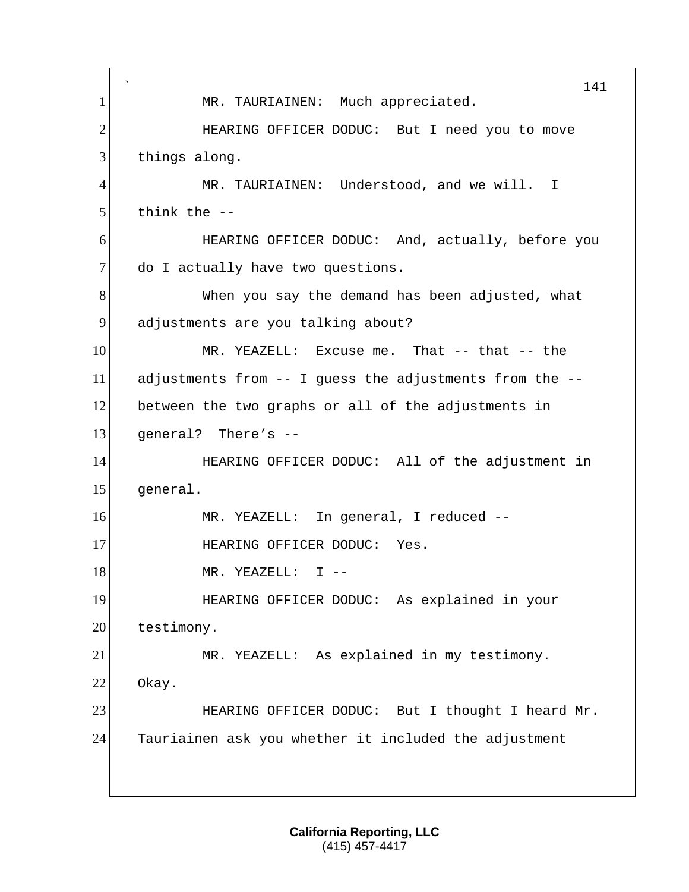MR. TAURIAINEN: Much appreciated.

HEARING OFFICER DODUC: But I need you to move things along.

MR. TAURIAINEN: Understood, and we will. I think the --

HEARING OFFICER DODUC: And, actually, before you do I actually have two questions.

When you say the demand has been adjusted, what adjustments are you talking about?

MR. YEAZELL: Excuse me. That -- that -- the adjustments from -- I guess the adjustments from the -- between the two graphs or all of the adjustments in general? There's --

HEARING OFFICER DODUC: All of the adjustment in general.

MR. YEAZELL: In general, I reduced --

HEARING OFFICER DODUC: Yes.

MR. YEAZELL: I --

HEARING OFFICER DODUC: As explained in your testimony.

MR. YEAZELL: As explained in my testimony. Okay.

HEARING OFFICER DODUC: But I thought I heard Mr. Tauriainen ask you whether it included the adjustment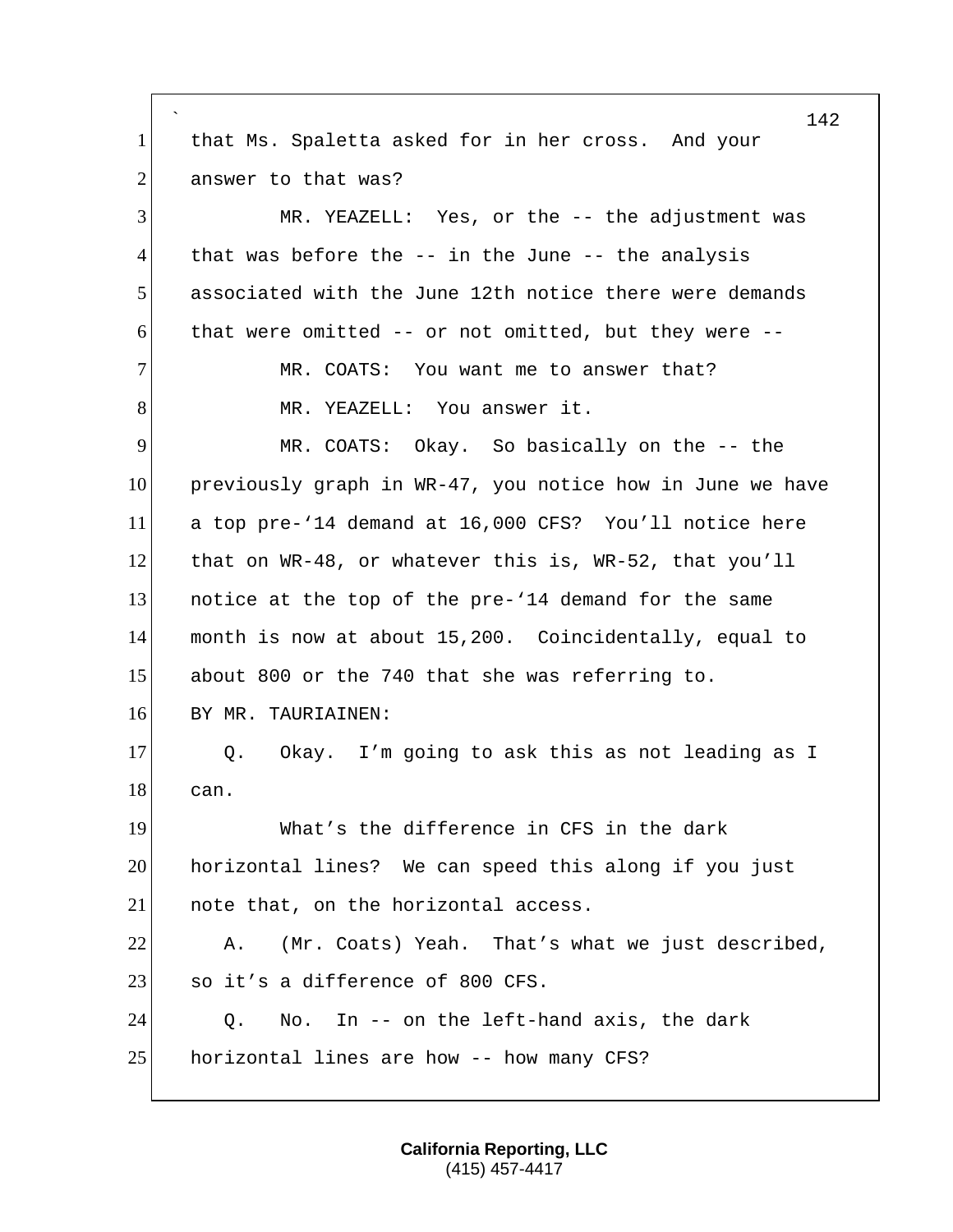that Ms. Spaletta asked for in her cross. And your answer to that was?

MR. YEAZELL: Yes, or the -- the adjustment was that was before the -- in the June -- the analysis associated with the June 12th notice there were demands that were omitted -- or not omitted, but they were --

MR. COATS: You want me to answer that?

MR. YEAZELL: You answer it.

MR. COATS: Okay. So basically on the -- the previously graph in WR-47, you notice how in June we have a top pre-'14 demand at 16,000 CFS? You'll notice here that on WR-48, or whatever this is, WR-52, that you'll notice at the top of the pre-'14 demand for the same month is now at about 15,200. Coincidentally, equal to about 800 or the 740 that she was referring to.

BY MR. TAURIAINEN:

Q. Okay. I'm going to ask this as not leading as I can.

What's the difference in CFS in the dark horizontal lines? We can speed this along if you just note that, on the horizontal access.

A. (Mr. Coats) Yeah. That's what we just described, so it's a difference of 800 CFS.

Q. No. In -- on the left-hand axis, the dark horizontal lines are how -- how many CFS?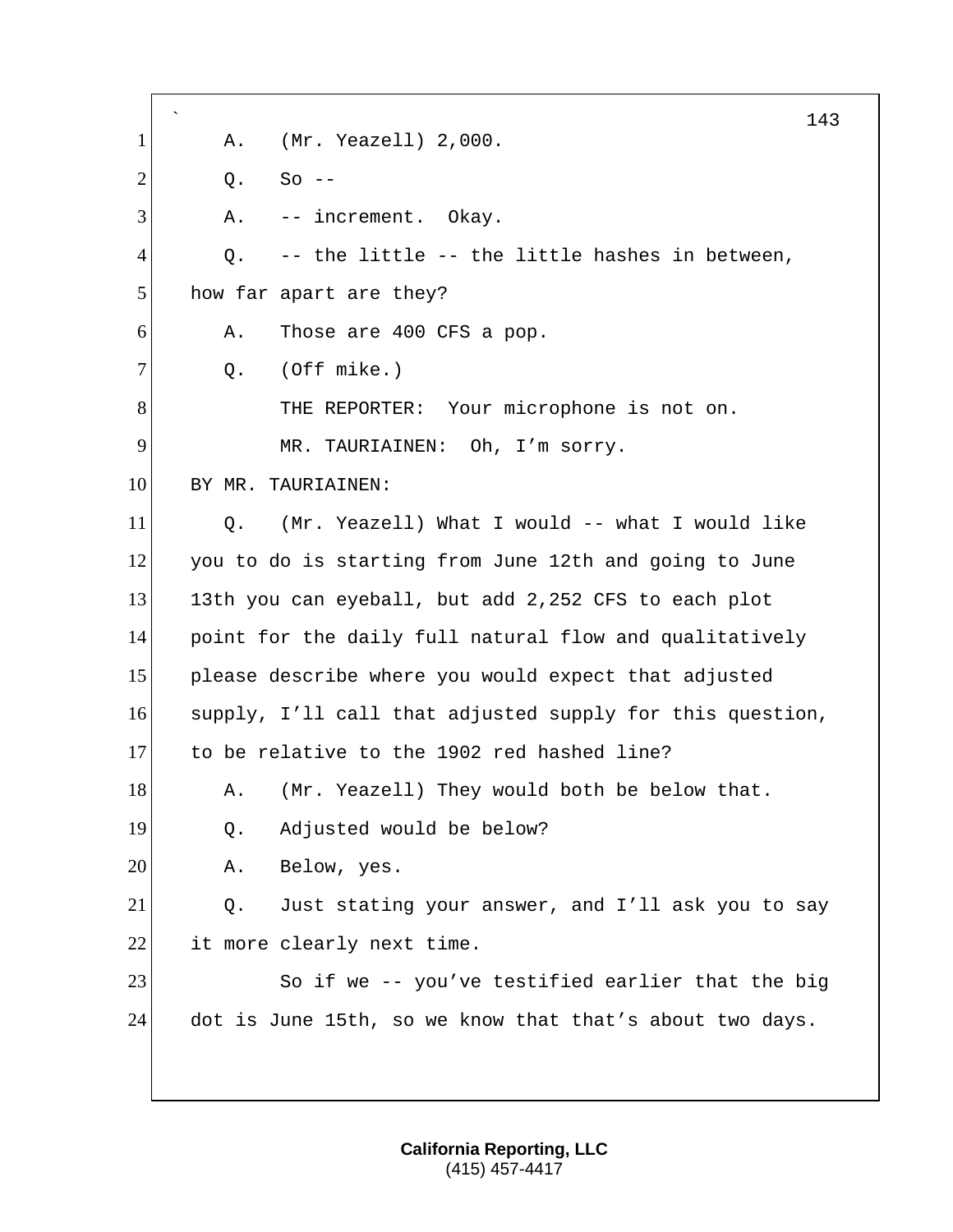A. (Mr. Yeazell) 2,000.

Q. So --

A. -- increment. Okay.

Q. -- the little -- the little hashes in between, how far apart are they?

A. Those are 400 CFS a pop.

Q. (Off mike.)

THE REPORTER: Your microphone is not on.

MR. TAURIAINEN: Oh, I'm sorry.

BY MR. TAURIAINEN:

Q. (Mr. Yeazell) What I would -- what I would like you to do is starting from June 12th and going to June 13th you can eyeball, but add 2,252 CFS to each plot point for the daily full natural flow and qualitatively please describe where you would expect that adjusted supply, I'll call that adjusted supply for this question, to be relative to the 1902 red hashed line?

A. (Mr. Yeazell) They would both be below that.

Q. Adjusted would be below?

A. Below, yes.

Q. Just stating your answer, and I'll ask you to say it more clearly next time.

So if we -- you've testified earlier that the big dot is June 15th, so we know that that's about two days.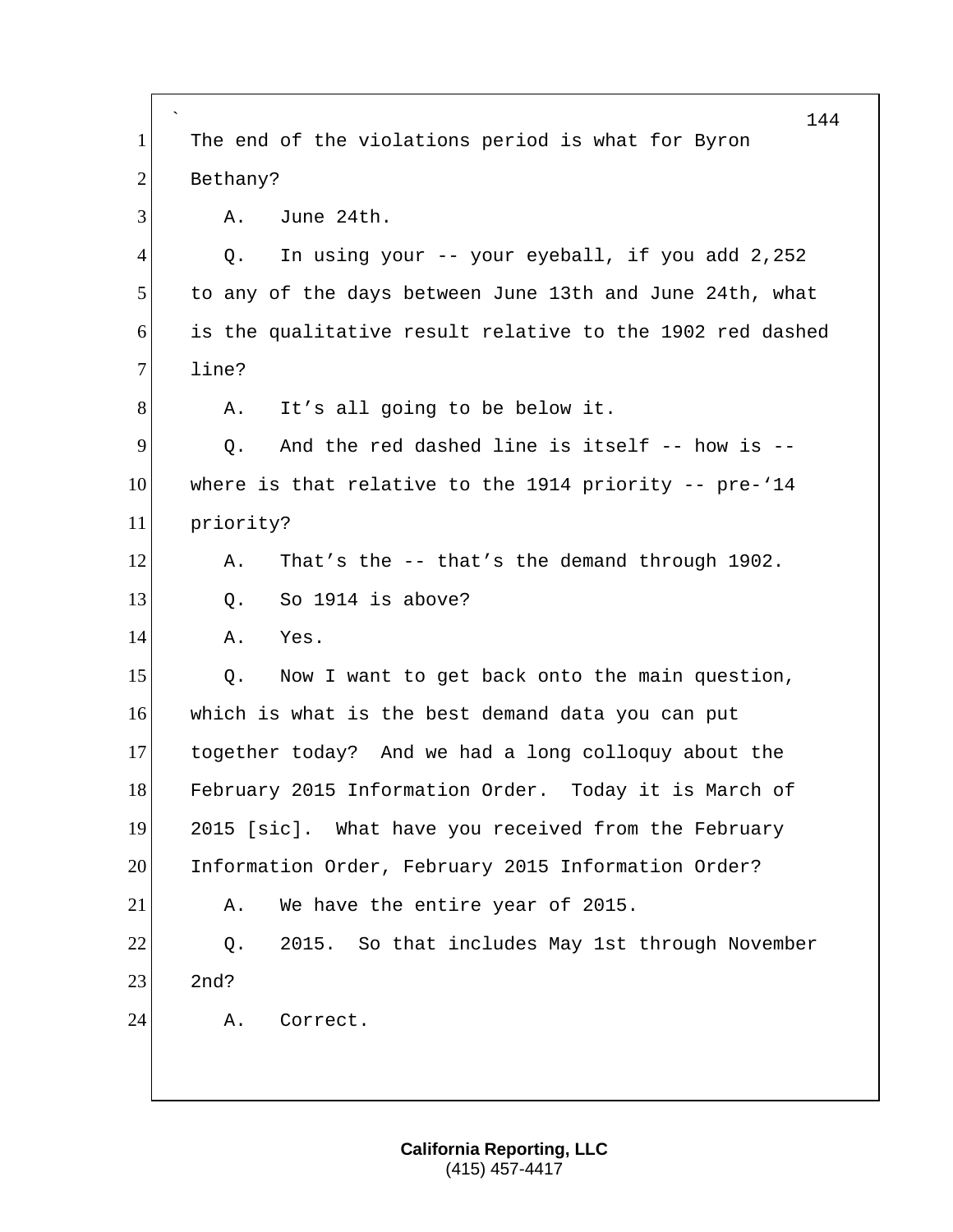The end of the violations period is what for Byron Bethany?

A. June 24th.

Q. In using your -- your eyeball, if you add 2,252 to any of the days between June 13th and June 24th, what is the qualitative result relative to the 1902 red dashed line?

A. It's all going to be below it.

Q. And the red dashed line is itself -- how is -- where is that relative to the 1914 priority -- pre-'14 priority?

A. That's the -- that's the demand through 1902.

Q. So 1914 is above?

A. Yes.

Q. Now I want to get back onto the main question, which is what is the best demand data you can put together today? And we had a long colloquy about the February 2015 Information Order. Today it is March of 2015 [sic]. What have you received from the February Information Order, February 2015 Information Order?

A. We have the entire year of 2015.

Q. 2015. So that includes May 1st through November 2nd?

A. Correct.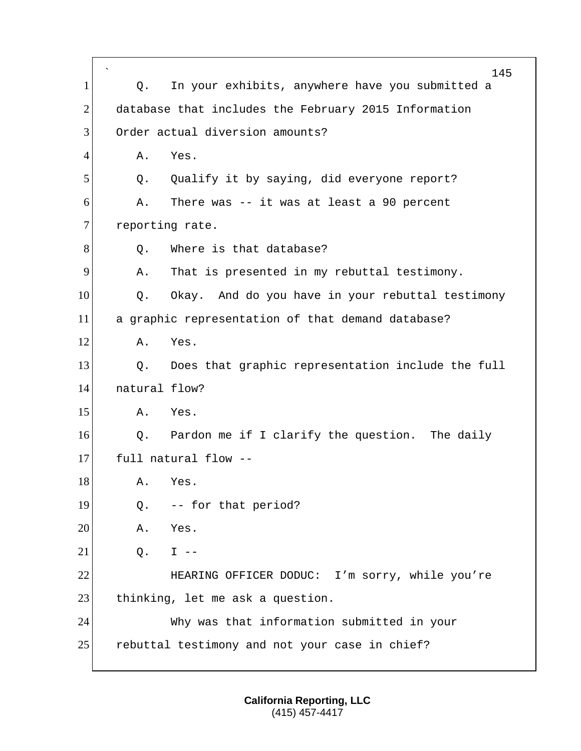Q. In your exhibits, anywhere have you submitted a database that includes the February 2015 Information Order actual diversion amounts?

A. Yes.

Q. Qualify it by saying, did everyone report?

A. There was -- it was at least a 90 percent reporting rate.

Q. Where is that database?

A. That is presented in my rebuttal testimony.

Q. Okay. And do you have in your rebuttal testimony a graphic representation of that demand database?

A. Yes.

Q. Does that graphic representation include the full natural flow?

A. Yes.

Q. Pardon me if I clarify the question. The daily full natural flow --

A. Yes.

Q. -- for that period?

A. Yes.

Q. I --

HEARING OFFICER DODUC: I'm sorry, while you're thinking, let me ask a question.

Why was that information submitted in your rebuttal testimony and not your case in chief?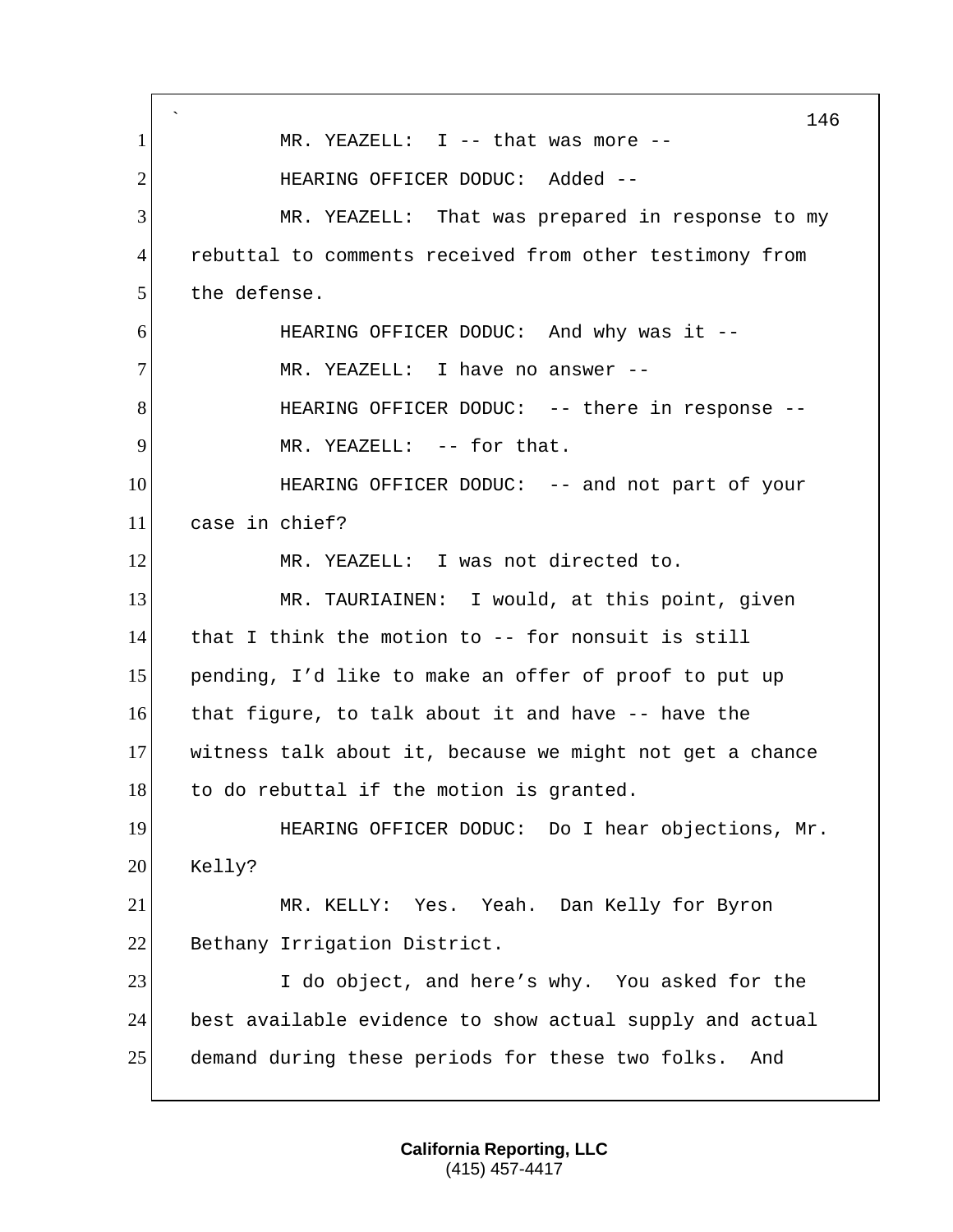MR. YEAZELL: I -- that was more --

HEARING OFFICER DODUC: Added --

MR. YEAZELL: That was prepared in response to my rebuttal to comments received from other testimony from the defense.

HEARING OFFICER DODUC: And why was it --

MR. YEAZELL: I have no answer --

HEARING OFFICER DODUC: -- there in response --

MR. YEAZELL: -- for that.

HEARING OFFICER DODUC: -- and not part of your case in chief?

MR. YEAZELL: I was not directed to.

MR. TAURIAINEN: I would, at this point, given that I think the motion to -- for nonsuit is still pending, I'd like to make an offer of proof to put up that figure, to talk about it and have -- have the witness talk about it, because we might not get a chance to do rebuttal if the motion is granted.

HEARING OFFICER DODUC: Do I hear objections, Mr. Kelly?

MR. KELLY: Yes. Yeah. Dan Kelly for Byron Bethany Irrigation District.

I do object, and here's why. You asked for the best available evidence to show actual supply and actual demand during these periods for these two folks. And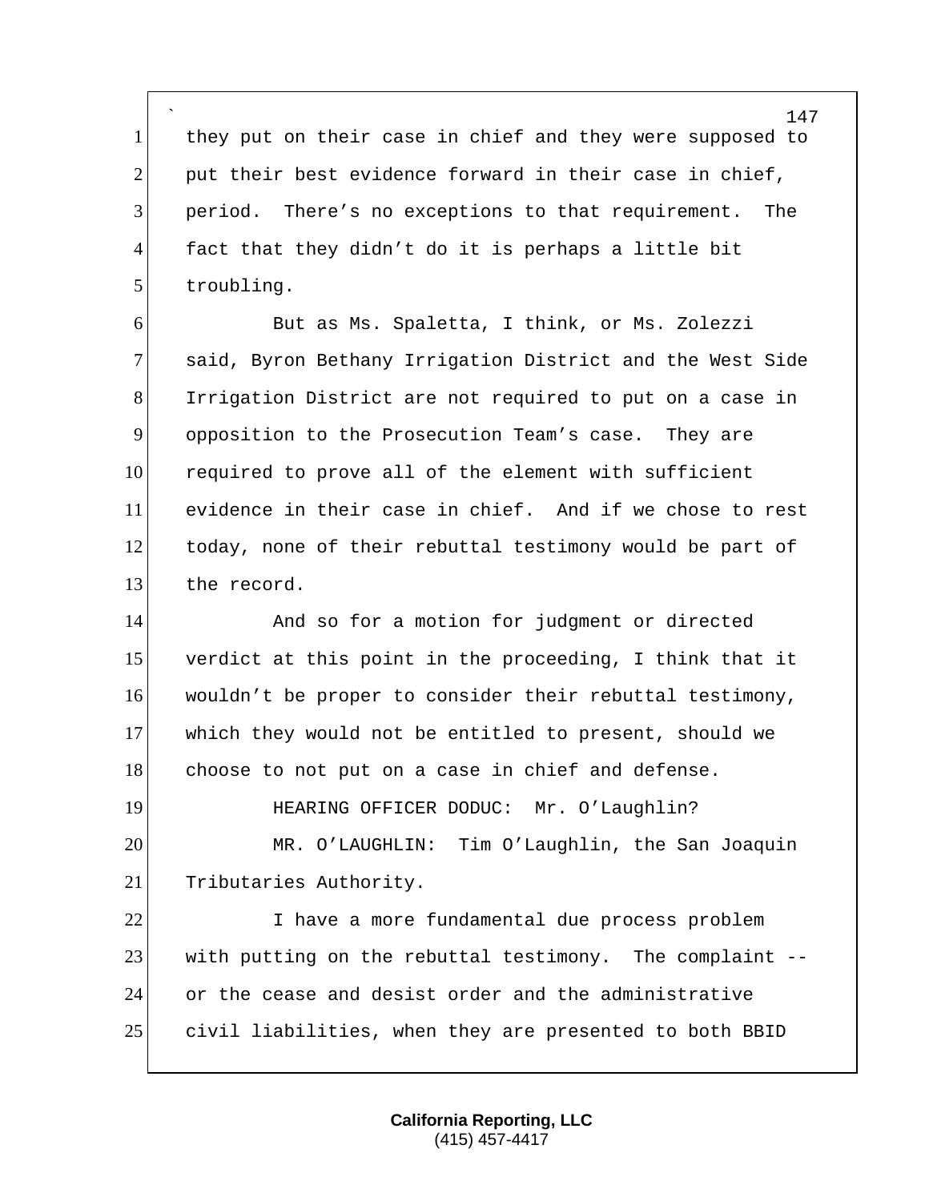they put on their case in chief and they were supposed to put their best evidence forward in their case in chief, period. There's no exceptions to that requirement. The fact that they didn't do it is perhaps a little bit troubling.

But as Ms. Spaletta, I think, or Ms. Zolezzi said, Byron Bethany Irrigation District and the West Side Irrigation District are not required to put on a case in opposition to the Prosecution Team's case. They are required to prove all of the element with sufficient evidence in their case in chief. And if we chose to rest today, none of their rebuttal testimony would be part of the record.

And so for a motion for judgment or directed verdict at this point in the proceeding, I think that it wouldn't be proper to consider their rebuttal testimony, which they would not be entitled to present, should we choose to not put on a case in chief and defense.

HEARING OFFICER DODUC: Mr. O'Laughlin?

MR. O'LAUGHLIN: Tim O'Laughlin, the San Joaquin Tributaries Authority.

I have a more fundamental due process problem with putting on the rebuttal testimony. The complaint -- or the cease and desist order and the administrative civil liabilities, when they are presented to both BBID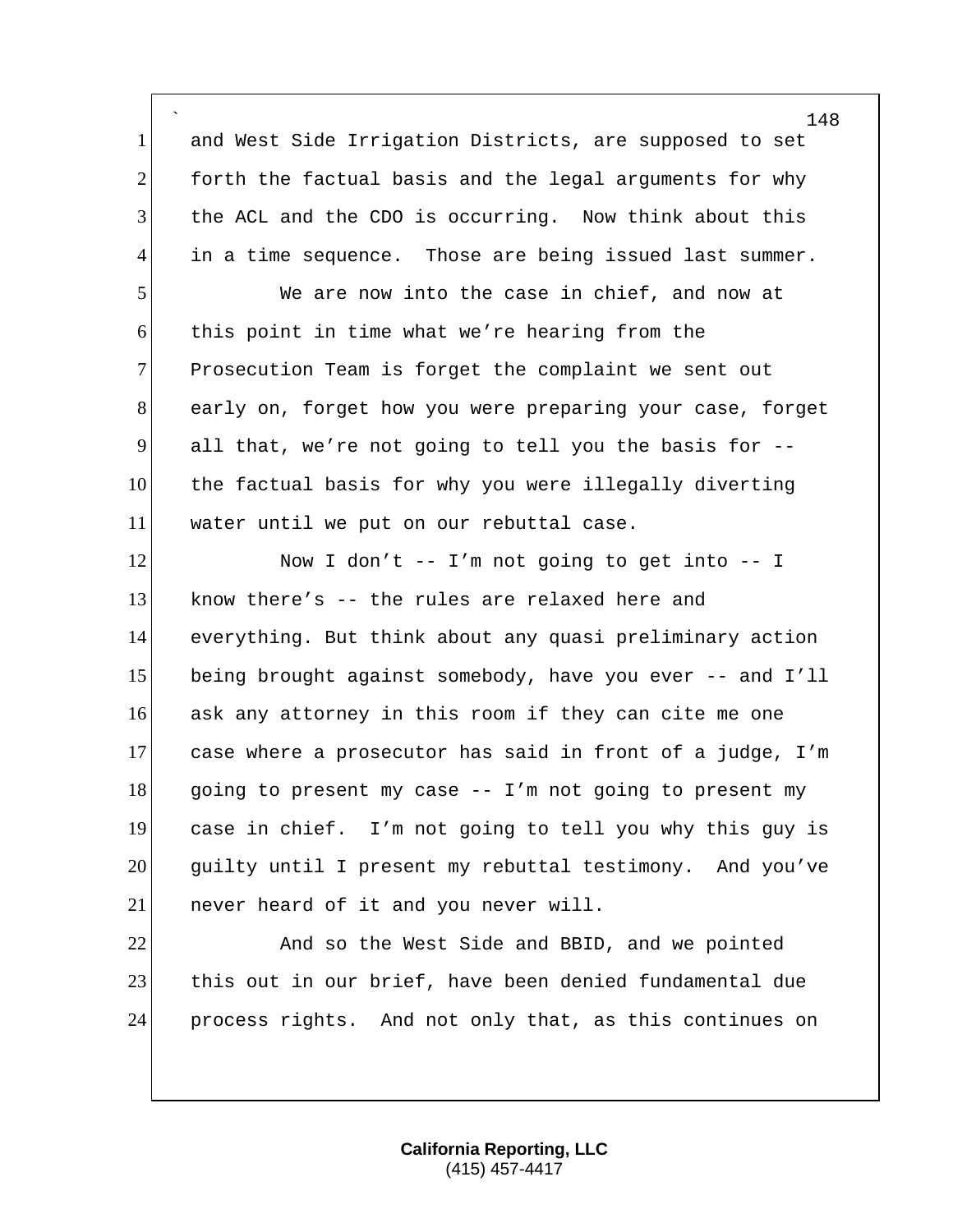and West Side Irrigation Districts, are supposed to set forth the factual basis and the legal arguments for why the ACL and the CDO is occurring. Now think about this in a time sequence. Those are being issued last summer.

We are now into the case in chief, and now at this point in time what we’re hearing from the Prosecution Team is forget the complaint we sent out early on, forget how you were preparing your case, forget all that, we’re not going to tell you the basis for -- the factual basis for why you were illegally diverting water until we put on our rebuttal case.

Now I don’t -- I’m not going to get into -- I know there’s -- the rules are relaxed here and everything. But think about any quasi preliminary action being brought against somebody, have you ever -- and I’ll ask any attorney in this room if they can cite me one case where a prosecutor has said in front of a judge, I’m going to present my case -- I’m not going to present my case in chief. I’m not going to tell you why this guy is guilty until I present my rebuttal testimony. And you’ve never heard of it and you never will.

And so the West Side and BBID, and we pointed this out in our brief, have been denied fundamental due process rights. And not only that, as this continues on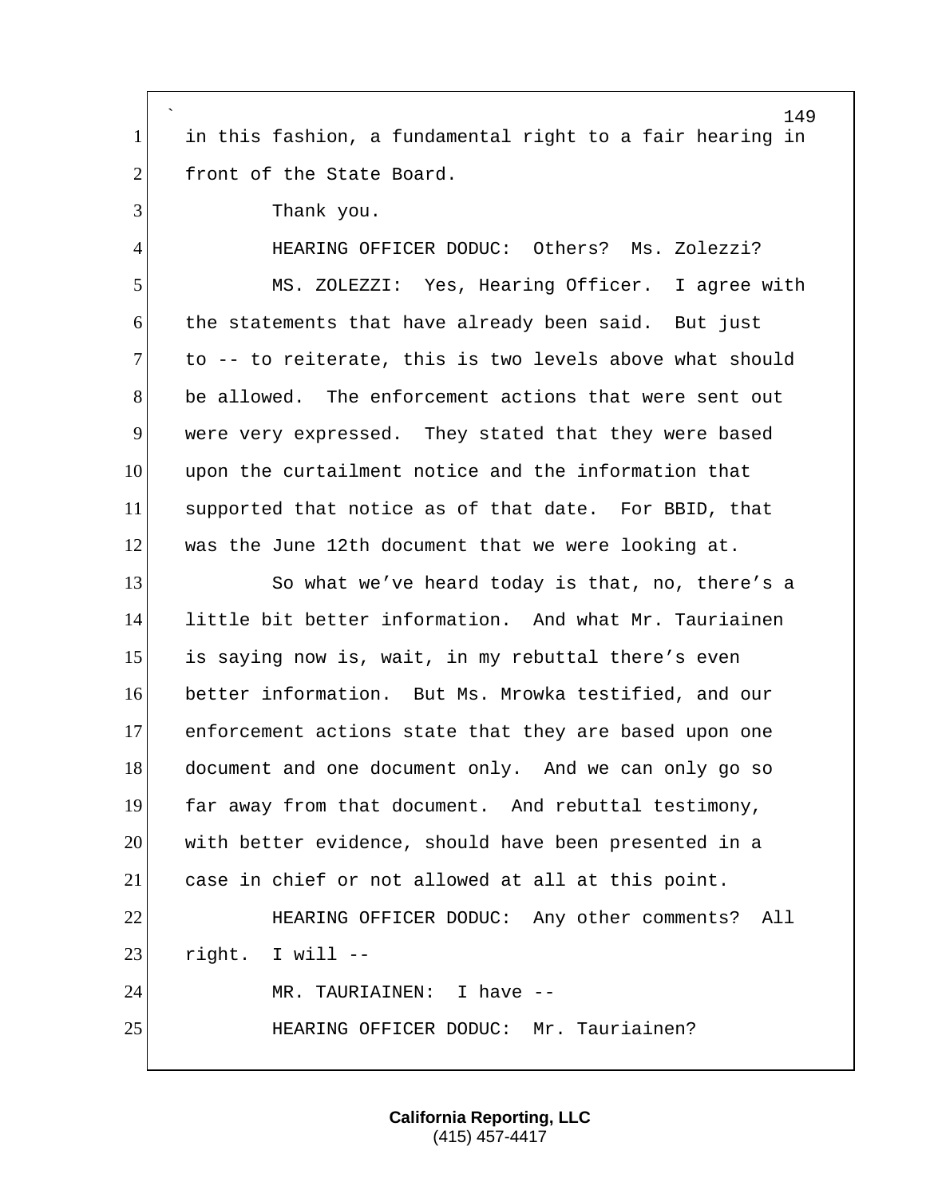in this fashion, a fundamental right to a fair hearing in front of the State Board.

Thank you.

HEARING OFFICER DODUC: Others? Ms. Zolezzi?

MS. ZOLEZZI: Yes, Hearing Officer. I agree with the statements that have already been said. But just to -- to reiterate, this is two levels above what should be allowed. The enforcement actions that were sent out were very expressed. They stated that they were based upon the curtailment notice and the information that supported that notice as of that date. For BBID, that was the June 12th document that we were looking at.

So what we've heard today is that, no, there's a little bit better information. And what Mr. Tauriainen is saying now is, wait, in my rebuttal there's even better information. But Ms. Mrowka testified, and our enforcement actions state that they are based upon one document and one document only. And we can only go so far away from that document. And rebuttal testimony, with better evidence, should have been presented in a case in chief or not allowed at all at this point.

HEARING OFFICER DODUC: Any other comments? All right. I will --

MR. TAURIAINEN: I have --

HEARING OFFICER DODUC: Mr. Tauriainen?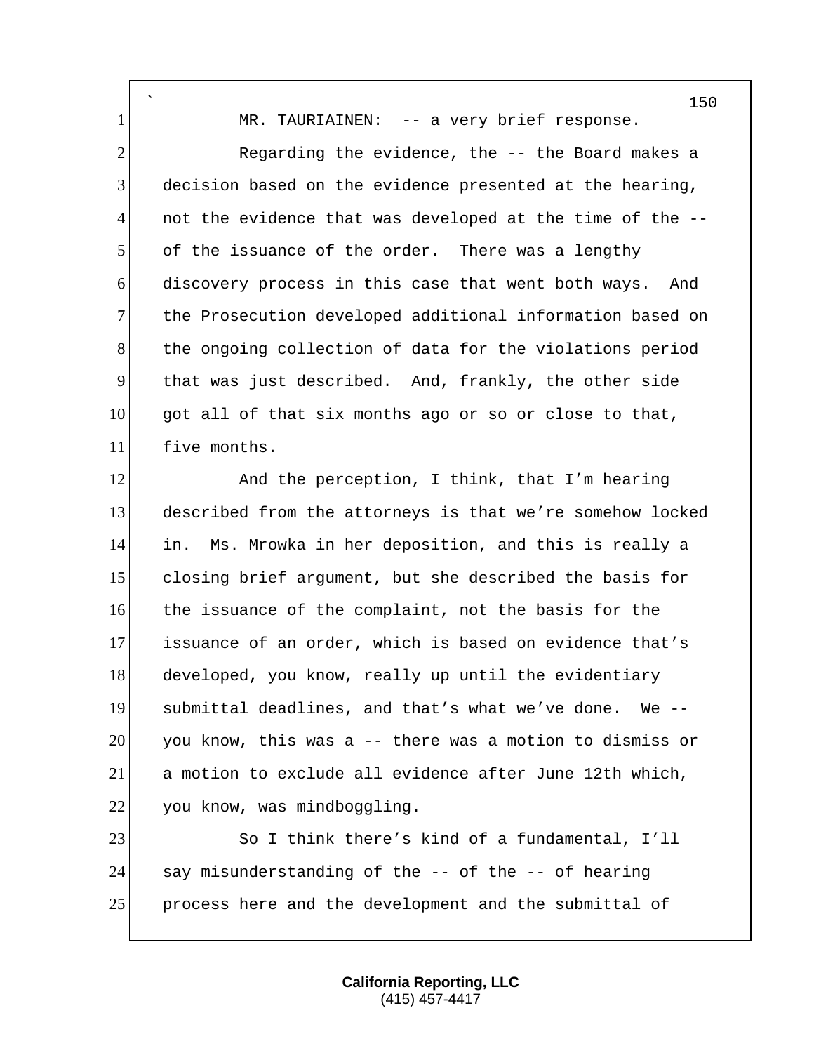MR. TAURIAINEN: -- a very brief response.

Regarding the evidence, the -- the Board makes a decision based on the evidence presented at the hearing, not the evidence that was developed at the time of the -- of the issuance of the order. There was a lengthy discovery process in this case that went both ways. And the Prosecution developed additional information based on the ongoing collection of data for the violations period that was just described. And, frankly, the other side got all of that six months ago or so or close to that, five months.

And the perception, I think, that I'm hearing described from the attorneys is that we're somehow locked in. Ms. Mrowka in her deposition, and this is really a closing brief argument, but she described the basis for the issuance of the complaint, not the basis for the issuance of an order, which is based on evidence that's developed, you know, really up until the evidentiary submittal deadlines, and that's what we've done. We -- you know, this was a -- there was a motion to dismiss or a motion to exclude all evidence after June 12th which, you know, was mindboggling.

So I think there's kind of a fundamental, I'll say misunderstanding of the -- of the -- of hearing process here and the development and the submittal of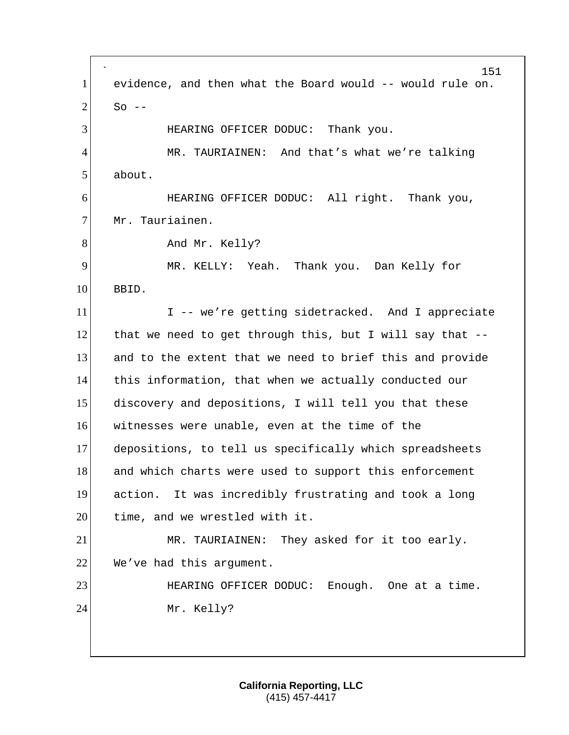evidence, and then what the Board would -- would rule on. So --

HEARING OFFICER DODUC: Thank you.

MR. TAURIAINEN: And that's what we're talking about.

HEARING OFFICER DODUC: All right. Thank you, Mr. Tauriainen.

And Mr. Kelly?

MR. KELLY: Yeah. Thank you. Dan Kelly for BBID.

I -- we're getting sidetracked. And I appreciate that we need to get through this, but I will say that -- and to the extent that we need to brief this and provide this information, that when we actually conducted our discovery and depositions, I will tell you that these witnesses were unable, even at the time of the depositions, to tell us specifically which spreadsheets and which charts were used to support this enforcement action. It was incredibly frustrating and took a long time, and we wrestled with it.

MR. TAURIAINEN: They asked for it too early. We've had this argument.

HEARING OFFICER DODUC: Enough. One at a time.

Mr. Kelly?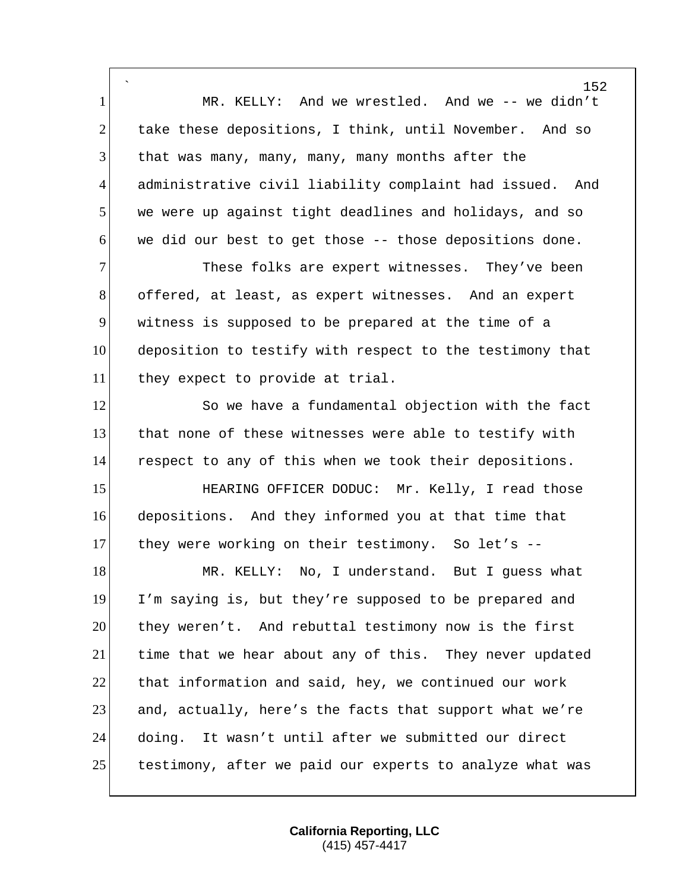MR. KELLY: And we wrestled. And we -- we didn't take these depositions, I think, until November. And so that was many, many, many, many months after the administrative civil liability complaint had issued. And we were up against tight deadlines and holidays, and so we did our best to get those -- those depositions done.

These folks are expert witnesses. They've been offered, at least, as expert witnesses. And an expert witness is supposed to be prepared at the time of a deposition to testify with respect to the testimony that they expect to provide at trial.

So we have a fundamental objection with the fact that none of these witnesses were able to testify with respect to any of this when we took their depositions.

HEARING OFFICER DODUC: Mr. Kelly, I read those depositions. And they informed you at that time that they were working on their testimony. So let's --

MR. KELLY: No, I understand. But I guess what I'm saying is, but they're supposed to be prepared and they weren't. And rebuttal testimony now is the first time that we hear about any of this. They never updated that information and said, hey, we continued our work and, actually, here's the facts that support what we're doing. It wasn't until after we submitted our direct testimony, after we paid our experts to analyze what was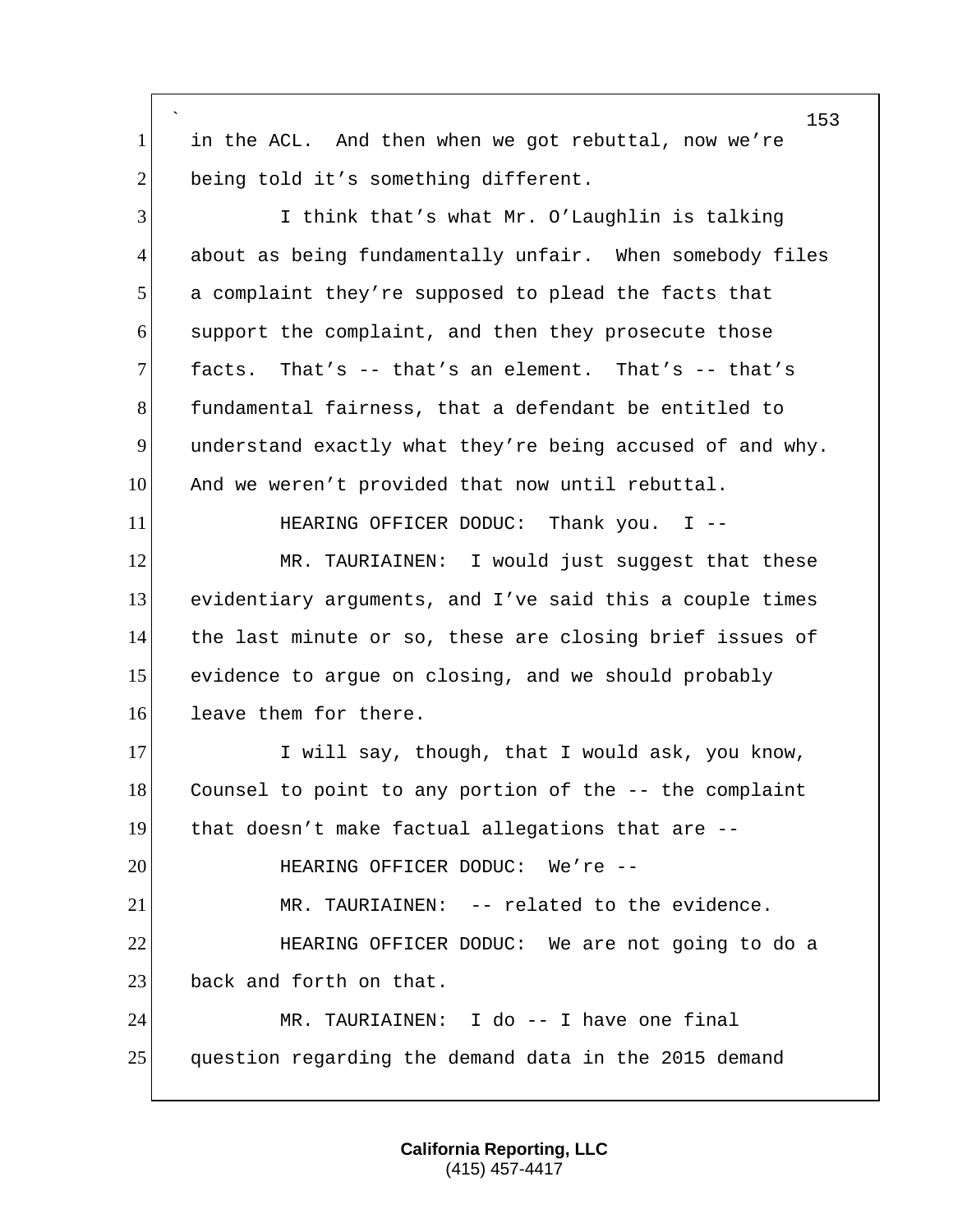in the ACL. And then when we got rebuttal, now we're being told it's something different.

I think that's what Mr. O'Laughlin is talking about as being fundamentally unfair. When somebody files a complaint they're supposed to plead the facts that support the complaint, and then they prosecute those facts. That's -- that's an element. That's -- that's fundamental fairness, that a defendant be entitled to understand exactly what they're being accused of and why. And we weren't provided that now until rebuttal.

HEARING OFFICER DODUC: Thank you. I --

MR. TAURIAINEN: I would just suggest that these evidentiary arguments, and I've said this a couple times the last minute or so, these are closing brief issues of evidence to argue on closing, and we should probably leave them for there.

I will say, though, that I would ask, you know, Counsel to point to any portion of the -- the complaint that doesn't make factual allegations that are --

HEARING OFFICER DODUC: We're --

MR. TAURIAINEN: -- related to the evidence.

HEARING OFFICER DODUC: We are not going to do a back and forth on that.

MR. TAURIAINEN: I do -- I have one final question regarding the demand data in the 2015 demand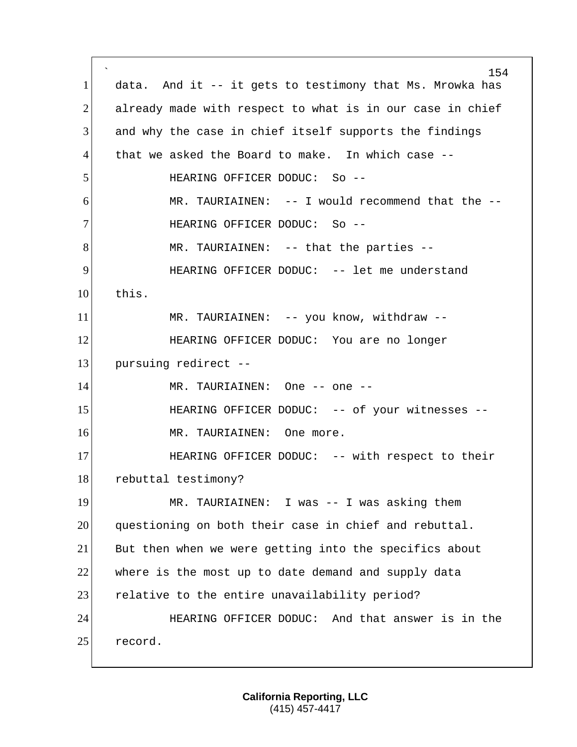data. And it -- it gets to testimony that Ms. Mrowka has already made with respect to what is in our case in chief and why the case in chief itself supports the findings that we asked the Board to make. In which case --

HEARING OFFICER DODUC: So --

MR. TAURIAINEN: -- I would recommend that the --

HEARING OFFICER DODUC: So --

MR. TAURIAINEN: -- that the parties --

HEARING OFFICER DODUC: -- let me understand this.

MR. TAURIAINEN: -- you know, withdraw --

HEARING OFFICER DODUC: You are no longer pursuing redirect --

MR. TAURIAINEN: One -- one --

HEARING OFFICER DODUC: -- of your witnesses --

MR. TAURIAINEN: One more.

HEARING OFFICER DODUC: -- with respect to their rebuttal testimony?

MR. TAURIAINEN: I was -- I was asking them questioning on both their case in chief and rebuttal. But then when we were getting into the specifics about where is the most up to date demand and supply data relative to the entire unavailability period?

HEARING OFFICER DODUC: And that answer is in the record.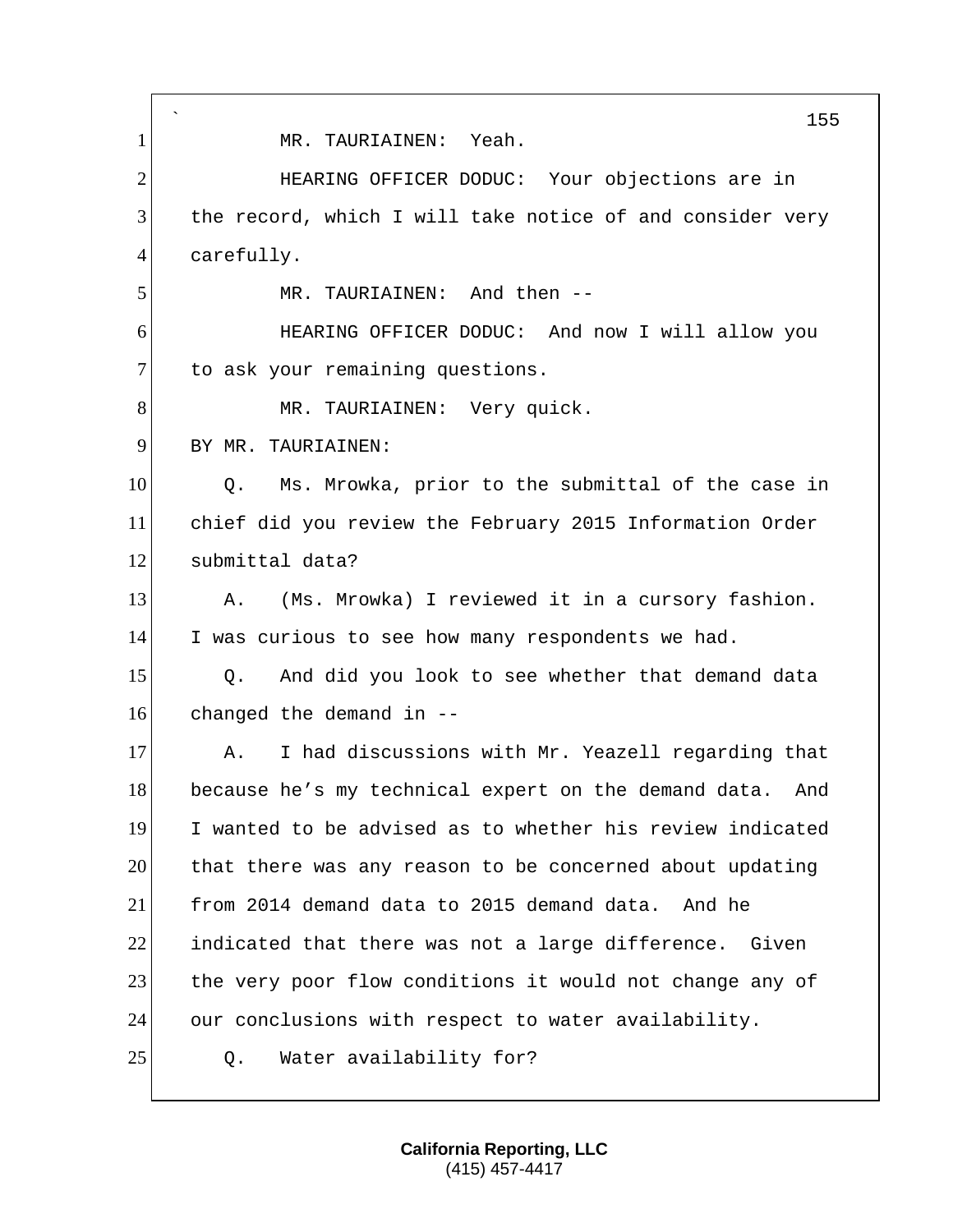MR. TAURIAINEN: Yeah.

HEARING OFFICER DODUC: Your objections are in the record, which I will take notice of and consider very carefully.

MR. TAURIAINEN: And then --

HEARING OFFICER DODUC: And now I will allow you to ask your remaining questions.

MR. TAURIAINEN: Very quick.

BY MR. TAURIAINEN:

Q. Ms. Mrowka, prior to the submittal of the case in chief did you review the February 2015 Information Order submittal data?

A. (Ms. Mrowka) I reviewed it in a cursory fashion. I was curious to see how many respondents we had.

Q. And did you look to see whether that demand data changed the demand in --

A. I had discussions with Mr. Yeazell regarding that because he's my technical expert on the demand data. And I wanted to be advised as to whether his review indicated that there was any reason to be concerned about updating from 2014 demand data to 2015 demand data. And he indicated that there was not a large difference. Given the very poor flow conditions it would not change any of our conclusions with respect to water availability.

Q. Water availability for?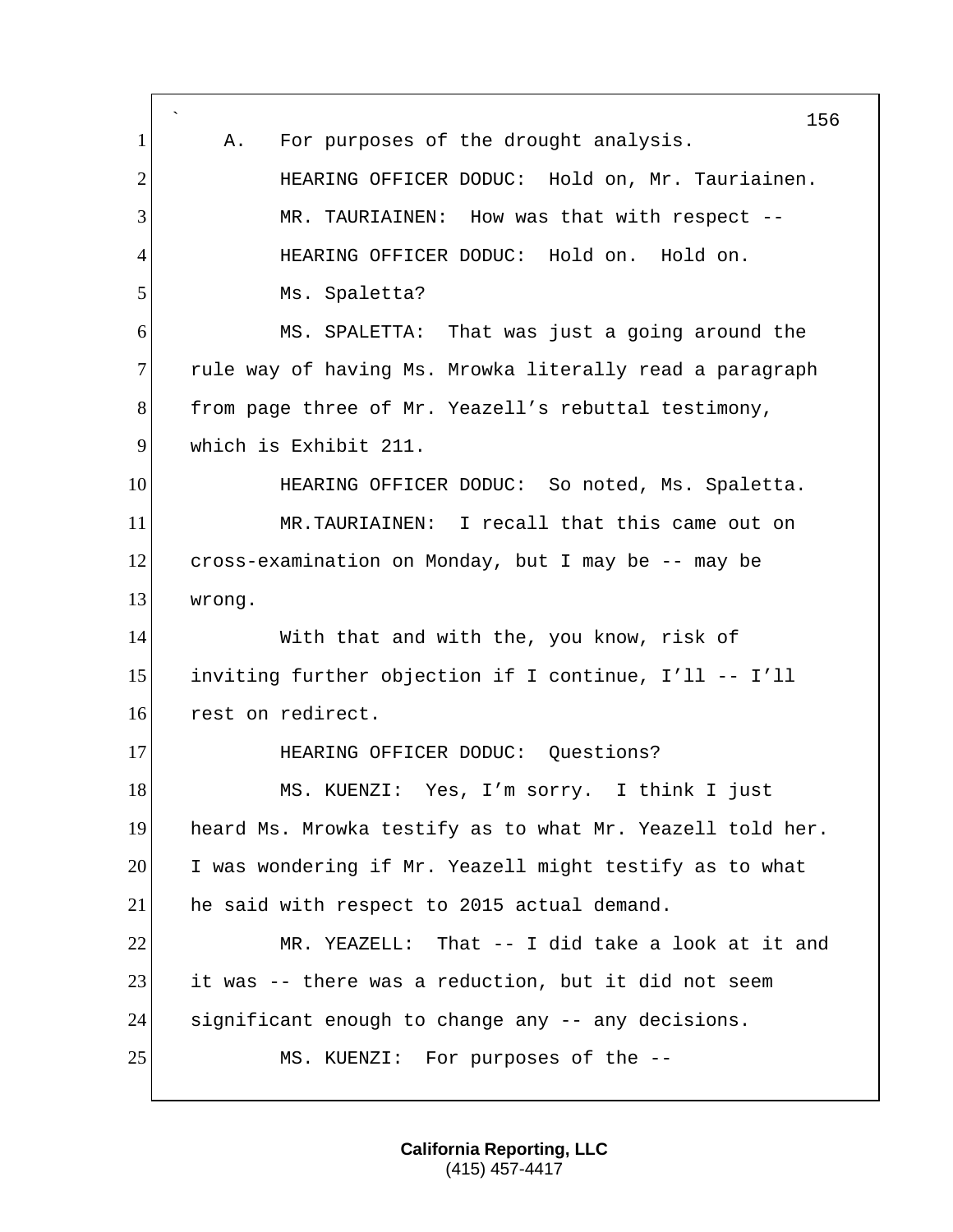A. For purposes of the drought analysis.

HEARING OFFICER DODUC: Hold on, Mr. Tauriainen.

MR. TAURIAINEN: How was that with respect --

HEARING OFFICER DODUC: Hold on. Hold on.

Ms. Spaletta?

MS. SPALETTA: That was just a going around the rule way of having Ms. Mrowka literally read a paragraph from page three of Mr. Yeazell's rebuttal testimony, which is Exhibit 211.

HEARING OFFICER DODUC: So noted, Ms. Spaletta.

MR.TAURIAINEN: I recall that this came out on cross-examination on Monday, but I may be -- may be wrong.

With that and with the, you know, risk of inviting further objection if I continue, I'll -- I'll rest on redirect.

HEARING OFFICER DODUC: Questions?

MS. KUENZI: Yes, I'm sorry. I think I just heard Ms. Mrowka testify as to what Mr. Yeazell told her. I was wondering if Mr. Yeazell might testify as to what he said with respect to 2015 actual demand.

MR. YEAZELL: That -- I did take a look at it and it was -- there was a reduction, but it did not seem significant enough to change any -- any decisions.

MS. KUENZI: For purposes of the --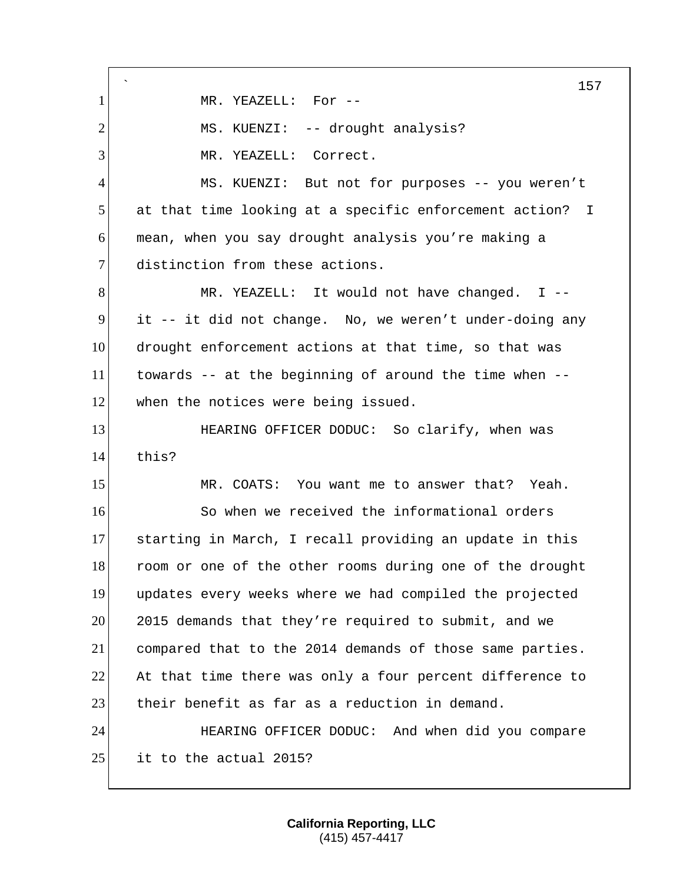MR. YEAZELL: For --

MS. KUENZI: -- drought analysis?

MR. YEAZELL: Correct.

MS. KUENZI: But not for purposes -- you weren't at that time looking at a specific enforcement action? I mean, when you say drought analysis you're making a distinction from these actions.

MR. YEAZELL: It would not have changed. I -- it -- it did not change. No, we weren't under-doing any drought enforcement actions at that time, so that was towards -- at the beginning of around the time when -- when the notices were being issued.

HEARING OFFICER DODUC: So clarify, when was this?

MR. COATS: You want me to answer that? Yeah.

So when we received the informational orders starting in March, I recall providing an update in this room or one of the other rooms during one of the drought updates every weeks where we had compiled the projected 2015 demands that they're required to submit, and we compared that to the 2014 demands of those same parties. At that time there was only a four percent difference to their benefit as far as a reduction in demand.

HEARING OFFICER DODUC: And when did you compare it to the actual 2015?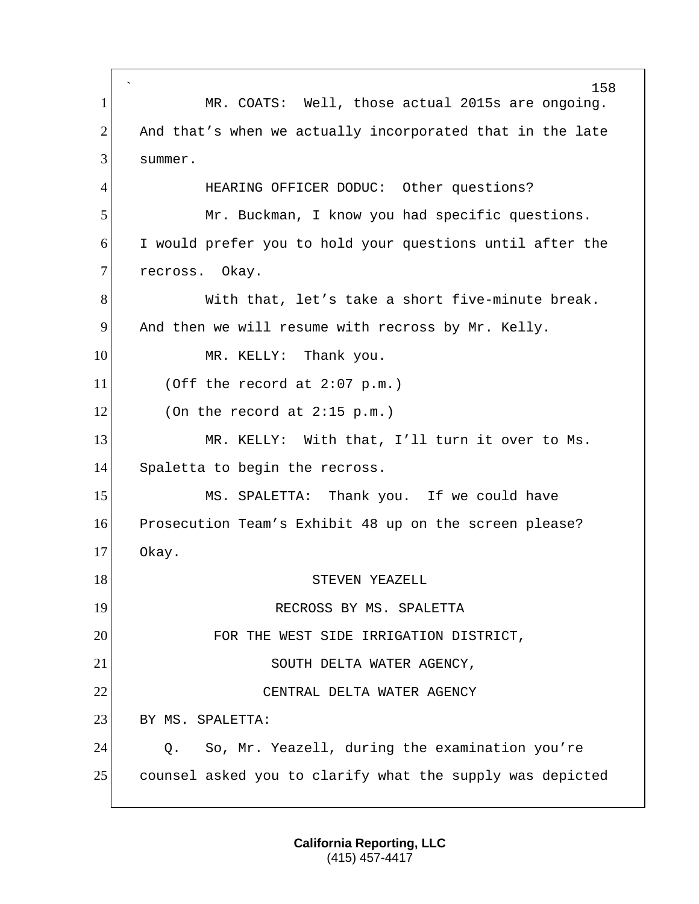MR. COATS: Well, those actual 2015s are ongoing. And that's when we actually incorporated that in the late summer.

HEARING OFFICER DODUC: Other questions?

Mr. Buckman, I know you had specific questions. I would prefer you to hold your questions until after the recross. Okay.

With that, let's take a short five-minute break. And then we will resume with recross by Mr. Kelly.

MR. KELLY: Thank you.

(Off the record at 2:07 p.m.)

(On the record at 2:15 p.m.)

MR. KELLY: With that, I'll turn it over to Ms. Spaletta to begin the recross.

MS. SPALETTA: Thank you. If we could have Prosecution Team's Exhibit 48 up on the screen please? Okay.

STEVEN YEAZELL

RECROSS BY MS. SPALETTA

FOR THE WEST SIDE IRRIGATION DISTRICT,

SOUTH DELTA WATER AGENCY,

CENTRAL DELTA WATER AGENCY

BY MS. SPALETTA:

Q. So, Mr. Yeazell, during the examination you're counsel asked you to clarify what the supply was depicted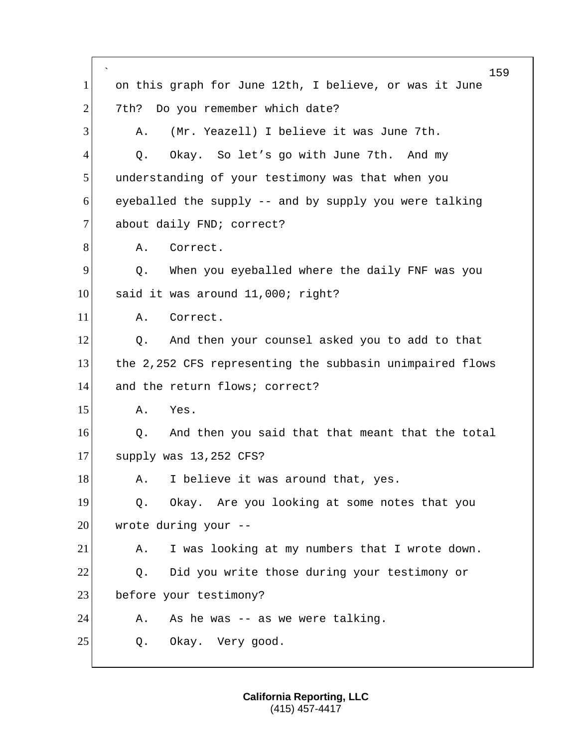on this graph for June 12th, I believe, or was it June 7th? Do you remember which date?

A. (Mr. Yeazell) I believe it was June 7th.

Q. Okay. So let's go with June 7th. And my understanding of your testimony was that when you eyeballed the supply -- and by supply you were talking about daily FND; correct?

A. Correct.

Q. When you eyeballed where the daily FNF was you said it was around 11,000; right?

A. Correct.

Q. And then your counsel asked you to add to that the 2,252 CFS representing the subbasin unimpaired flows and the return flows; correct?

A. Yes.

Q. And then you said that that meant that the total supply was 13,252 CFS?

A. I believe it was around that, yes.

Q. Okay. Are you looking at some notes that you wrote during your --

A. I was looking at my numbers that I wrote down.

Q. Did you write those during your testimony or before your testimony?

A. As he was -- as we were talking.

Q. Okay. Very good.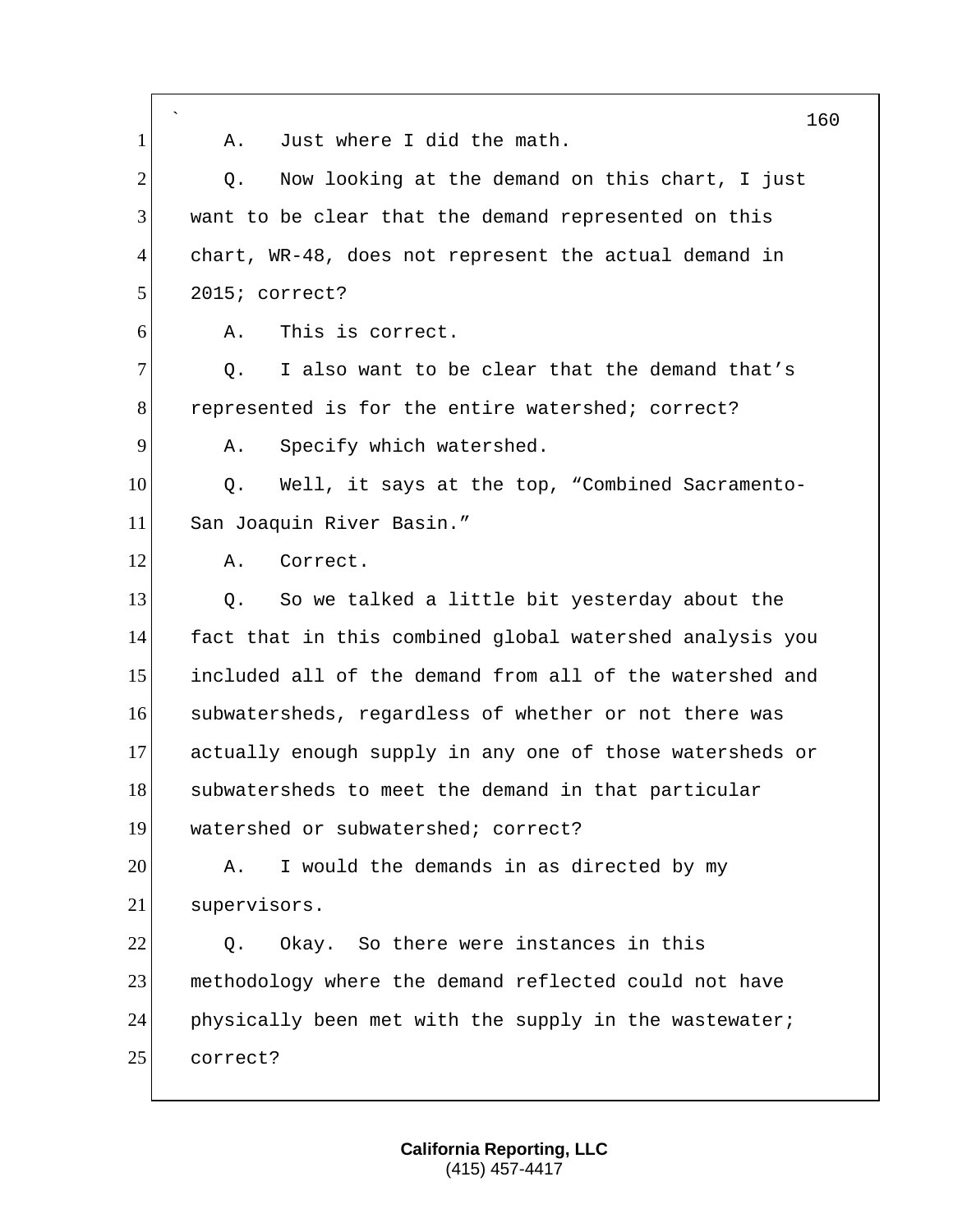A. Just where I did the math.

Q. Now looking at the demand on this chart, I just want to be clear that the demand represented on this chart, WR-48, does not represent the actual demand in 2015; correct?

A. This is correct.

Q. I also want to be clear that the demand that's represented is for the entire watershed; correct?

A. Specify which watershed.

Q. Well, it says at the top, "Combined Sacramento-San Joaquin River Basin."

A. Correct.

Q. So we talked a little bit yesterday about the fact that in this combined global watershed analysis you included all of the demand from all of the watershed and subwatersheds, regardless of whether or not there was actually enough supply in any one of those watersheds or subwatersheds to meet the demand in that particular watershed or subwatershed; correct?

A. I would the demands in as directed by my supervisors.

Q. Okay. So there were instances in this methodology where the demand reflected could not have physically been met with the supply in the wastewater; correct?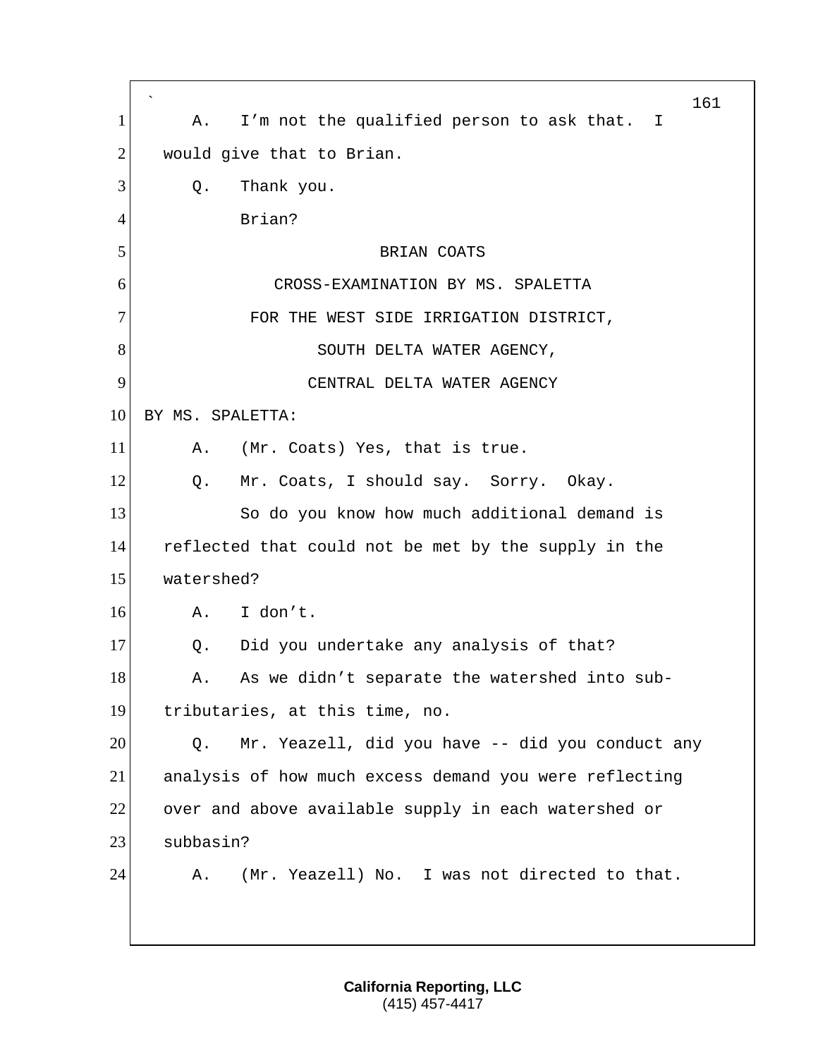A. I'm not the qualified person to ask that. I would give that to Brian.

Q. Thank you.

Brian?

BRIAN COATS

CROSS-EXAMINATION BY MS. SPALETTA

FOR THE WEST SIDE IRRIGATION DISTRICT,

SOUTH DELTA WATER AGENCY,

CENTRAL DELTA WATER AGENCY

BY MS. SPALETTA:

A. (Mr. Coats) Yes, that is true.

Q. Mr. Coats, I should say. Sorry. Okay.

So do you know how much additional demand is reflected that could not be met by the supply in the watershed?

A. I don't.

Q. Did you undertake any analysis of that?

A. As we didn't separate the watershed into sub-tributaries, at this time, no.

Q. Mr. Yeazell, did you have -- did you conduct any analysis of how much excess demand you were reflecting over and above available supply in each watershed or subbasin?

A. (Mr. Yeazell) No. I was not directed to that.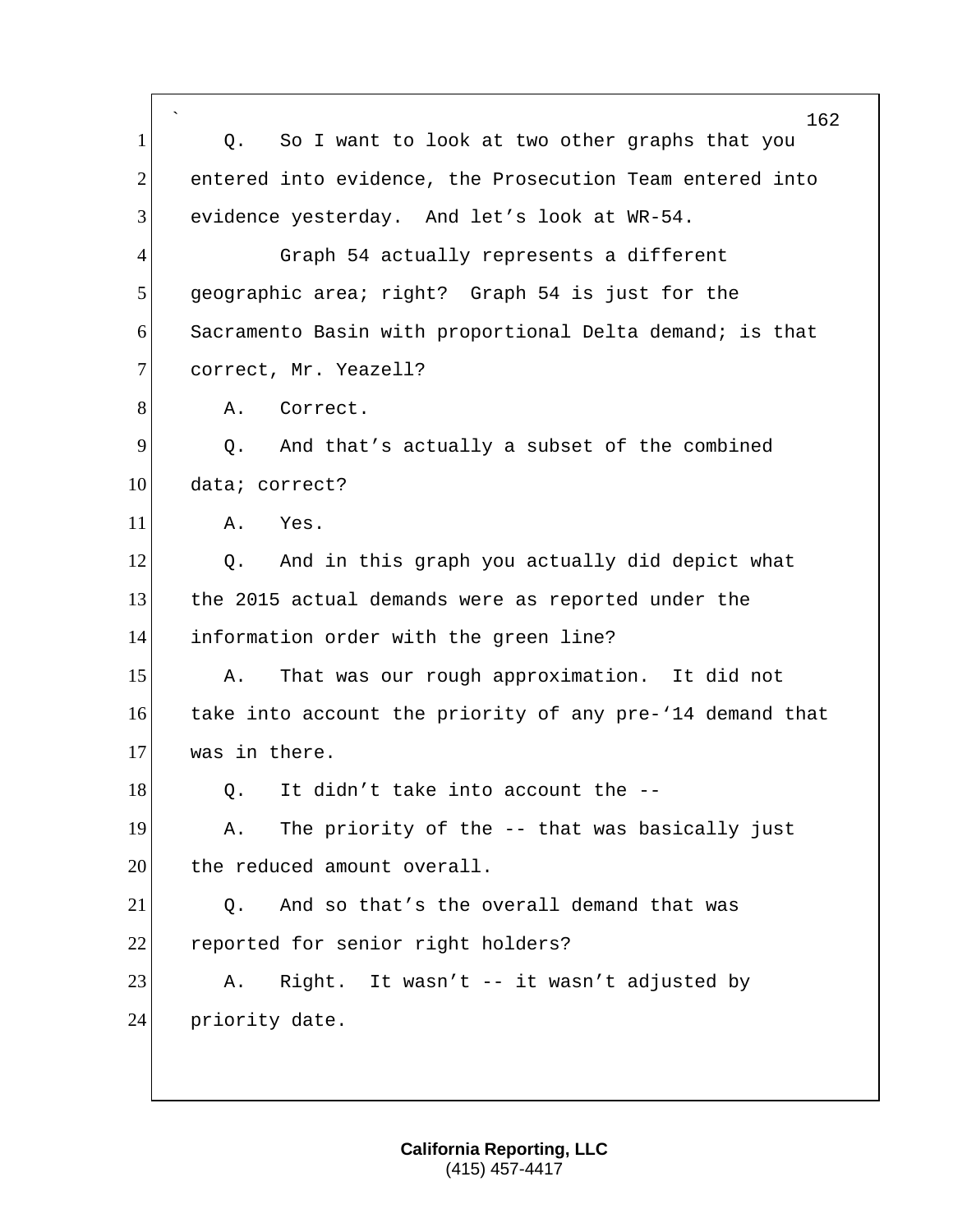Q. So I want to look at two other graphs that you entered into evidence, the Prosecution Team entered into evidence yesterday. And let's look at WR-54.

Graph 54 actually represents a different geographic area; right? Graph 54 is just for the Sacramento Basin with proportional Delta demand; is that correct, Mr. Yeazell?

A. Correct.

Q. And that's actually a subset of the combined data; correct?

A. Yes.

Q. And in this graph you actually did depict what the 2015 actual demands were as reported under the information order with the green line?

A. That was our rough approximation. It did not take into account the priority of any pre-'14 demand that was in there.

Q. It didn't take into account the --

A. The priority of the -- that was basically just the reduced amount overall.

Q. And so that's the overall demand that was reported for senior right holders?

A. Right. It wasn't -- it wasn't adjusted by priority date.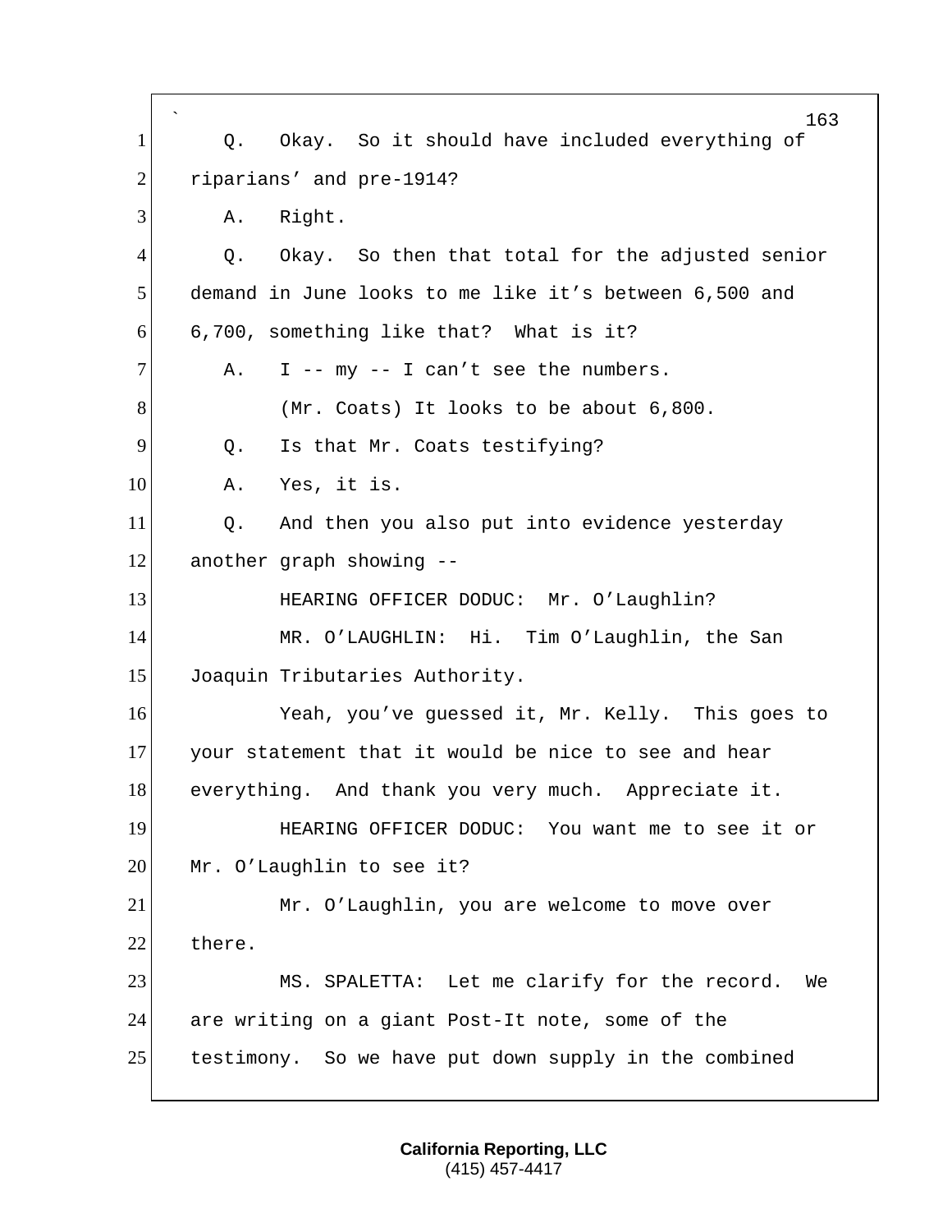1 Q. Okay. So it should have included everything of
2 riparians' and pre-1914?
3 A. Right.
4 Q. Okay. So then that total for the adjusted senior
5 demand in June looks to me like it's between 6,500 and
6 6,700, something like that? What is it?
7 A. I -- my -- I can't see the numbers.
8 (Mr. Coats) It looks to be about 6,800.
9 Q. Is that Mr. Coats testifying?
10 A. Yes, it is.
11 Q. And then you also put into evidence yesterday
12 another graph showing --
13 HEARING OFFICER DODUC: Mr. O'Laughlin?
14 MR. O'LAUGHLIN: Hi. Tim O'Laughlin, the San
15 Joaquin Tributaries Authority.
16 Yeah, you've guessed it, Mr. Kelly. This goes to
17 your statement that it would be nice to see and hear
18 everything. And thank you very much. Appreciate it.
19 HEARING OFFICER DODUC: You want me to see it or
20 Mr. O'Laughlin to see it?
21 Mr. O'Laughlin, you are welcome to move over
22 there.
23 MS. SPALETTA: Let me clarify for the record. We
24 are writing on a giant Post-It note, some of the
25 testimony. So we have put down supply in the combined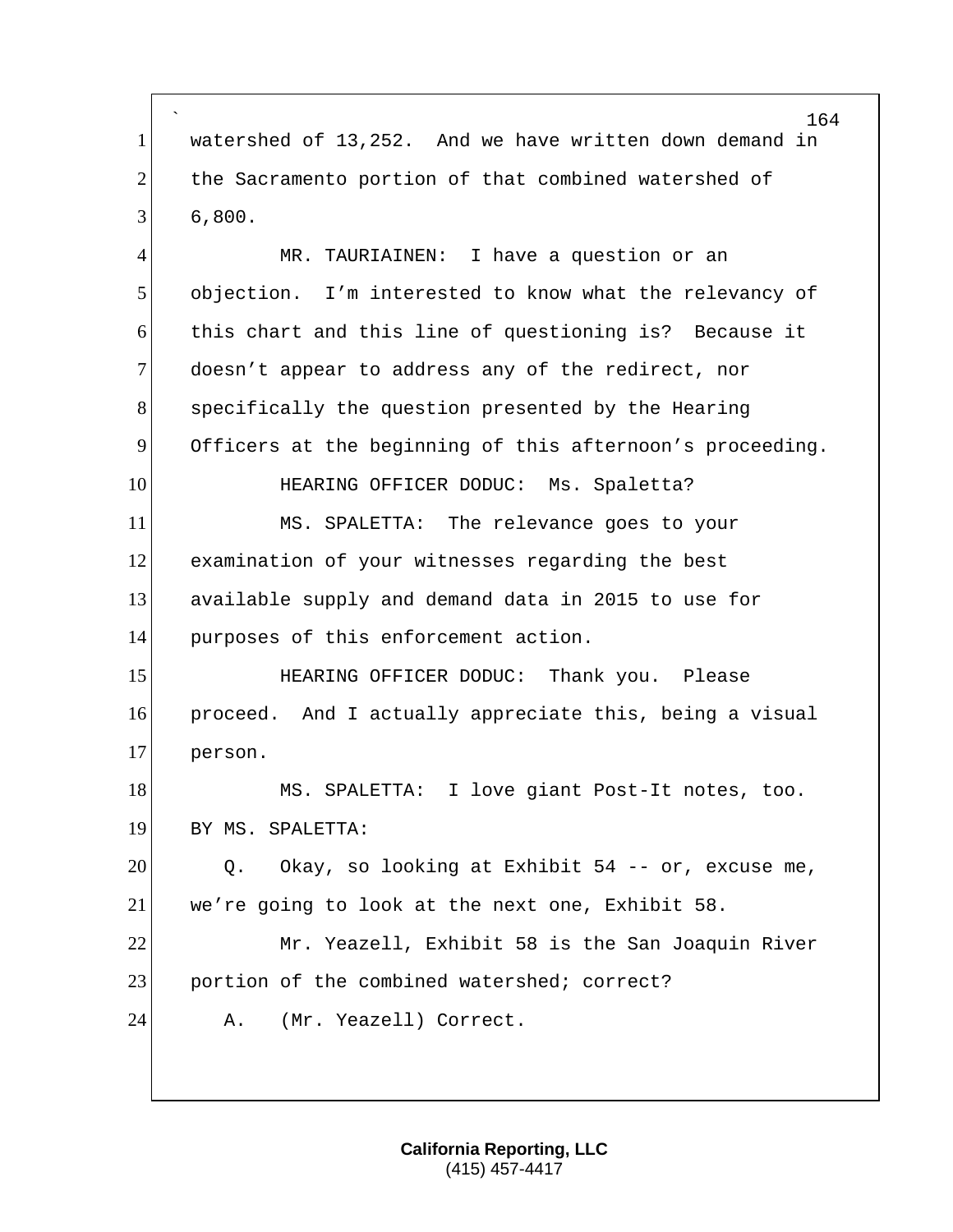watershed of 13,252. And we have written down demand in the Sacramento portion of that combined watershed of 6,800.

MR. TAURIAINEN: I have a question or an objection. I'm interested to know what the relevancy of this chart and this line of questioning is? Because it doesn't appear to address any of the redirect, nor specifically the question presented by the Hearing Officers at the beginning of this afternoon's proceeding.

HEARING OFFICER DODUC: Ms. Spaletta?

MS. SPALETTA: The relevance goes to your examination of your witnesses regarding the best available supply and demand data in 2015 to use for purposes of this enforcement action.

HEARING OFFICER DODUC: Thank you. Please proceed. And I actually appreciate this, being a visual person.

MS. SPALETTA: I love giant Post-It notes, too.

BY MS. SPALETTA:

Q. Okay, so looking at Exhibit 54 -- or, excuse me, we're going to look at the next one, Exhibit 58.

Mr. Yeazell, Exhibit 58 is the San Joaquin River portion of the combined watershed; correct?

A. (Mr. Yeazell) Correct.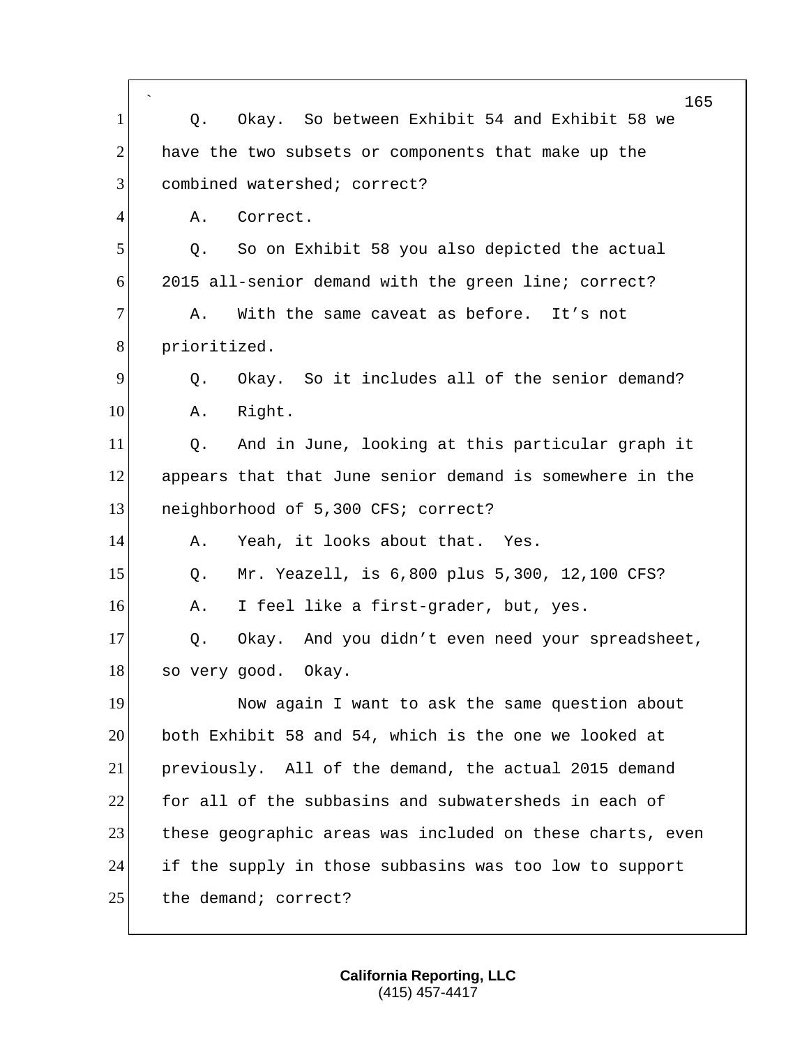Q. Okay. So between Exhibit 54 and Exhibit 58 we have the two subsets or components that make up the combined watershed; correct?

A. Correct.

Q. So on Exhibit 58 you also depicted the actual 2015 all-senior demand with the green line; correct?

A. With the same caveat as before. It's not prioritized.

Q. Okay. So it includes all of the senior demand?

A. Right.

Q. And in June, looking at this particular graph it appears that that June senior demand is somewhere in the neighborhood of 5,300 CFS; correct?

A. Yeah, it looks about that. Yes.

Q. Mr. Yeazell, is 6,800 plus 5,300, 12,100 CFS?

A. I feel like a first-grader, but, yes.

Q. Okay. And you didn't even need your spreadsheet, so very good. Okay.

Now again I want to ask the same question about both Exhibit 58 and 54, which is the one we looked at previously. All of the demand, the actual 2015 demand for all of the subbasins and subwatersheds in each of these geographic areas was included on these charts, even if the supply in those subbasins was too low to support the demand; correct?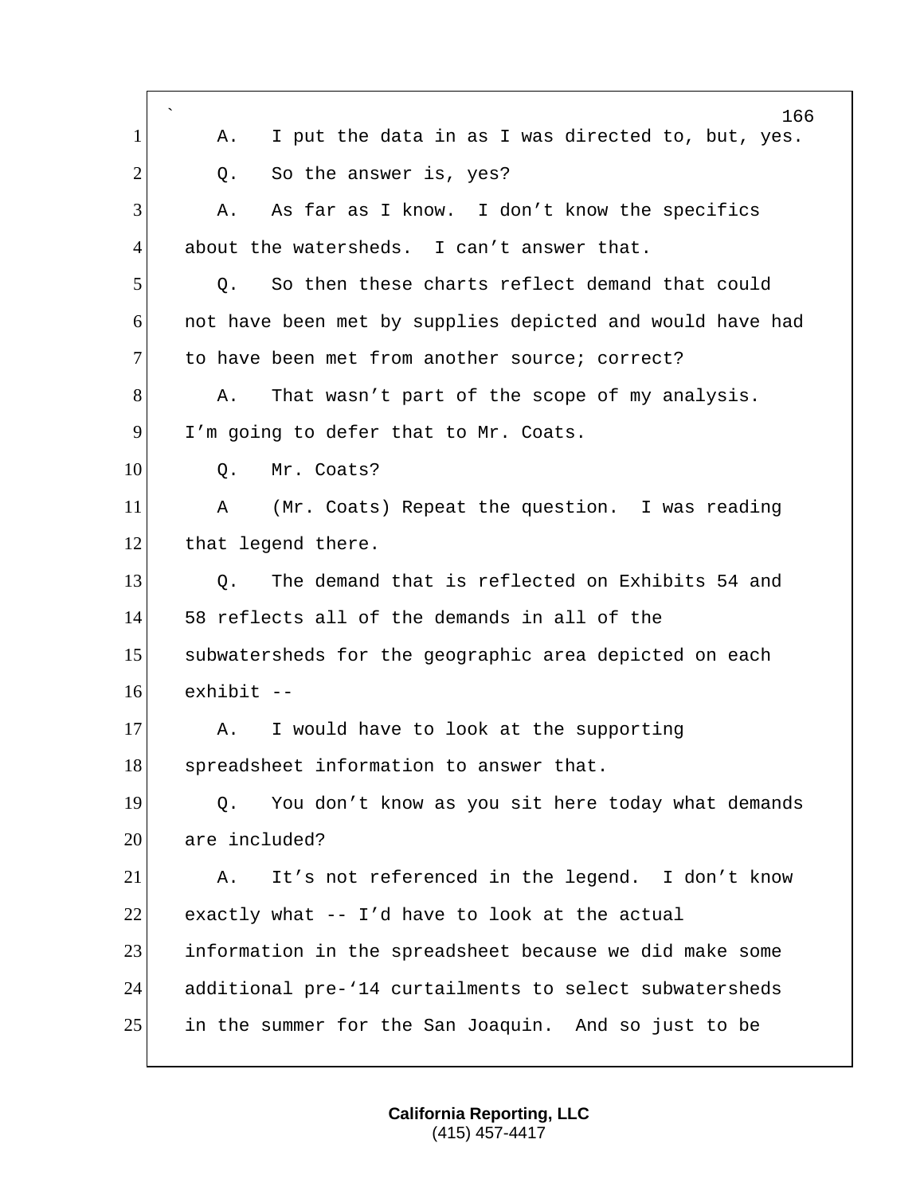A. I put the data in as I was directed to, but, yes.

Q. So the answer is, yes?

A. As far as I know. I don't know the specifics about the watersheds. I can't answer that.

Q. So then these charts reflect demand that could not have been met by supplies depicted and would have had to have been met from another source; correct?

A. That wasn't part of the scope of my analysis. I'm going to defer that to Mr. Coats.

Q. Mr. Coats?

A (Mr. Coats) Repeat the question. I was reading that legend there.

Q. The demand that is reflected on Exhibits 54 and 58 reflects all of the demands in all of the subwatersheds for the geographic area depicted on each exhibit --

A. I would have to look at the supporting spreadsheet information to answer that.

Q. You don't know as you sit here today what demands are included?

A. It's not referenced in the legend. I don't know exactly what -- I'd have to look at the actual information in the spreadsheet because we did make some additional pre-'14 curtailments to select subwatersheds in the summer for the San Joaquin. And so just to be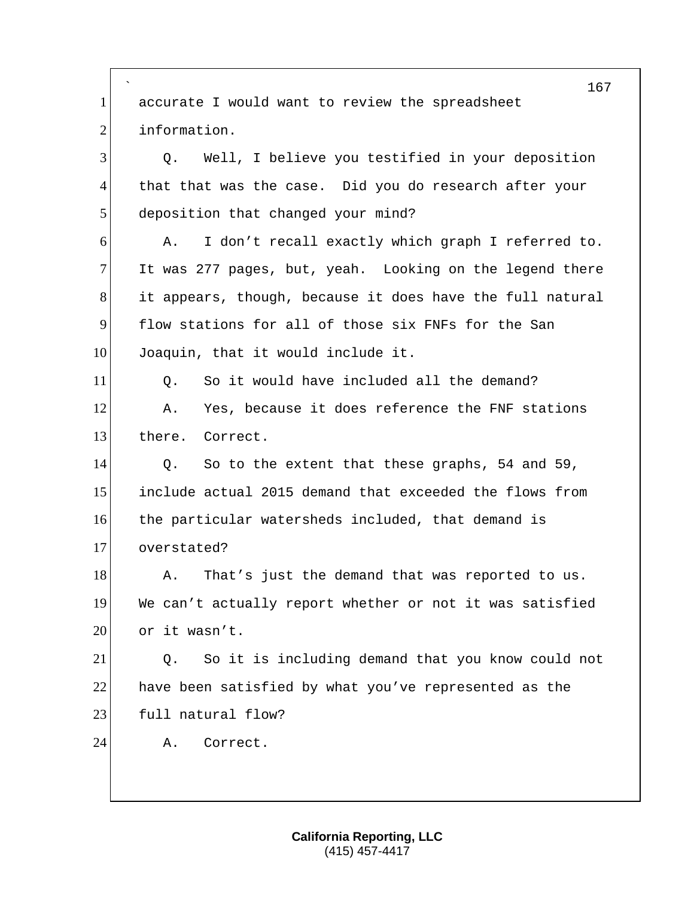accurate I would want to review the spreadsheet information.

Q. Well, I believe you testified in your deposition that that was the case. Did you do research after your deposition that changed your mind?

A. I don't recall exactly which graph I referred to. It was 277 pages, but, yeah. Looking on the legend there it appears, though, because it does have the full natural flow stations for all of those six FNFs for the San Joaquin, that it would include it.

Q. So it would have included all the demand?

A. Yes, because it does reference the FNF stations there. Correct.

Q. So to the extent that these graphs, 54 and 59, include actual 2015 demand that exceeded the flows from the particular watersheds included, that demand is overstated?

A. That's just the demand that was reported to us. We can't actually report whether or not it was satisfied or it wasn't.

Q. So it is including demand that you know could not have been satisfied by what you've represented as the full natural flow?

A. Correct.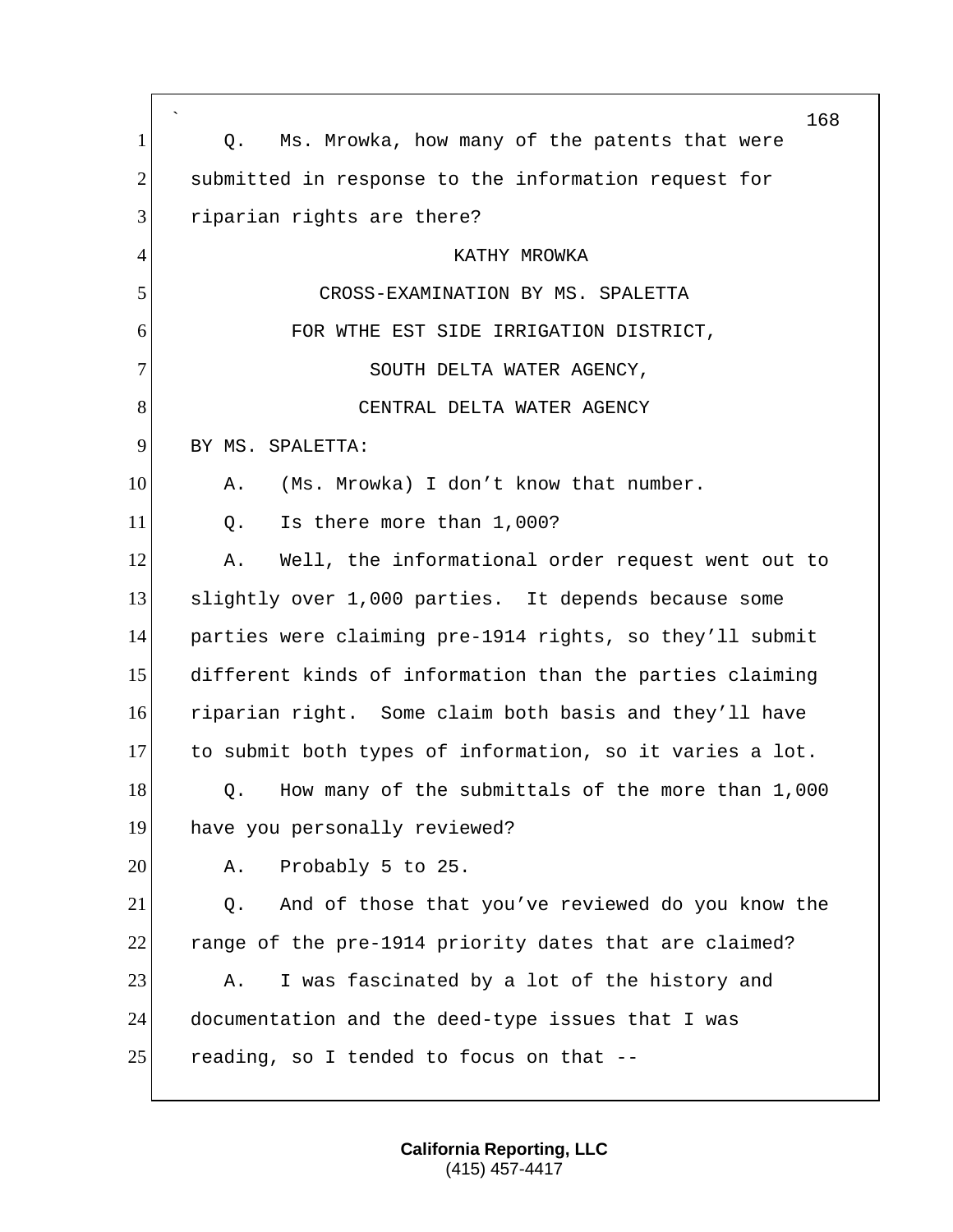1 Q. Ms. Mrowka, how many of the patents that were
2 submitted in response to the information request for
3 riparian rights are there?

4 KATHY MROWKA

5 CROSS-EXAMINATION BY MS. SPALETTA

6 FOR WTHE EST SIDE IRRIGATION DISTRICT,

7 SOUTH DELTA WATER AGENCY,

8 CENTRAL DELTA WATER AGENCY

9 BY MS. SPALETTA:

10 A. (Ms. Mrowka) I don't know that number.

11 Q. Is there more than 1,000?

12 A. Well, the informational order request went out to
13 slightly over 1,000 parties. It depends because some
14 parties were claiming pre-1914 rights, so they'll submit
15 different kinds of information than the parties claiming
16 riparian right. Some claim both basis and they'll have
17 to submit both types of information, so it varies a lot.

18 Q. How many of the submittals of the more than 1,000
19 have you personally reviewed?

20 A. Probably 5 to 25.

21 Q. And of those that you've reviewed do you know the
22 range of the pre-1914 priority dates that are claimed?

23 A. I was fascinated by a lot of the history and
24 documentation and the deed-type issues that I was
25 reading, so I tended to focus on that --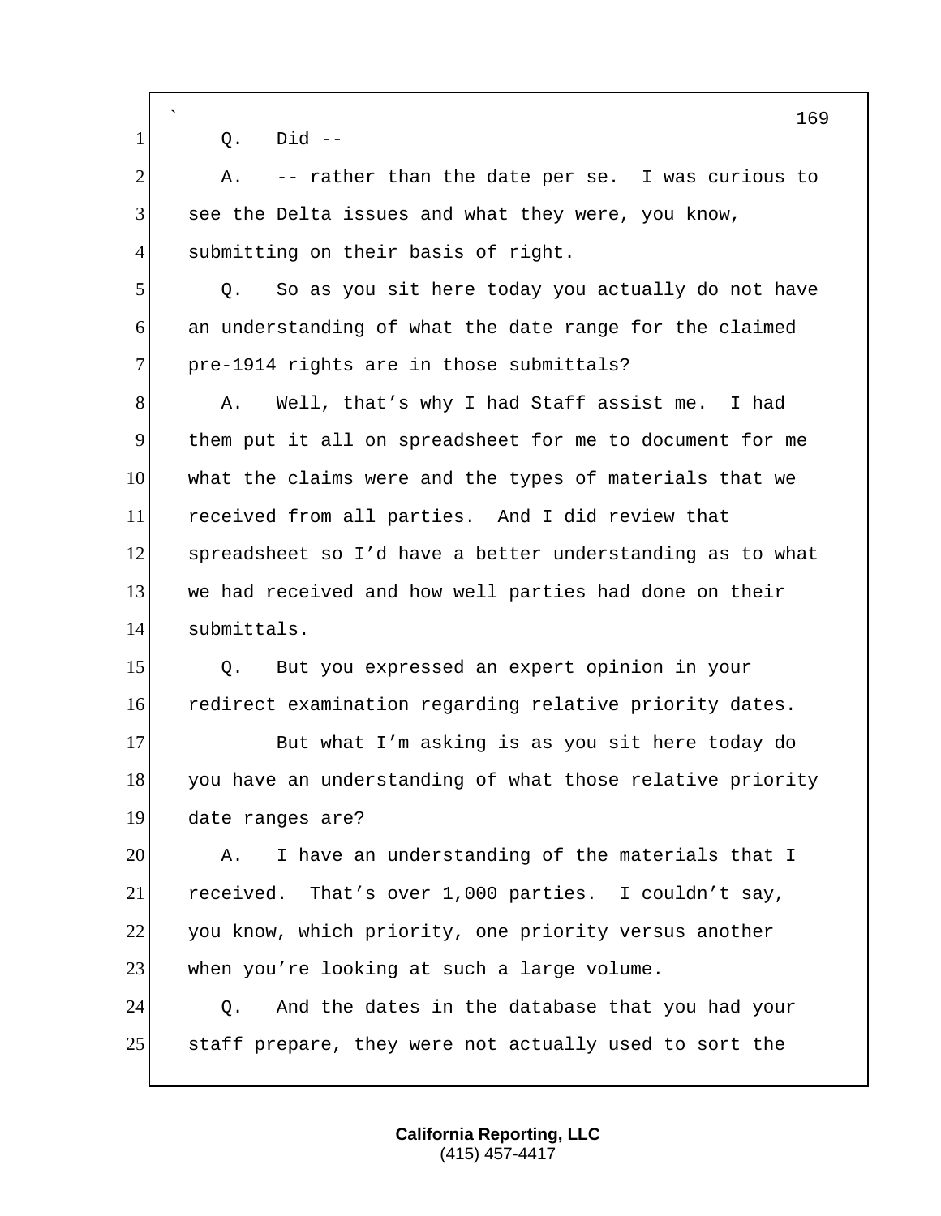Q. Did --

A. -- rather than the date per se. I was curious to see the Delta issues and what they were, you know, submitting on their basis of right.

Q. So as you sit here today you actually do not have an understanding of what the date range for the claimed pre-1914 rights are in those submittals?

A. Well, that's why I had Staff assist me. I had them put it all on spreadsheet for me to document for me what the claims were and the types of materials that we received from all parties. And I did review that spreadsheet so I'd have a better understanding as to what we had received and how well parties had done on their submittals.

Q. But you expressed an expert opinion in your redirect examination regarding relative priority dates.

But what I'm asking is as you sit here today do you have an understanding of what those relative priority date ranges are?

A. I have an understanding of the materials that I received. That's over 1,000 parties. I couldn't say, you know, which priority, one priority versus another when you're looking at such a large volume.

Q. And the dates in the database that you had your staff prepare, they were not actually used to sort the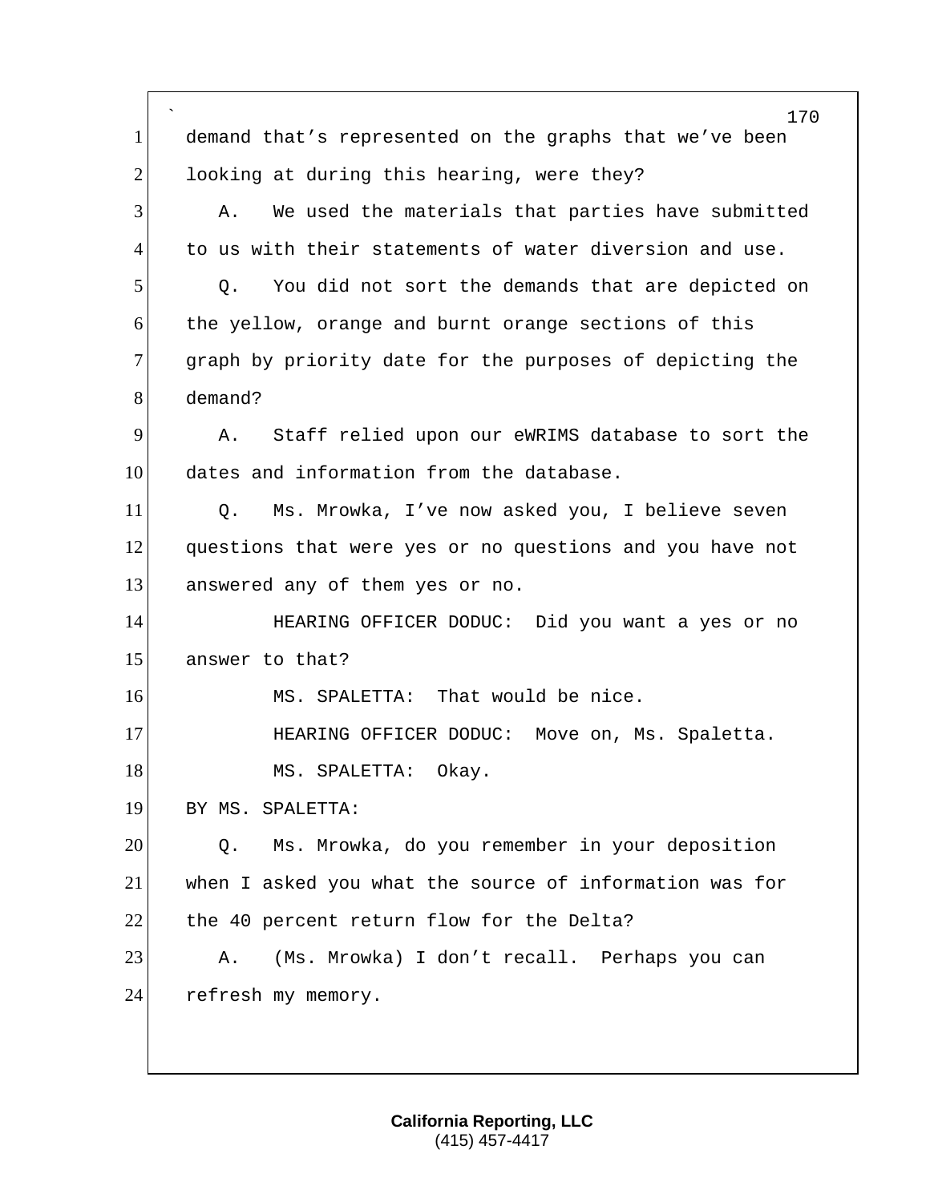demand that's represented on the graphs that we've been looking at during this hearing, were they?

A. We used the materials that parties have submitted to us with their statements of water diversion and use.

Q. You did not sort the demands that are depicted on the yellow, orange and burnt orange sections of this graph by priority date for the purposes of depicting the demand?

A. Staff relied upon our eWRIMS database to sort the dates and information from the database.

Q. Ms. Mrowka, I've now asked you, I believe seven questions that were yes or no questions and you have not answered any of them yes or no.

HEARING OFFICER DODUC: Did you want a yes or no answer to that?

MS. SPALETTA: That would be nice.

HEARING OFFICER DODUC: Move on, Ms. Spaletta.

MS. SPALETTA: Okay.

BY MS. SPALETTA:

Q. Ms. Mrowka, do you remember in your deposition when I asked you what the source of information was for the 40 percent return flow for the Delta?

A. (Ms. Mrowka) I don't recall. Perhaps you can refresh my memory.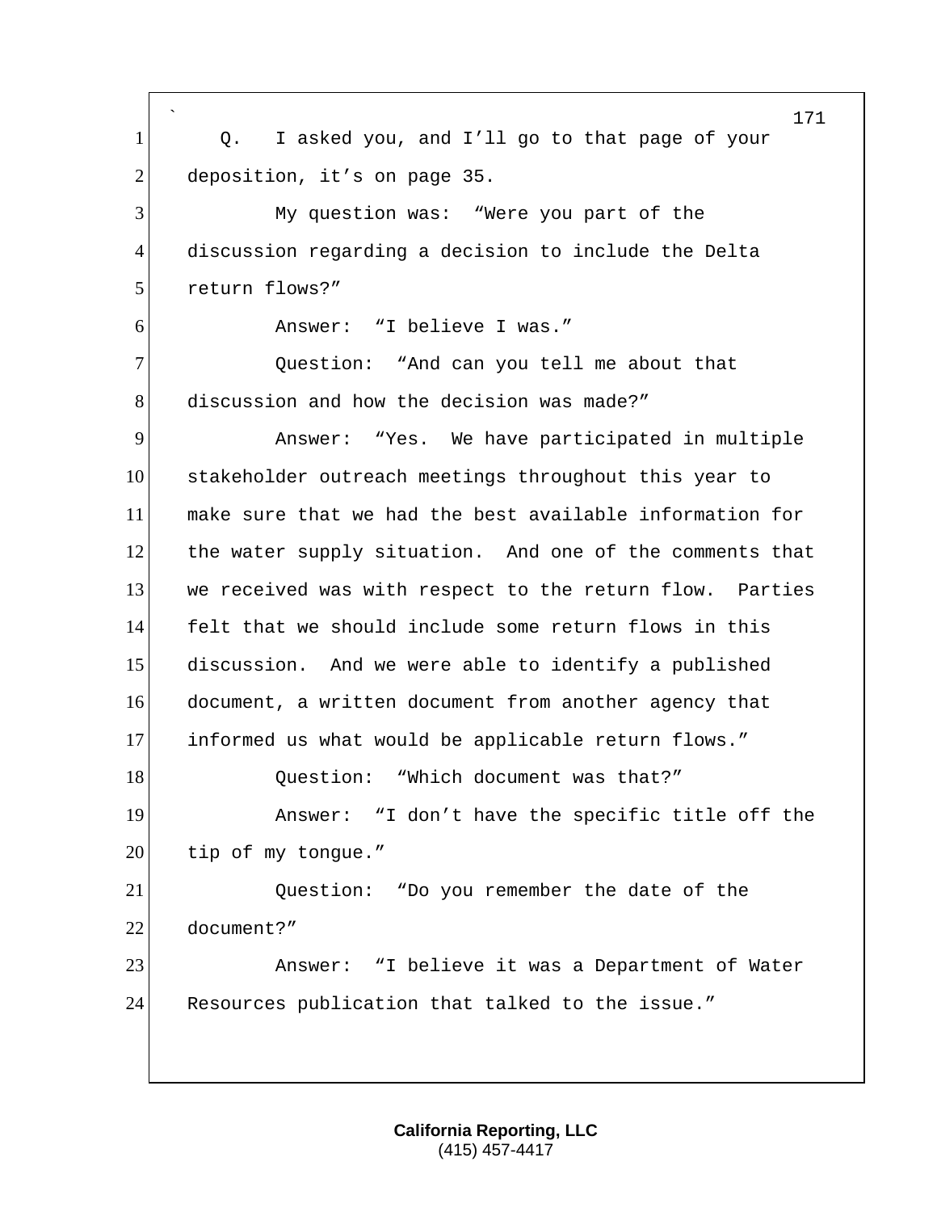Q. I asked you, and I'll go to that page of your deposition, it's on page 35.

My question was: "Were you part of the discussion regarding a decision to include the Delta return flows?"

Answer: "I believe I was."

Question: "And can you tell me about that discussion and how the decision was made?"

Answer: "Yes. We have participated in multiple stakeholder outreach meetings throughout this year to make sure that we had the best available information for the water supply situation. And one of the comments that we received was with respect to the return flow. Parties felt that we should include some return flows in this discussion. And we were able to identify a published document, a written document from another agency that informed us what would be applicable return flows."

Question: "Which document was that?"

Answer: "I don't have the specific title off the tip of my tongue."

Question: "Do you remember the date of the document?"

Answer: "I believe it was a Department of Water Resources publication that talked to the issue."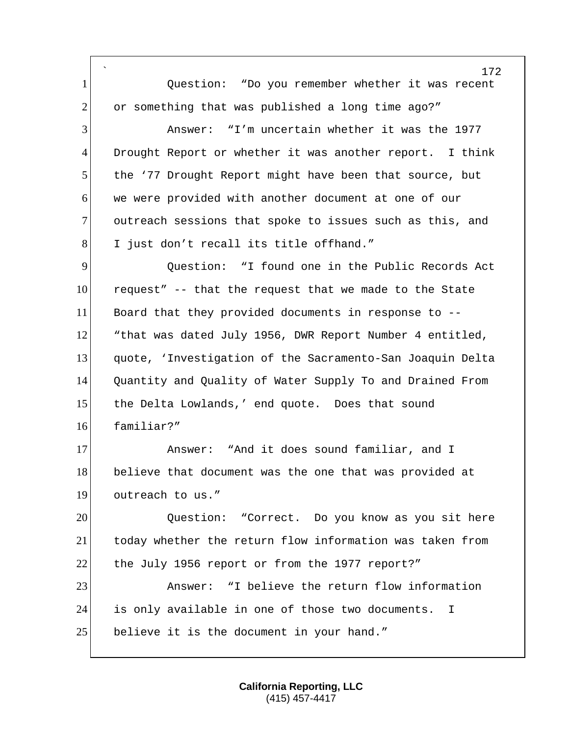Question: "Do you remember whether it was recent or something that was published a long time ago?"

Answer: "I'm uncertain whether it was the 1977 Drought Report or whether it was another report. I think the '77 Drought Report might have been that source, but we were provided with another document at one of our outreach sessions that spoke to issues such as this, and I just don't recall its title offhand."

Question: "I found one in the Public Records Act request" -- that the request that we made to the State Board that they provided documents in response to -- "that was dated July 1956, DWR Report Number 4 entitled, quote, 'Investigation of the Sacramento-San Joaquin Delta Quantity and Quality of Water Supply To and Drained From the Delta Lowlands,' end quote. Does that sound familiar?"

Answer: "And it does sound familiar, and I believe that document was the one that was provided at outreach to us."

Question: "Correct. Do you know as you sit here today whether the return flow information was taken from the July 1956 report or from the 1977 report?"

Answer: "I believe the return flow information is only available in one of those two documents. I believe it is the document in your hand."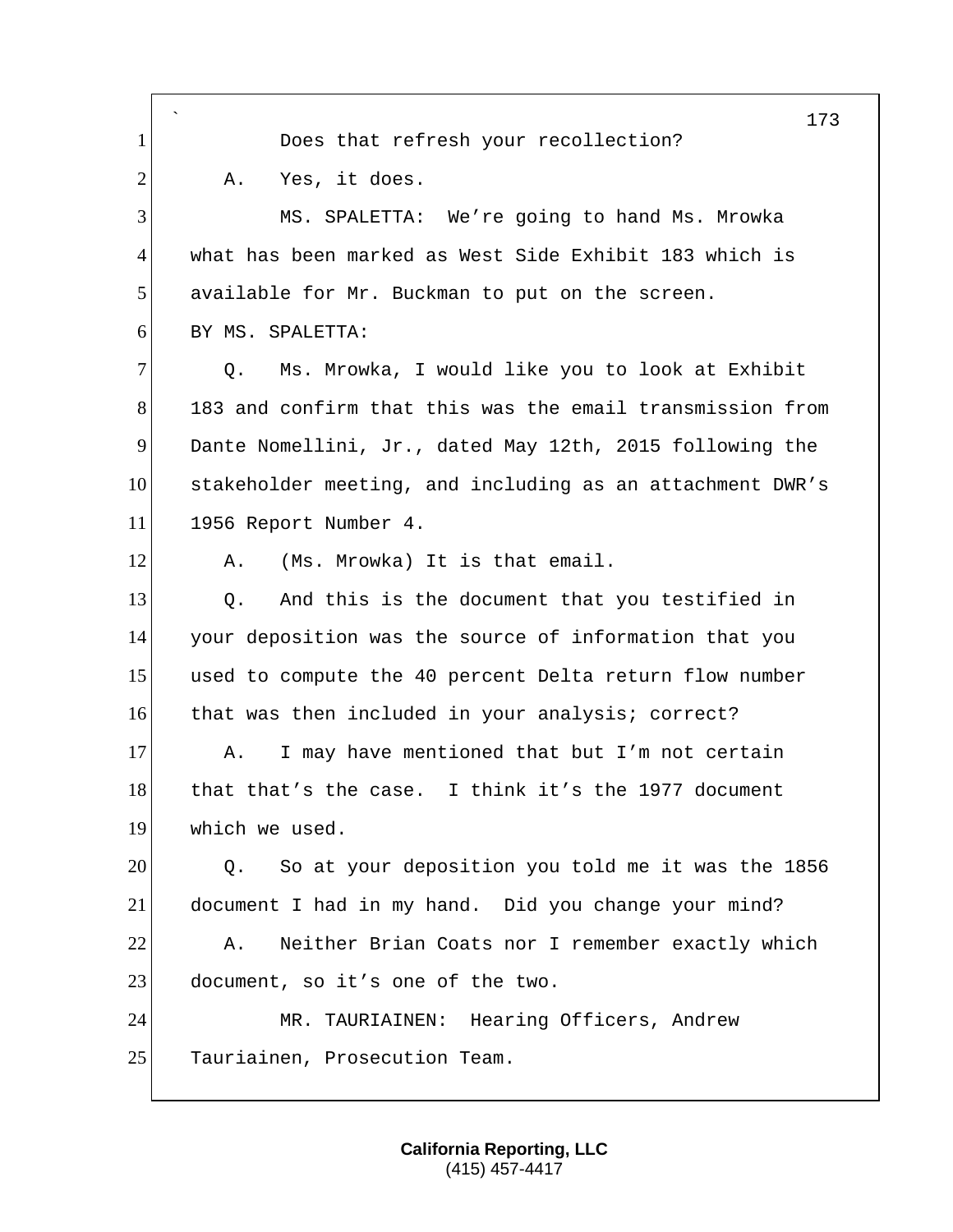Does that refresh your recollection?

A. Yes, it does.

MS. SPALETTA: We're going to hand Ms. Mrowka what has been marked as West Side Exhibit 183 which is available for Mr. Buckman to put on the screen.

BY MS. SPALETTA:

Q. Ms. Mrowka, I would like you to look at Exhibit 183 and confirm that this was the email transmission from Dante Nomellini, Jr., dated May 12th, 2015 following the stakeholder meeting, and including as an attachment DWR's 1956 Report Number 4.

A. (Ms. Mrowka) It is that email.

Q. And this is the document that you testified in your deposition was the source of information that you used to compute the 40 percent Delta return flow number that was then included in your analysis; correct?

A. I may have mentioned that but I'm not certain that that's the case. I think it's the 1977 document which we used.

Q. So at your deposition you told me it was the 1856 document I had in my hand. Did you change your mind?

A. Neither Brian Coats nor I remember exactly which document, so it's one of the two.

MR. TAURIAINEN: Hearing Officers, Andrew Tauriainen, Prosecution Team.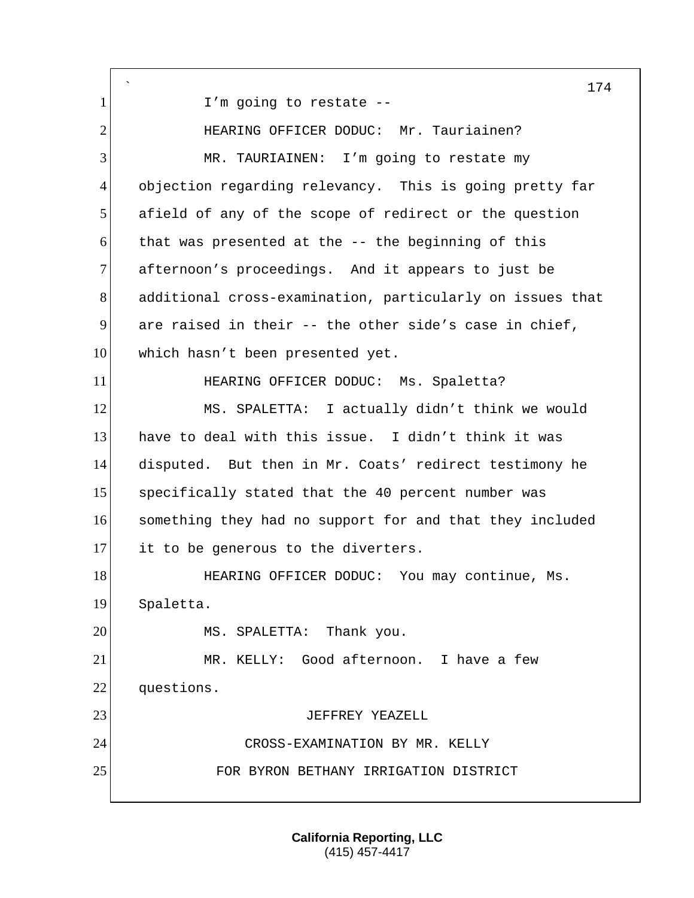I'm going to restate --

HEARING OFFICER DODUC: Mr. Tauriainen?

MR. TAURIAINEN: I'm going to restate my objection regarding relevancy. This is going pretty far afield of any of the scope of redirect or the question that was presented at the -- the beginning of this afternoon's proceedings. And it appears to just be additional cross-examination, particularly on issues that are raised in their -- the other side's case in chief, which hasn't been presented yet.

HEARING OFFICER DODUC: Ms. Spaletta?

MS. SPALETTA: I actually didn't think we would have to deal with this issue. I didn't think it was disputed. But then in Mr. Coats' redirect testimony he specifically stated that the 40 percent number was something they had no support for and that they included it to be generous to the diverters.

HEARING OFFICER DODUC: You may continue, Ms. Spaletta.

MS. SPALETTA: Thank you.

MR. KELLY: Good afternoon. I have a few questions.

JEFFREY YEAZELL

CROSS-EXAMINATION BY MR. KELLY

FOR BYRON BETHANY IRRIGATION DISTRICT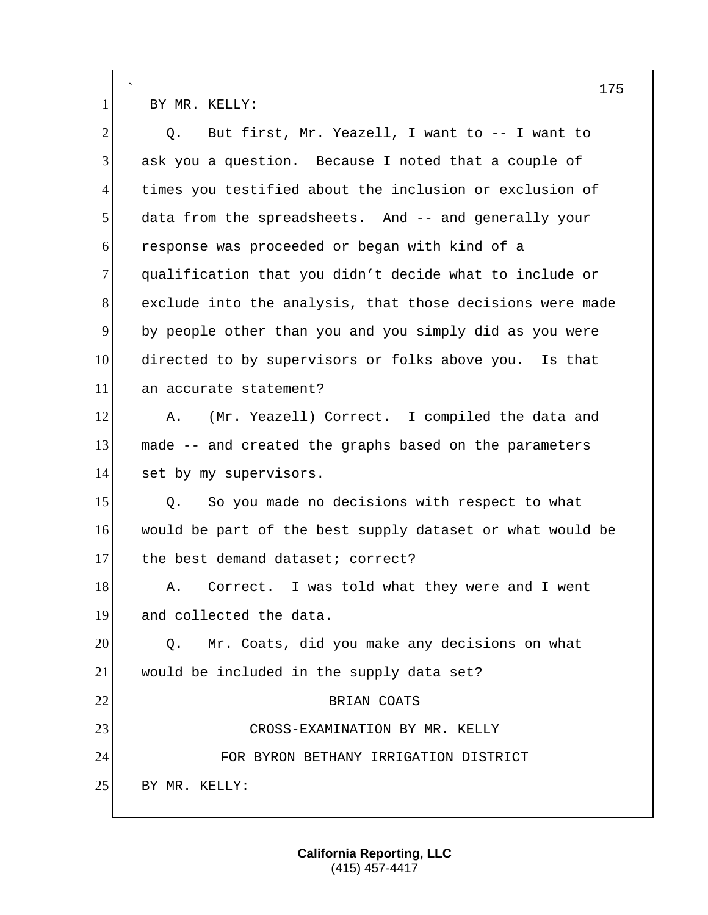BY MR. KELLY:

Q. But first, Mr. Yeazell, I want to -- I want to ask you a question. Because I noted that a couple of times you testified about the inclusion or exclusion of data from the spreadsheets. And -- and generally your response was proceeded or began with kind of a qualification that you didn't decide what to include or exclude into the analysis, that those decisions were made by people other than you and you simply did as you were directed to by supervisors or folks above you. Is that an accurate statement?

A. (Mr. Yeazell) Correct. I compiled the data and made -- and created the graphs based on the parameters set by my supervisors.

Q. So you made no decisions with respect to what would be part of the best supply dataset or what would be the best demand dataset; correct?

A. Correct. I was told what they were and I went and collected the data.

Q. Mr. Coats, did you make any decisions on what would be included in the supply data set?

BRIAN COATS

CROSS-EXAMINATION BY MR. KELLY

FOR BYRON BETHANY IRRIGATION DISTRICT

BY MR. KELLY: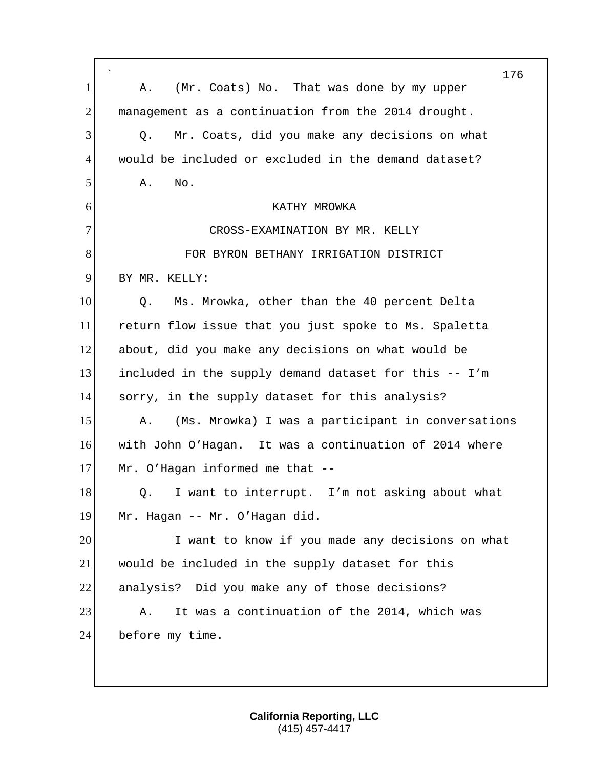A. (Mr. Coats) No. That was done by my upper management as a continuation from the 2014 drought.

Q. Mr. Coats, did you make any decisions on what would be included or excluded in the demand dataset?

A. No.

KATHY MROWKA

CROSS-EXAMINATION BY MR. KELLY

FOR BYRON BETHANY IRRIGATION DISTRICT

BY MR. KELLY:

Q. Ms. Mrowka, other than the 40 percent Delta return flow issue that you just spoke to Ms. Spaletta about, did you make any decisions on what would be included in the supply demand dataset for this -- I'm sorry, in the supply dataset for this analysis?

A. (Ms. Mrowka) I was a participant in conversations with John O'Hagan. It was a continuation of 2014 where Mr. O'Hagan informed me that --

Q. I want to interrupt. I'm not asking about what Mr. Hagan -- Mr. O'Hagan did.

I want to know if you made any decisions on what would be included in the supply dataset for this analysis? Did you make any of those decisions?

A. It was a continuation of the 2014, which was before my time.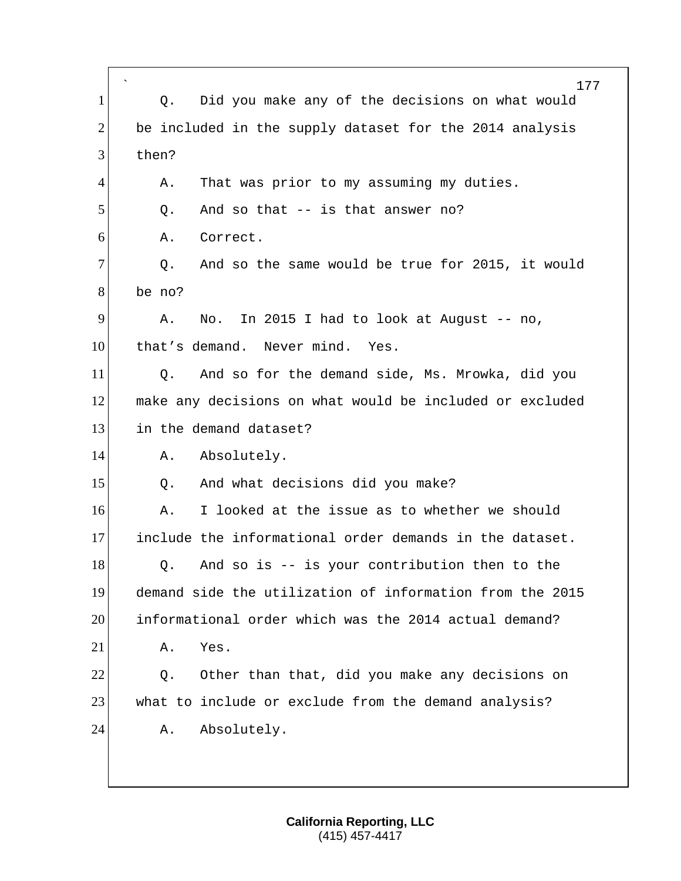Q. Did you make any of the decisions on what would be included in the supply dataset for the 2014 analysis then?

A. That was prior to my assuming my duties.

Q. And so that -- is that answer no?

A. Correct.

Q. And so the same would be true for 2015, it would be no?

A. No. In 2015 I had to look at August -- no, that's demand. Never mind. Yes.

Q. And so for the demand side, Ms. Mrowka, did you make any decisions on what would be included or excluded in the demand dataset?

A. Absolutely.

Q. And what decisions did you make?

A. I looked at the issue as to whether we should include the informational order demands in the dataset.

Q. And so is -- is your contribution then to the demand side the utilization of information from the 2015 informational order which was the 2014 actual demand?

A. Yes.

Q. Other than that, did you make any decisions on what to include or exclude from the demand analysis?

A. Absolutely.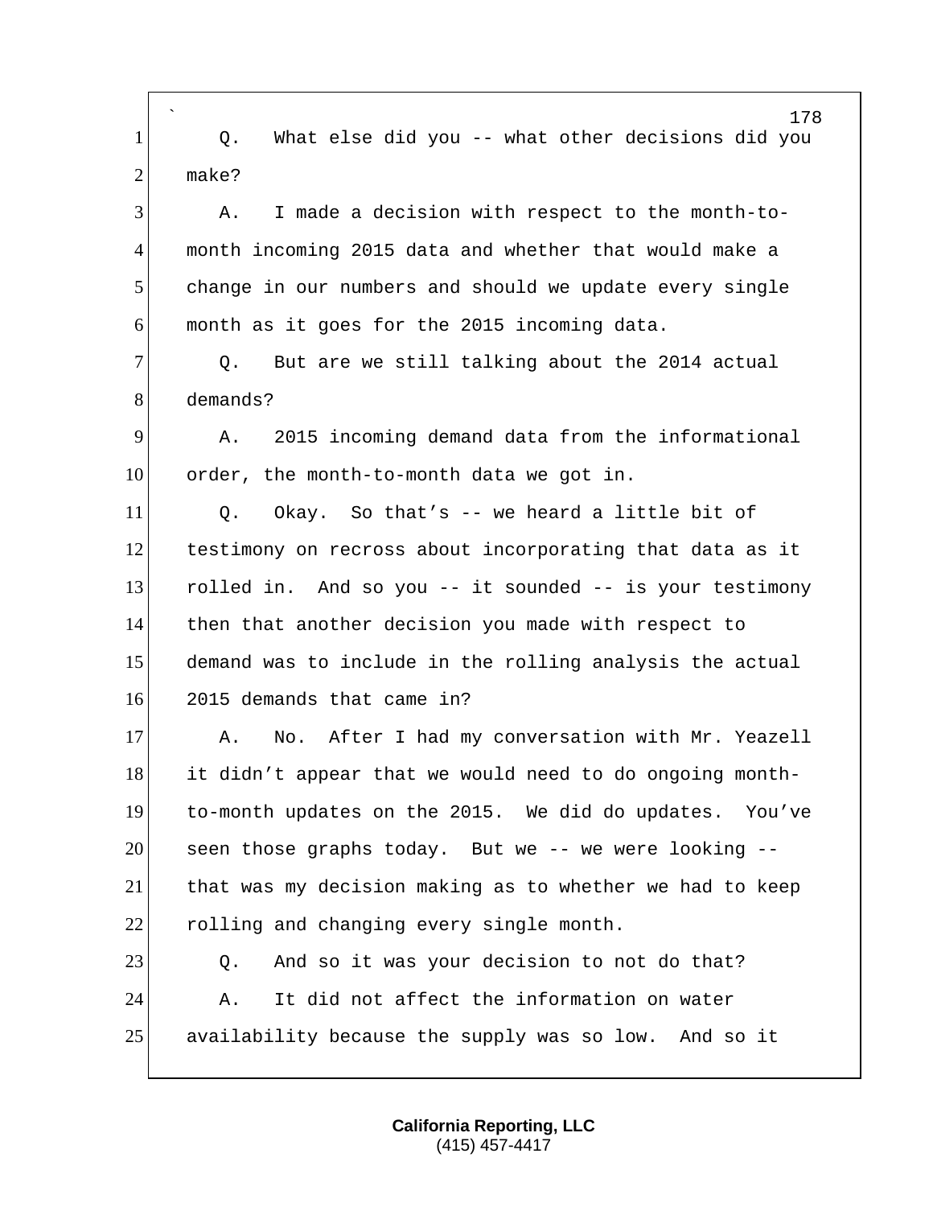Q. What else did you -- what other decisions did you make?

A. I made a decision with respect to the month-to-month incoming 2015 data and whether that would make a change in our numbers and should we update every single month as it goes for the 2015 incoming data.

Q. But are we still talking about the 2014 actual demands?

A. 2015 incoming demand data from the informational order, the month-to-month data we got in.

Q. Okay. So that's -- we heard a little bit of testimony on recross about incorporating that data as it rolled in. And so you -- it sounded -- is your testimony then that another decision you made with respect to demand was to include in the rolling analysis the actual 2015 demands that came in?

A. No. After I had my conversation with Mr. Yeazell it didn't appear that we would need to do ongoing month-to-month updates on the 2015. We did do updates. You've seen those graphs today. But we -- we were looking -- that was my decision making as to whether we had to keep rolling and changing every single month.

Q. And so it was your decision to not do that?

A. It did not affect the information on water availability because the supply was so low. And so it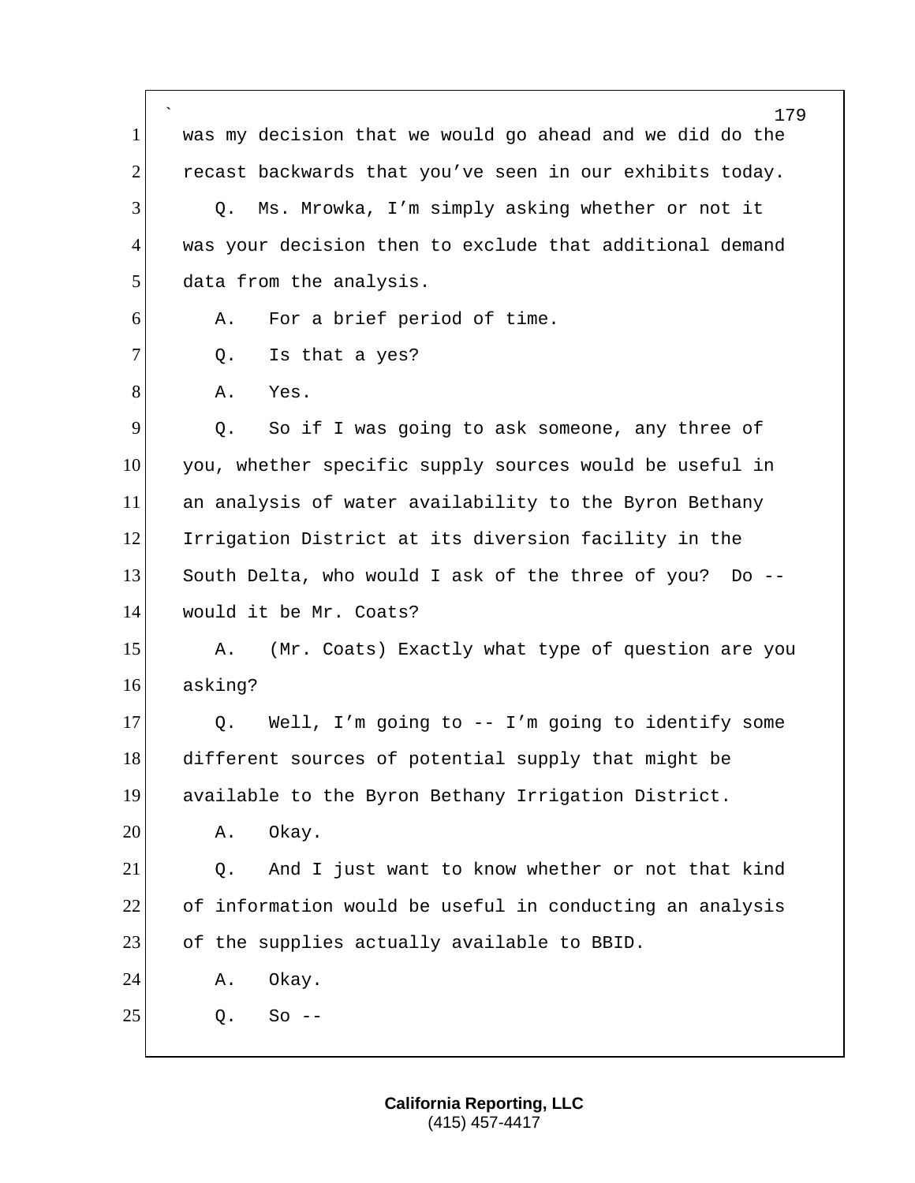was my decision that we would go ahead and we did do the recast backwards that you've seen in our exhibits today.

Q. Ms. Mrowka, I'm simply asking whether or not it was your decision then to exclude that additional demand data from the analysis.

A. For a brief period of time.

Q. Is that a yes?

A. Yes.

Q. So if I was going to ask someone, any three of you, whether specific supply sources would be useful in an analysis of water availability to the Byron Bethany Irrigation District at its diversion facility in the South Delta, who would I ask of the three of you? Do -- would it be Mr. Coats?

A. (Mr. Coats) Exactly what type of question are you asking?

Q. Well, I'm going to -- I'm going to identify some different sources of potential supply that might be available to the Byron Bethany Irrigation District.

A. Okay.

Q. And I just want to know whether or not that kind of information would be useful in conducting an analysis of the supplies actually available to BBID.

A. Okay.

Q. So --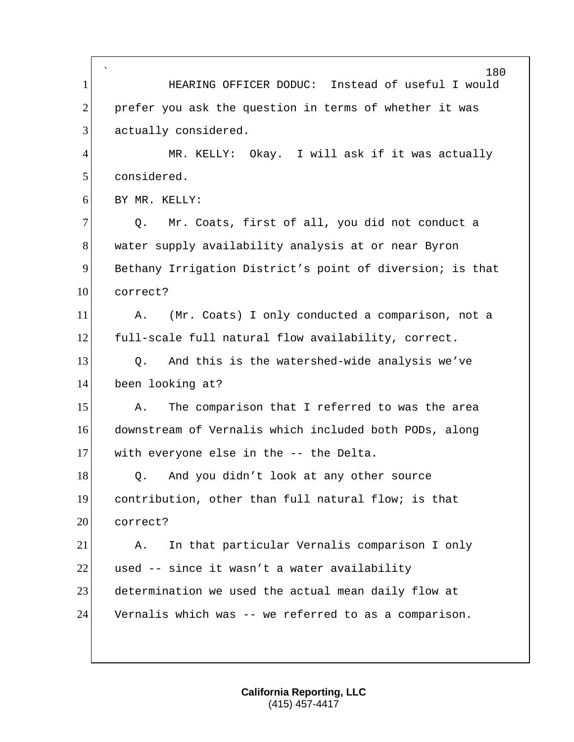HEARING OFFICER DODUC: Instead of useful I would prefer you ask the question in terms of whether it was actually considered.

MR. KELLY: Okay. I will ask if it was actually considered.

BY MR. KELLY:

Q. Mr. Coats, first of all, you did not conduct a water supply availability analysis at or near Byron Bethany Irrigation District's point of diversion; is that correct?

A. (Mr. Coats) I only conducted a comparison, not a full-scale full natural flow availability, correct.

Q. And this is the watershed-wide analysis we've been looking at?

A. The comparison that I referred to was the area downstream of Vernalis which included both PODs, along with everyone else in the -- the Delta.

Q. And you didn't look at any other source contribution, other than full natural flow; is that correct?

A. In that particular Vernalis comparison I only used -- since it wasn't a water availability determination we used the actual mean daily flow at Vernalis which was -- we referred to as a comparison.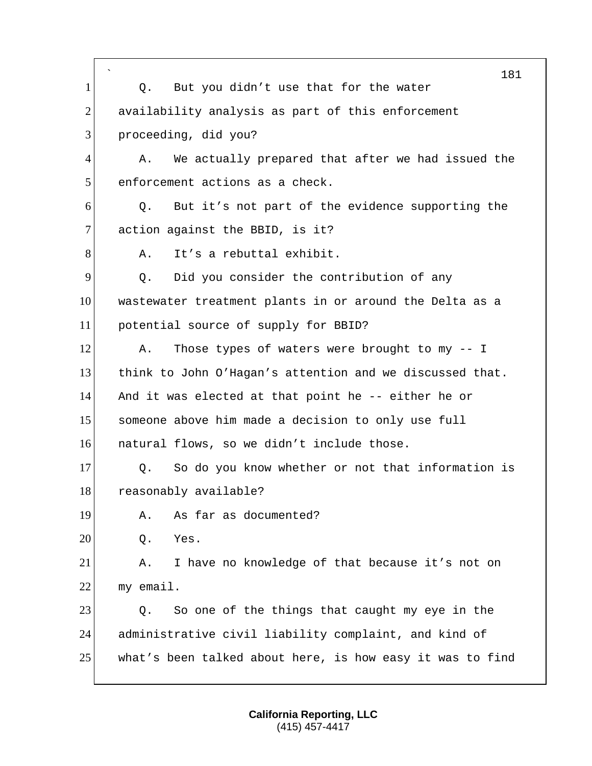Q. But you didn't use that for the water availability analysis as part of this enforcement proceeding, did you?

A. We actually prepared that after we had issued the enforcement actions as a check.

Q. But it's not part of the evidence supporting the action against the BBID, is it?

A. It's a rebuttal exhibit.

Q. Did you consider the contribution of any wastewater treatment plants in or around the Delta as a potential source of supply for BBID?

A. Those types of waters were brought to my -- I think to John O'Hagan's attention and we discussed that. And it was elected at that point he -- either he or someone above him made a decision to only use full natural flows, so we didn't include those.

Q. So do you know whether or not that information is reasonably available?

A. As far as documented?

Q. Yes.

A. I have no knowledge of that because it's not on my email.

Q. So one of the things that caught my eye in the administrative civil liability complaint, and kind of what's been talked about here, is how easy it was to find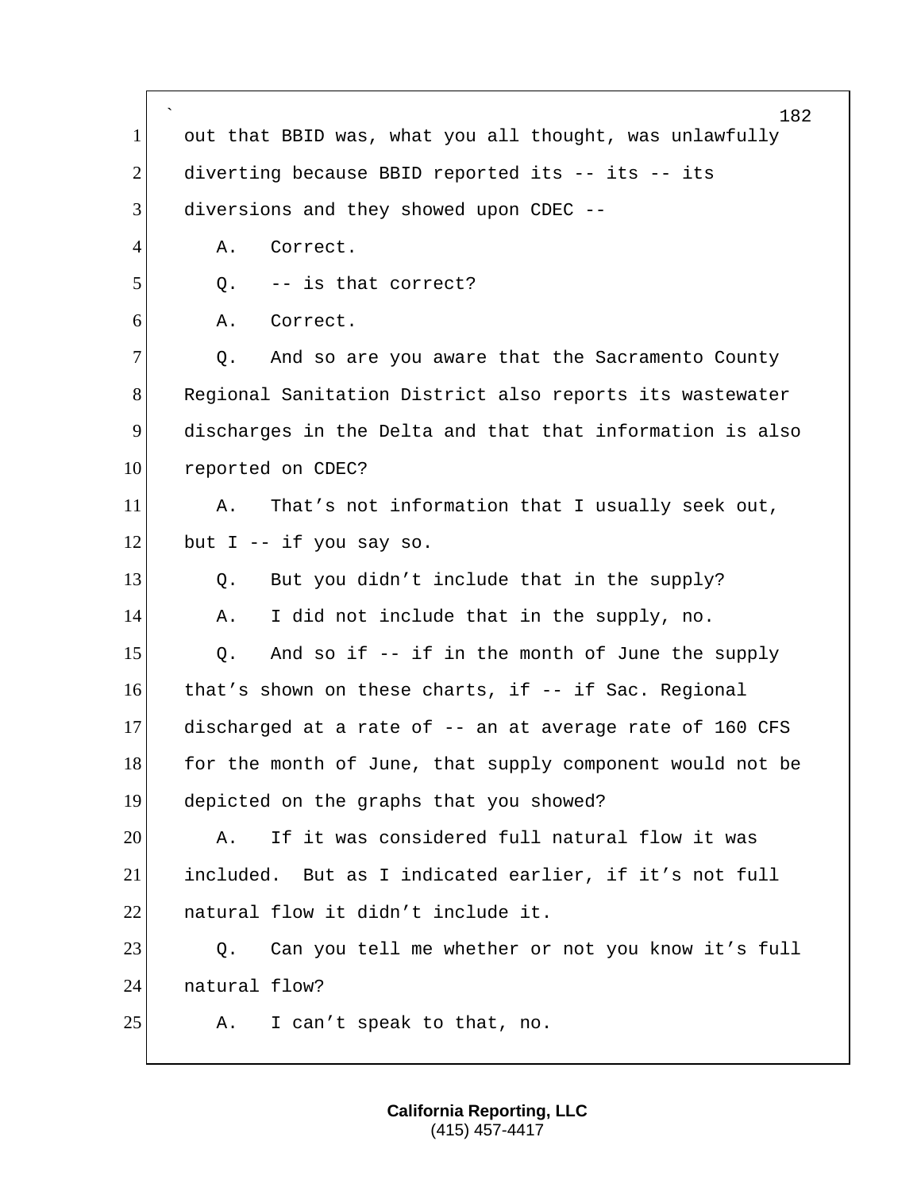out that BBID was, what you all thought, was unlawfully diverting because BBID reported its -- its -- its diversions and they showed upon CDEC --

A. Correct.

Q. -- is that correct?

A. Correct.

Q. And so are you aware that the Sacramento County Regional Sanitation District also reports its wastewater discharges in the Delta and that that information is also reported on CDEC?

A. That's not information that I usually seek out, but I -- if you say so.

Q. But you didn't include that in the supply?

A. I did not include that in the supply, no.

Q. And so if -- if in the month of June the supply that's shown on these charts, if -- if Sac. Regional discharged at a rate of -- an at average rate of 160 CFS for the month of June, that supply component would not be depicted on the graphs that you showed?

A. If it was considered full natural flow it was included. But as I indicated earlier, if it's not full natural flow it didn't include it.

Q. Can you tell me whether or not you know it's full natural flow?

A. I can't speak to that, no.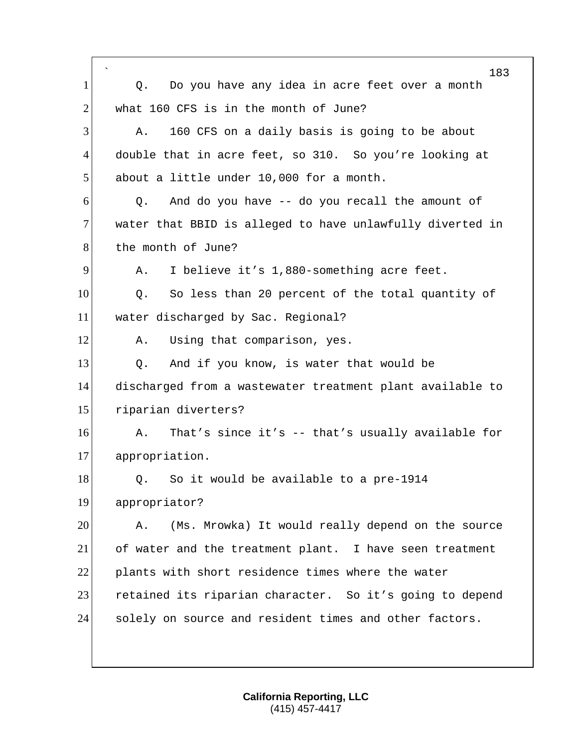Q. Do you have any idea in acre feet over a month what 160 CFS is in the month of June?

A. 160 CFS on a daily basis is going to be about double that in acre feet, so 310. So you're looking at about a little under 10,000 for a month.

Q. And do you have -- do you recall the amount of water that BBID is alleged to have unlawfully diverted in the month of June?

A. I believe it's 1,880-something acre feet.

Q. So less than 20 percent of the total quantity of water discharged by Sac. Regional?

A. Using that comparison, yes.

Q. And if you know, is water that would be discharged from a wastewater treatment plant available to riparian diverters?

A. That's since it's -- that's usually available for appropriation.

Q. So it would be available to a pre-1914 appropriator?

A. (Ms. Mrowka) It would really depend on the source of water and the treatment plant. I have seen treatment plants with short residence times where the water retained its riparian character. So it's going to depend solely on source and resident times and other factors.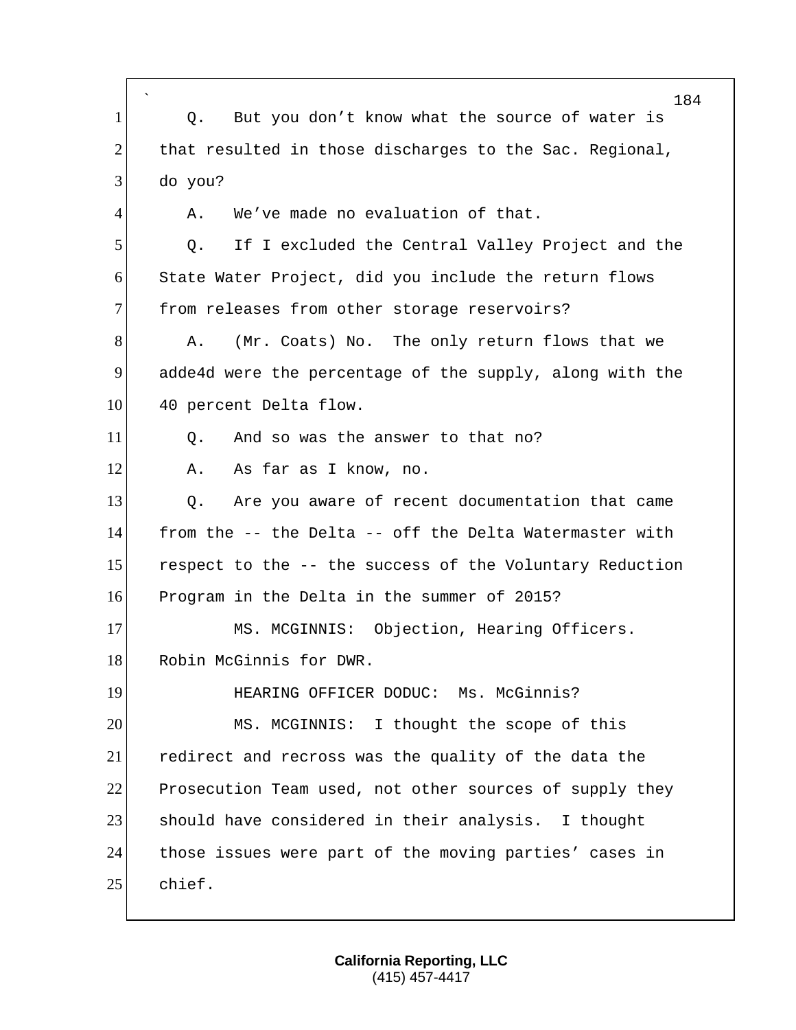Q. But you don't know what the source of water is that resulted in those discharges to the Sac. Regional, do you?

A. We've made no evaluation of that.

Q. If I excluded the Central Valley Project and the State Water Project, did you include the return flows from releases from other storage reservoirs?

A. (Mr. Coats) No. The only return flows that we adde4d were the percentage of the supply, along with the 40 percent Delta flow.

Q. And so was the answer to that no?

A. As far as I know, no.

Q. Are you aware of recent documentation that came from the -- the Delta -- off the Delta Watermaster with respect to the -- the success of the Voluntary Reduction Program in the Delta in the summer of 2015?

MS. MCGINNIS: Objection, Hearing Officers. Robin McGinnis for DWR.

HEARING OFFICER DODUC: Ms. McGinnis?

MS. MCGINNIS: I thought the scope of this redirect and recross was the quality of the data the Prosecution Team used, not other sources of supply they should have considered in their analysis. I thought those issues were part of the moving parties' cases in chief.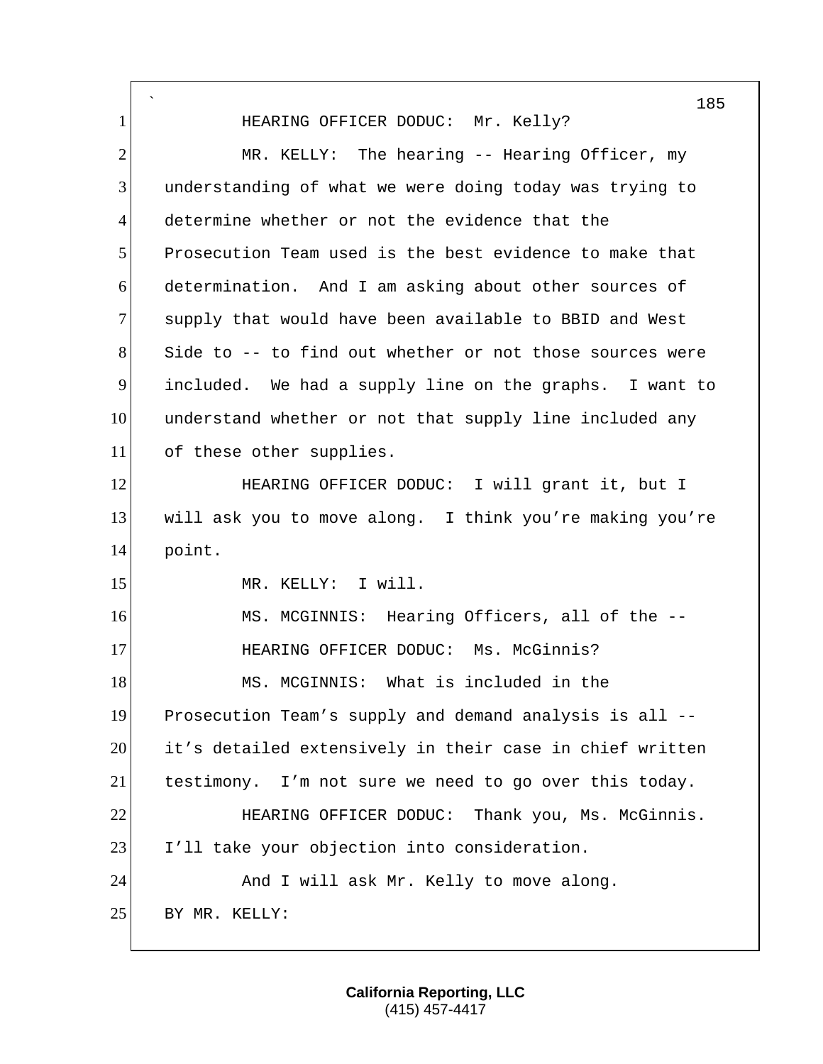HEARING OFFICER DODUC: Mr. Kelly?

MR. KELLY: The hearing -- Hearing Officer, my understanding of what we were doing today was trying to determine whether or not the evidence that the Prosecution Team used is the best evidence to make that determination. And I am asking about other sources of supply that would have been available to BBID and West Side to -- to find out whether or not those sources were included. We had a supply line on the graphs. I want to understand whether or not that supply line included any of these other supplies.

HEARING OFFICER DODUC: I will grant it, but I will ask you to move along. I think you're making you're point.

MR. KELLY: I will.

MS. MCGINNIS: Hearing Officers, all of the --

HEARING OFFICER DODUC: Ms. McGinnis?

MS. MCGINNIS: What is included in the Prosecution Team's supply and demand analysis is all -- it's detailed extensively in their case in chief written testimony. I'm not sure we need to go over this today.

HEARING OFFICER DODUC: Thank you, Ms. McGinnis. I'll take your objection into consideration.

And I will ask Mr. Kelly to move along.

BY MR. KELLY: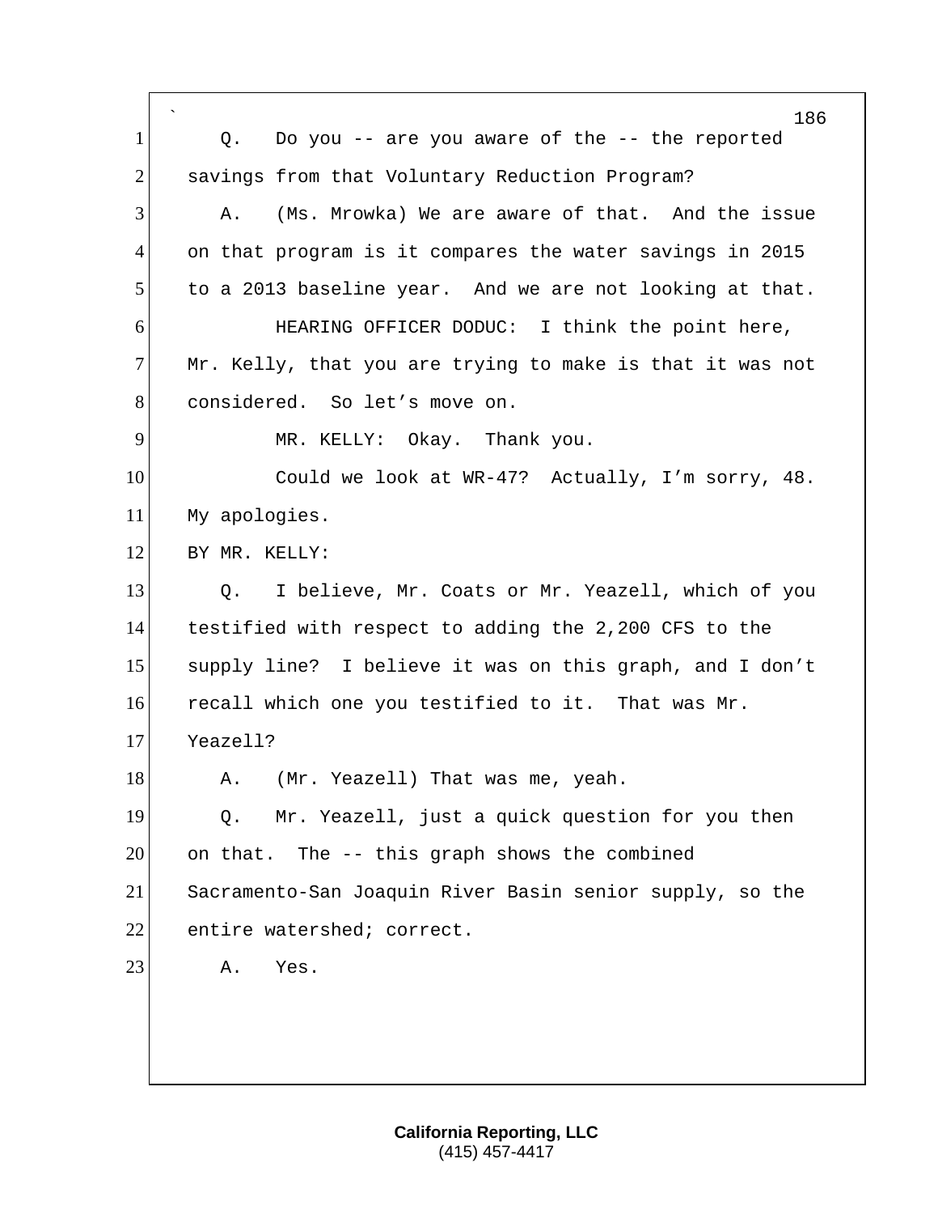Q. Do you -- are you aware of the -- the reported savings from that Voluntary Reduction Program?

A. (Ms. Mrowka) We are aware of that. And the issue on that program is it compares the water savings in 2015 to a 2013 baseline year. And we are not looking at that.

HEARING OFFICER DODUC: I think the point here, Mr. Kelly, that you are trying to make is that it was not considered. So let's move on.

MR. KELLY: Okay. Thank you.

Could we look at WR-47? Actually, I'm sorry, 48. My apologies.

BY MR. KELLY:

Q. I believe, Mr. Coats or Mr. Yeazell, which of you testified with respect to adding the 2,200 CFS to the supply line? I believe it was on this graph, and I don't recall which one you testified to it. That was Mr. Yeazell?

A. (Mr. Yeazell) That was me, yeah.

Q. Mr. Yeazell, just a quick question for you then on that. The -- this graph shows the combined Sacramento-San Joaquin River Basin senior supply, so the entire watershed; correct.

A. Yes.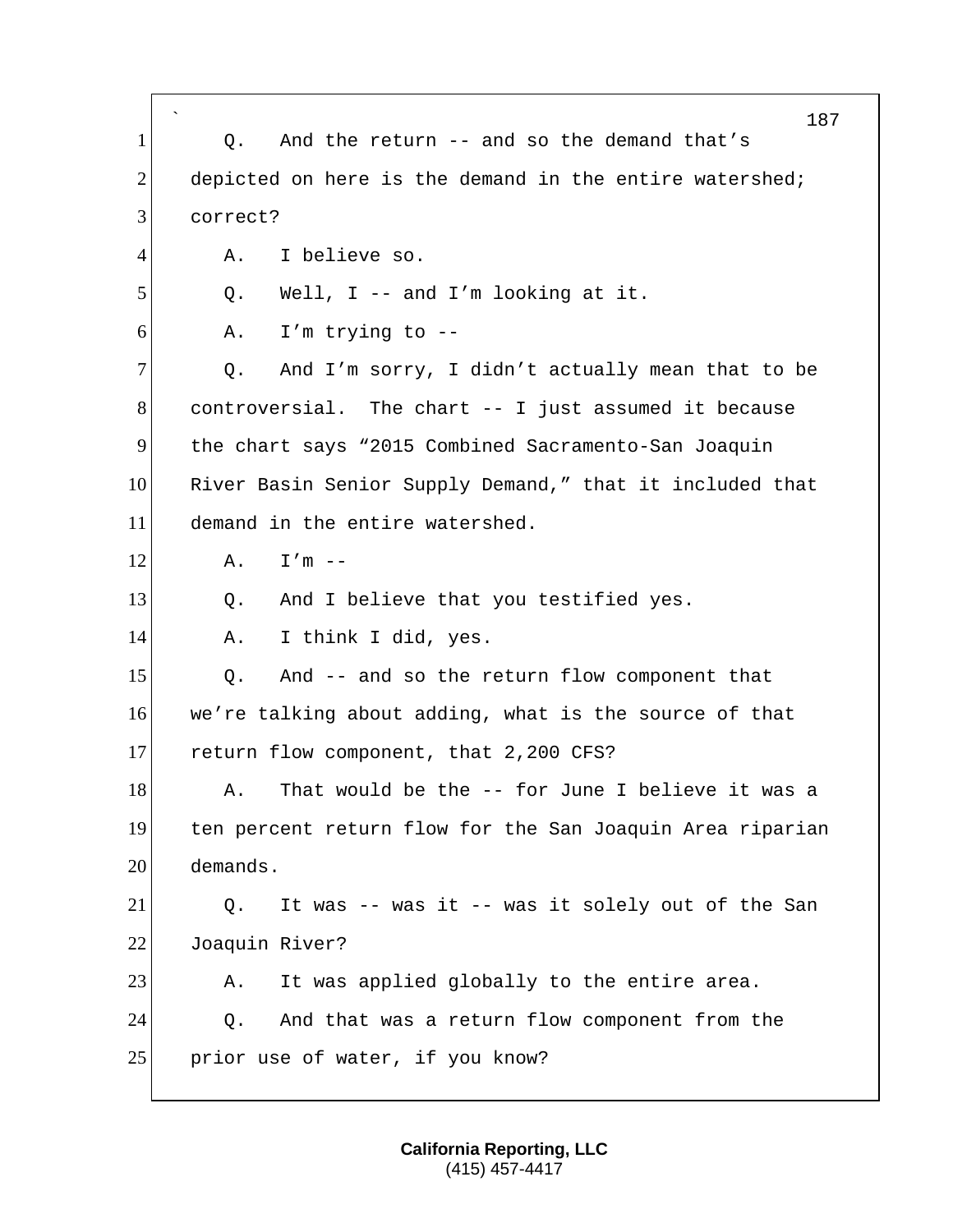Q. And the return -- and so the demand that's depicted on here is the demand in the entire watershed; correct?

A. I believe so.

Q. Well, I -- and I'm looking at it.

A. I'm trying to --

Q. And I'm sorry, I didn't actually mean that to be controversial. The chart -- I just assumed it because the chart says "2015 Combined Sacramento-San Joaquin River Basin Senior Supply Demand," that it included that demand in the entire watershed.

A. I'm --

Q. And I believe that you testified yes.

A. I think I did, yes.

Q. And -- and so the return flow component that we're talking about adding, what is the source of that return flow component, that 2,200 CFS?

A. That would be the -- for June I believe it was a ten percent return flow for the San Joaquin Area riparian demands.

Q. It was -- was it -- was it solely out of the San Joaquin River?

A. It was applied globally to the entire area.

Q. And that was a return flow component from the prior use of water, if you know?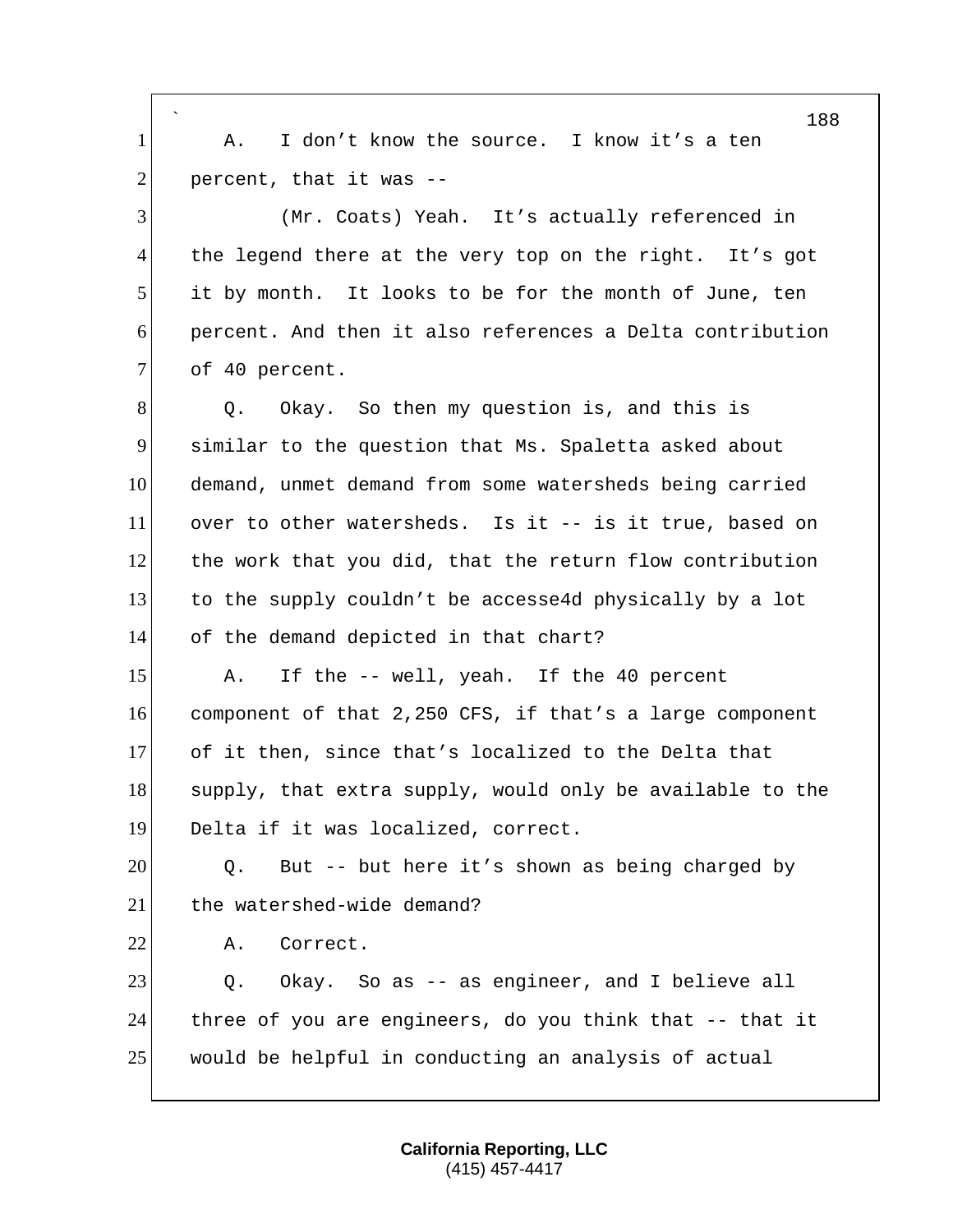A. I don't know the source. I know it's a ten percent, that it was --

(Mr. Coats) Yeah. It's actually referenced in the legend there at the very top on the right. It's got it by month. It looks to be for the month of June, ten percent. And then it also references a Delta contribution of 40 percent.

Q. Okay. So then my question is, and this is similar to the question that Ms. Spaletta asked about demand, unmet demand from some watersheds being carried over to other watersheds. Is it -- is it true, based on the work that you did, that the return flow contribution to the supply couldn't be accesse4d physically by a lot of the demand depicted in that chart?

A. If the -- well, yeah. If the 40 percent component of that 2,250 CFS, if that's a large component of it then, since that's localized to the Delta that supply, that extra supply, would only be available to the Delta if it was localized, correct.

Q. But -- but here it's shown as being charged by the watershed-wide demand?

A. Correct.

Q. Okay. So as -- as engineer, and I believe all three of you are engineers, do you think that -- that it would be helpful in conducting an analysis of actual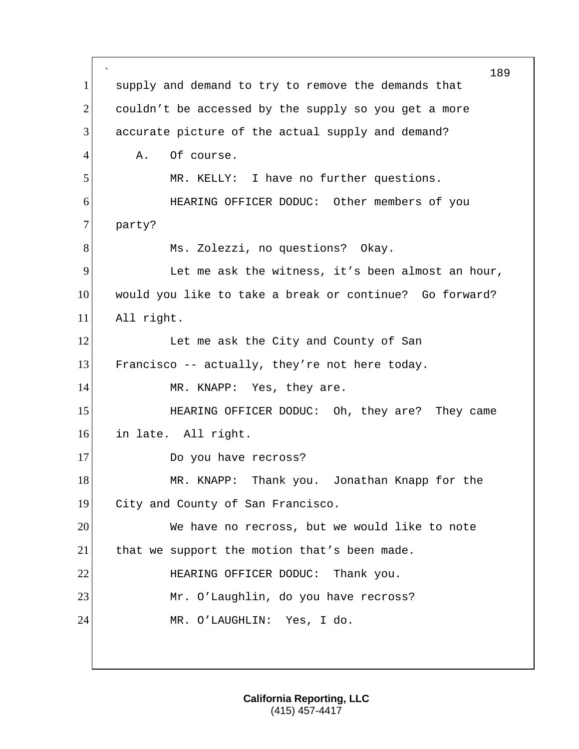supply and demand to try to remove the demands that couldn't be accessed by the supply so you get a more accurate picture of the actual supply and demand?

A. Of course.

MR. KELLY: I have no further questions.

HEARING OFFICER DODUC: Other members of you party?

Ms. Zolezzi, no questions? Okay.

Let me ask the witness, it's been almost an hour, would you like to take a break or continue? Go forward? All right.

Let me ask the City and County of San Francisco -- actually, they're not here today.

MR. KNAPP: Yes, they are.

HEARING OFFICER DODUC: Oh, they are? They came in late. All right.

Do you have recross?

MR. KNAPP: Thank you. Jonathan Knapp for the City and County of San Francisco.

We have no recross, but we would like to note that we support the motion that's been made.

HEARING OFFICER DODUC: Thank you.

Mr. O'Laughlin, do you have recross?

MR. O'LAUGHLIN: Yes, I do.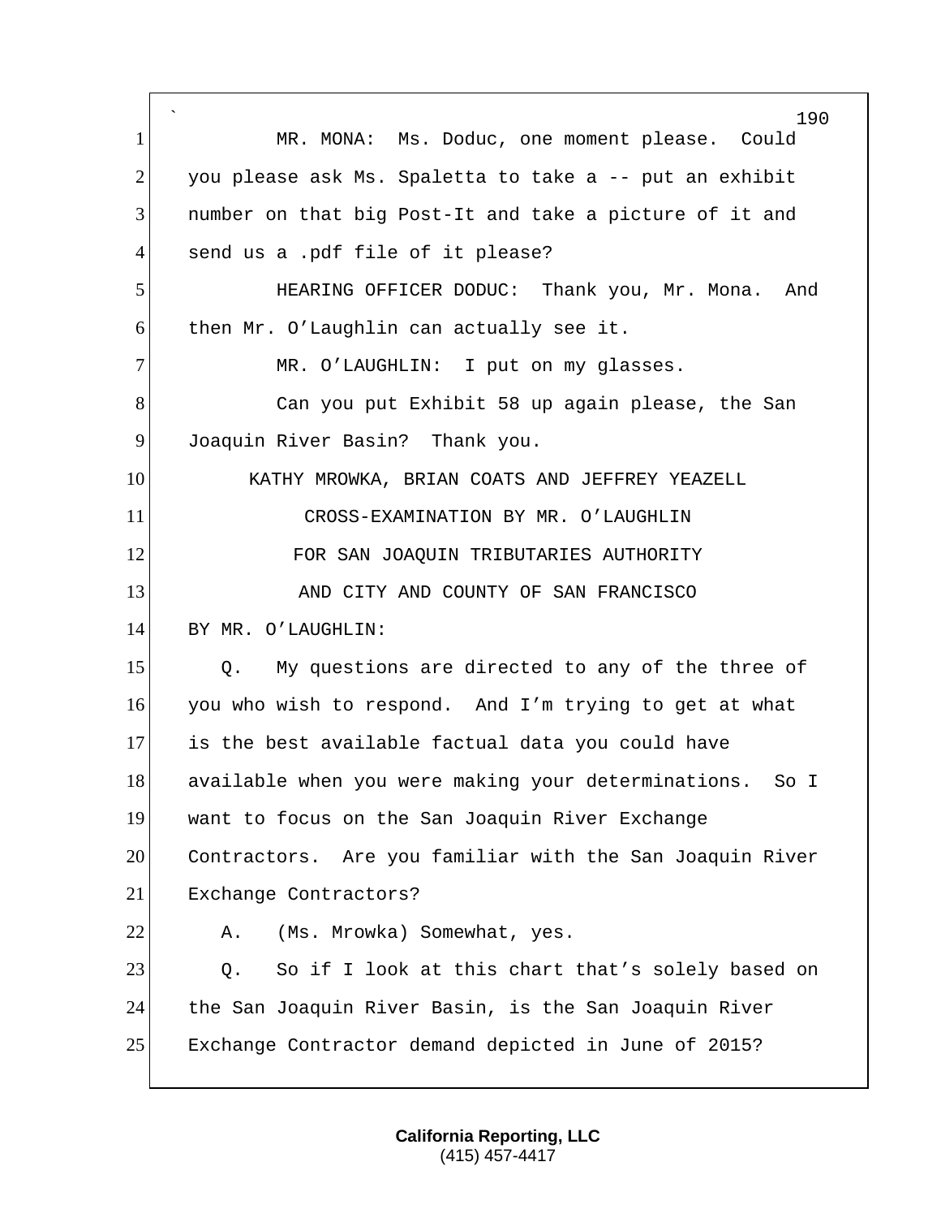MR. MONA: Ms. Doduc, one moment please. Could you please ask Ms. Spaletta to take a -- put an exhibit number on that big Post-It and take a picture of it and send us a .pdf file of it please?

HEARING OFFICER DODUC: Thank you, Mr. Mona. And then Mr. O'Laughlin can actually see it.

MR. O'LAUGHLIN: I put on my glasses.

Can you put Exhibit 58 up again please, the San Joaquin River Basin? Thank you.

KATHY MROWKA, BRIAN COATS AND JEFFREY YEAZELL
CROSS-EXAMINATION BY MR. O'LAUGHLIN
FOR SAN JOAQUIN TRIBUTARIES AUTHORITY
AND CITY AND COUNTY OF SAN FRANCISCO

BY MR. O'LAUGHLIN:

Q. My questions are directed to any of the three of you who wish to respond. And I'm trying to get at what is the best available factual data you could have available when you were making your determinations. So I want to focus on the San Joaquin River Exchange Contractors. Are you familiar with the San Joaquin River Exchange Contractors?

A. (Ms. Mrowka) Somewhat, yes.

Q. So if I look at this chart that's solely based on the San Joaquin River Basin, is the San Joaquin River Exchange Contractor demand depicted in June of 2015?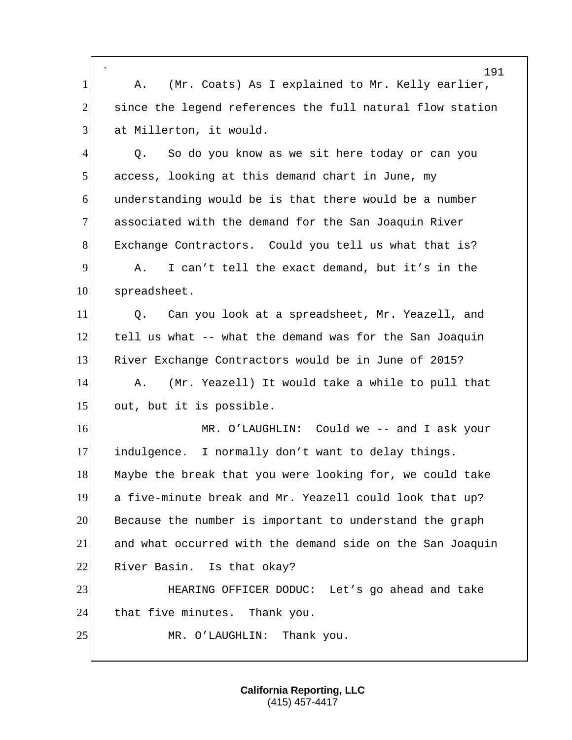A. (Mr. Coats) As I explained to Mr. Kelly earlier, since the legend references the full natural flow station at Millerton, it would.

Q. So do you know as we sit here today or can you access, looking at this demand chart in June, my understanding would be is that there would be a number associated with the demand for the San Joaquin River Exchange Contractors. Could you tell us what that is?

A. I can't tell the exact demand, but it's in the spreadsheet.

Q. Can you look at a spreadsheet, Mr. Yeazell, and tell us what -- what the demand was for the San Joaquin River Exchange Contractors would be in June of 2015?

A. (Mr. Yeazell) It would take a while to pull that out, but it is possible.

MR. O'LAUGHLIN: Could we -- and I ask your indulgence. I normally don't want to delay things. Maybe the break that you were looking for, we could take a five-minute break and Mr. Yeazell could look that up? Because the number is important to understand the graph and what occurred with the demand side on the San Joaquin River Basin. Is that okay?

HEARING OFFICER DODUC: Let's go ahead and take that five minutes. Thank you.

MR. O'LAUGHLIN: Thank you.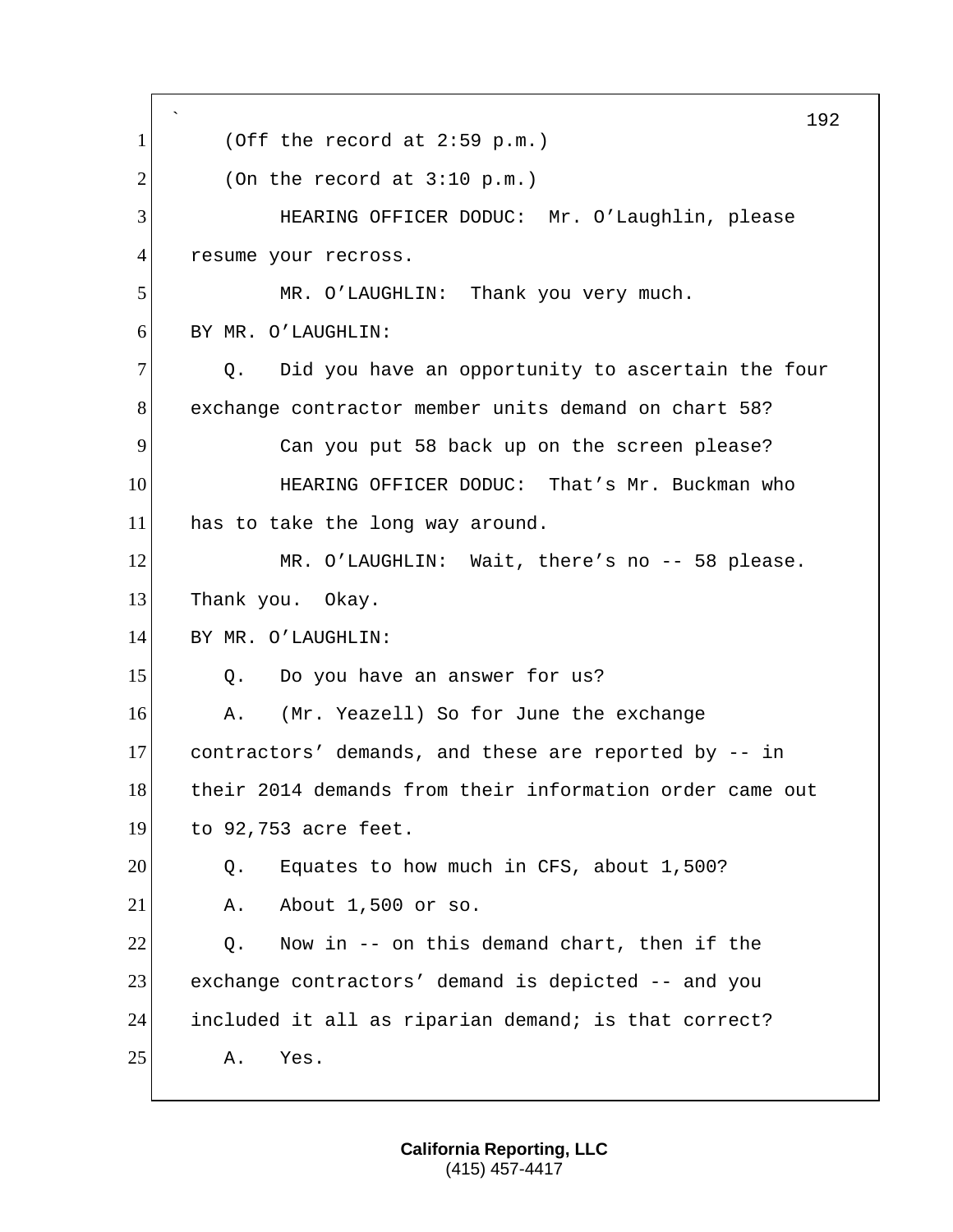(Off the record at 2:59 p.m.)

(On the record at 3:10 p.m.)

HEARING OFFICER DODUC: Mr. O'Laughlin, please resume your recross.

MR. O'LAUGHLIN: Thank you very much.

BY MR. O'LAUGHLIN:

Q. Did you have an opportunity to ascertain the four exchange contractor member units demand on chart 58?

Can you put 58 back up on the screen please?

HEARING OFFICER DODUC: That's Mr. Buckman who has to take the long way around.

MR. O'LAUGHLIN: Wait, there's no -- 58 please. Thank you. Okay.

BY MR. O'LAUGHLIN:

Q. Do you have an answer for us?

A. (Mr. Yeazell) So for June the exchange contractors' demands, and these are reported by -- in their 2014 demands from their information order came out to 92,753 acre feet.

Q. Equates to how much in CFS, about 1,500?

A. About 1,500 or so.

Q. Now in -- on this demand chart, then if the exchange contractors' demand is depicted -- and you included it all as riparian demand; is that correct?

A. Yes.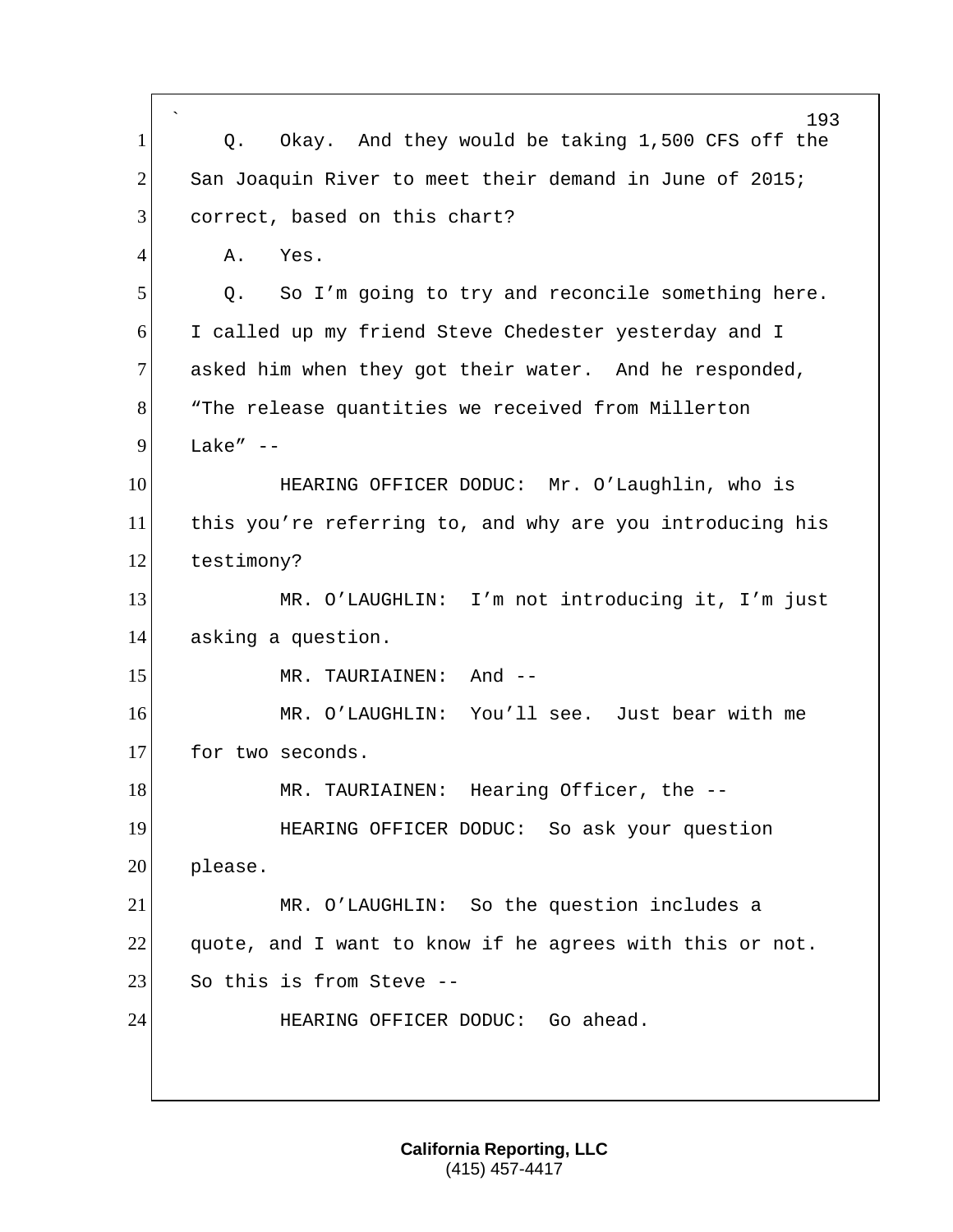Q. Okay. And they would be taking 1,500 CFS off the San Joaquin River to meet their demand in June of 2015; correct, based on this chart?

A. Yes.

Q. So I'm going to try and reconcile something here. I called up my friend Steve Chedester yesterday and I asked him when they got their water. And he responded, "The release quantities we received from Millerton Lake" --

HEARING OFFICER DODUC: Mr. O'Laughlin, who is this you're referring to, and why are you introducing his testimony?

MR. O'LAUGHLIN: I'm not introducing it, I'm just asking a question.

MR. TAURIAINEN: And --

MR. O'LAUGHLIN: You'll see. Just bear with me for two seconds.

MR. TAURIAINEN: Hearing Officer, the --

HEARING OFFICER DODUC: So ask your question please.

MR. O'LAUGHLIN: So the question includes a quote, and I want to know if he agrees with this or not. So this is from Steve --

HEARING OFFICER DODUC: Go ahead.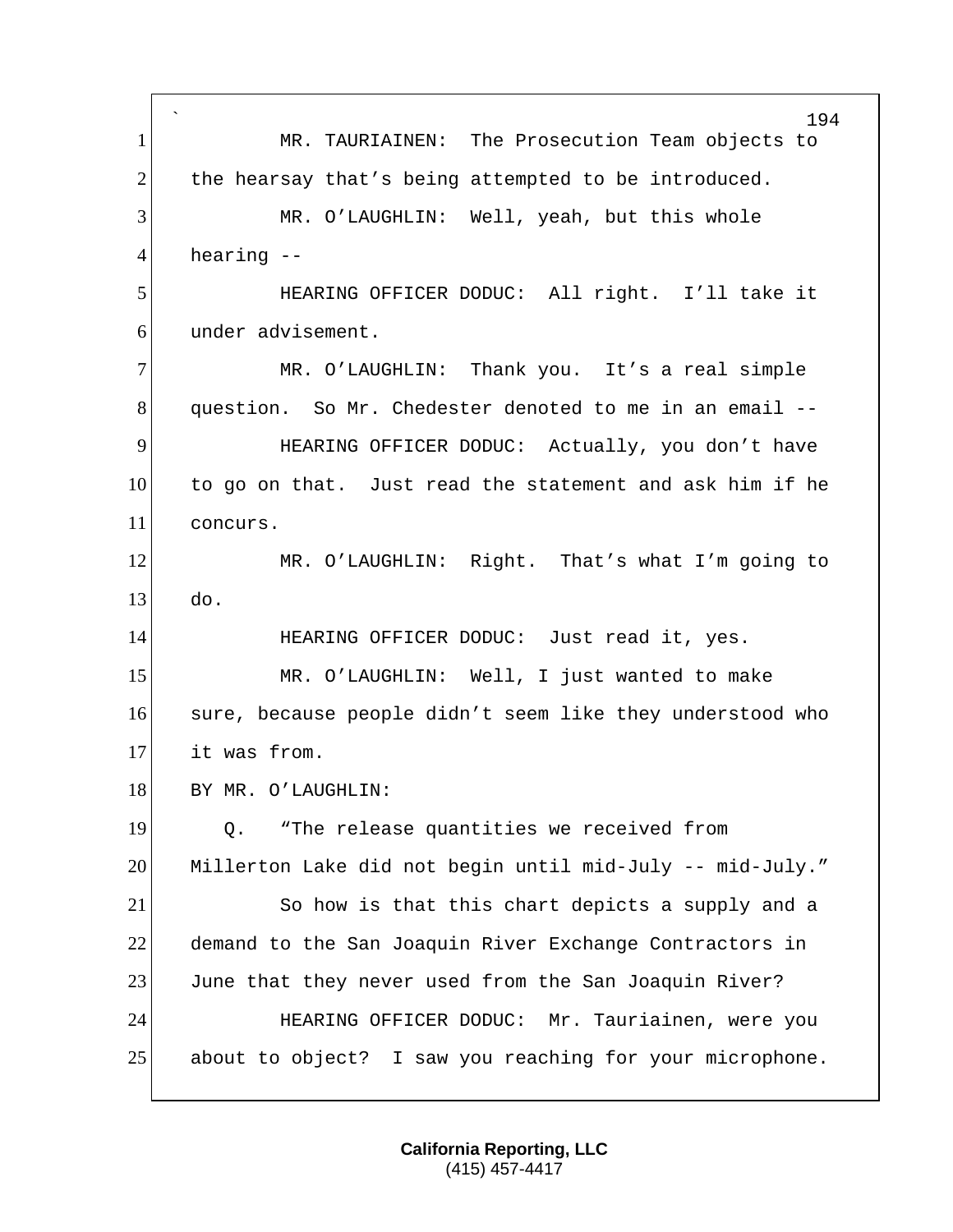MR. TAURIAINEN: The Prosecution Team objects to the hearsay that's being attempted to be introduced.

MR. O'LAUGHLIN: Well, yeah, but this whole hearing --

HEARING OFFICER DODUC: All right. I'll take it under advisement.

MR. O'LAUGHLIN: Thank you. It's a real simple question. So Mr. Chedester denoted to me in an email --

HEARING OFFICER DODUC: Actually, you don't have to go on that. Just read the statement and ask him if he concurs.

MR. O'LAUGHLIN: Right. That's what I'm going to do.

HEARING OFFICER DODUC: Just read it, yes.

MR. O'LAUGHLIN: Well, I just wanted to make sure, because people didn't seem like they understood who it was from.

BY MR. O'LAUGHLIN:

Q. "The release quantities we received from Millerton Lake did not begin until mid-July -- mid-July."

So how is that this chart depicts a supply and a demand to the San Joaquin River Exchange Contractors in June that they never used from the San Joaquin River?

HEARING OFFICER DODUC: Mr. Tauriainen, were you about to object? I saw you reaching for your microphone.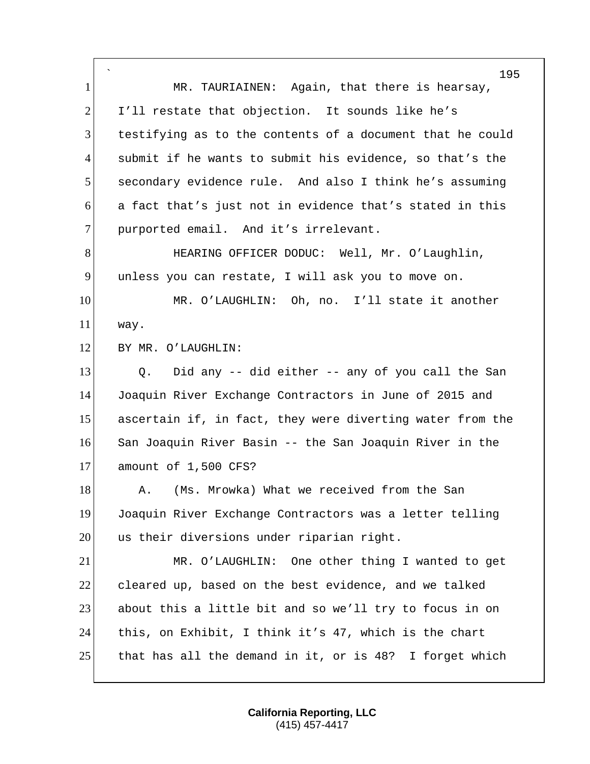MR. TAURIAINEN: Again, that there is hearsay, I'll restate that objection. It sounds like he's testifying as to the contents of a document that he could submit if he wants to submit his evidence, so that's the secondary evidence rule. And also I think he's assuming a fact that's just not in evidence that's stated in this purported email. And it's irrelevant.

HEARING OFFICER DODUC: Well, Mr. O'Laughlin, unless you can restate, I will ask you to move on.

MR. O'LAUGHLIN: Oh, no. I'll state it another way.

BY MR. O'LAUGHLIN:

Q. Did any -- did either -- any of you call the San Joaquin River Exchange Contractors in June of 2015 and ascertain if, in fact, they were diverting water from the San Joaquin River Basin -- the San Joaquin River in the amount of 1,500 CFS?

A. (Ms. Mrowka) What we received from the San Joaquin River Exchange Contractors was a letter telling us their diversions under riparian right.

MR. O'LAUGHLIN: One other thing I wanted to get cleared up, based on the best evidence, and we talked about this a little bit and so we'll try to focus in on this, on Exhibit, I think it's 47, which is the chart that has all the demand in it, or is 48? I forget which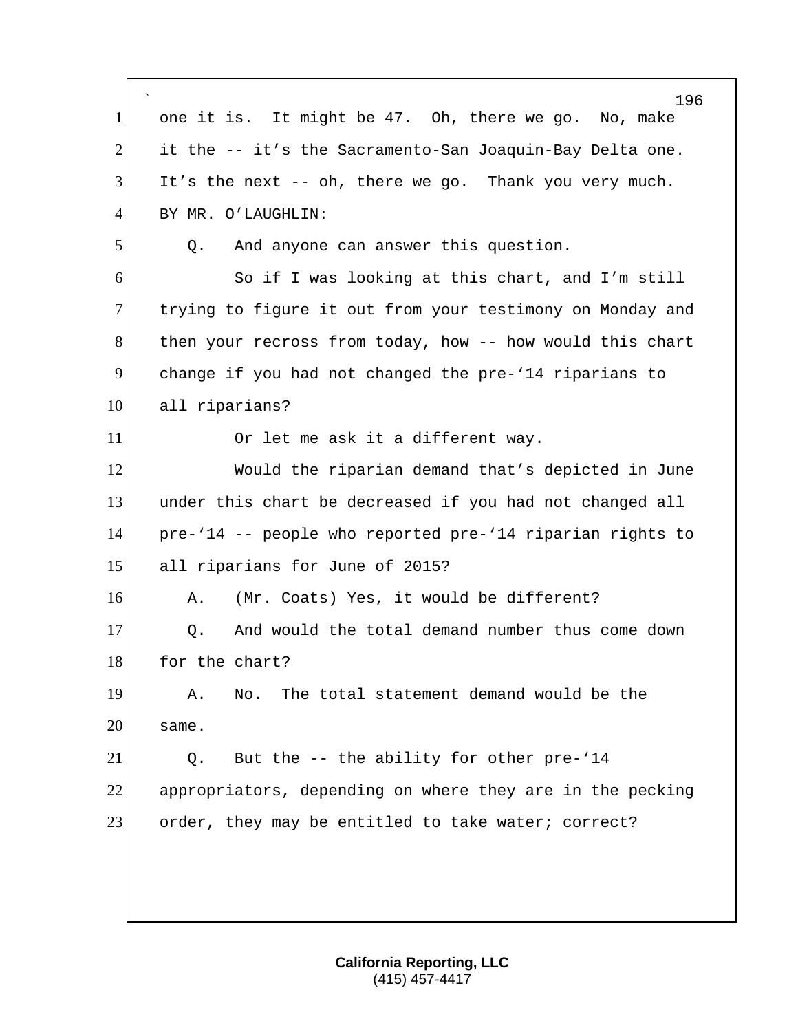one it is.  It might be 47.  Oh, there we go.  No, make it the -- it's the Sacramento-San Joaquin-Bay Delta one. It's the next -- oh, there we go.  Thank you very much.

BY MR. O'LAUGHLIN:

Q.   And anyone can answer this question.

So if I was looking at this chart, and I'm still trying to figure it out from your testimony on Monday and then your recross from today, how -- how would this chart change if you had not changed the pre-'14 riparians to all riparians?

Or let me ask it a different way.

Would the riparian demand that's depicted in June under this chart be decreased if you had not changed all pre-'14 -- people who reported pre-'14 riparian rights to all riparians for June of 2015?

A.   (Mr. Coats) Yes, it would be different?

Q.   And would the total demand number thus come down for the chart?

A.   No.  The total statement demand would be the same.

Q.   But the -- the ability for other pre-'14 appropriators, depending on where they are in the pecking order, they may be entitled to take water; correct?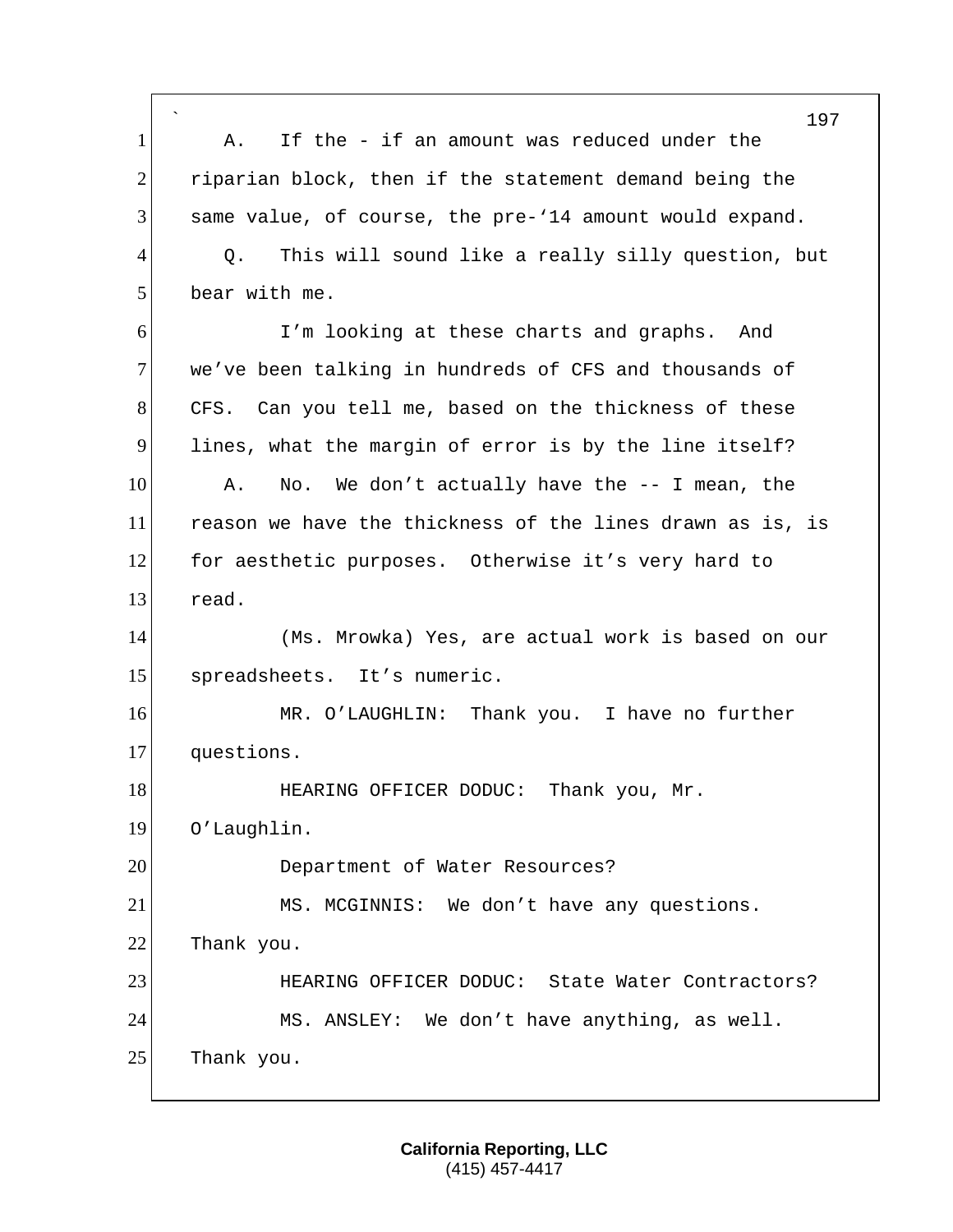A. If the - if an amount was reduced under the riparian block, then if the statement demand being the same value, of course, the pre-'14 amount would expand.

Q. This will sound like a really silly question, but bear with me.

I'm looking at these charts and graphs. And we've been talking in hundreds of CFS and thousands of CFS. Can you tell me, based on the thickness of these lines, what the margin of error is by the line itself?

A. No. We don't actually have the -- I mean, the reason we have the thickness of the lines drawn as is, is for aesthetic purposes. Otherwise it's very hard to read.

(Ms. Mrowka) Yes, are actual work is based on our spreadsheets. It's numeric.

MR. O'LAUGHLIN: Thank you. I have no further questions.

HEARING OFFICER DODUC: Thank you, Mr. O'Laughlin.

Department of Water Resources?

MS. MCGINNIS: We don't have any questions. Thank you.

HEARING OFFICER DODUC: State Water Contractors?

MS. ANSLEY: We don't have anything, as well. Thank you.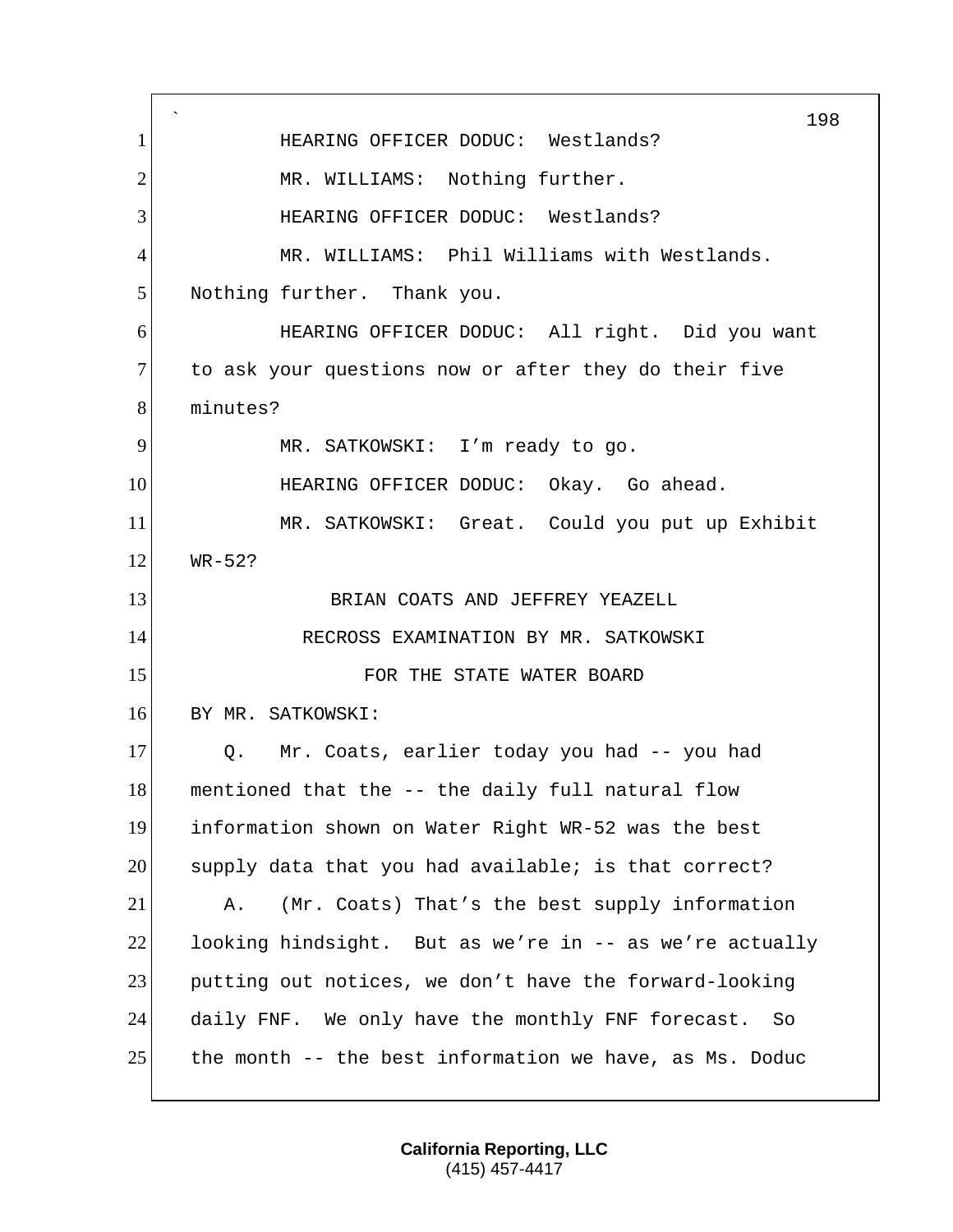HEARING OFFICER DODUC: Westlands?

MR. WILLIAMS: Nothing further.

HEARING OFFICER DODUC: Westlands?

MR. WILLIAMS: Phil Williams with Westlands. Nothing further. Thank you.

HEARING OFFICER DODUC: All right. Did you want to ask your questions now or after they do their five minutes?

MR. SATKOWSKI: I'm ready to go.

HEARING OFFICER DODUC: Okay. Go ahead.

MR. SATKOWSKI: Great. Could you put up Exhibit WR-52?

BRIAN COATS AND JEFFREY YEAZELL

RECROSS EXAMINATION BY MR. SATKOWSKI

FOR THE STATE WATER BOARD

BY MR. SATKOWSKI:

Q. Mr. Coats, earlier today you had -- you had mentioned that the -- the daily full natural flow information shown on Water Right WR-52 was the best supply data that you had available; is that correct?

A. (Mr. Coats) That's the best supply information looking hindsight. But as we're in -- as we're actually putting out notices, we don't have the forward-looking daily FNF. We only have the monthly FNF forecast. So the month -- the best information we have, as Ms. Doduc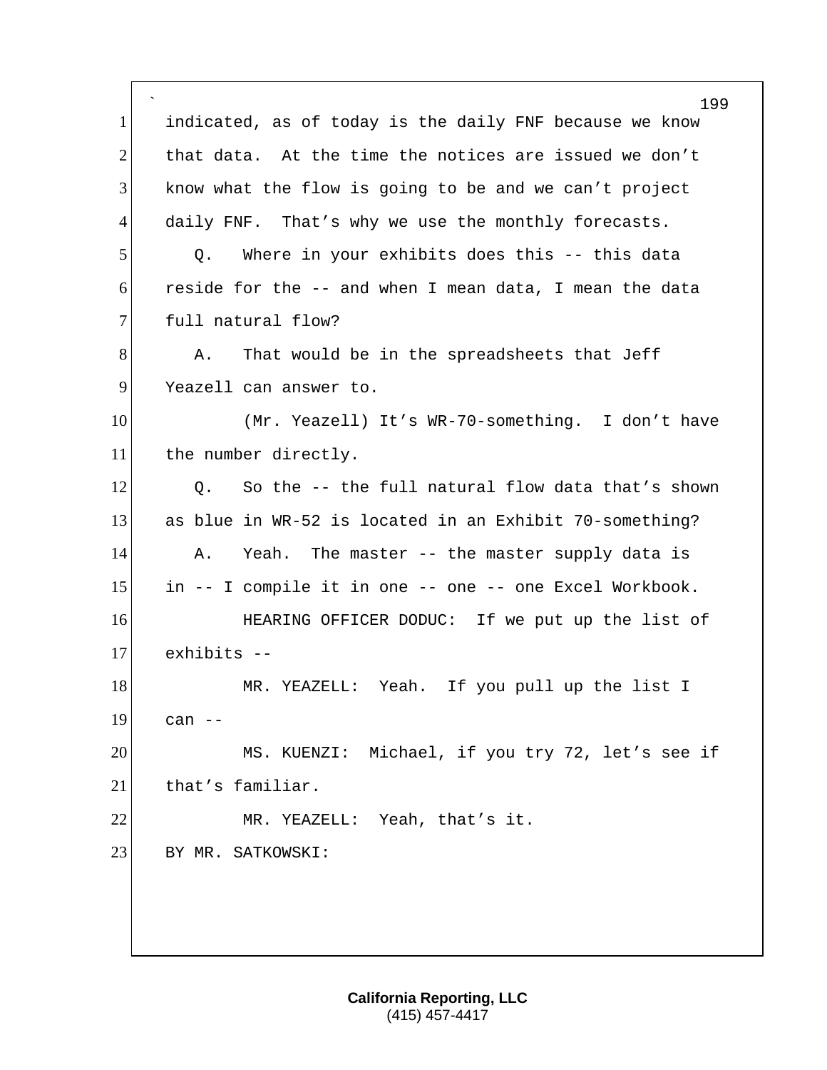indicated, as of today is the daily FNF because we know that data. At the time the notices are issued we don't know what the flow is going to be and we can't project daily FNF. That's why we use the monthly forecasts.

Q. Where in your exhibits does this -- this data reside for the -- and when I mean data, I mean the data full natural flow?

A. That would be in the spreadsheets that Jeff Yeazell can answer to.

(Mr. Yeazell) It's WR-70-something. I don't have the number directly.

Q. So the -- the full natural flow data that's shown as blue in WR-52 is located in an Exhibit 70-something?

A. Yeah. The master -- the master supply data is in -- I compile it in one -- one -- one Excel Workbook.

HEARING OFFICER DODUC: If we put up the list of exhibits --

MR. YEAZELL: Yeah. If you pull up the list I can --

MS. KUENZI: Michael, if you try 72, let's see if that's familiar.

MR. YEAZELL: Yeah, that's it.

BY MR. SATKOWSKI: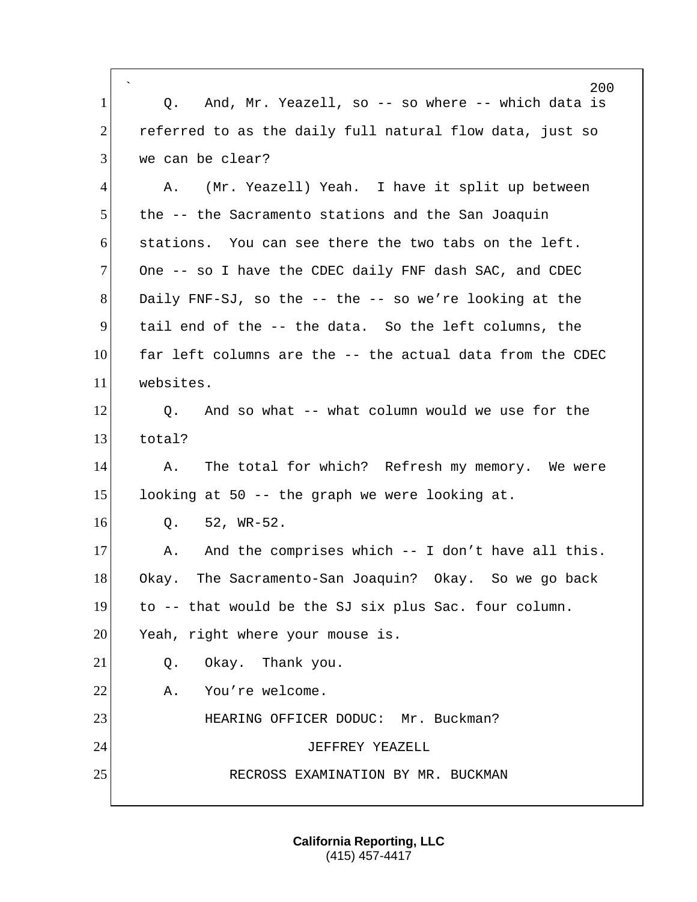Q. And, Mr. Yeazell, so -- so where -- which data is referred to as the daily full natural flow data, just so we can be clear?

A. (Mr. Yeazell) Yeah. I have it split up between the -- the Sacramento stations and the San Joaquin stations. You can see there the two tabs on the left. One -- so I have the CDEC daily FNF dash SAC, and CDEC Daily FNF-SJ, so the -- the -- so we're looking at the tail end of the -- the data. So the left columns, the far left columns are the -- the actual data from the CDEC websites.

Q. And so what -- what column would we use for the total?

A. The total for which? Refresh my memory. We were looking at 50 -- the graph we were looking at.

Q. 52, WR-52.

A. And the comprises which -- I don't have all this. Okay. The Sacramento-San Joaquin? Okay. So we go back to -- that would be the SJ six plus Sac. four column. Yeah, right where your mouse is.

Q. Okay. Thank you.

A. You're welcome.

HEARING OFFICER DODUC: Mr. Buckman?

JEFFREY YEAZELL

RECROSS EXAMINATION BY MR. BUCKMAN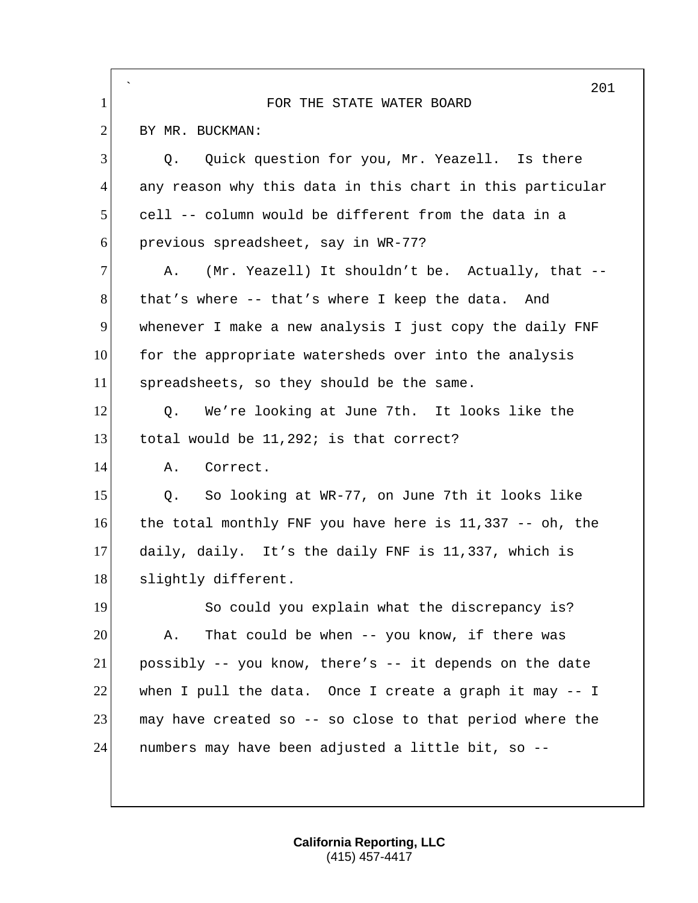FOR THE STATE WATER BOARD

BY MR. BUCKMAN:

Q. Quick question for you, Mr. Yeazell. Is there any reason why this data in this chart in this particular cell -- column would be different from the data in a previous spreadsheet, say in WR-77?

A. (Mr. Yeazell) It shouldn't be. Actually, that -- that's where -- that's where I keep the data. And whenever I make a new analysis I just copy the daily FNF for the appropriate watersheds over into the analysis spreadsheets, so they should be the same.

Q. We're looking at June 7th. It looks like the total would be 11,292; is that correct?

A. Correct.

Q. So looking at WR-77, on June 7th it looks like the total monthly FNF you have here is 11,337 -- oh, the daily, daily. It's the daily FNF is 11,337, which is slightly different.

So could you explain what the discrepancy is?

A. That could be when -- you know, if there was possibly -- you know, there's -- it depends on the date when I pull the data. Once I create a graph it may -- I may have created so -- so close to that period where the numbers may have been adjusted a little bit, so --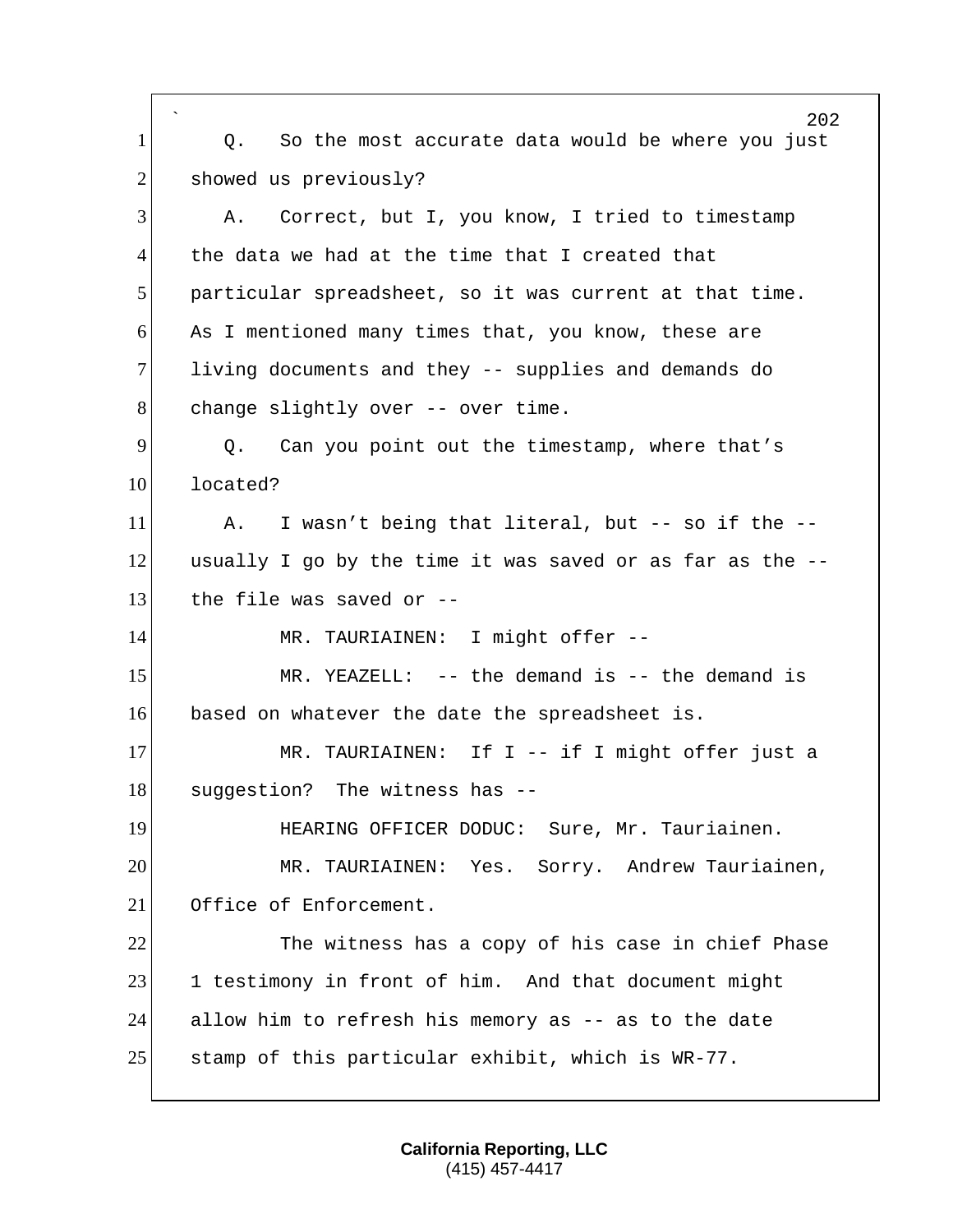Q. So the most accurate data would be where you just showed us previously?

A. Correct, but I, you know, I tried to timestamp the data we had at the time that I created that particular spreadsheet, so it was current at that time. As I mentioned many times that, you know, these are living documents and they -- supplies and demands do change slightly over -- over time.

Q. Can you point out the timestamp, where that's located?

A. I wasn't being that literal, but -- so if the -- usually I go by the time it was saved or as far as the -- the file was saved or --

MR. TAURIAINEN: I might offer --

MR. YEAZELL: -- the demand is -- the demand is based on whatever the date the spreadsheet is.

MR. TAURIAINEN: If I -- if I might offer just a suggestion? The witness has --

HEARING OFFICER DODUC: Sure, Mr. Tauriainen.

MR. TAURIAINEN: Yes. Sorry. Andrew Tauriainen, Office of Enforcement.

The witness has a copy of his case in chief Phase 1 testimony in front of him. And that document might allow him to refresh his memory as -- as to the date stamp of this particular exhibit, which is WR-77.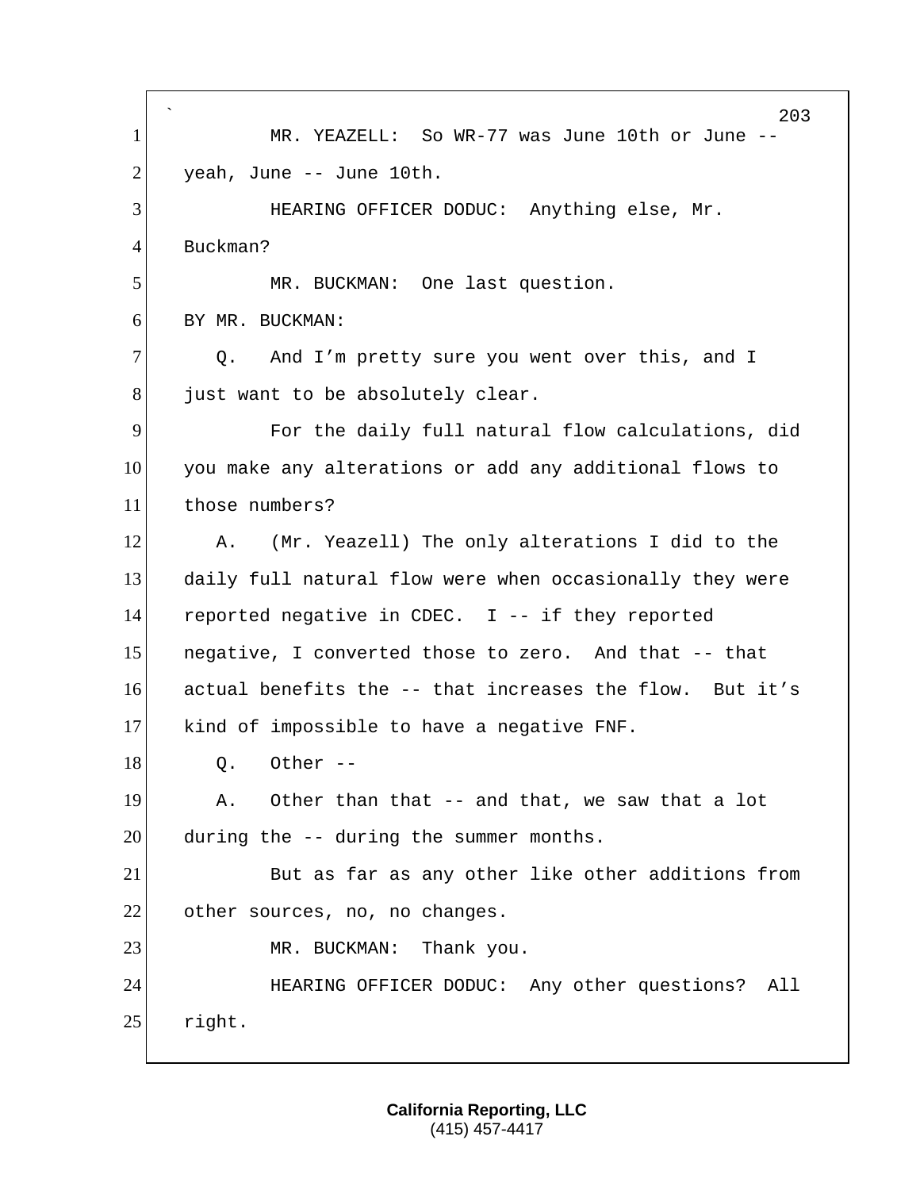MR. YEAZELL: So WR-77 was June 10th or June -- yeah, June -- June 10th.

HEARING OFFICER DODUC: Anything else, Mr. Buckman?

MR. BUCKMAN: One last question.

BY MR. BUCKMAN:

Q. And I'm pretty sure you went over this, and I just want to be absolutely clear.

For the daily full natural flow calculations, did you make any alterations or add any additional flows to those numbers?

A. (Mr. Yeazell) The only alterations I did to the daily full natural flow were when occasionally they were reported negative in CDEC. I -- if they reported negative, I converted those to zero. And that -- that actual benefits the -- that increases the flow. But it's kind of impossible to have a negative FNF.

Q. Other --

A. Other than that -- and that, we saw that a lot during the -- during the summer months.

But as far as any other like other additions from other sources, no, no changes.

MR. BUCKMAN: Thank you.

HEARING OFFICER DODUC: Any other questions? All right.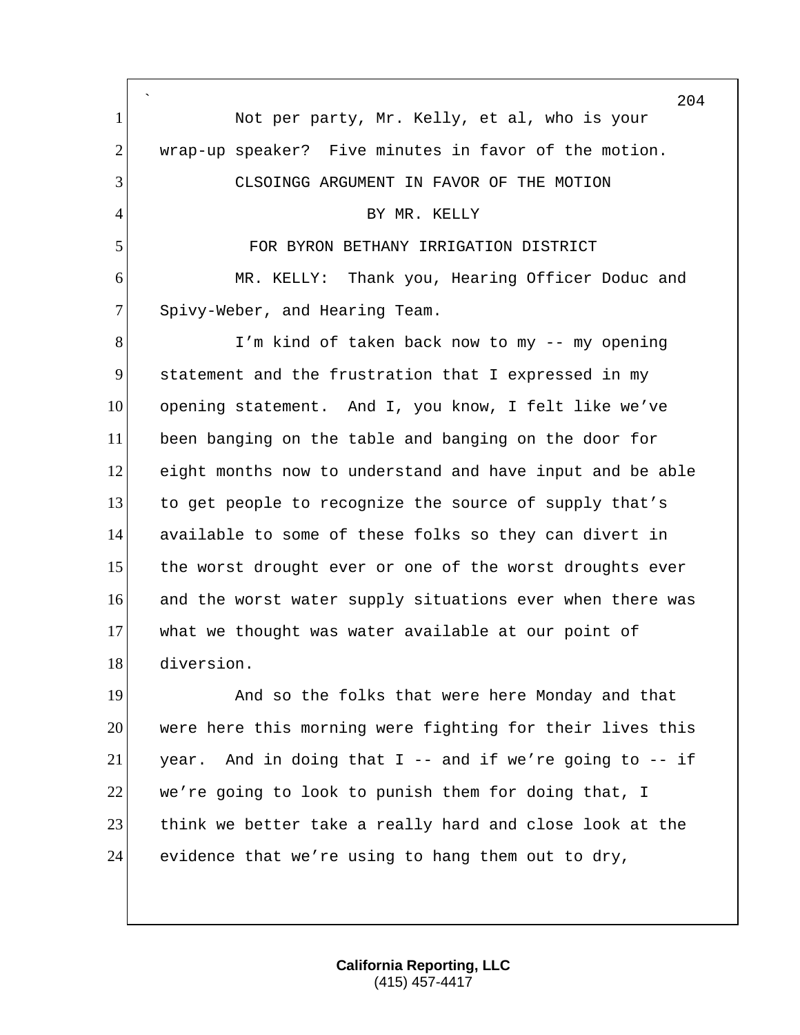Not per party, Mr. Kelly, et al, who is your wrap-up speaker? Five minutes in favor of the motion.

CLSOINGG ARGUMENT IN FAVOR OF THE MOTION

BY MR. KELLY

FOR BYRON BETHANY IRRIGATION DISTRICT

MR. KELLY: Thank you, Hearing Officer Doduc and Spivy-Weber, and Hearing Team.

I'm kind of taken back now to my -- my opening statement and the frustration that I expressed in my opening statement. And I, you know, I felt like we've been banging on the table and banging on the door for eight months now to understand and have input and be able to get people to recognize the source of supply that's available to some of these folks so they can divert in the worst drought ever or one of the worst droughts ever and the worst water supply situations ever when there was what we thought was water available at our point of diversion.

And so the folks that were here Monday and that were here this morning were fighting for their lives this year. And in doing that I -- and if we're going to -- if we're going to look to punish them for doing that, I think we better take a really hard and close look at the evidence that we're using to hang them out to dry,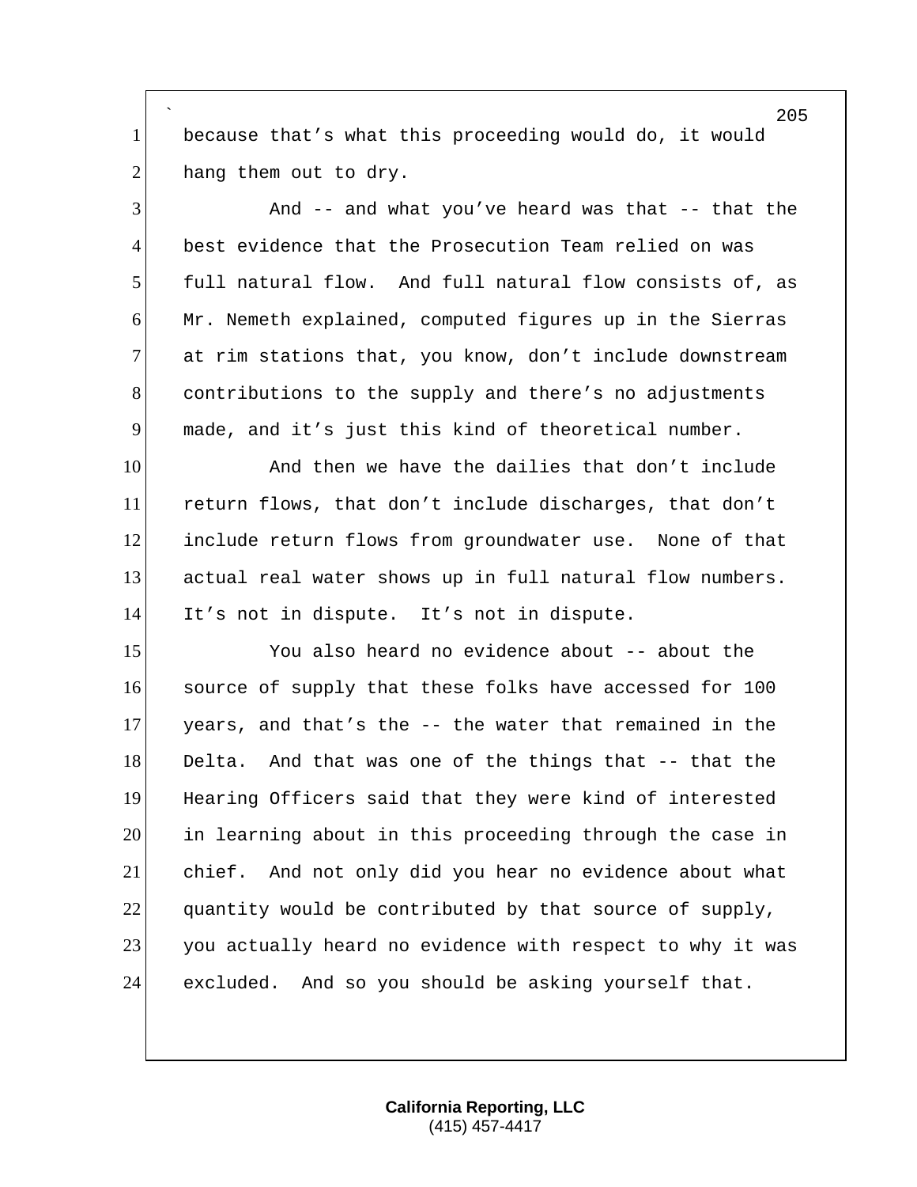because that's what this proceeding would do, it would hang them out to dry.

And -- and what you've heard was that -- that the best evidence that the Prosecution Team relied on was full natural flow. And full natural flow consists of, as Mr. Nemeth explained, computed figures up in the Sierras at rim stations that, you know, don't include downstream contributions to the supply and there's no adjustments made, and it's just this kind of theoretical number.

And then we have the dailies that don't include return flows, that don't include discharges, that don't include return flows from groundwater use. None of that actual real water shows up in full natural flow numbers. It's not in dispute. It's not in dispute.

You also heard no evidence about -- about the source of supply that these folks have accessed for 100 years, and that's the -- the water that remained in the Delta. And that was one of the things that -- that the Hearing Officers said that they were kind of interested in learning about in this proceeding through the case in chief. And not only did you hear no evidence about what quantity would be contributed by that source of supply, you actually heard no evidence with respect to why it was excluded. And so you should be asking yourself that.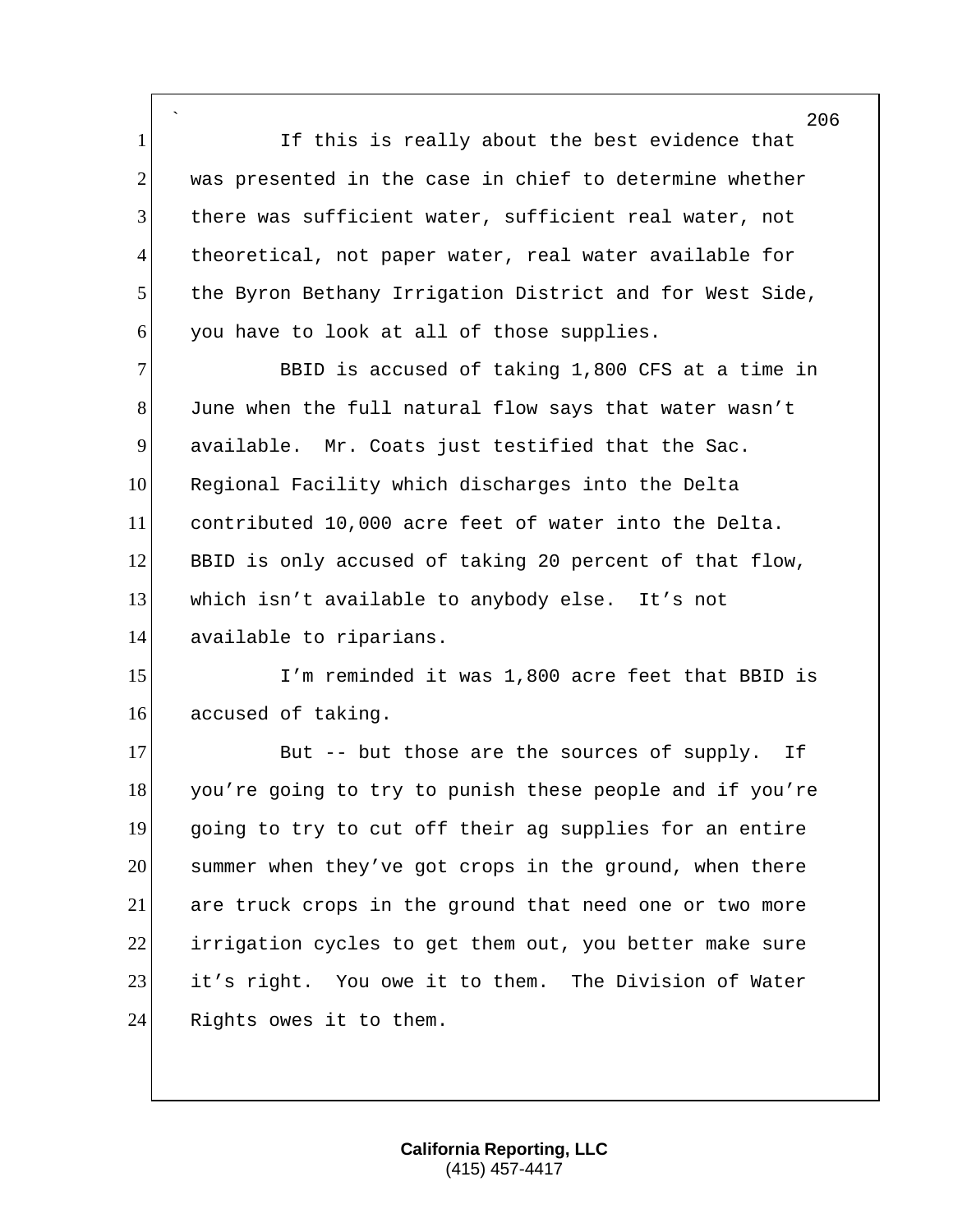If this is really about the best evidence that was presented in the case in chief to determine whether there was sufficient water, sufficient real water, not theoretical, not paper water, real water available for the Byron Bethany Irrigation District and for West Side, you have to look at all of those supplies.

BBID is accused of taking 1,800 CFS at a time in June when the full natural flow says that water wasn't available. Mr. Coats just testified that the Sac. Regional Facility which discharges into the Delta contributed 10,000 acre feet of water into the Delta. BBID is only accused of taking 20 percent of that flow, which isn't available to anybody else. It's not available to riparians.

I'm reminded it was 1,800 acre feet that BBID is accused of taking.

But -- but those are the sources of supply. If you're going to try to punish these people and if you're going to try to cut off their ag supplies for an entire summer when they've got crops in the ground, when there are truck crops in the ground that need one or two more irrigation cycles to get them out, you better make sure it's right. You owe it to them. The Division of Water Rights owes it to them.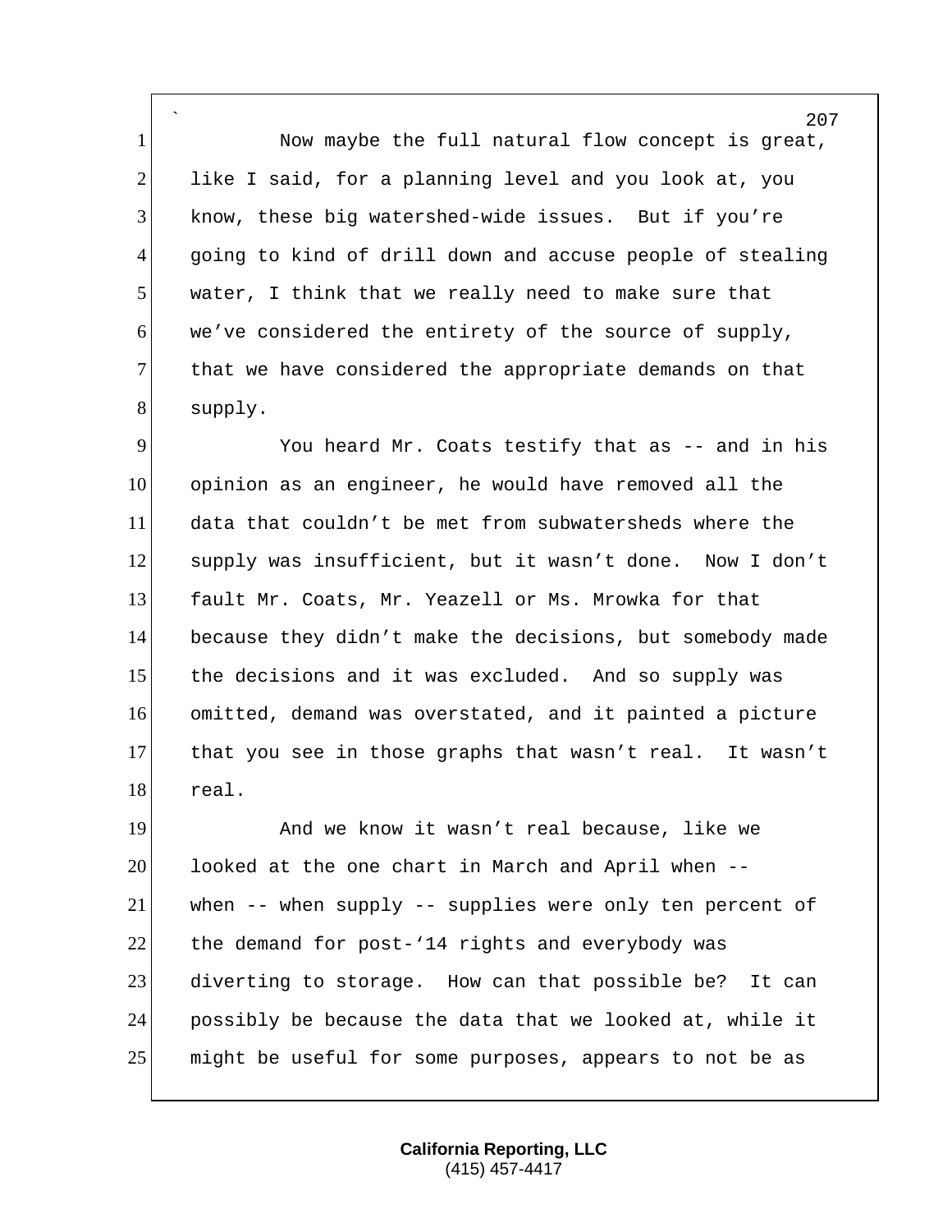Now maybe the full natural flow concept is great, like I said, for a planning level and you look at, you know, these big watershed-wide issues. But if you're going to kind of drill down and accuse people of stealing water, I think that we really need to make sure that we've considered the entirety of the source of supply, that we have considered the appropriate demands on that supply.

You heard Mr. Coats testify that as -- and in his opinion as an engineer, he would have removed all the data that couldn't be met from subwatersheds where the supply was insufficient, but it wasn't done. Now I don't fault Mr. Coats, Mr. Yeazell or Ms. Mrowka for that because they didn't make the decisions, but somebody made the decisions and it was excluded. And so supply was omitted, demand was overstated, and it painted a picture that you see in those graphs that wasn't real. It wasn't real.

And we know it wasn't real because, like we looked at the one chart in March and April when -- when -- when supply -- supplies were only ten percent of the demand for post-'14 rights and everybody was diverting to storage. How can that possible be? It can possibly be because the data that we looked at, while it might be useful for some purposes, appears to not be as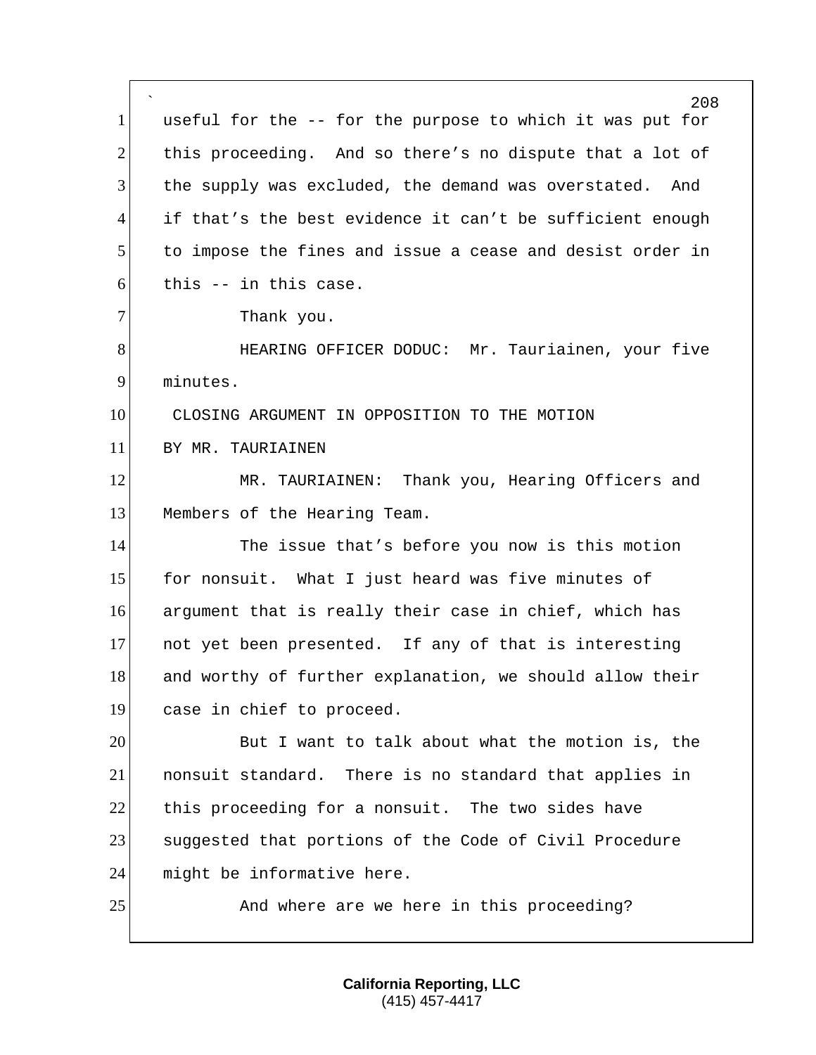useful for the -- for the purpose to which it was put for this proceeding. And so there's no dispute that a lot of the supply was excluded, the demand was overstated. And if that's the best evidence it can't be sufficient enough to impose the fines and issue a cease and desist order in this -- in this case.

Thank you.

HEARING OFFICER DODUC: Mr. Tauriainen, your five minutes.

CLOSING ARGUMENT IN OPPOSITION TO THE MOTION

BY MR. TAURIAINEN

MR. TAURIAINEN: Thank you, Hearing Officers and Members of the Hearing Team.

The issue that's before you now is this motion for nonsuit. What I just heard was five minutes of argument that is really their case in chief, which has not yet been presented. If any of that is interesting and worthy of further explanation, we should allow their case in chief to proceed.

But I want to talk about what the motion is, the nonsuit standard. There is no standard that applies in this proceeding for a nonsuit. The two sides have suggested that portions of the Code of Civil Procedure might be informative here.

And where are we here in this proceeding?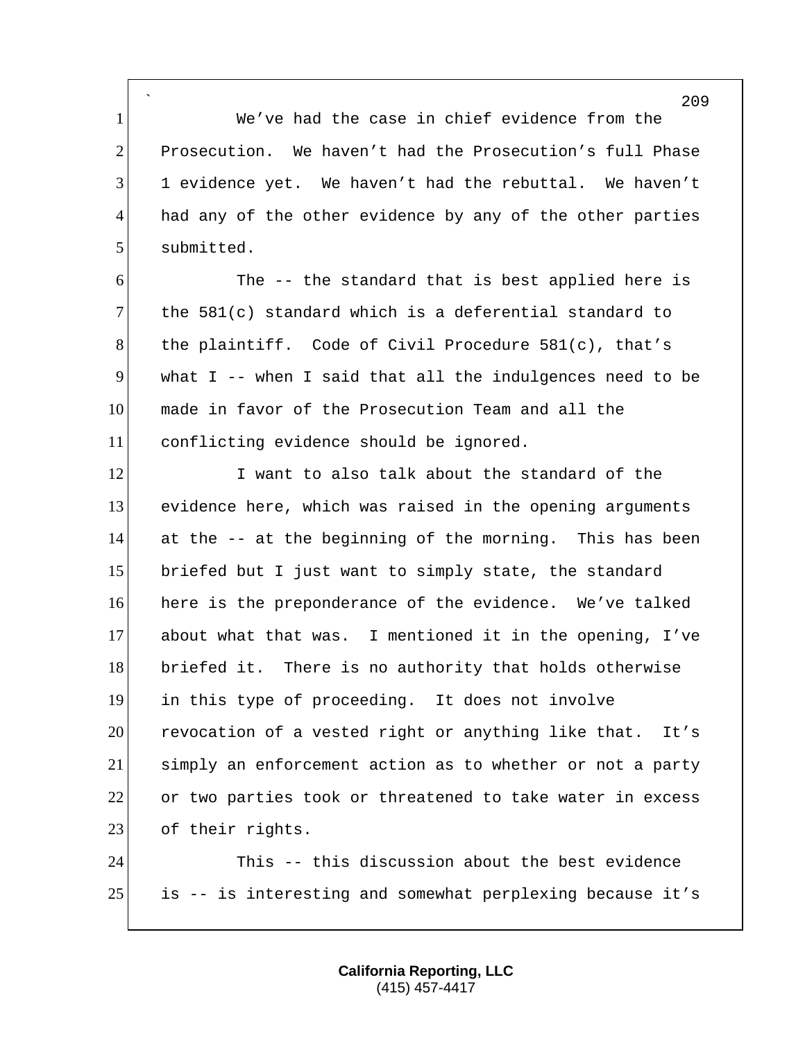We've had the case in chief evidence from the Prosecution. We haven't had the Prosecution's full Phase 1 evidence yet. We haven't had the rebuttal. We haven't had any of the other evidence by any of the other parties submitted.

The -- the standard that is best applied here is the 581(c) standard which is a deferential standard to the plaintiff. Code of Civil Procedure 581(c), that's what I -- when I said that all the indulgences need to be made in favor of the Prosecution Team and all the conflicting evidence should be ignored.

I want to also talk about the standard of the evidence here, which was raised in the opening arguments at the -- at the beginning of the morning. This has been briefed but I just want to simply state, the standard here is the preponderance of the evidence. We've talked about what that was. I mentioned it in the opening, I've briefed it. There is no authority that holds otherwise in this type of proceeding. It does not involve revocation of a vested right or anything like that. It's simply an enforcement action as to whether or not a party or two parties took or threatened to take water in excess of their rights.

This -- this discussion about the best evidence is -- is interesting and somewhat perplexing because it's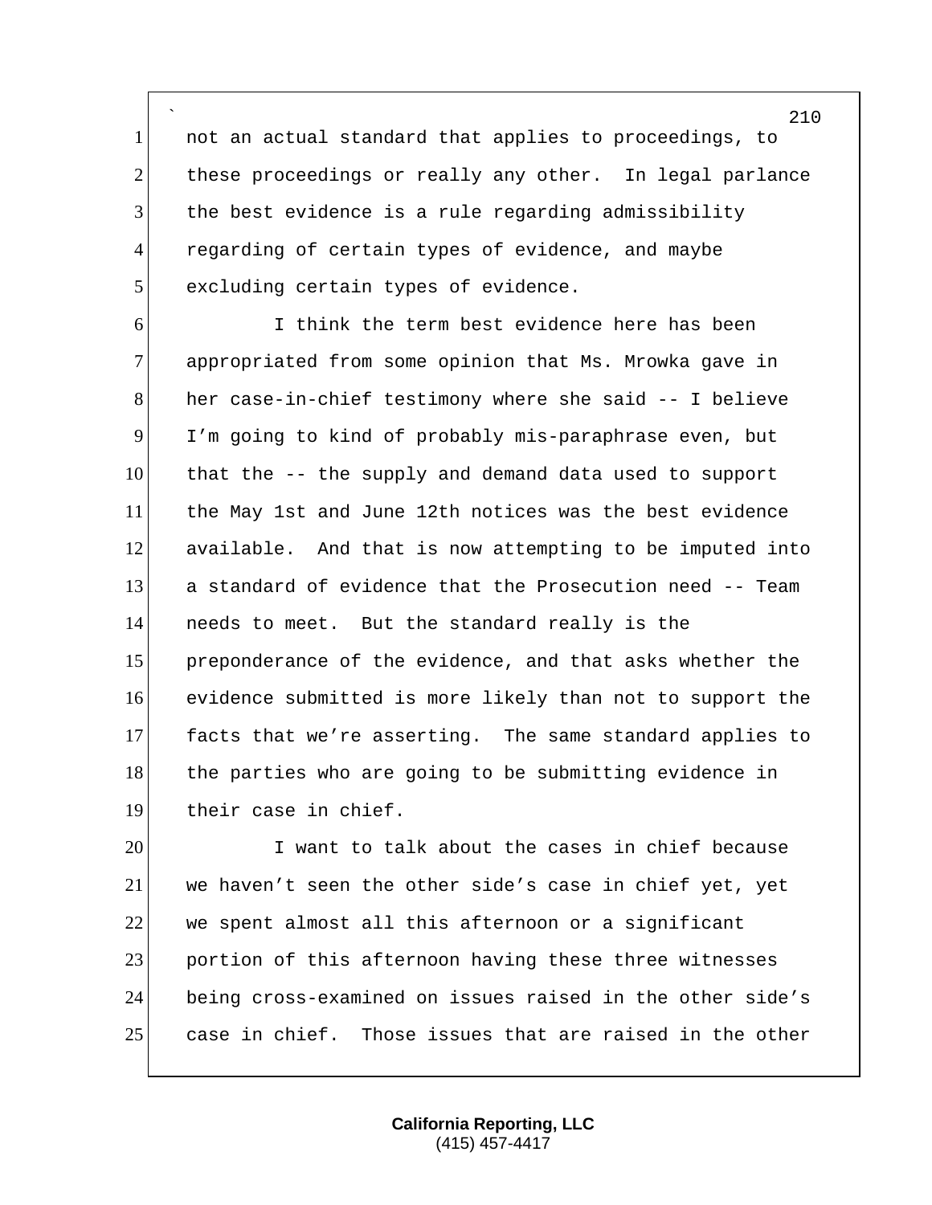not an actual standard that applies to proceedings, to these proceedings or really any other. In legal parlance the best evidence is a rule regarding admissibility regarding of certain types of evidence, and maybe excluding certain types of evidence.

I think the term best evidence here has been appropriated from some opinion that Ms. Mrowka gave in her case-in-chief testimony where she said -- I believe I'm going to kind of probably mis-paraphrase even, but that the -- the supply and demand data used to support the May 1st and June 12th notices was the best evidence available. And that is now attempting to be imputed into a standard of evidence that the Prosecution need -- Team needs to meet. But the standard really is the preponderance of the evidence, and that asks whether the evidence submitted is more likely than not to support the facts that we're asserting. The same standard applies to the parties who are going to be submitting evidence in their case in chief.

I want to talk about the cases in chief because we haven't seen the other side's case in chief yet, yet we spent almost all this afternoon or a significant portion of this afternoon having these three witnesses being cross-examined on issues raised in the other side's case in chief. Those issues that are raised in the other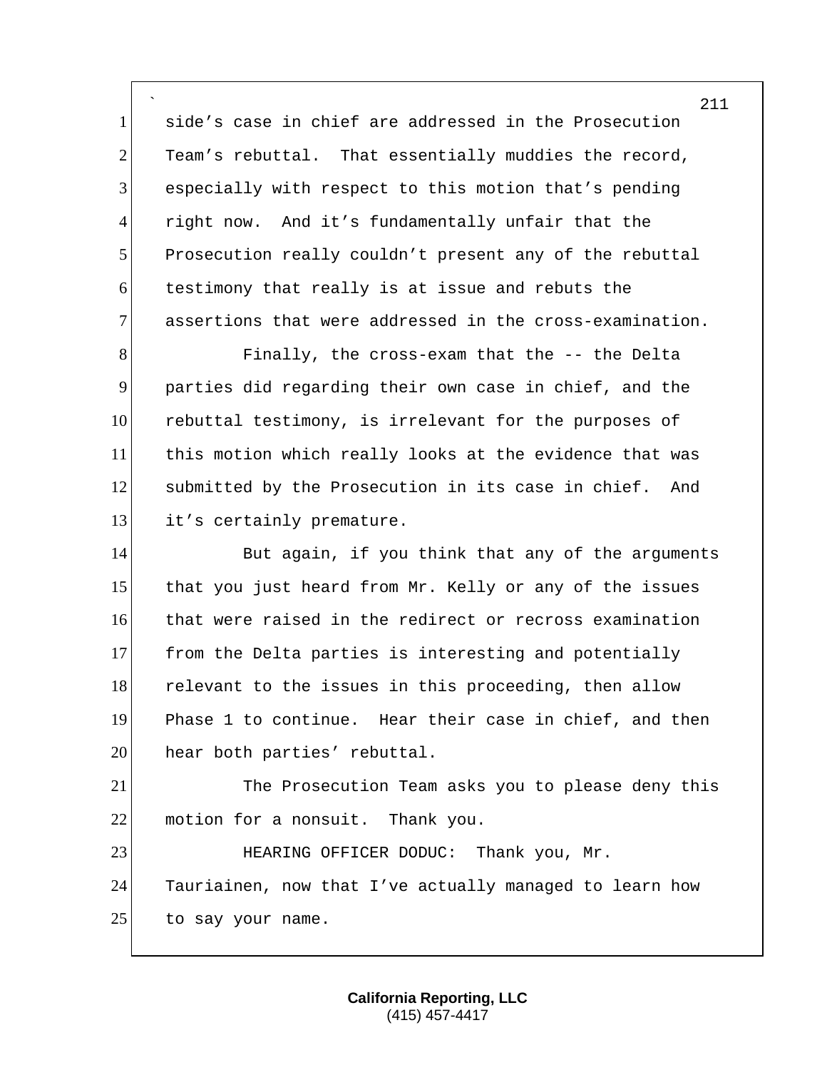side's case in chief are addressed in the Prosecution Team's rebuttal. That essentially muddies the record, especially with respect to this motion that's pending right now. And it's fundamentally unfair that the Prosecution really couldn't present any of the rebuttal testimony that really is at issue and rebuts the assertions that were addressed in the cross-examination.

Finally, the cross-exam that the -- the Delta parties did regarding their own case in chief, and the rebuttal testimony, is irrelevant for the purposes of this motion which really looks at the evidence that was submitted by the Prosecution in its case in chief. And it's certainly premature.

But again, if you think that any of the arguments that you just heard from Mr. Kelly or any of the issues that were raised in the redirect or recross examination from the Delta parties is interesting and potentially relevant to the issues in this proceeding, then allow Phase 1 to continue. Hear their case in chief, and then hear both parties' rebuttal.

The Prosecution Team asks you to please deny this motion for a nonsuit. Thank you.

HEARING OFFICER DODUC: Thank you, Mr. Tauriainen, now that I've actually managed to learn how to say your name.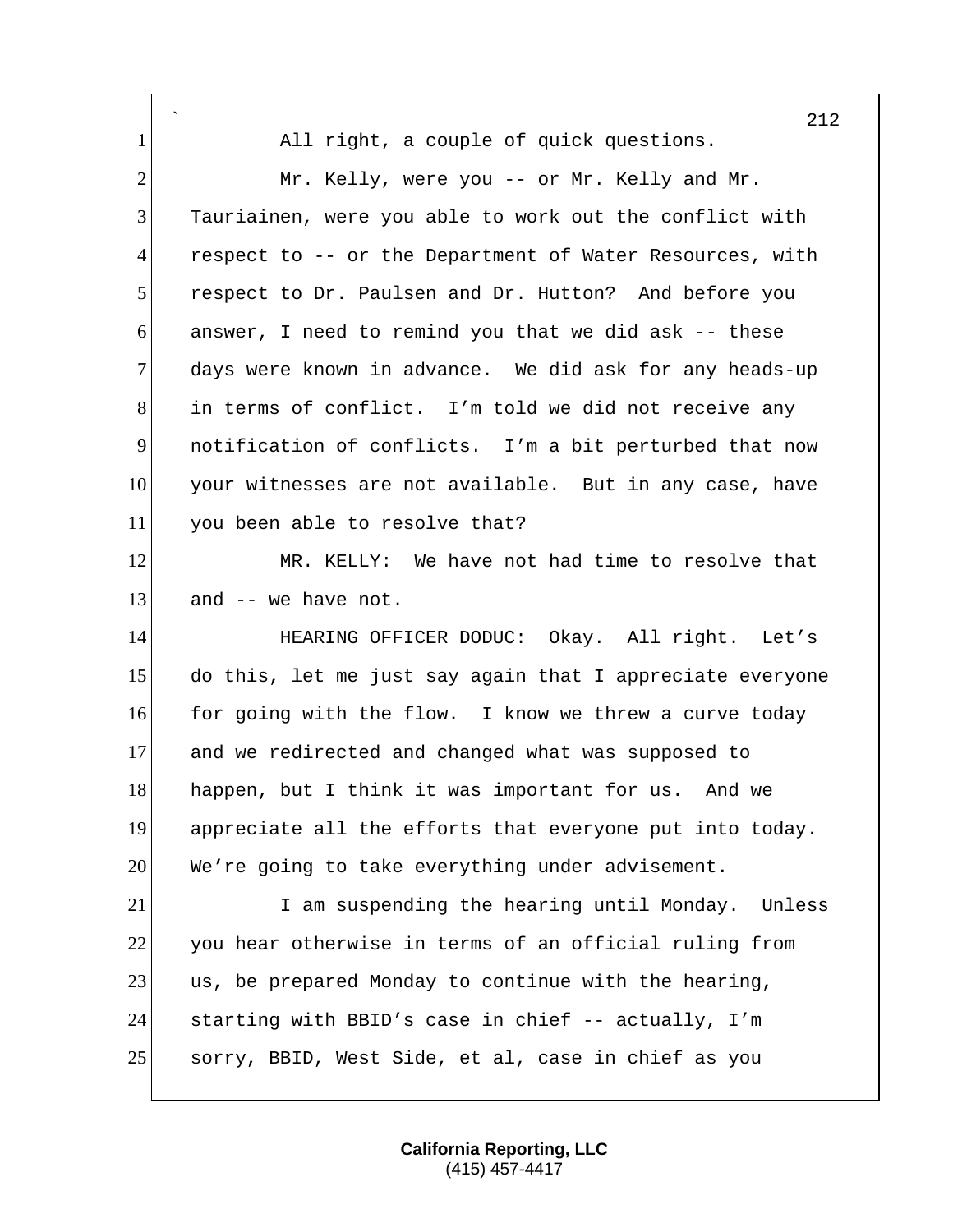All right, a couple of quick questions.

Mr. Kelly, were you -- or Mr. Kelly and Mr. Tauriainen, were you able to work out the conflict with respect to -- or the Department of Water Resources, with respect to Dr. Paulsen and Dr. Hutton? And before you answer, I need to remind you that we did ask -- these days were known in advance. We did ask for any heads-up in terms of conflict. I'm told we did not receive any notification of conflicts. I'm a bit perturbed that now your witnesses are not available. But in any case, have you been able to resolve that?

MR. KELLY: We have not had time to resolve that and -- we have not.

HEARING OFFICER DODUC: Okay. All right. Let's do this, let me just say again that I appreciate everyone for going with the flow. I know we threw a curve today and we redirected and changed what was supposed to happen, but I think it was important for us. And we appreciate all the efforts that everyone put into today. We're going to take everything under advisement.

I am suspending the hearing until Monday. Unless you hear otherwise in terms of an official ruling from us, be prepared Monday to continue with the hearing, starting with BBID's case in chief -- actually, I'm sorry, BBID, West Side, et al, case in chief as you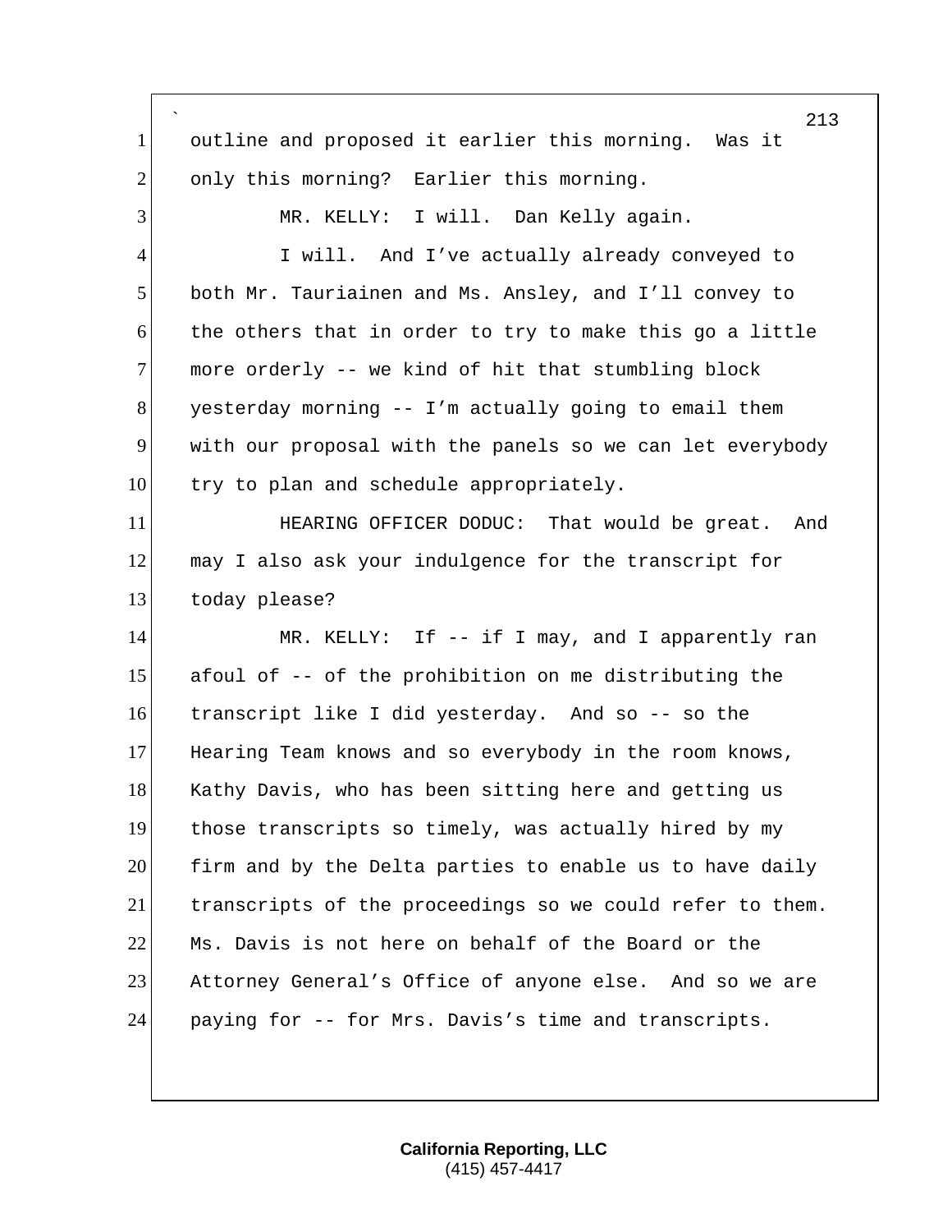outline and proposed it earlier this morning. Was it only this morning? Earlier this morning.

MR. KELLY: I will. Dan Kelly again.

I will. And I've actually already conveyed to both Mr. Tauriainen and Ms. Ansley, and I'll convey to the others that in order to try to make this go a little more orderly -- we kind of hit that stumbling block yesterday morning -- I'm actually going to email them with our proposal with the panels so we can let everybody try to plan and schedule appropriately.

HEARING OFFICER DODUC: That would be great. And may I also ask your indulgence for the transcript for today please?

MR. KELLY: If -- if I may, and I apparently ran afoul of -- of the prohibition on me distributing the transcript like I did yesterday. And so -- so the Hearing Team knows and so everybody in the room knows, Kathy Davis, who has been sitting here and getting us those transcripts so timely, was actually hired by my firm and by the Delta parties to enable us to have daily transcripts of the proceedings so we could refer to them. Ms. Davis is not here on behalf of the Board or the Attorney General's Office of anyone else. And so we are paying for -- for Mrs. Davis's time and transcripts.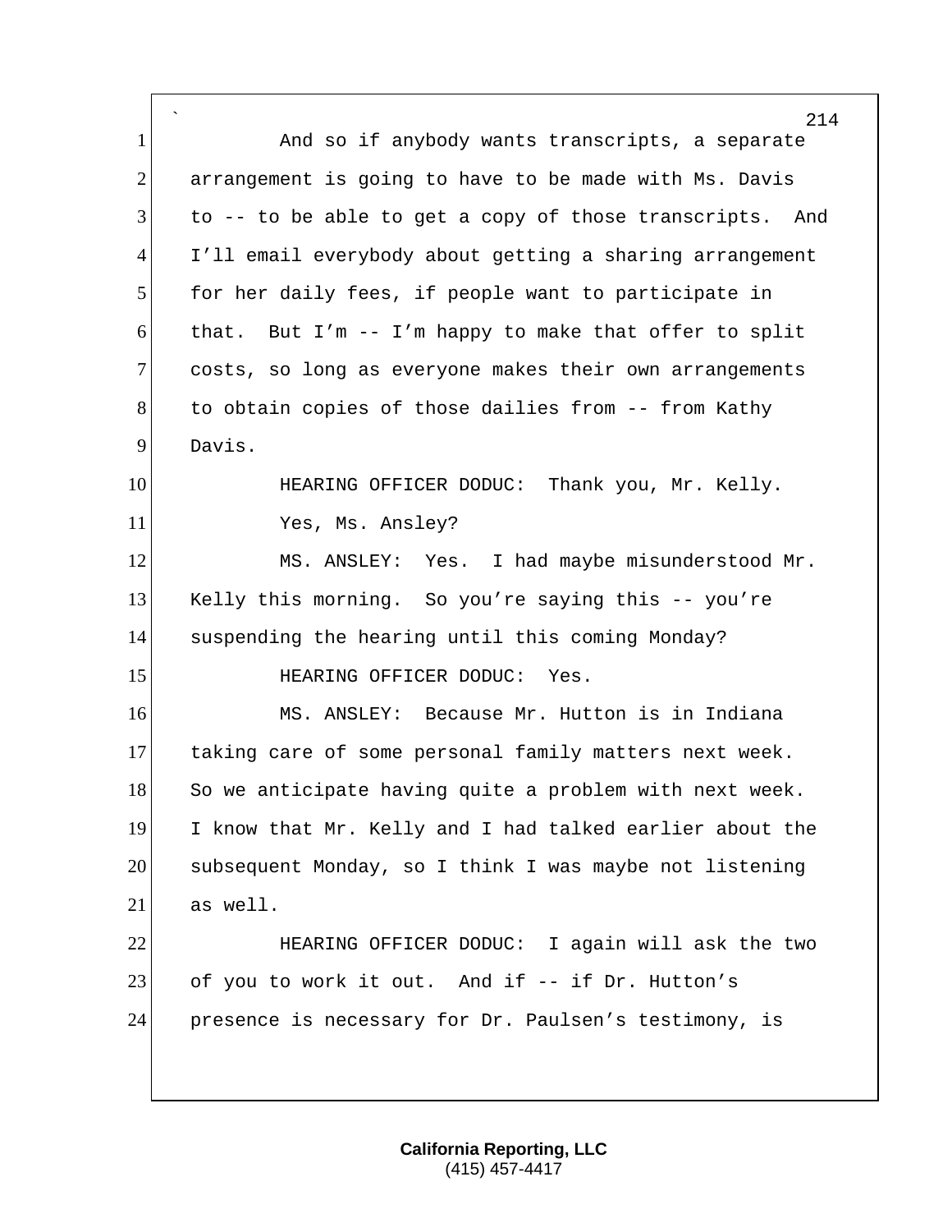And so if anybody wants transcripts, a separate arrangement is going to have to be made with Ms. Davis to -- to be able to get a copy of those transcripts. And I'll email everybody about getting a sharing arrangement for her daily fees, if people want to participate in that. But I'm -- I'm happy to make that offer to split costs, so long as everyone makes their own arrangements to obtain copies of those dailies from -- from Kathy Davis.

HEARING OFFICER DODUC: Thank you, Mr. Kelly.

Yes, Ms. Ansley?

MS. ANSLEY: Yes. I had maybe misunderstood Mr. Kelly this morning. So you're saying this -- you're suspending the hearing until this coming Monday?

HEARING OFFICER DODUC: Yes.

MS. ANSLEY: Because Mr. Hutton is in Indiana taking care of some personal family matters next week. So we anticipate having quite a problem with next week. I know that Mr. Kelly and I had talked earlier about the subsequent Monday, so I think I was maybe not listening as well.

HEARING OFFICER DODUC: I again will ask the two of you to work it out. And if -- if Dr. Hutton's presence is necessary for Dr. Paulsen's testimony, is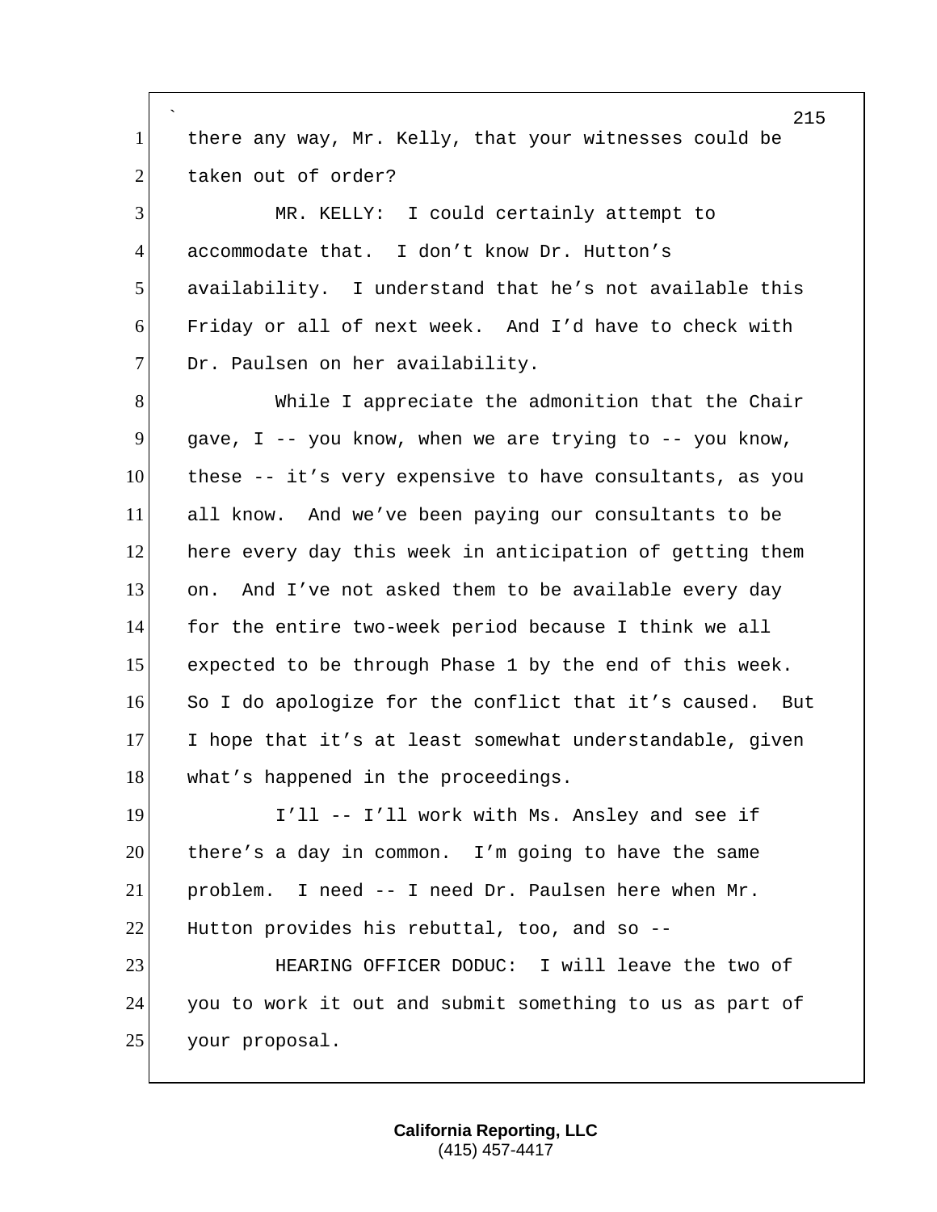there any way, Mr. Kelly, that your witnesses could be taken out of order?

MR. KELLY: I could certainly attempt to accommodate that. I don't know Dr. Hutton's availability. I understand that he's not available this Friday or all of next week. And I'd have to check with Dr. Paulsen on her availability.

While I appreciate the admonition that the Chair gave, I -- you know, when we are trying to -- you know, these -- it's very expensive to have consultants, as you all know. And we've been paying our consultants to be here every day this week in anticipation of getting them on. And I've not asked them to be available every day for the entire two-week period because I think we all expected to be through Phase 1 by the end of this week. So I do apologize for the conflict that it's caused. But I hope that it's at least somewhat understandable, given what's happened in the proceedings.

I'll -- I'll work with Ms. Ansley and see if there's a day in common. I'm going to have the same problem. I need -- I need Dr. Paulsen here when Mr. Hutton provides his rebuttal, too, and so --

HEARING OFFICER DODUC: I will leave the two of you to work it out and submit something to us as part of your proposal.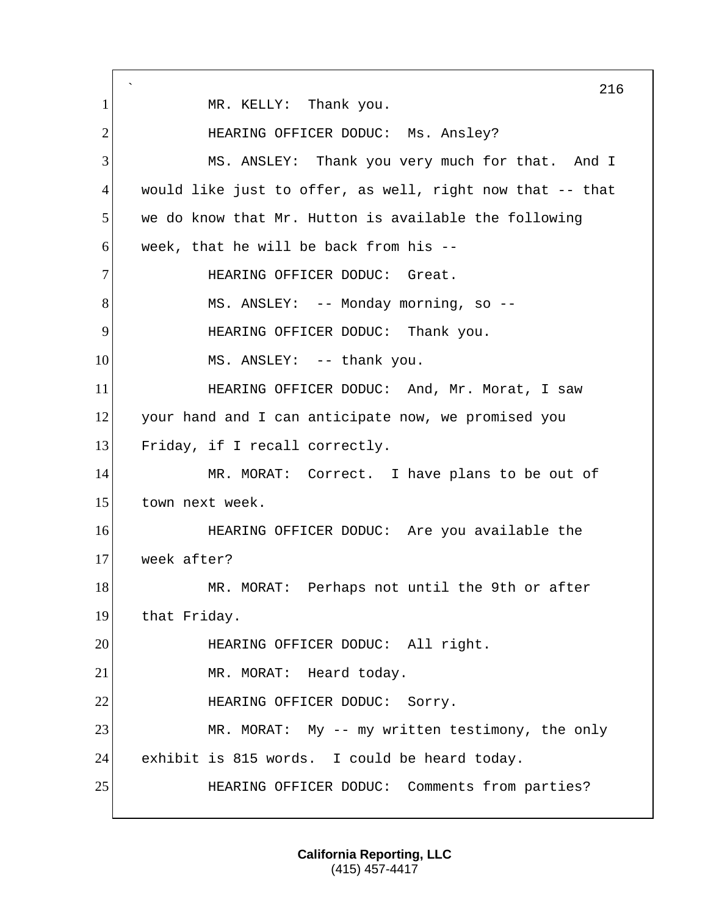MR. KELLY: Thank you.

HEARING OFFICER DODUC: Ms. Ansley?

MS. ANSLEY: Thank you very much for that. And I would like just to offer, as well, right now that -- that we do know that Mr. Hutton is available the following week, that he will be back from his --

HEARING OFFICER DODUC: Great.

MS. ANSLEY: -- Monday morning, so --

HEARING OFFICER DODUC: Thank you.

MS. ANSLEY: -- thank you.

HEARING OFFICER DODUC: And, Mr. Morat, I saw your hand and I can anticipate now, we promised you Friday, if I recall correctly.

MR. MORAT: Correct. I have plans to be out of town next week.

HEARING OFFICER DODUC: Are you available the week after?

MR. MORAT: Perhaps not until the 9th or after that Friday.

HEARING OFFICER DODUC: All right.

MR. MORAT: Heard today.

HEARING OFFICER DODUC: Sorry.

MR. MORAT: My -- my written testimony, the only exhibit is 815 words. I could be heard today.

HEARING OFFICER DODUC: Comments from parties?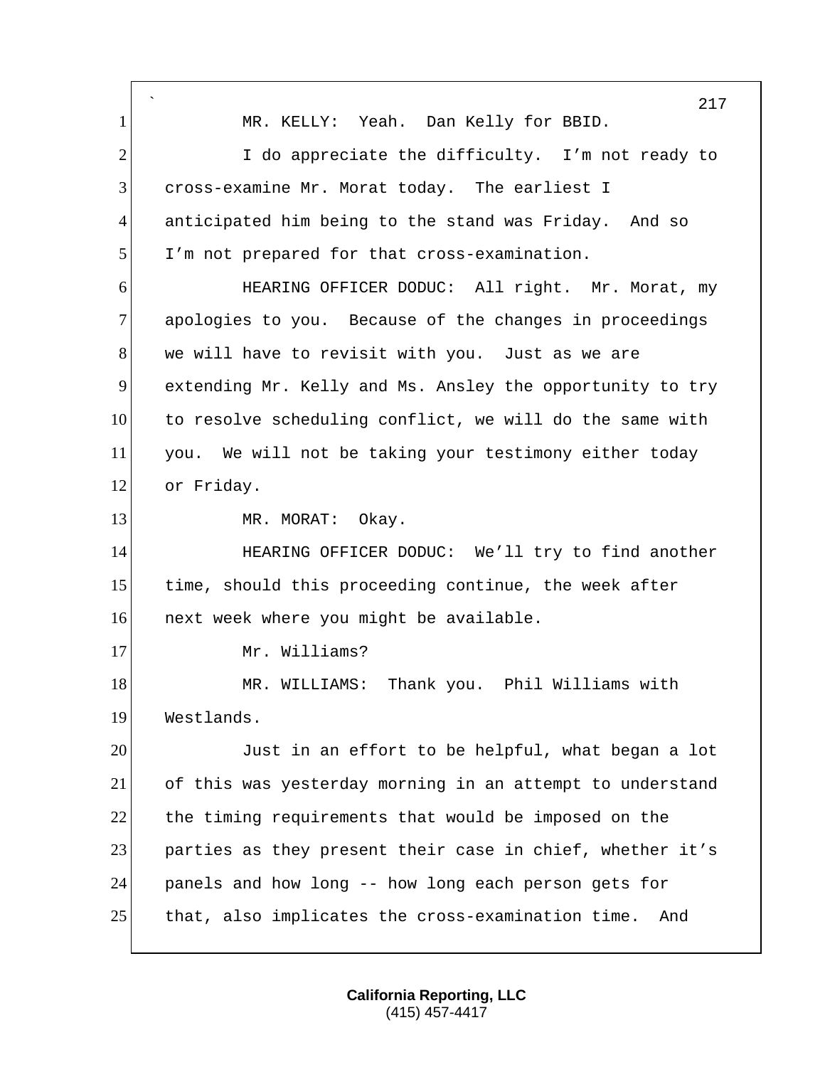MR. KELLY: Yeah. Dan Kelly for BBID.

I do appreciate the difficulty. I'm not ready to cross-examine Mr. Morat today. The earliest I anticipated him being to the stand was Friday. And so I'm not prepared for that cross-examination.

HEARING OFFICER DODUC: All right. Mr. Morat, my apologies to you. Because of the changes in proceedings we will have to revisit with you. Just as we are extending Mr. Kelly and Ms. Ansley the opportunity to try to resolve scheduling conflict, we will do the same with you. We will not be taking your testimony either today or Friday.

MR. MORAT: Okay.

HEARING OFFICER DODUC: We'll try to find another time, should this proceeding continue, the week after next week where you might be available.

Mr. Williams?

MR. WILLIAMS: Thank you. Phil Williams with Westlands.

Just in an effort to be helpful, what began a lot of this was yesterday morning in an attempt to understand the timing requirements that would be imposed on the parties as they present their case in chief, whether it's panels and how long -- how long each person gets for that, also implicates the cross-examination time. And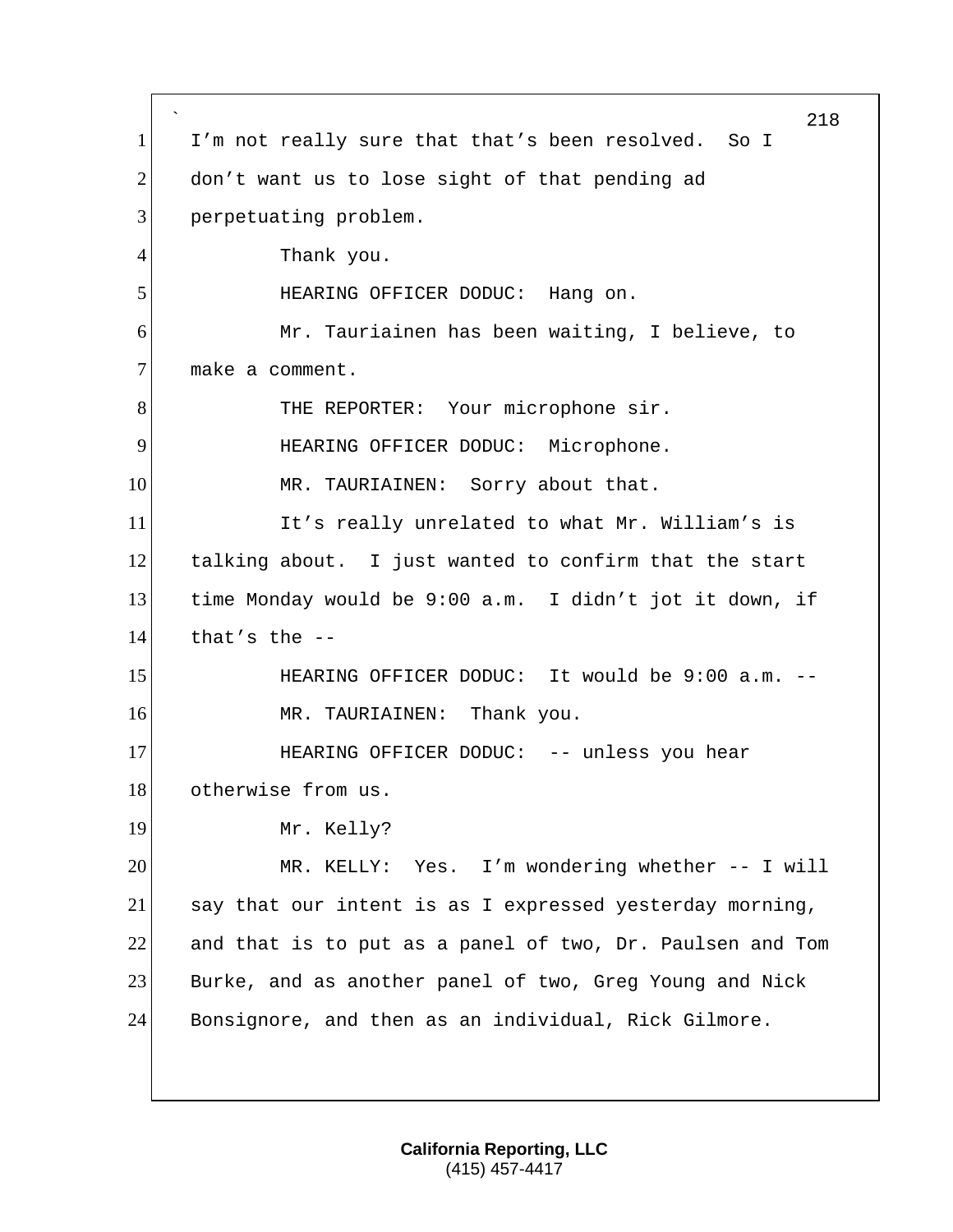I'm not really sure that that's been resolved. So I don't want us to lose sight of that pending ad perpetuating problem.

Thank you.

HEARING OFFICER DODUC: Hang on.

Mr. Tauriainen has been waiting, I believe, to make a comment.

THE REPORTER: Your microphone sir.

HEARING OFFICER DODUC: Microphone.

MR. TAURIAINEN: Sorry about that.

It's really unrelated to what Mr. William's is talking about. I just wanted to confirm that the start time Monday would be 9:00 a.m. I didn't jot it down, if that's the --

HEARING OFFICER DODUC: It would be 9:00 a.m. --

MR. TAURIAINEN: Thank you.

HEARING OFFICER DODUC: -- unless you hear otherwise from us.

Mr. Kelly?

MR. KELLY: Yes. I'm wondering whether -- I will say that our intent is as I expressed yesterday morning, and that is to put as a panel of two, Dr. Paulsen and Tom Burke, and as another panel of two, Greg Young and Nick Bonsignore, and then as an individual, Rick Gilmore.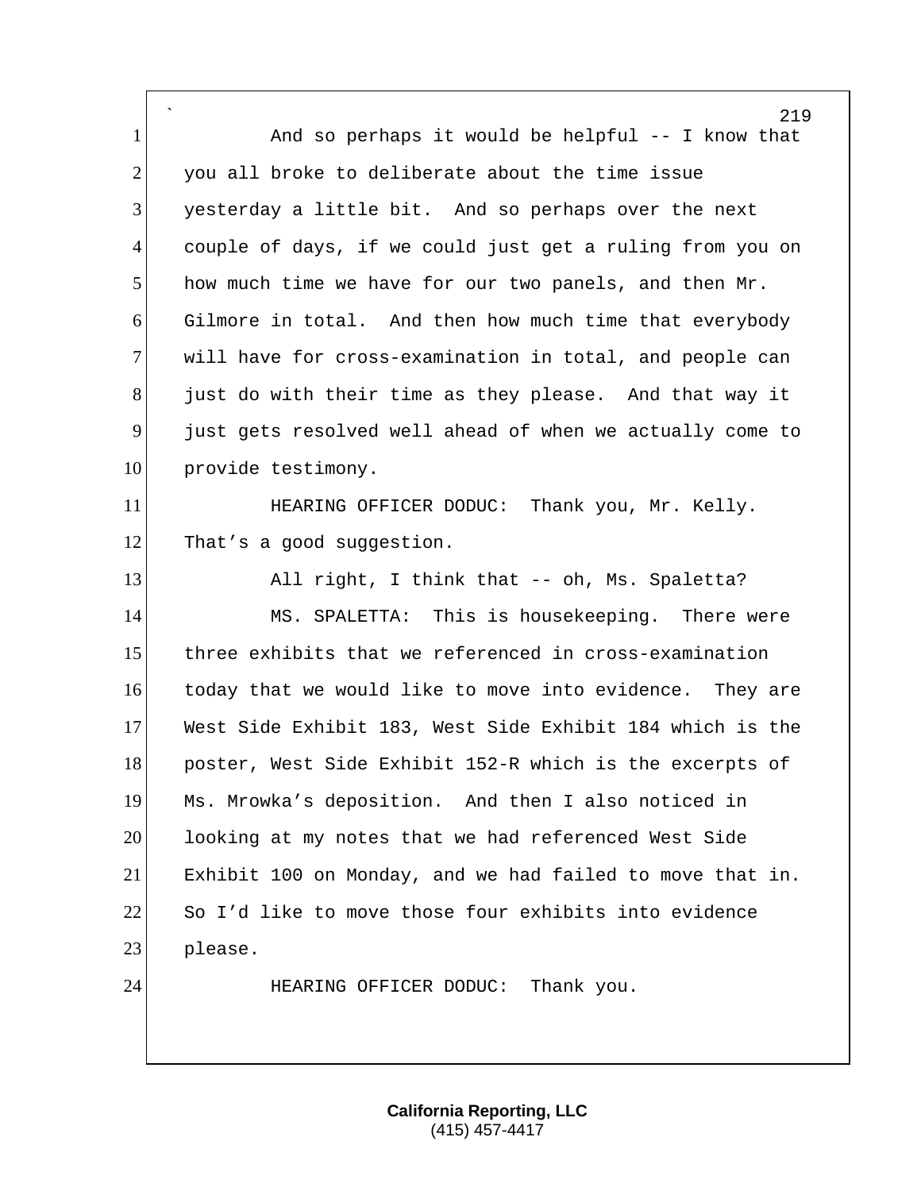And so perhaps it would be helpful -- I know that you all broke to deliberate about the time issue yesterday a little bit. And so perhaps over the next couple of days, if we could just get a ruling from you on how much time we have for our two panels, and then Mr. Gilmore in total. And then how much time that everybody will have for cross-examination in total, and people can just do with their time as they please. And that way it just gets resolved well ahead of when we actually come to provide testimony.

HEARING OFFICER DODUC: Thank you, Mr. Kelly. That’s a good suggestion.

All right, I think that -- oh, Ms. Spaletta?

MS. SPALETTA: This is housekeeping. There were three exhibits that we referenced in cross-examination today that we would like to move into evidence. They are West Side Exhibit 183, West Side Exhibit 184 which is the poster, West Side Exhibit 152-R which is the excerpts of Ms. Mrowka’s deposition. And then I also noticed in looking at my notes that we had referenced West Side Exhibit 100 on Monday, and we had failed to move that in. So I’d like to move those four exhibits into evidence please.

HEARING OFFICER DODUC: Thank you.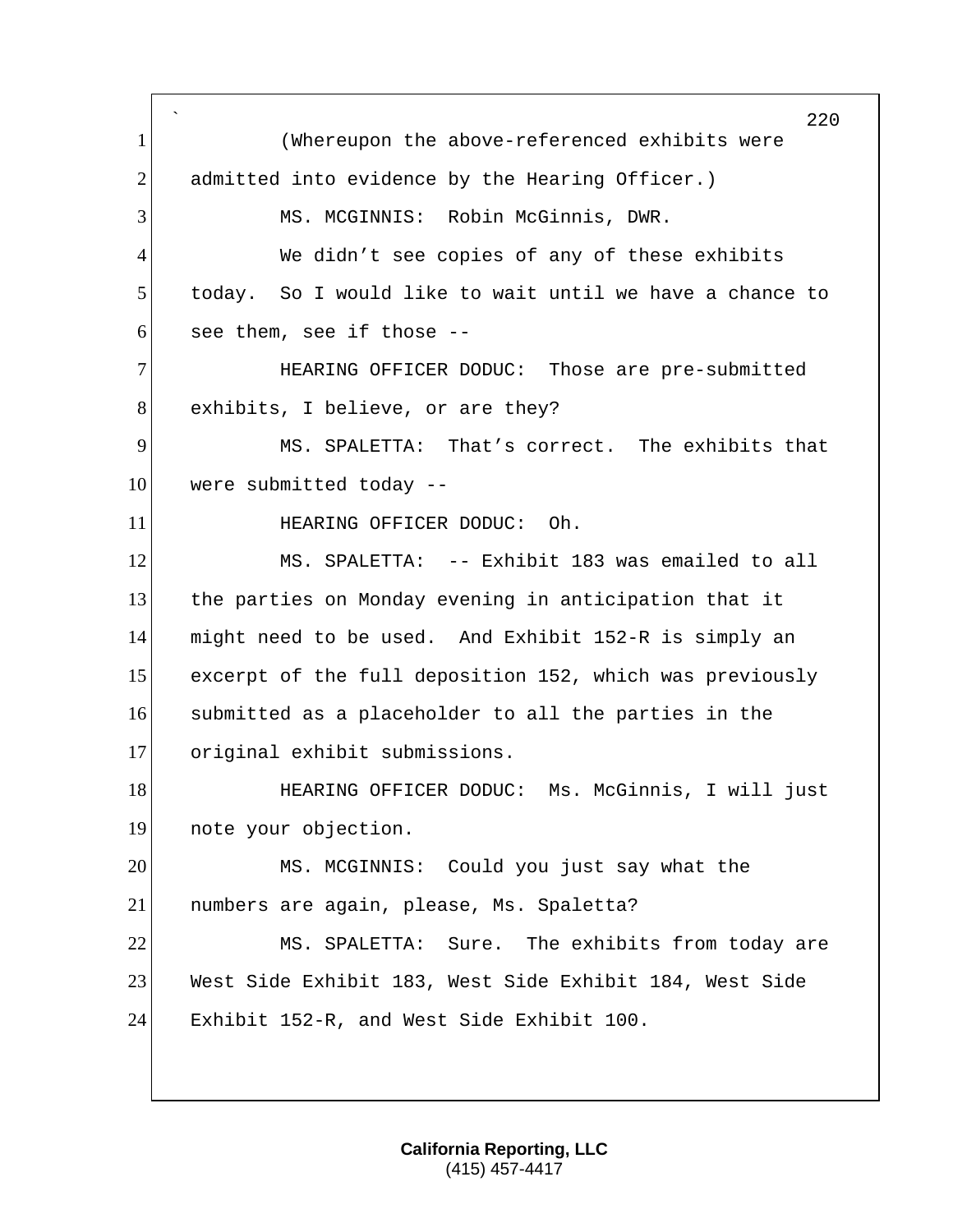(Whereupon the above-referenced exhibits were admitted into evidence by the Hearing Officer.)

MS. MCGINNIS: Robin McGinnis, DWR.

We didn't see copies of any of these exhibits today. So I would like to wait until we have a chance to see them, see if those --

HEARING OFFICER DODUC: Those are pre-submitted exhibits, I believe, or are they?

MS. SPALETTA: That's correct. The exhibits that were submitted today --

HEARING OFFICER DODUC: Oh.

MS. SPALETTA: -- Exhibit 183 was emailed to all the parties on Monday evening in anticipation that it might need to be used. And Exhibit 152-R is simply an excerpt of the full deposition 152, which was previously submitted as a placeholder to all the parties in the original exhibit submissions.

HEARING OFFICER DODUC: Ms. McGinnis, I will just note your objection.

MS. MCGINNIS: Could you just say what the numbers are again, please, Ms. Spaletta?

MS. SPALETTA: Sure. The exhibits from today are West Side Exhibit 183, West Side Exhibit 184, West Side Exhibit 152-R, and West Side Exhibit 100.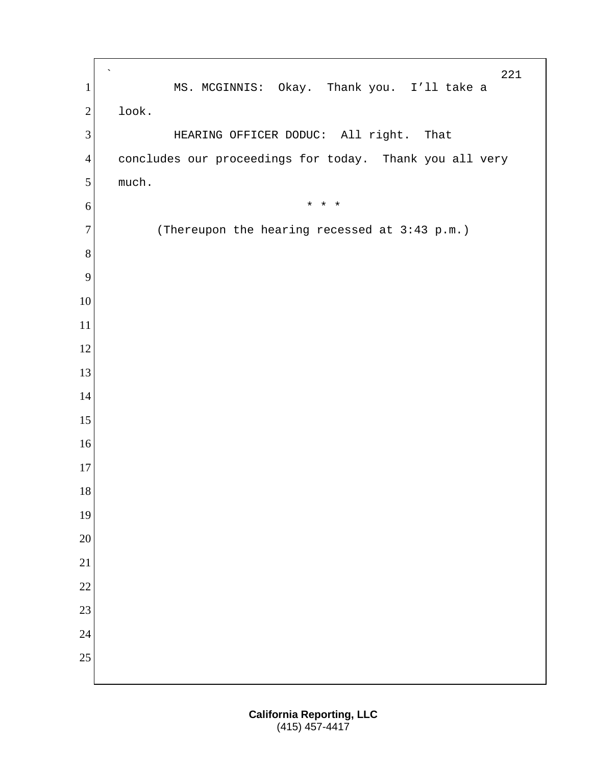MS. MCGINNIS: Okay. Thank you. I'll take a look.

HEARING OFFICER DODUC: All right. That concludes our proceedings for today. Thank you all very much.

* * *

(Thereupon the hearing recessed at 3:43 p.m.)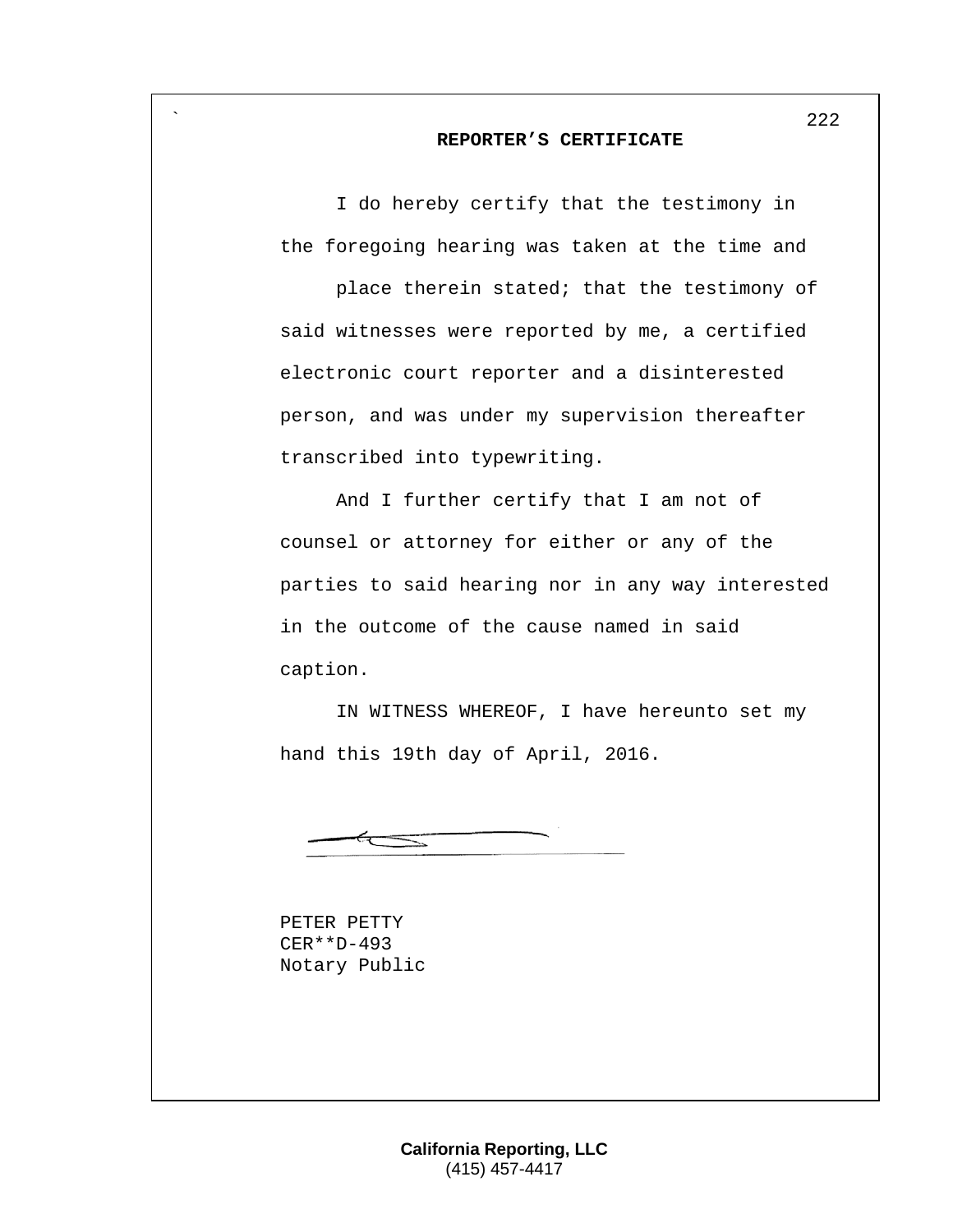## REPORTER'S CERTIFICATE

I do hereby certify that the testimony in the foregoing hearing was taken at the time and place therein stated; that the testimony of said witnesses were reported by me, a certified electronic court reporter and a disinterested person, and was under my supervision thereafter transcribed into typewriting.

And I further certify that I am not of counsel or attorney for either or any of the parties to said hearing nor in any way interested in the outcome of the cause named in said caption.

IN WITNESS WHEREOF, I have hereunto set my hand this 19th day of April, 2016.

PETER PETTY
CER**D-493
Notary Public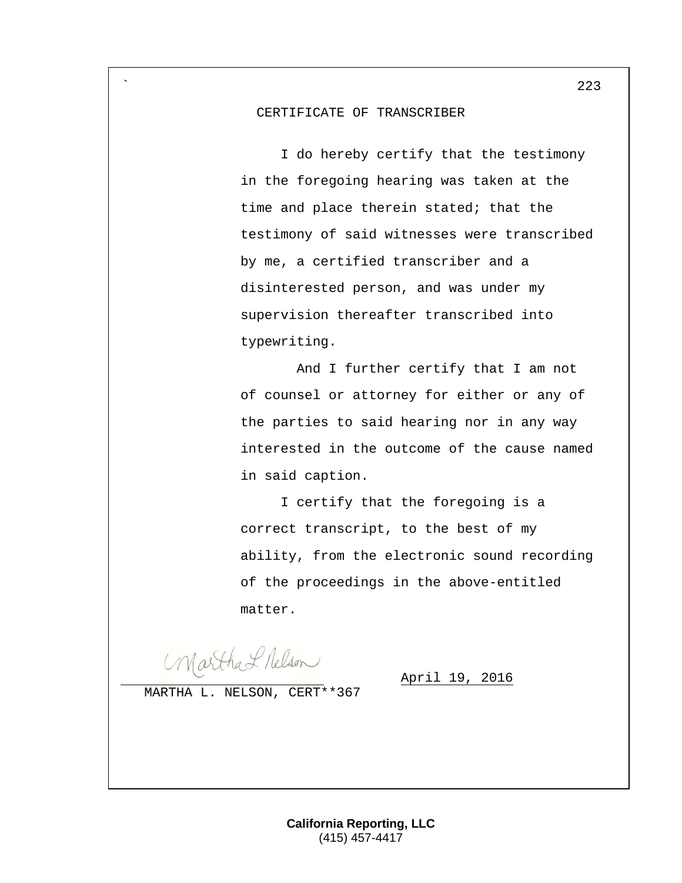CERTIFICATE OF TRANSCRIBER

I do hereby certify that the testimony in the foregoing hearing was taken at the time and place therein stated; that the testimony of said witnesses were transcribed by me, a certified transcriber and a disinterested person, and was under my supervision thereafter transcribed into typewriting.

And I further certify that I am not of counsel or attorney for either or any of the parties to said hearing nor in any way interested in the outcome of the cause named in said caption.

I certify that the foregoing is a correct transcript, to the best of my ability, from the electronic sound recording of the proceedings in the above-entitled matter.

Martha L Nelson

MARTHA L. NELSON, CERT**367

April 19, 2016

**California Reporting, LLC**
(415) 457-4417